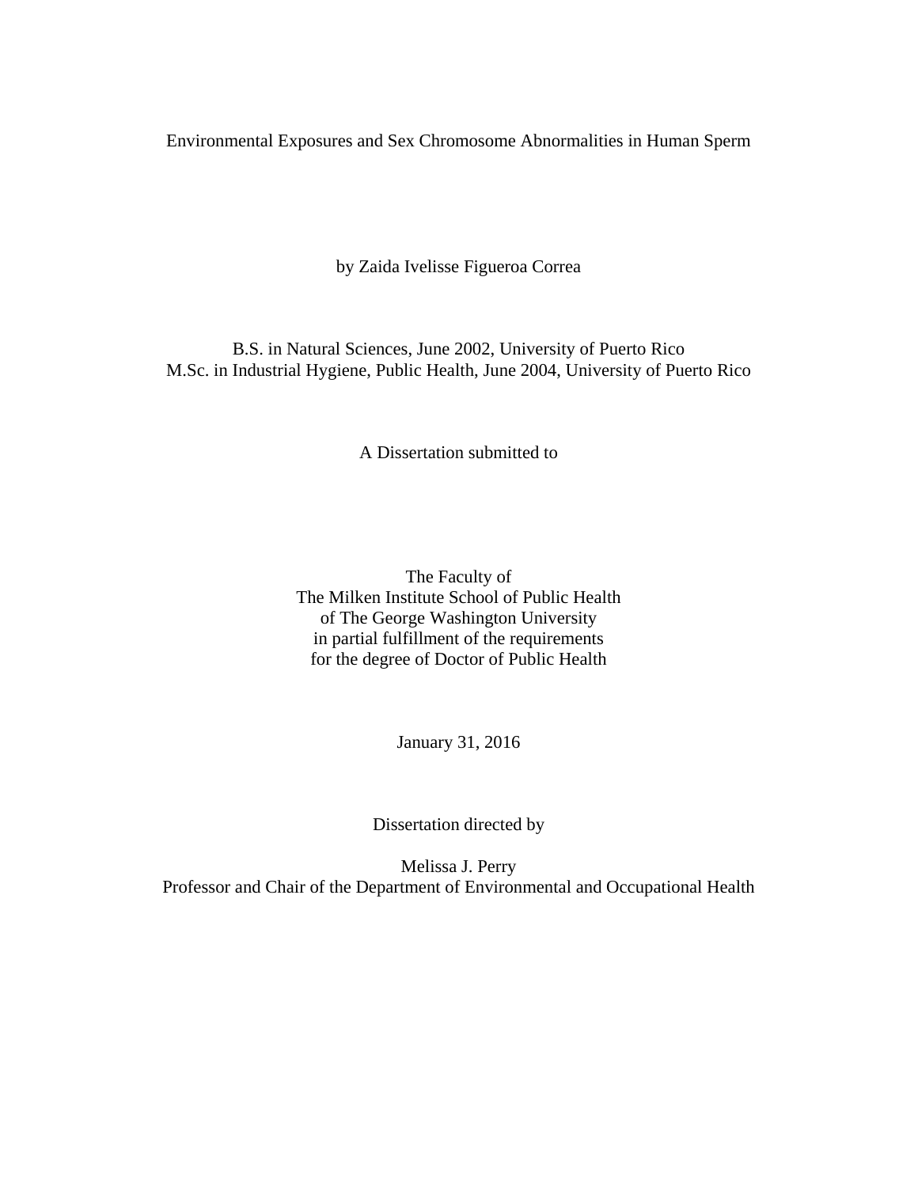# Environmental Exposures and Sex Chromosome Abnormalities in Human Sperm

by Zaida Ivelisse Figueroa Correa

B.S. in Natural Sciences, June 2002, University of Puerto Rico
M.Sc. in Industrial Hygiene, Public Health, June 2004, University of Puerto Rico

A Dissertation submitted to

The Faculty of
The Milken Institute School of Public Health
of The George Washington University
in partial fulfillment of the requirements
for the degree of Doctor of Public Health

January 31, 2016

Dissertation directed by

Melissa J. Perry
Professor and Chair of the Department of Environmental and Occupational Health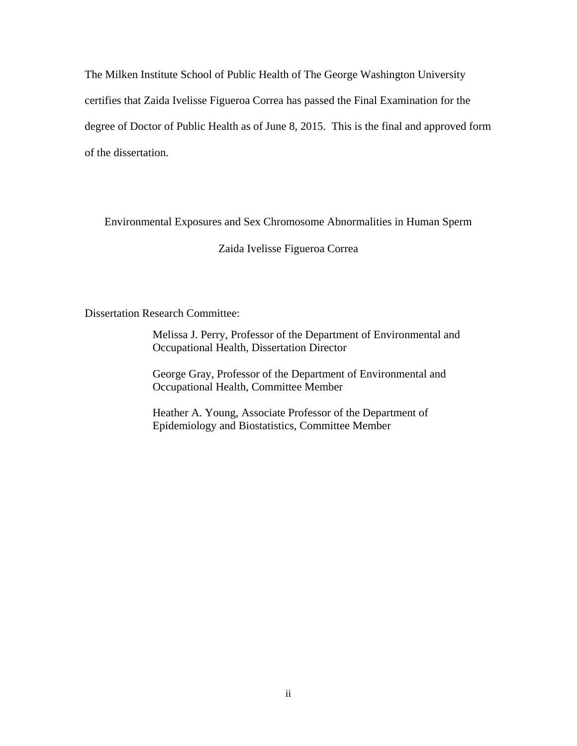The Milken Institute School of Public Health of The George Washington University certifies that Zaida Ivelisse Figueroa Correa has passed the Final Examination for the degree of Doctor of Public Health as of June 8, 2015. This is the final and approved form of the dissertation.

Environmental Exposures and Sex Chromosome Abnormalities in Human Sperm

Zaida Ivelisse Figueroa Correa

Dissertation Research Committee:

Melissa J. Perry, Professor of the Department of Environmental and Occupational Health, Dissertation Director

George Gray, Professor of the Department of Environmental and Occupational Health, Committee Member

Heather A. Young, Associate Professor of the Department of Epidemiology and Biostatistics, Committee Member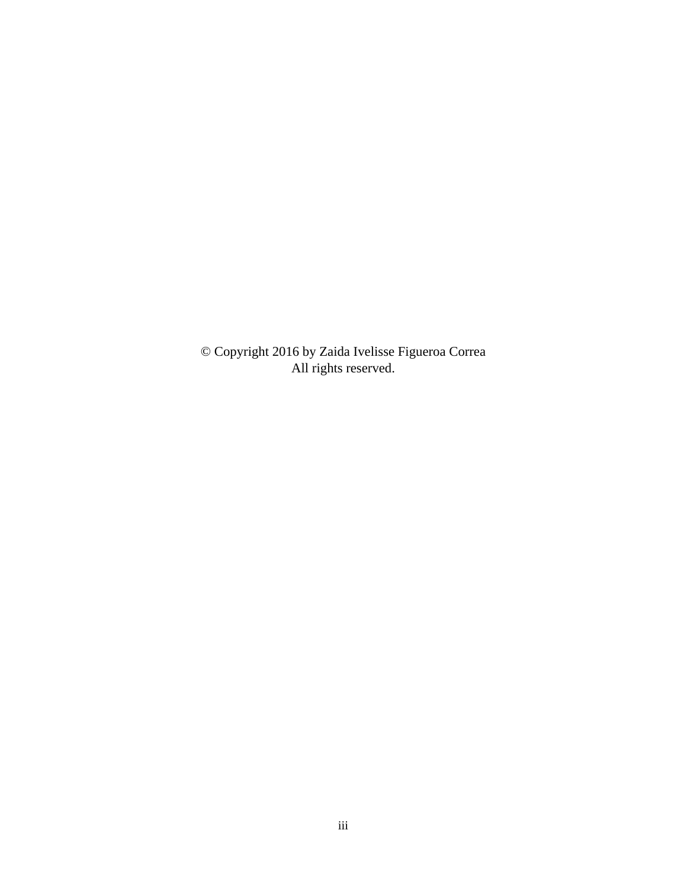© Copyright 2016 by Zaida Ivelisse Figueroa Correa
All rights reserved.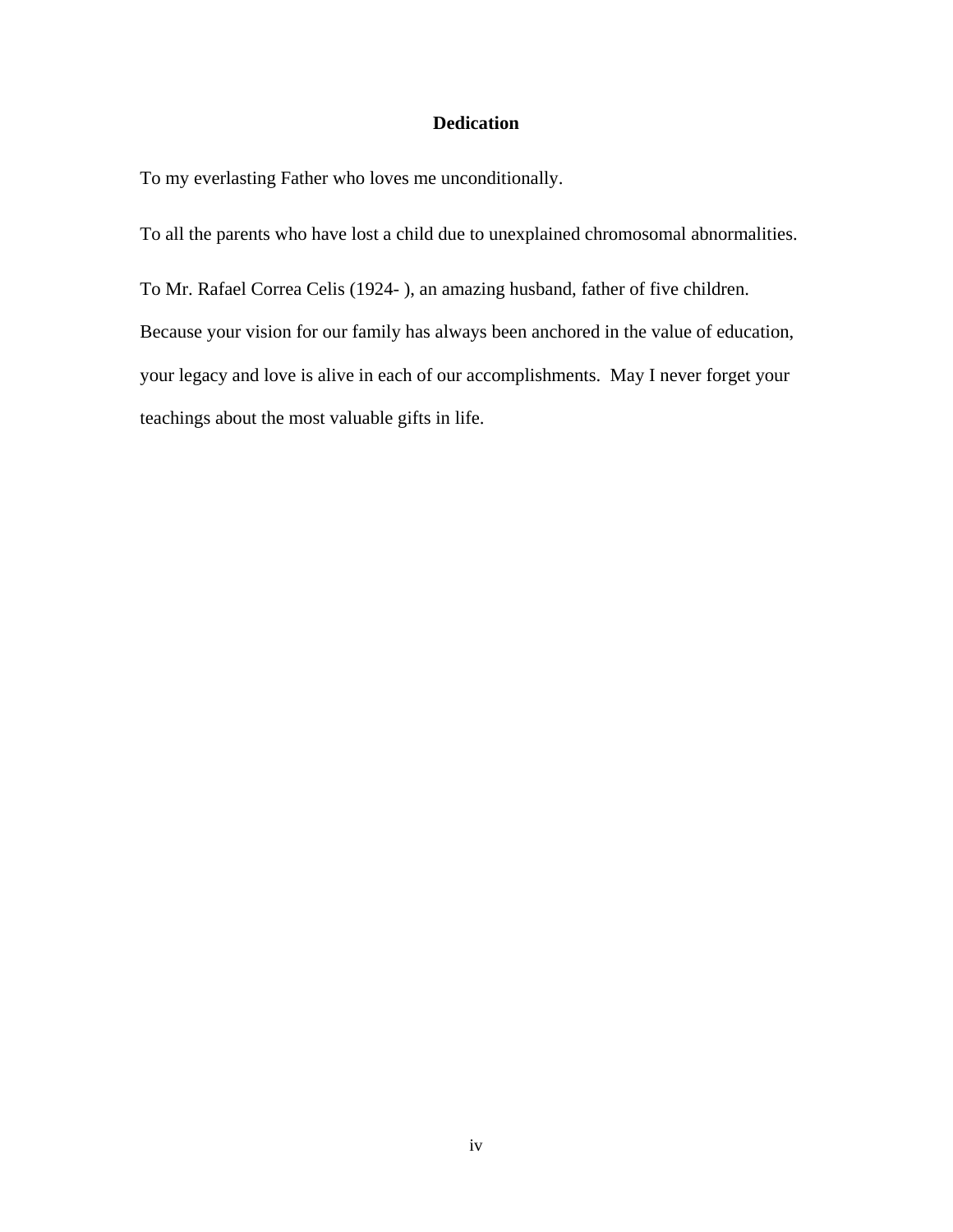# Dedication

To my everlasting Father who loves me unconditionally.

To all the parents who have lost a child due to unexplained chromosomal abnormalities.

To Mr. Rafael Correa Celis (1924- ), an amazing husband, father of five children. Because your vision for our family has always been anchored in the value of education, your legacy and love is alive in each of our accomplishments. May I never forget your teachings about the most valuable gifts in life.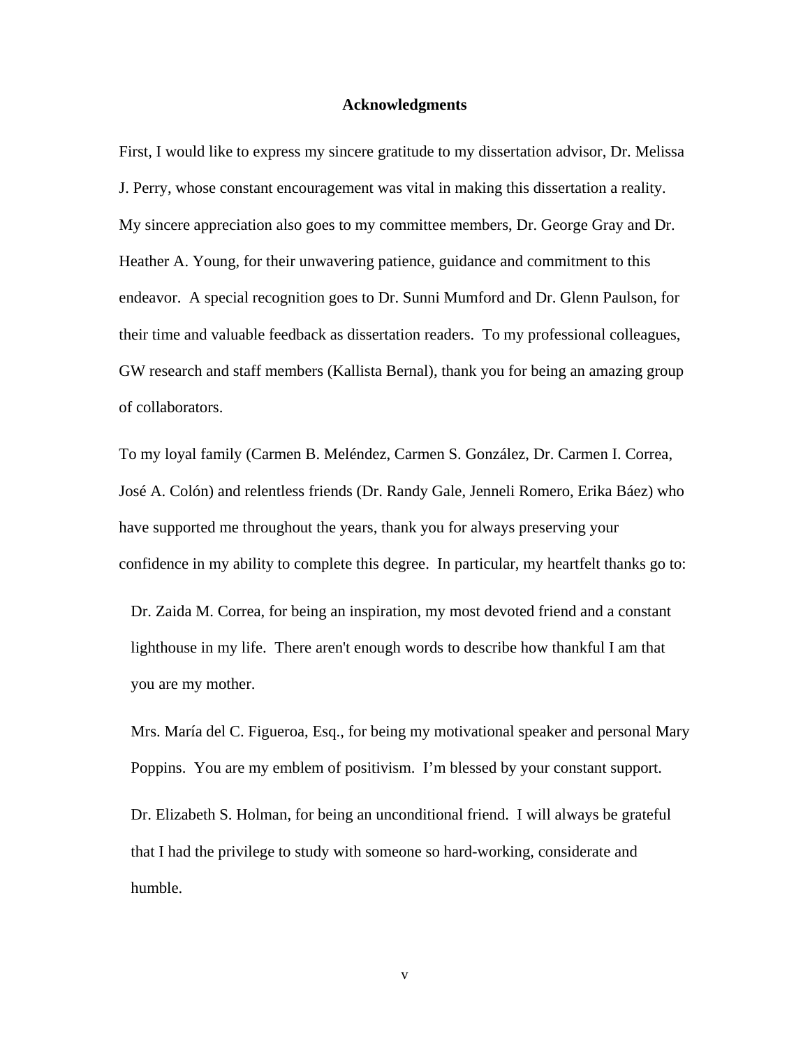## Acknowledgments

First, I would like to express my sincere gratitude to my dissertation advisor, Dr. Melissa J. Perry, whose constant encouragement was vital in making this dissertation a reality. My sincere appreciation also goes to my committee members, Dr. George Gray and Dr. Heather A. Young, for their unwavering patience, guidance and commitment to this endeavor. A special recognition goes to Dr. Sunni Mumford and Dr. Glenn Paulson, for their time and valuable feedback as dissertation readers. To my professional colleagues, GW research and staff members (Kallista Bernal), thank you for being an amazing group of collaborators.

To my loyal family (Carmen B. Meléndez, Carmen S. González, Dr. Carmen I. Correa, José A. Colón) and relentless friends (Dr. Randy Gale, Jenneli Romero, Erika Báez) who have supported me throughout the years, thank you for always preserving your confidence in my ability to complete this degree. In particular, my heartfelt thanks go to:

Dr. Zaida M. Correa, for being an inspiration, my most devoted friend and a constant lighthouse in my life. There aren't enough words to describe how thankful I am that you are my mother.

Mrs. María del C. Figueroa, Esq., for being my motivational speaker and personal Mary Poppins. You are my emblem of positivism. I'm blessed by your constant support.

Dr. Elizabeth S. Holman, for being an unconditional friend. I will always be grateful that I had the privilege to study with someone so hard-working, considerate and humble.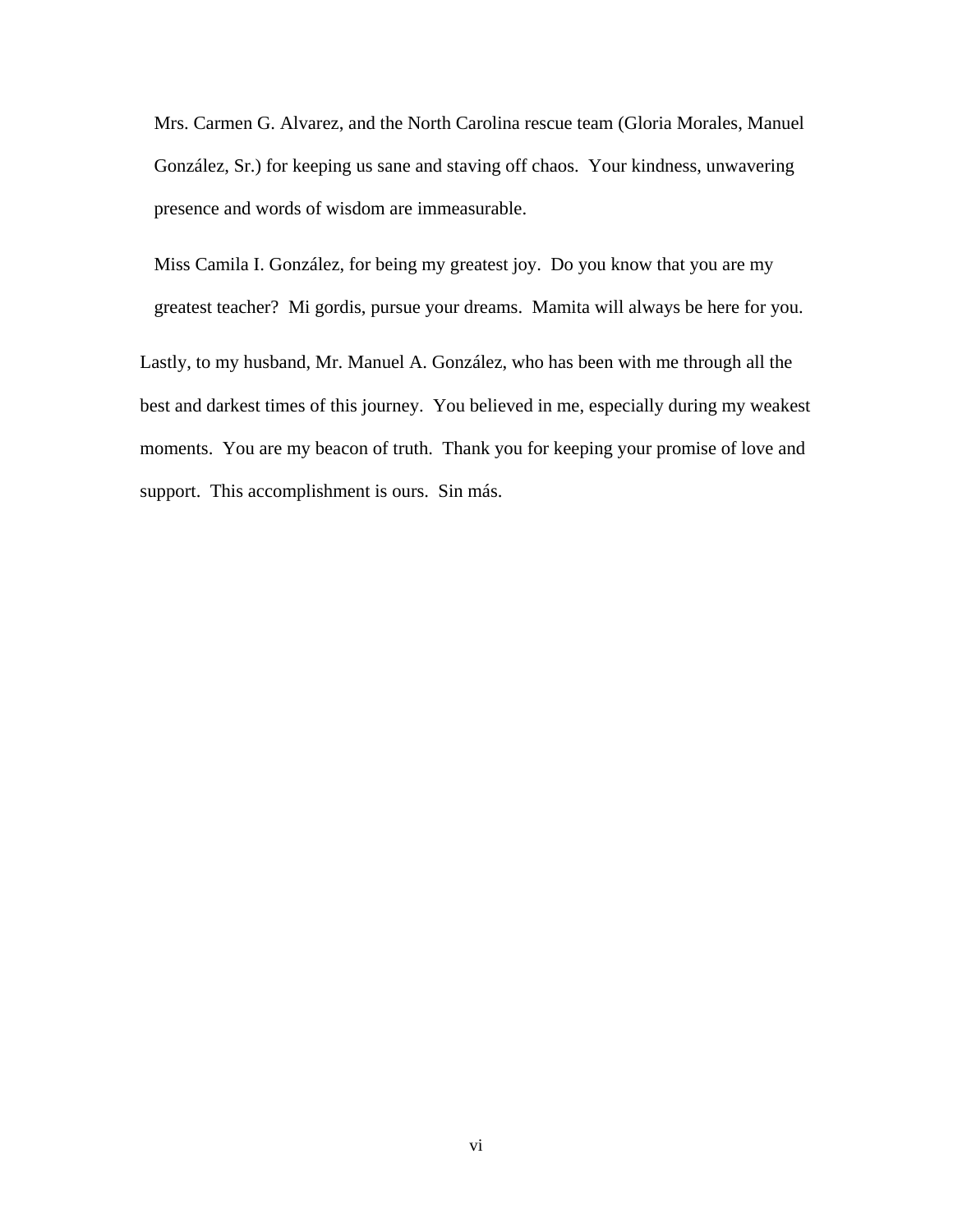Mrs. Carmen G. Alvarez, and the North Carolina rescue team (Gloria Morales, Manuel González, Sr.) for keeping us sane and staving off chaos. Your kindness, unwavering presence and words of wisdom are immeasurable.

Miss Camila I. González, for being my greatest joy. Do you know that you are my greatest teacher? Mi gordis, pursue your dreams. Mamita will always be here for you.

Lastly, to my husband, Mr. Manuel A. González, who has been with me through all the best and darkest times of this journey. You believed in me, especially during my weakest moments. You are my beacon of truth. Thank you for keeping your promise of love and support. This accomplishment is ours. Sin más.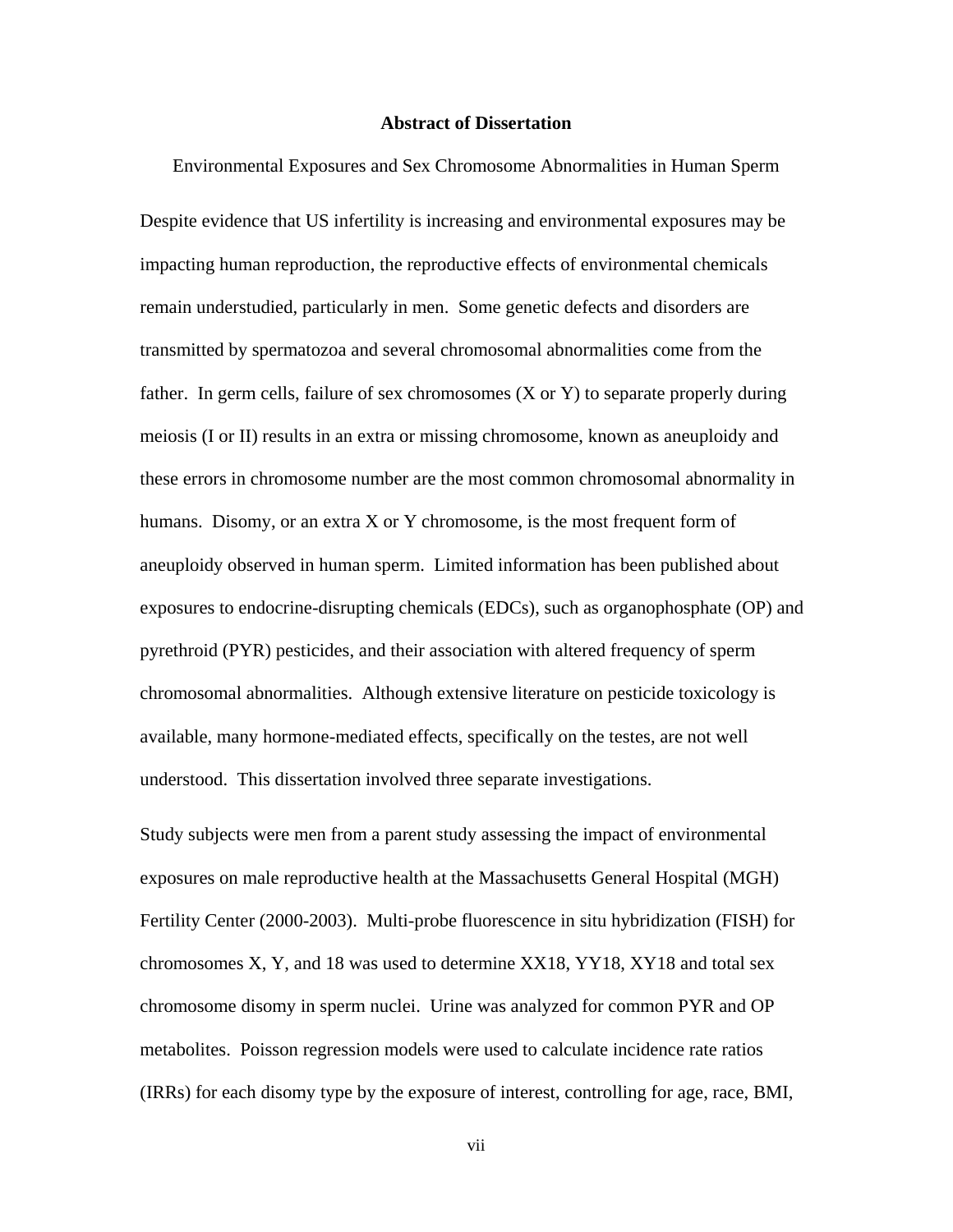**Abstract of Dissertation**

Environmental Exposures and Sex Chromosome Abnormalities in Human Sperm

Despite evidence that US infertility is increasing and environmental exposures may be impacting human reproduction, the reproductive effects of environmental chemicals remain understudied, particularly in men. Some genetic defects and disorders are transmitted by spermatozoa and several chromosomal abnormalities come from the father. In germ cells, failure of sex chromosomes (X or Y) to separate properly during meiosis (I or II) results in an extra or missing chromosome, known as aneuploidy and these errors in chromosome number are the most common chromosomal abnormality in humans. Disomy, or an extra X or Y chromosome, is the most frequent form of aneuploidy observed in human sperm. Limited information has been published about exposures to endocrine-disrupting chemicals (EDCs), such as organophosphate (OP) and pyrethroid (PYR) pesticides, and their association with altered frequency of sperm chromosomal abnormalities. Although extensive literature on pesticide toxicology is available, many hormone-mediated effects, specifically on the testes, are not well understood. This dissertation involved three separate investigations.

Study subjects were men from a parent study assessing the impact of environmental exposures on male reproductive health at the Massachusetts General Hospital (MGH) Fertility Center (2000-2003). Multi-probe fluorescence in situ hybridization (FISH) for chromosomes X, Y, and 18 was used to determine XX18, YY18, XY18 and total sex chromosome disomy in sperm nuclei. Urine was analyzed for common PYR and OP metabolites. Poisson regression models were used to calculate incidence rate ratios (IRRs) for each disomy type by the exposure of interest, controlling for age, race, BMI,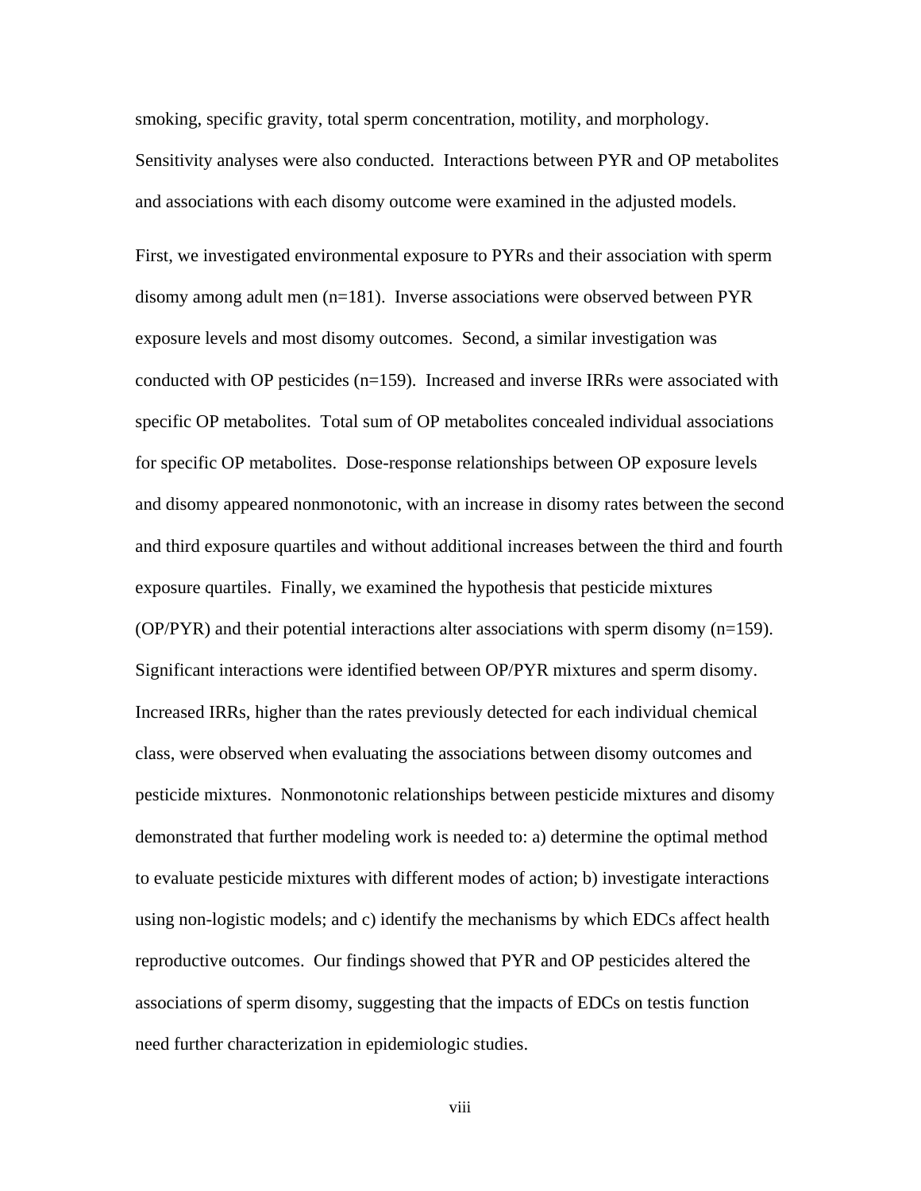smoking, specific gravity, total sperm concentration, motility, and morphology. Sensitivity analyses were also conducted. Interactions between PYR and OP metabolites and associations with each disomy outcome were examined in the adjusted models.

First, we investigated environmental exposure to PYRs and their association with sperm disomy among adult men (n=181). Inverse associations were observed between PYR exposure levels and most disomy outcomes. Second, a similar investigation was conducted with OP pesticides (n=159). Increased and inverse IRRs were associated with specific OP metabolites. Total sum of OP metabolites concealed individual associations for specific OP metabolites. Dose-response relationships between OP exposure levels and disomy appeared nonmonotonic, with an increase in disomy rates between the second and third exposure quartiles and without additional increases between the third and fourth exposure quartiles. Finally, we examined the hypothesis that pesticide mixtures (OP/PYR) and their potential interactions alter associations with sperm disomy (n=159). Significant interactions were identified between OP/PYR mixtures and sperm disomy. Increased IRRs, higher than the rates previously detected for each individual chemical class, were observed when evaluating the associations between disomy outcomes and pesticide mixtures. Nonmonotonic relationships between pesticide mixtures and disomy demonstrated that further modeling work is needed to: a) determine the optimal method to evaluate pesticide mixtures with different modes of action; b) investigate interactions using non-logistic models; and c) identify the mechanisms by which EDCs affect health reproductive outcomes. Our findings showed that PYR and OP pesticides altered the associations of sperm disomy, suggesting that the impacts of EDCs on testis function need further characterization in epidemiologic studies.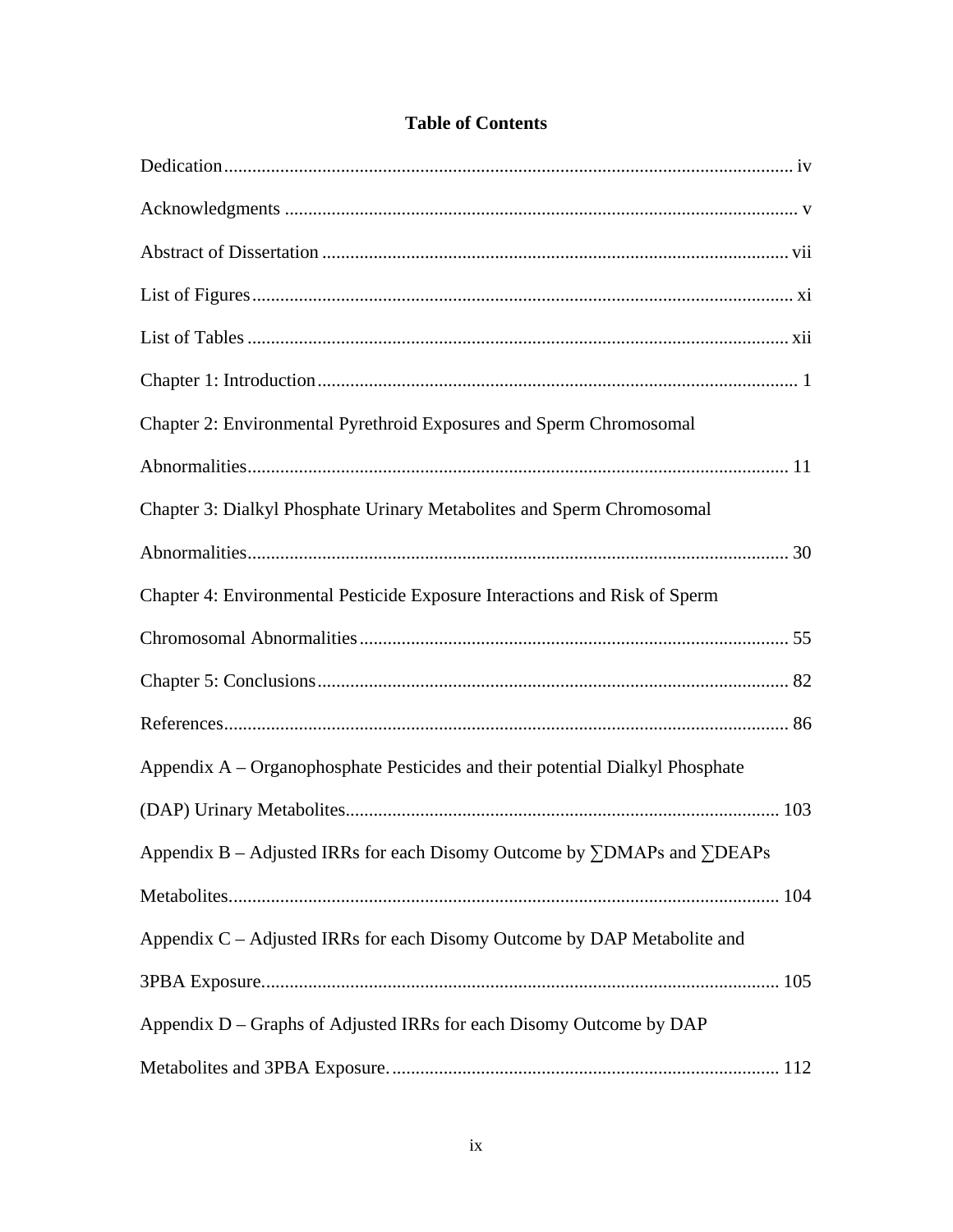# Table of Contents

Dedication ........................................................................................................................ iv

Acknowledgments ............................................................................................................ v

Abstract of Dissertation .................................................................................................. vii

List of Figures .................................................................................................................. xi

List of Tables ................................................................................................................... xii

Chapter 1: Introduction ..................................................................................................... 1

Chapter 2: Environmental Pyrethroid Exposures and Sperm Chromosomal Abnormalities .................................................................................................................. 11

Chapter 3: Dialkyl Phosphate Urinary Metabolites and Sperm Chromosomal Abnormalities .................................................................................................................. 30

Chapter 4: Environmental Pesticide Exposure Interactions and Risk of Sperm Chromosomal Abnormalities .......................................................................................... 55

Chapter 5: Conclusions ................................................................................................... 82

References ....................................................................................................................... 86

Appendix A – Organophosphate Pesticides and their potential Dialkyl Phosphate (DAP) Urinary Metabolites ........................................................................................... 103

Appendix B – Adjusted IRRs for each Disomy Outcome by ∑DMAPs and ∑DEAPs Metabolites .................................................................................................................... 104

Appendix C – Adjusted IRRs for each Disomy Outcome by DAP Metabolite and 3PBA Exposure ............................................................................................................. 105

Appendix D – Graphs of Adjusted IRRs for each Disomy Outcome by DAP Metabolites and 3PBA Exposure. ................................................................................. 112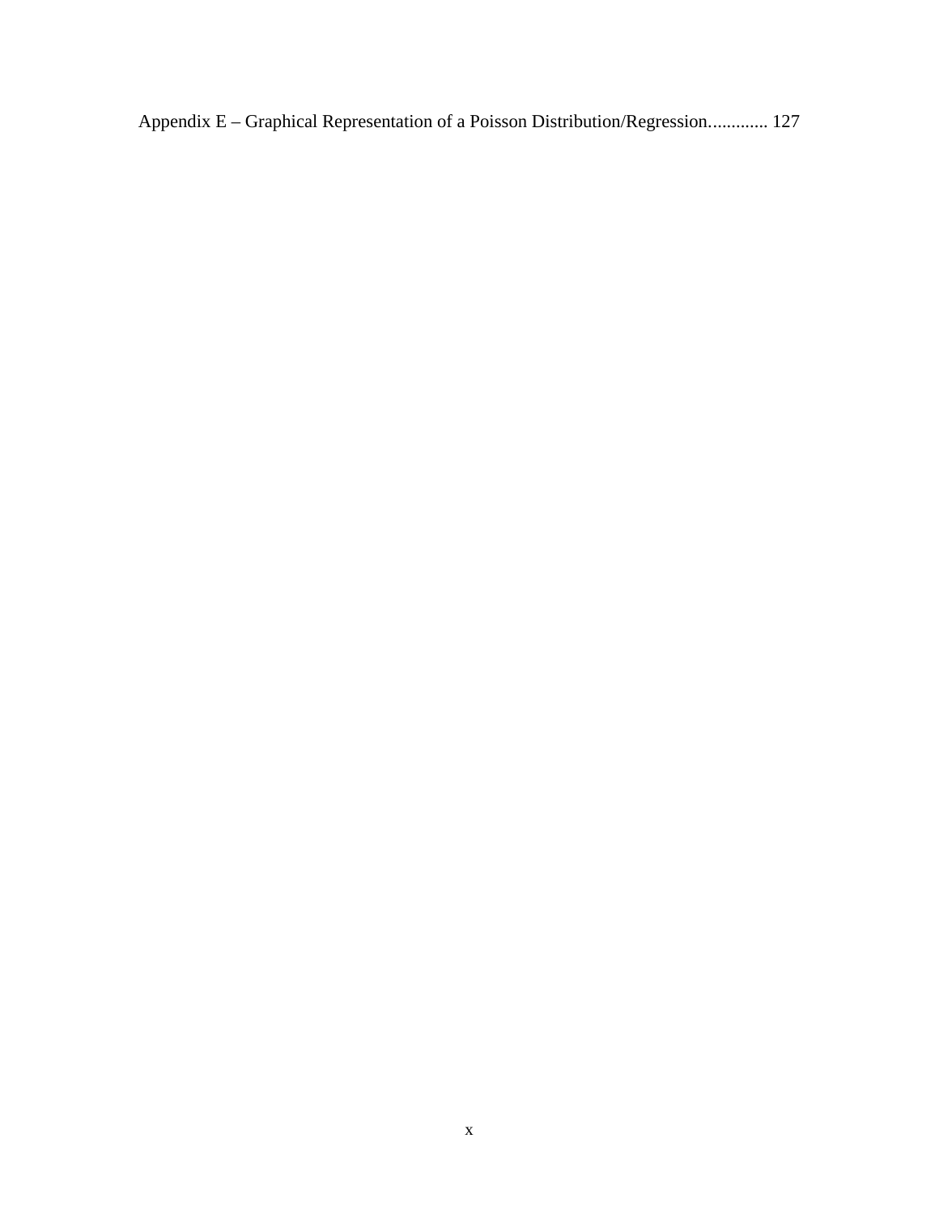Appendix E – Graphical Representation of a Poisson Distribution/Regression............ 127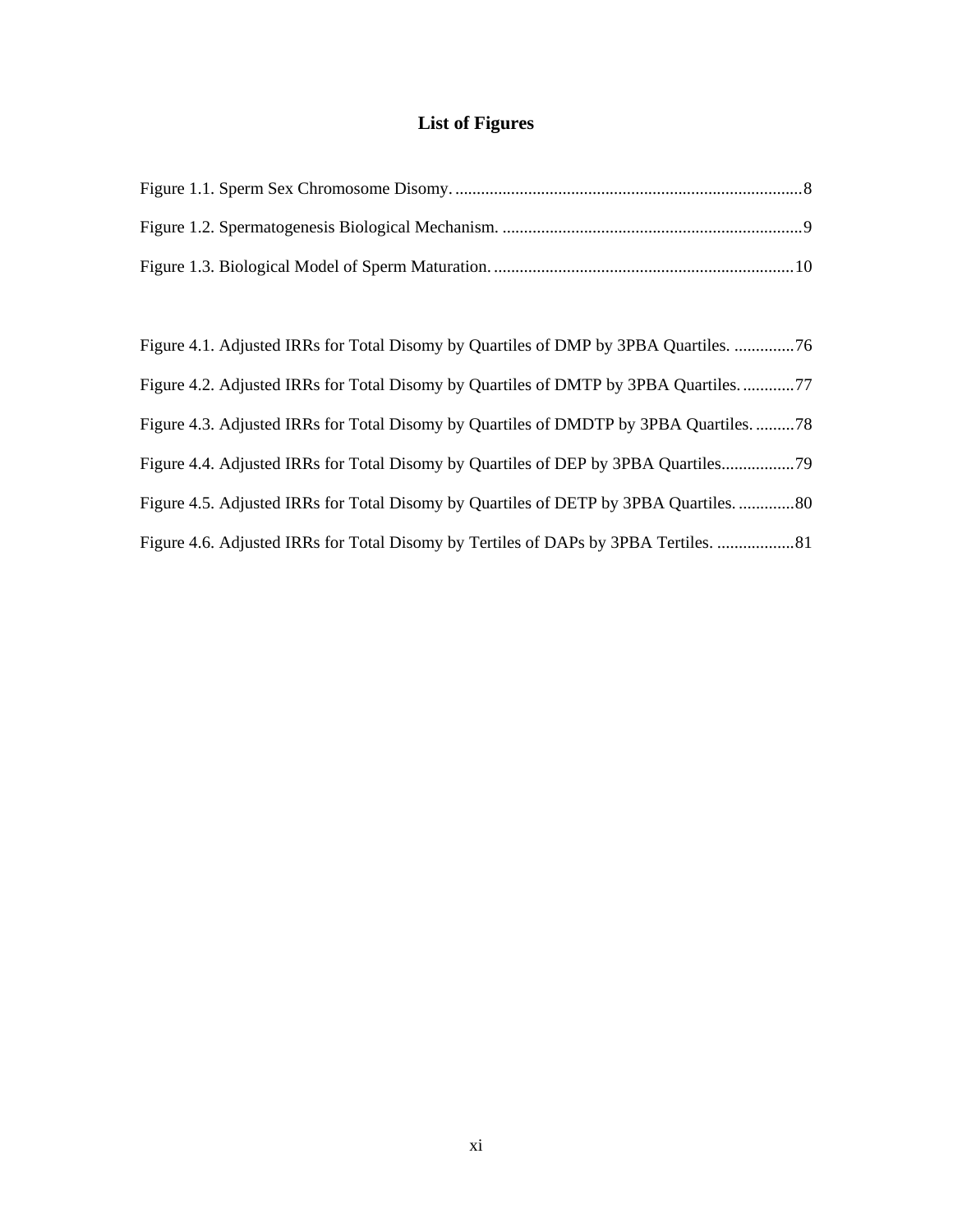# List of Figures

Figure 1.1. Sperm Sex Chromosome Disomy. ................................................................................8

Figure 1.2. Spermatogenesis Biological Mechanism. ......................................................................9

Figure 1.3. Biological Model of Sperm Maturation. ......................................................................10

Figure 4.1. Adjusted IRRs for Total Disomy by Quartiles of DMP by 3PBA Quartiles. ..............76

Figure 4.2. Adjusted IRRs for Total Disomy by Quartiles of DMTP by 3PBA Quartiles. ............77

Figure 4.3. Adjusted IRRs for Total Disomy by Quartiles of DMDTP by 3PBA Quartiles. .........78

Figure 4.4. Adjusted IRRs for Total Disomy by Quartiles of DEP by 3PBA Quartiles.................79

Figure 4.5. Adjusted IRRs for Total Disomy by Quartiles of DETP by 3PBA Quartiles. .............80

Figure 4.6. Adjusted IRRs for Total Disomy by Tertiles of DAPs by 3PBA Tertiles. ..................81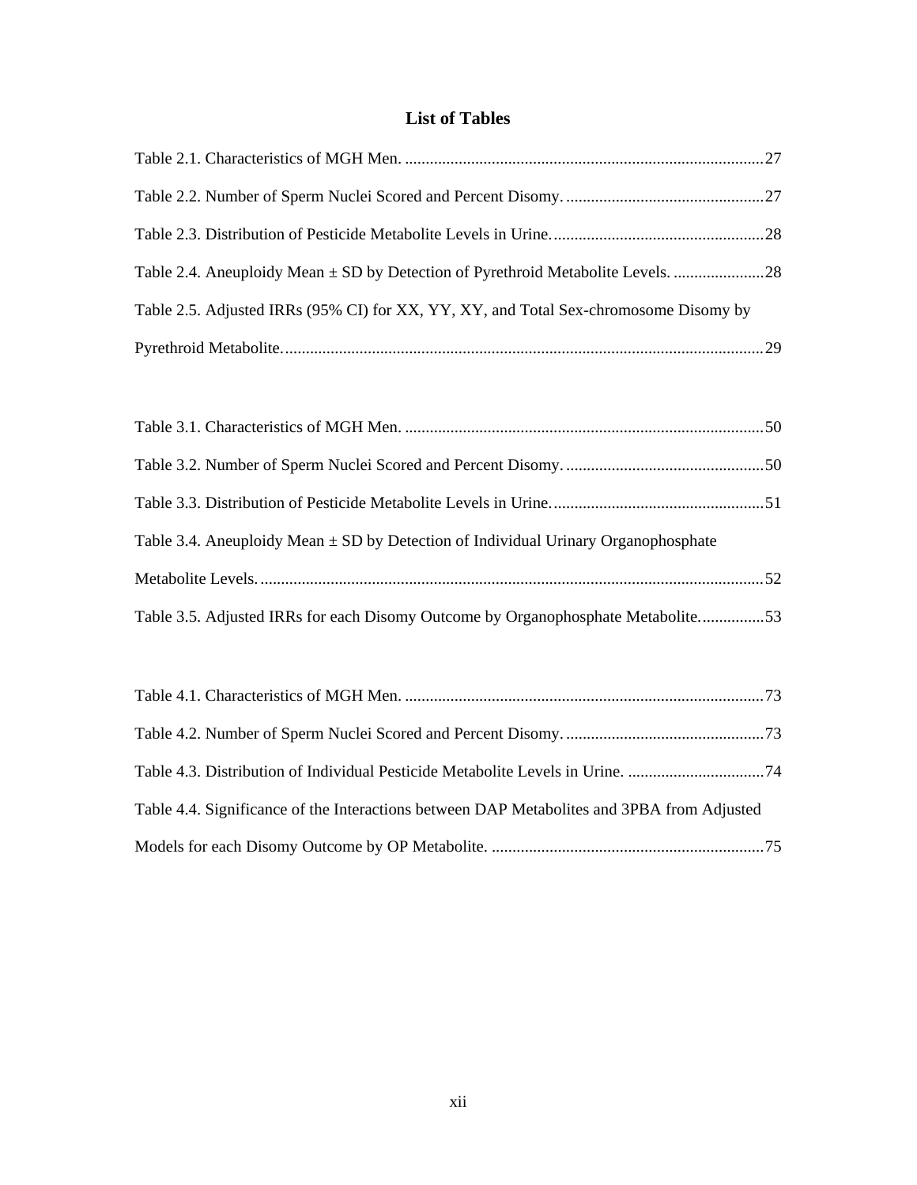# List of Tables

Table 2.1. Characteristics of MGH Men. ......................................................................................27

Table 2.2. Number of Sperm Nuclei Scored and Percent Disomy. ................................................27

Table 2.3. Distribution of Pesticide Metabolite Levels in Urine. ...................................................28

Table 2.4. Aneuploidy Mean ± SD by Detection of Pyrethroid Metabolite Levels. ......................28

Table 2.5. Adjusted IRRs (95% CI) for XX, YY, XY, and Total Sex-chromosome Disomy by Pyrethroid Metabolite. ...................................................................................................................29

Table 3.1. Characteristics of MGH Men. ......................................................................................50

Table 3.2. Number of Sperm Nuclei Scored and Percent Disomy. ................................................50

Table 3.3. Distribution of Pesticide Metabolite Levels in Urine. ...................................................51

Table 3.4. Aneuploidy Mean ± SD by Detection of Individual Urinary Organophosphate Metabolite Levels. .........................................................................................................................52

Table 3.5. Adjusted IRRs for each Disomy Outcome by Organophosphate Metabolite. ...............53

Table 4.1. Characteristics of MGH Men. ......................................................................................73

Table 4.2. Number of Sperm Nuclei Scored and Percent Disomy. ................................................73

Table 4.3. Distribution of Individual Pesticide Metabolite Levels in Urine. .................................74

Table 4.4. Significance of the Interactions between DAP Metabolites and 3PBA from Adjusted Models for each Disomy Outcome by OP Metabolite. .................................................................75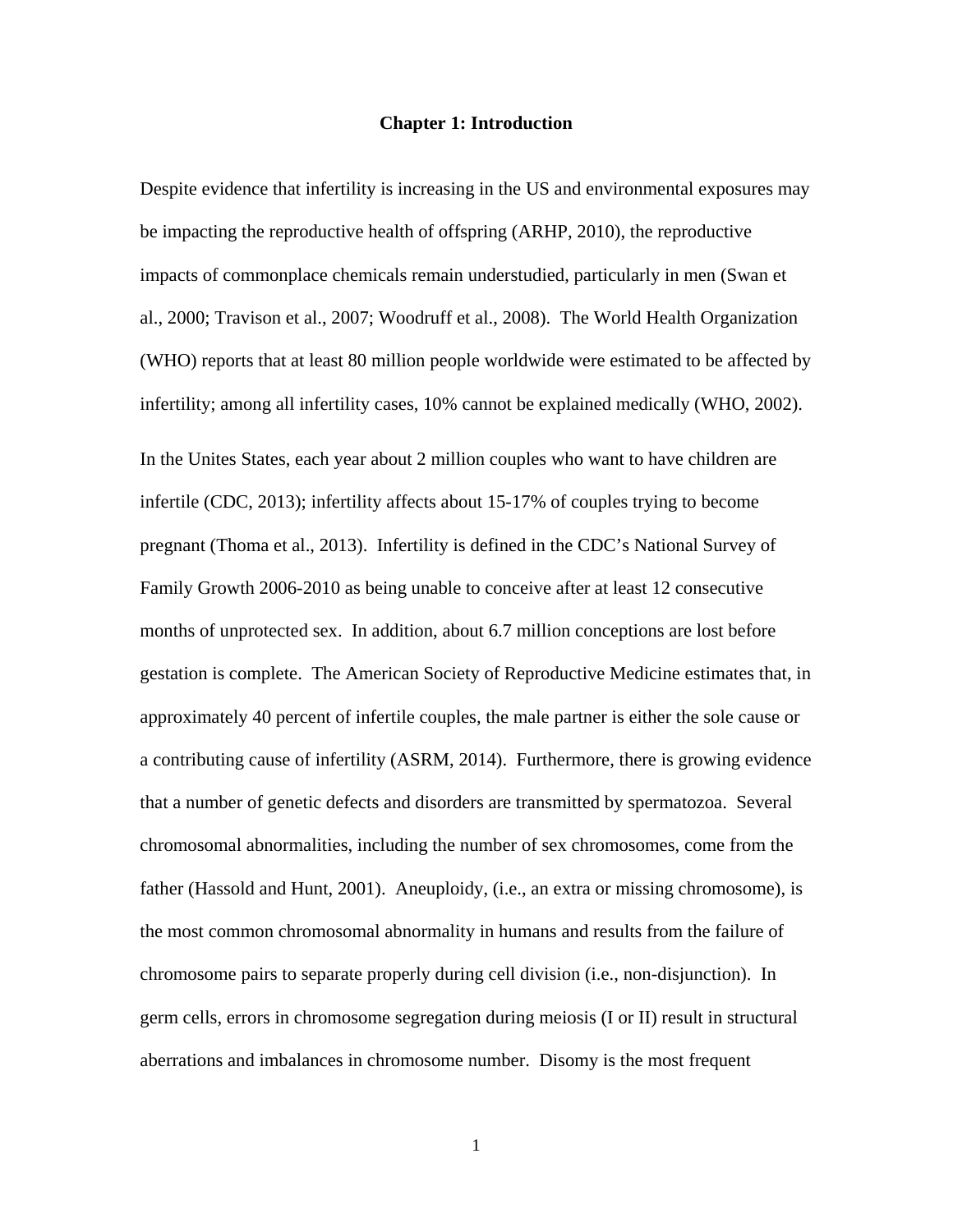# Chapter 1: Introduction

Despite evidence that infertility is increasing in the US and environmental exposures may be impacting the reproductive health of offspring (ARHP, 2010), the reproductive impacts of commonplace chemicals remain understudied, particularly in men (Swan et al., 2000; Travison et al., 2007; Woodruff et al., 2008). The World Health Organization (WHO) reports that at least 80 million people worldwide were estimated to be affected by infertility; among all infertility cases, 10% cannot be explained medically (WHO, 2002).

In the Unites States, each year about 2 million couples who want to have children are infertile (CDC, 2013); infertility affects about 15-17% of couples trying to become pregnant (Thoma et al., 2013). Infertility is defined in the CDC's National Survey of Family Growth 2006-2010 as being unable to conceive after at least 12 consecutive months of unprotected sex. In addition, about 6.7 million conceptions are lost before gestation is complete. The American Society of Reproductive Medicine estimates that, in approximately 40 percent of infertile couples, the male partner is either the sole cause or a contributing cause of infertility (ASRM, 2014). Furthermore, there is growing evidence that a number of genetic defects and disorders are transmitted by spermatozoa. Several chromosomal abnormalities, including the number of sex chromosomes, come from the father (Hassold and Hunt, 2001). Aneuploidy, (i.e., an extra or missing chromosome), is the most common chromosomal abnormality in humans and results from the failure of chromosome pairs to separate properly during cell division (i.e., non-disjunction). In germ cells, errors in chromosome segregation during meiosis (I or II) result in structural aberrations and imbalances in chromosome number. Disomy is the most frequent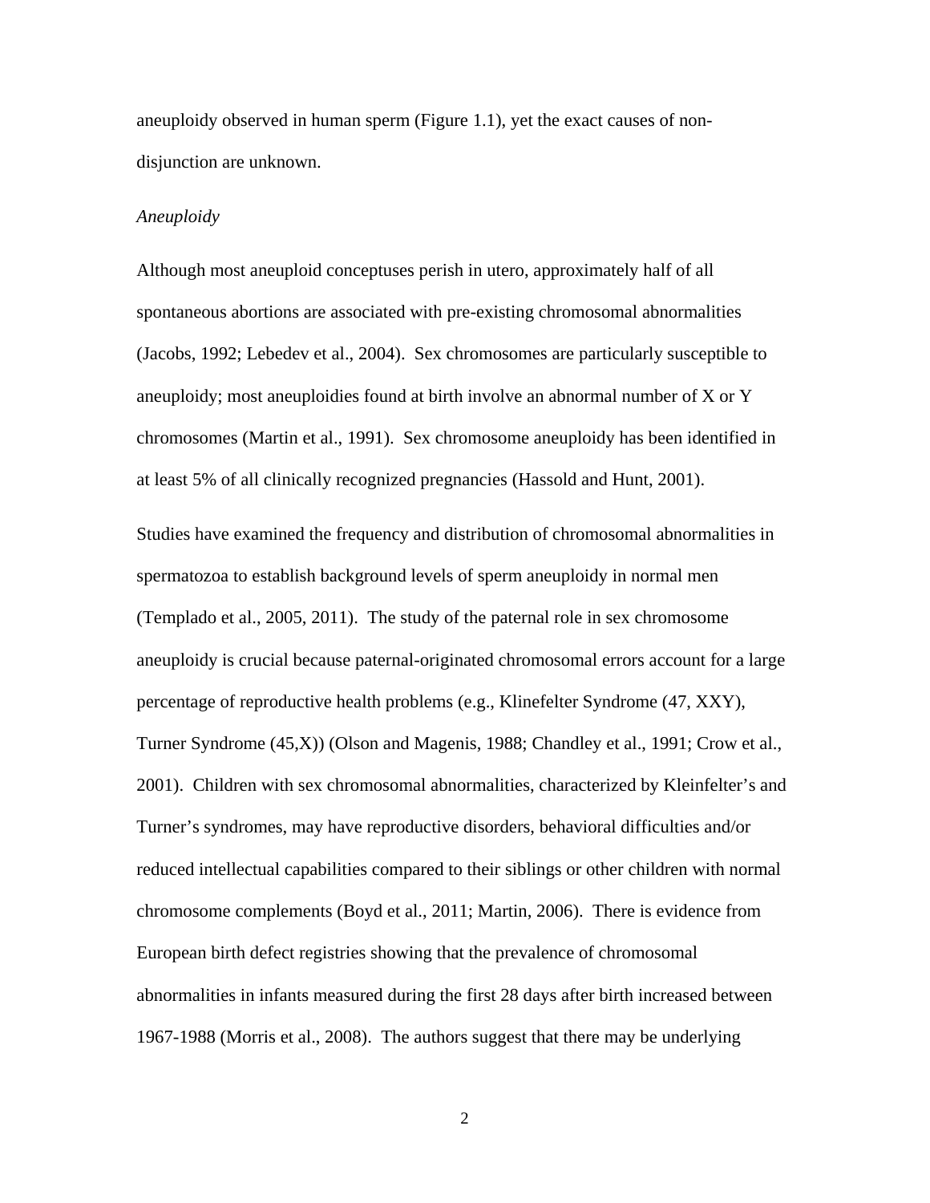aneuploidy observed in human sperm (Figure 1.1), yet the exact causes of non-disjunction are unknown.

### *Aneuploidy*

Although most aneuploid conceptuses perish in utero, approximately half of all spontaneous abortions are associated with pre-existing chromosomal abnormalities (Jacobs, 1992; Lebedev et al., 2004). Sex chromosomes are particularly susceptible to aneuploidy; most aneuploidies found at birth involve an abnormal number of X or Y chromosomes (Martin et al., 1991). Sex chromosome aneuploidy has been identified in at least 5% of all clinically recognized pregnancies (Hassold and Hunt, 2001).

Studies have examined the frequency and distribution of chromosomal abnormalities in spermatozoa to establish background levels of sperm aneuploidy in normal men (Templado et al., 2005, 2011). The study of the paternal role in sex chromosome aneuploidy is crucial because paternal-originated chromosomal errors account for a large percentage of reproductive health problems (e.g., Klinefelter Syndrome (47, XXY), Turner Syndrome (45,X)) (Olson and Magenis, 1988; Chandley et al., 1991; Crow et al., 2001). Children with sex chromosomal abnormalities, characterized by Kleinfelter's and Turner's syndromes, may have reproductive disorders, behavioral difficulties and/or reduced intellectual capabilities compared to their siblings or other children with normal chromosome complements (Boyd et al., 2011; Martin, 2006). There is evidence from European birth defect registries showing that the prevalence of chromosomal abnormalities in infants measured during the first 28 days after birth increased between 1967-1988 (Morris et al., 2008). The authors suggest that there may be underlying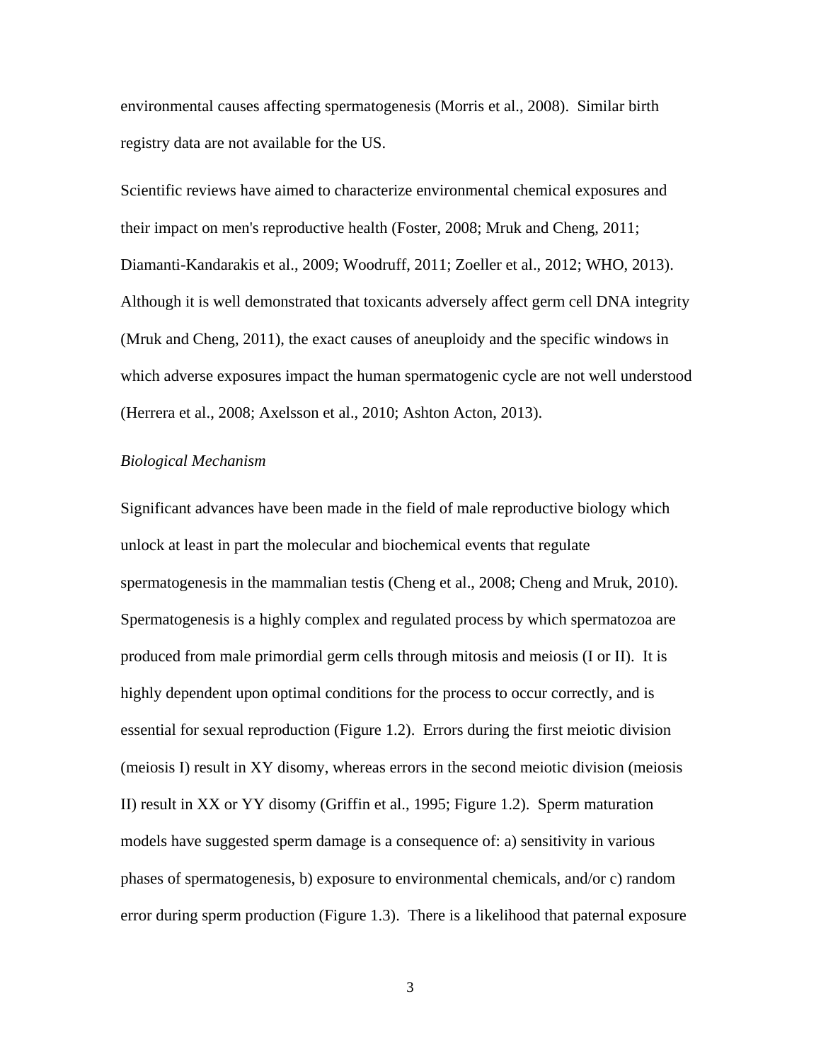environmental causes affecting spermatogenesis (Morris et al., 2008). Similar birth registry data are not available for the US.

Scientific reviews have aimed to characterize environmental chemical exposures and their impact on men's reproductive health (Foster, 2008; Mruk and Cheng, 2011; Diamanti-Kandarakis et al., 2009; Woodruff, 2011; Zoeller et al., 2012; WHO, 2013). Although it is well demonstrated that toxicants adversely affect germ cell DNA integrity (Mruk and Cheng, 2011), the exact causes of aneuploidy and the specific windows in which adverse exposures impact the human spermatogenic cycle are not well understood (Herrera et al., 2008; Axelsson et al., 2010; Ashton Acton, 2013).

*Biological Mechanism*

Significant advances have been made in the field of male reproductive biology which unlock at least in part the molecular and biochemical events that regulate spermatogenesis in the mammalian testis (Cheng et al., 2008; Cheng and Mruk, 2010). Spermatogenesis is a highly complex and regulated process by which spermatozoa are produced from male primordial germ cells through mitosis and meiosis (I or II). It is highly dependent upon optimal conditions for the process to occur correctly, and is essential for sexual reproduction (Figure 1.2). Errors during the first meiotic division (meiosis I) result in XY disomy, whereas errors in the second meiotic division (meiosis II) result in XX or YY disomy (Griffin et al., 1995; Figure 1.2). Sperm maturation models have suggested sperm damage is a consequence of: a) sensitivity in various phases of spermatogenesis, b) exposure to environmental chemicals, and/or c) random error during sperm production (Figure 1.3). There is a likelihood that paternal exposure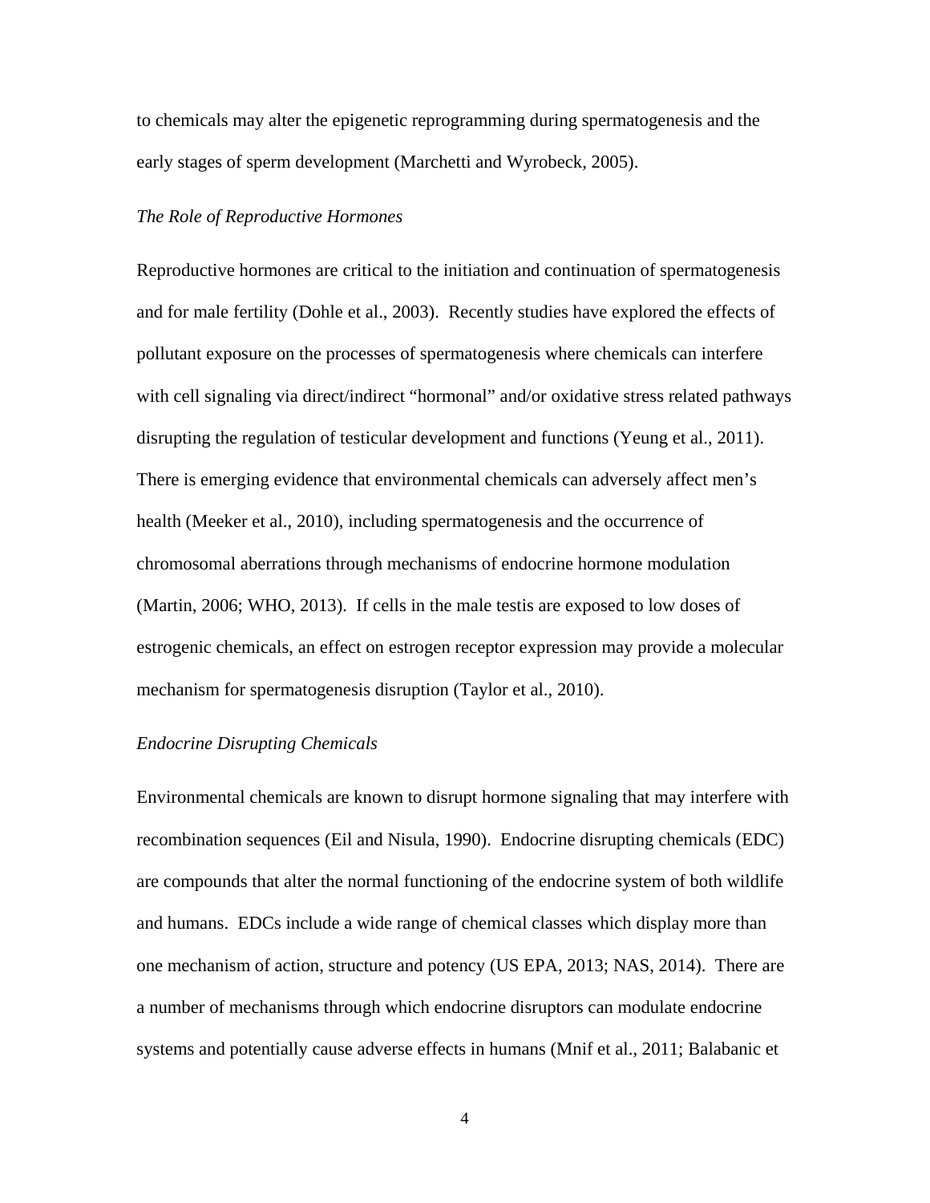to chemicals may alter the epigenetic reprogramming during spermatogenesis and the early stages of sperm development (Marchetti and Wyrobeck, 2005).

*The Role of Reproductive Hormones*

Reproductive hormones are critical to the initiation and continuation of spermatogenesis and for male fertility (Dohle et al., 2003). Recently studies have explored the effects of pollutant exposure on the processes of spermatogenesis where chemicals can interfere with cell signaling via direct/indirect "hormonal" and/or oxidative stress related pathways disrupting the regulation of testicular development and functions (Yeung et al., 2011). There is emerging evidence that environmental chemicals can adversely affect men's health (Meeker et al., 2010), including spermatogenesis and the occurrence of chromosomal aberrations through mechanisms of endocrine hormone modulation (Martin, 2006; WHO, 2013). If cells in the male testis are exposed to low doses of estrogenic chemicals, an effect on estrogen receptor expression may provide a molecular mechanism for spermatogenesis disruption (Taylor et al., 2010).

*Endocrine Disrupting Chemicals*

Environmental chemicals are known to disrupt hormone signaling that may interfere with recombination sequences (Eil and Nisula, 1990). Endocrine disrupting chemicals (EDC) are compounds that alter the normal functioning of the endocrine system of both wildlife and humans. EDCs include a wide range of chemical classes which display more than one mechanism of action, structure and potency (US EPA, 2013; NAS, 2014). There are a number of mechanisms through which endocrine disruptors can modulate endocrine systems and potentially cause adverse effects in humans (Mnif et al., 2011; Balabanic et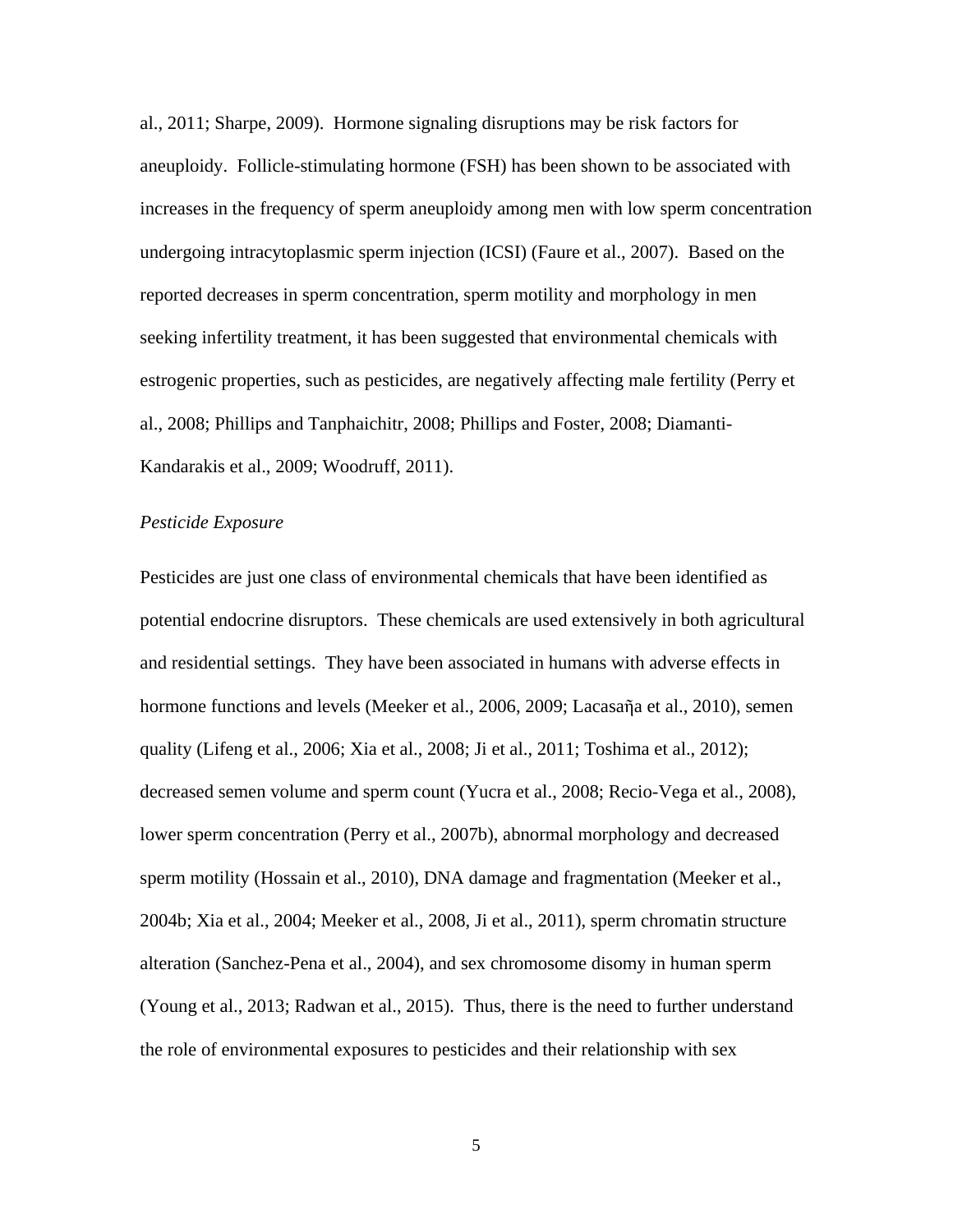al., 2011; Sharpe, 2009). Hormone signaling disruptions may be risk factors for aneuploidy. Follicle-stimulating hormone (FSH) has been shown to be associated with increases in the frequency of sperm aneuploidy among men with low sperm concentration undergoing intracytoplasmic sperm injection (ICSI) (Faure et al., 2007). Based on the reported decreases in sperm concentration, sperm motility and morphology in men seeking infertility treatment, it has been suggested that environmental chemicals with estrogenic properties, such as pesticides, are negatively affecting male fertility (Perry et al., 2008; Phillips and Tanphaichitr, 2008; Phillips and Foster, 2008; Diamanti-Kandarakis et al., 2009; Woodruff, 2011).

*Pesticide Exposure*

Pesticides are just one class of environmental chemicals that have been identified as potential endocrine disruptors. These chemicals are used extensively in both agricultural and residential settings. They have been associated in humans with adverse effects in hormone functions and levels (Meeker et al., 2006, 2009; Lacasaῆa et al., 2010), semen quality (Lifeng et al., 2006; Xia et al., 2008; Ji et al., 2011; Toshima et al., 2012); decreased semen volume and sperm count (Yucra et al., 2008; Recio-Vega et al., 2008), lower sperm concentration (Perry et al., 2007b), abnormal morphology and decreased sperm motility (Hossain et al., 2010), DNA damage and fragmentation (Meeker et al., 2004b; Xia et al., 2004; Meeker et al., 2008, Ji et al., 2011), sperm chromatin structure alteration (Sanchez-Pena et al., 2004), and sex chromosome disomy in human sperm (Young et al., 2013; Radwan et al., 2015). Thus, there is the need to further understand the role of environmental exposures to pesticides and their relationship with sex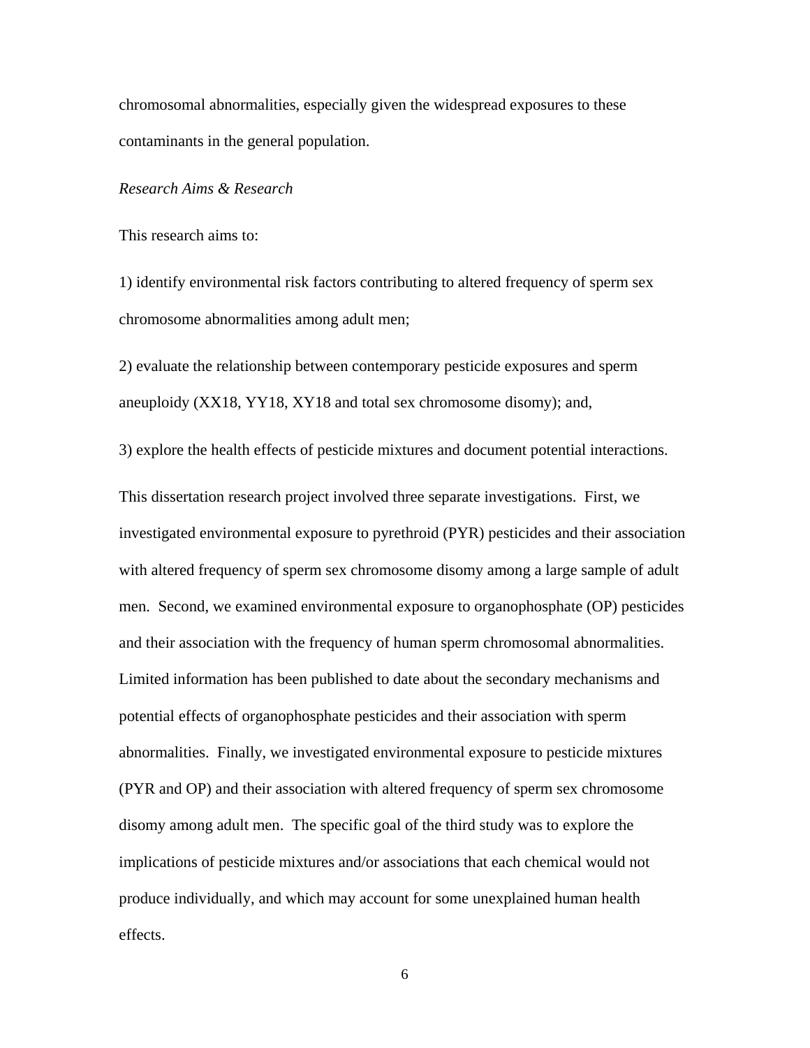chromosomal abnormalities, especially given the widespread exposures to these contaminants in the general population.

*Research Aims & Research*

This research aims to:

1) identify environmental risk factors contributing to altered frequency of sperm sex chromosome abnormalities among adult men;

2) evaluate the relationship between contemporary pesticide exposures and sperm aneuploidy (XX18, YY18, XY18 and total sex chromosome disomy); and,

3) explore the health effects of pesticide mixtures and document potential interactions.

This dissertation research project involved three separate investigations. First, we investigated environmental exposure to pyrethroid (PYR) pesticides and their association with altered frequency of sperm sex chromosome disomy among a large sample of adult men. Second, we examined environmental exposure to organophosphate (OP) pesticides and their association with the frequency of human sperm chromosomal abnormalities. Limited information has been published to date about the secondary mechanisms and potential effects of organophosphate pesticides and their association with sperm abnormalities. Finally, we investigated environmental exposure to pesticide mixtures (PYR and OP) and their association with altered frequency of sperm sex chromosome disomy among adult men. The specific goal of the third study was to explore the implications of pesticide mixtures and/or associations that each chemical would not produce individually, and which may account for some unexplained human health effects.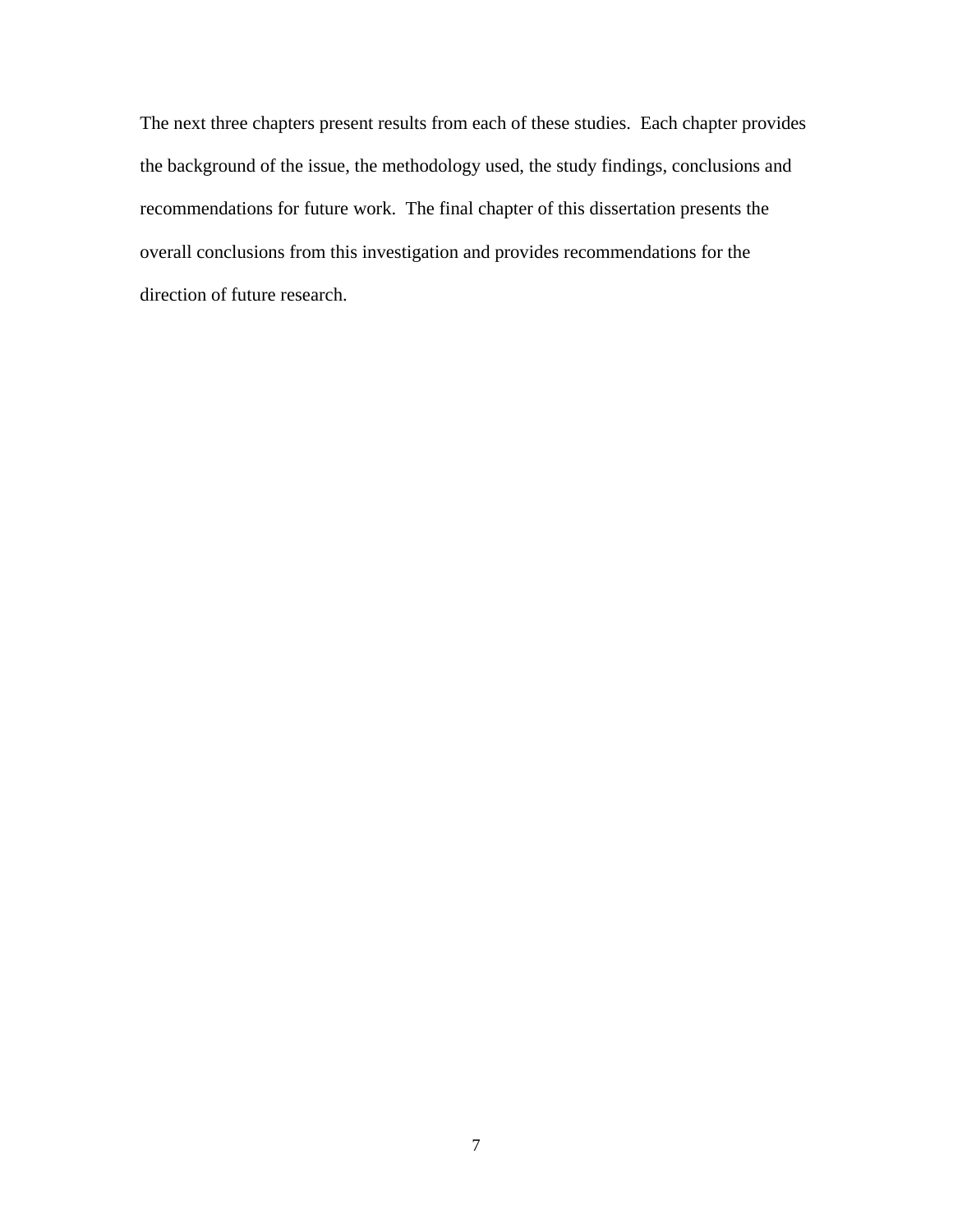The next three chapters present results from each of these studies. Each chapter provides the background of the issue, the methodology used, the study findings, conclusions and recommendations for future work. The final chapter of this dissertation presents the overall conclusions from this investigation and provides recommendations for the direction of future research.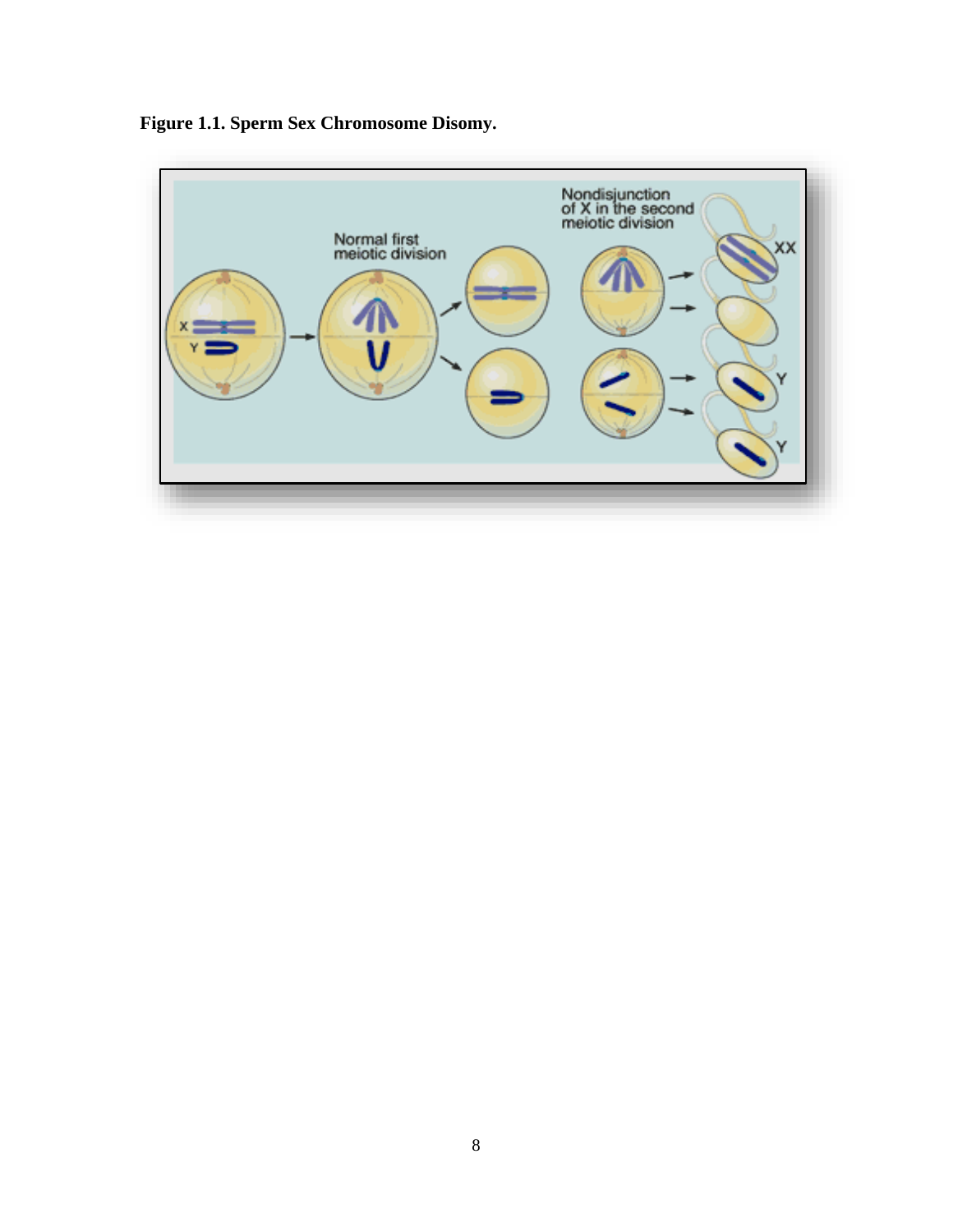**Figure 1.1. Sperm Sex Chromosome Disomy.**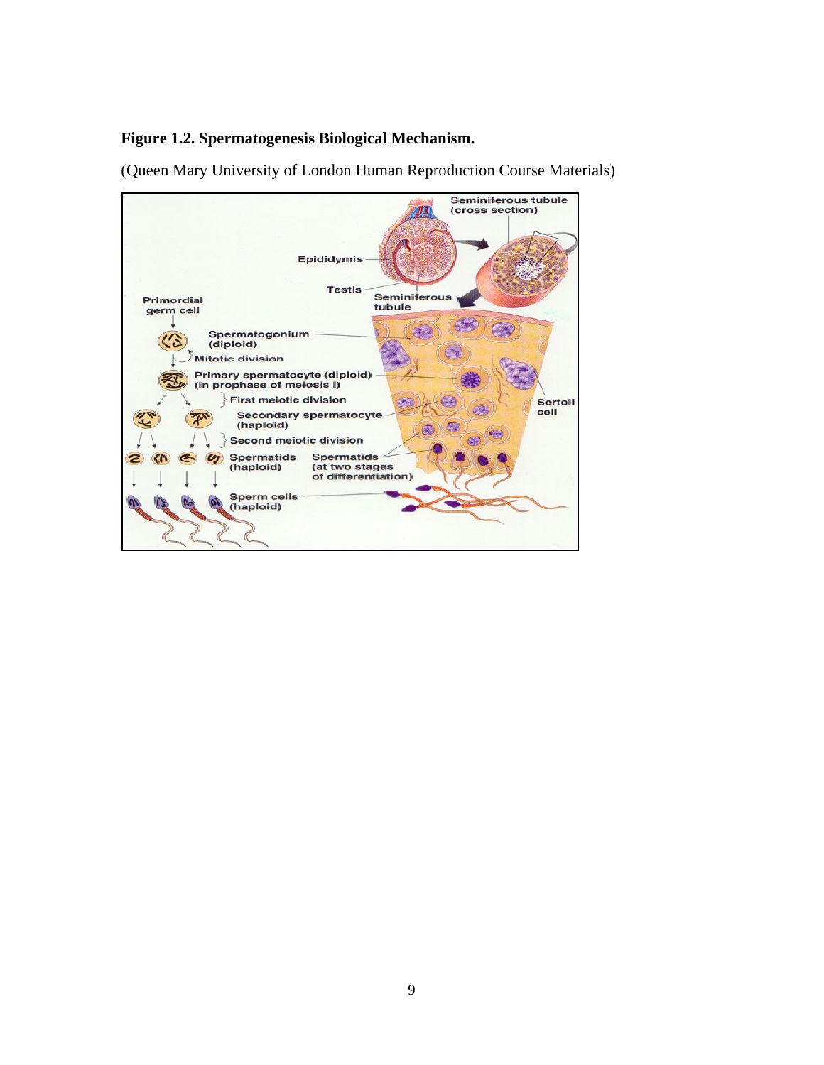**Figure 1.2. Spermatogenesis Biological Mechanism.**

(Queen Mary University of London Human Reproduction Course Materials)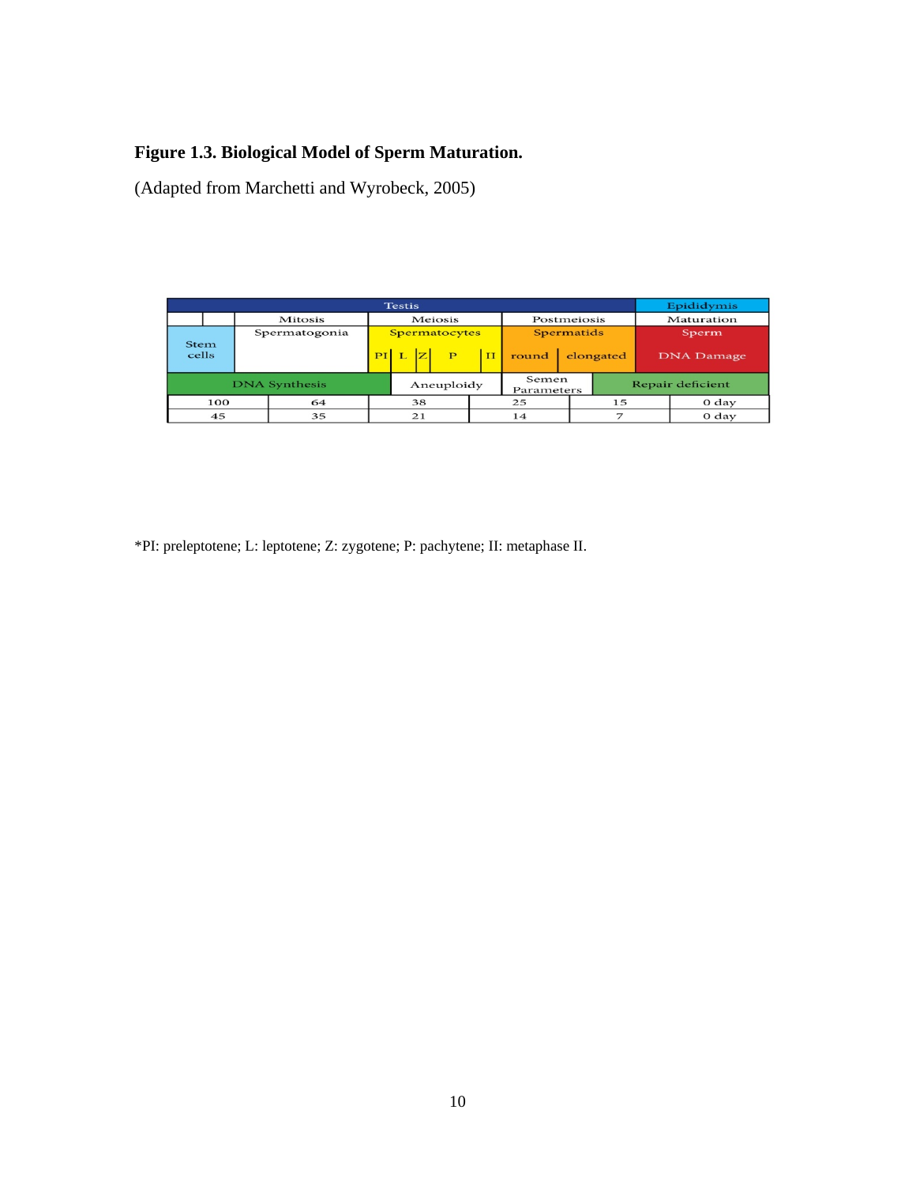**Figure 1.3. Biological Model of Sperm Maturation.**

(Adapted from Marchetti and Wyrobeck, 2005)

| Testis | | | | | | Epididymis |
|---|---|---|---|---|---|---|
| | Mitosis | Meiosis | | Postmeiosis | | Maturation |
| Stem cells | Spermatogonia | Spermatocytes (PI, L, Z, P, II) | | Spermatids (round, elongated) | | Sperm DNA Damage |
| DNA Synthesis | | Aneuploidy | | Semen Parameters | Repair deficient | |
| 100 | 64 | 38 | 25 | 15 | | 0 day |
| 45 | 35 | 21 | 14 | 7 | | 0 day |

*PI: preleptotene; L: leptotene; Z: zygotene; P: pachytene; II: metaphase II.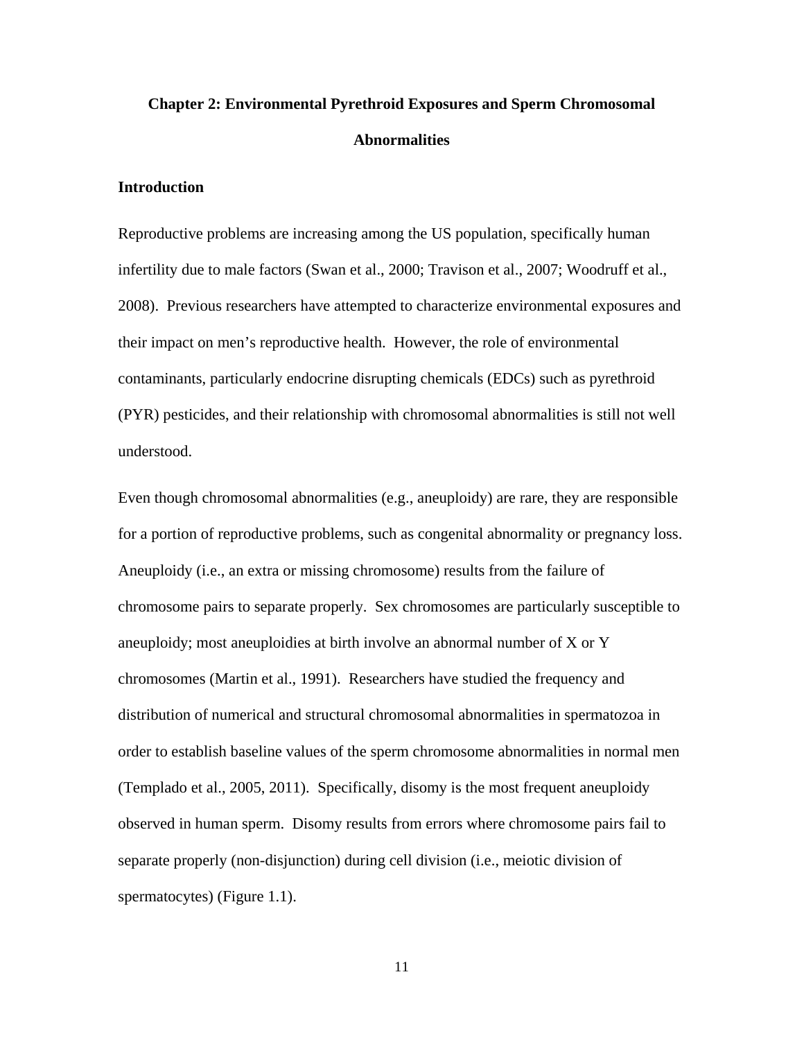# Chapter 2: Environmental Pyrethroid Exposures and Sperm Chromosomal Abnormalities

## Introduction

Reproductive problems are increasing among the US population, specifically human infertility due to male factors (Swan et al., 2000; Travison et al., 2007; Woodruff et al., 2008). Previous researchers have attempted to characterize environmental exposures and their impact on men's reproductive health. However, the role of environmental contaminants, particularly endocrine disrupting chemicals (EDCs) such as pyrethroid (PYR) pesticides, and their relationship with chromosomal abnormalities is still not well understood.

Even though chromosomal abnormalities (e.g., aneuploidy) are rare, they are responsible for a portion of reproductive problems, such as congenital abnormality or pregnancy loss. Aneuploidy (i.e., an extra or missing chromosome) results from the failure of chromosome pairs to separate properly. Sex chromosomes are particularly susceptible to aneuploidy; most aneuploidies at birth involve an abnormal number of X or Y chromosomes (Martin et al., 1991). Researchers have studied the frequency and distribution of numerical and structural chromosomal abnormalities in spermatozoa in order to establish baseline values of the sperm chromosome abnormalities in normal men (Templado et al., 2005, 2011). Specifically, disomy is the most frequent aneuploidy observed in human sperm. Disomy results from errors where chromosome pairs fail to separate properly (non-disjunction) during cell division (i.e., meiotic division of spermatocytes) (Figure 1.1).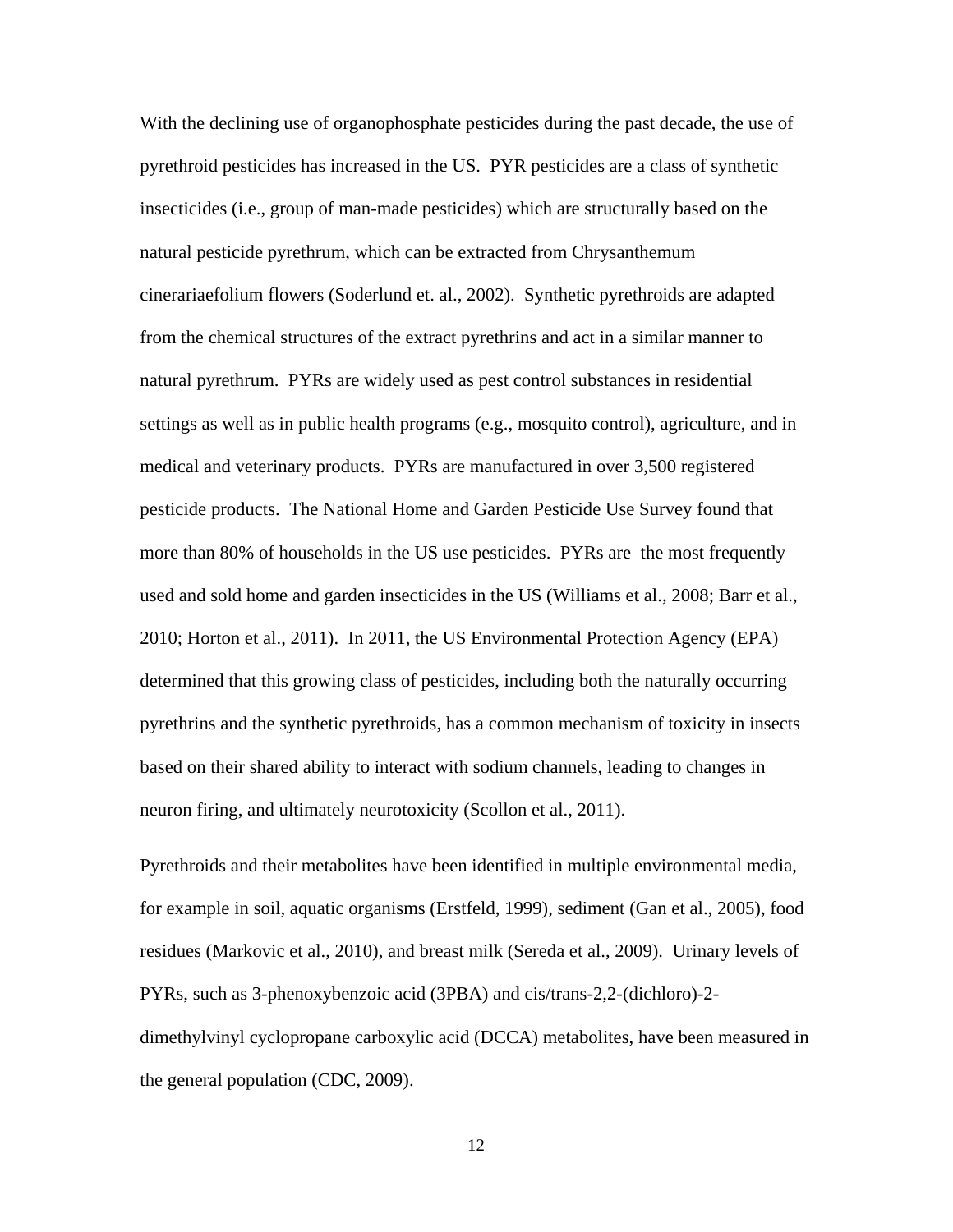With the declining use of organophosphate pesticides during the past decade, the use of pyrethroid pesticides has increased in the US. PYR pesticides are a class of synthetic insecticides (i.e., group of man-made pesticides) which are structurally based on the natural pesticide pyrethrum, which can be extracted from Chrysanthemum cinerariaefolium flowers (Soderlund et. al., 2002). Synthetic pyrethroids are adapted from the chemical structures of the extract pyrethrins and act in a similar manner to natural pyrethrum. PYRs are widely used as pest control substances in residential settings as well as in public health programs (e.g., mosquito control), agriculture, and in medical and veterinary products. PYRs are manufactured in over 3,500 registered pesticide products. The National Home and Garden Pesticide Use Survey found that more than 80% of households in the US use pesticides. PYRs are the most frequently used and sold home and garden insecticides in the US (Williams et al., 2008; Barr et al., 2010; Horton et al., 2011). In 2011, the US Environmental Protection Agency (EPA) determined that this growing class of pesticides, including both the naturally occurring pyrethrins and the synthetic pyrethroids, has a common mechanism of toxicity in insects based on their shared ability to interact with sodium channels, leading to changes in neuron firing, and ultimately neurotoxicity (Scollon et al., 2011).

Pyrethroids and their metabolites have been identified in multiple environmental media, for example in soil, aquatic organisms (Erstfeld, 1999), sediment (Gan et al., 2005), food residues (Markovic et al., 2010), and breast milk (Sereda et al., 2009). Urinary levels of PYRs, such as 3-phenoxybenzoic acid (3PBA) and cis/trans-2,2-(dichloro)-2-dimethylvinyl cyclopropane carboxylic acid (DCCA) metabolites, have been measured in the general population (CDC, 2009).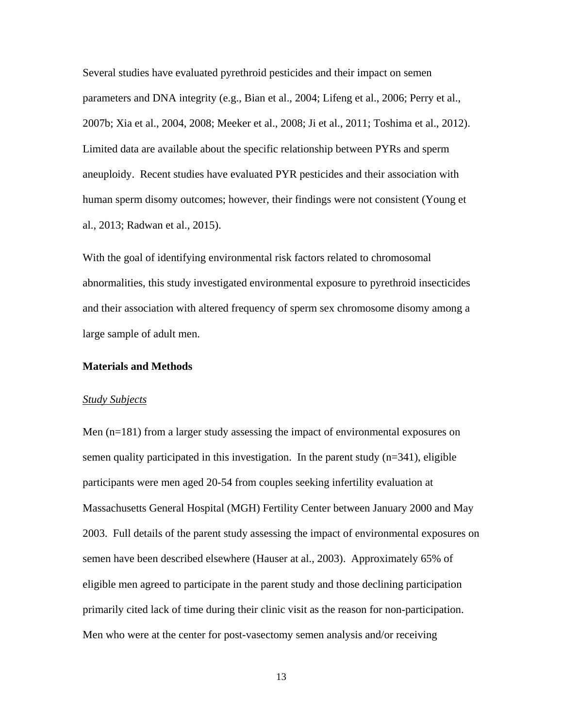Several studies have evaluated pyrethroid pesticides and their impact on semen parameters and DNA integrity (e.g., Bian et al., 2004; Lifeng et al., 2006; Perry et al., 2007b; Xia et al., 2004, 2008; Meeker et al., 2008; Ji et al., 2011; Toshima et al., 2012). Limited data are available about the specific relationship between PYRs and sperm aneuploidy. Recent studies have evaluated PYR pesticides and their association with human sperm disomy outcomes; however, their findings were not consistent (Young et al., 2013; Radwan et al., 2015).

With the goal of identifying environmental risk factors related to chromosomal abnormalities, this study investigated environmental exposure to pyrethroid insecticides and their association with altered frequency of sperm sex chromosome disomy among a large sample of adult men.

## Materials and Methods

### Study Subjects

Men (n=181) from a larger study assessing the impact of environmental exposures on semen quality participated in this investigation. In the parent study (n=341), eligible participants were men aged 20-54 from couples seeking infertility evaluation at Massachusetts General Hospital (MGH) Fertility Center between January 2000 and May 2003. Full details of the parent study assessing the impact of environmental exposures on semen have been described elsewhere (Hauser at al., 2003). Approximately 65% of eligible men agreed to participate in the parent study and those declining participation primarily cited lack of time during their clinic visit as the reason for non-participation. Men who were at the center for post-vasectomy semen analysis and/or receiving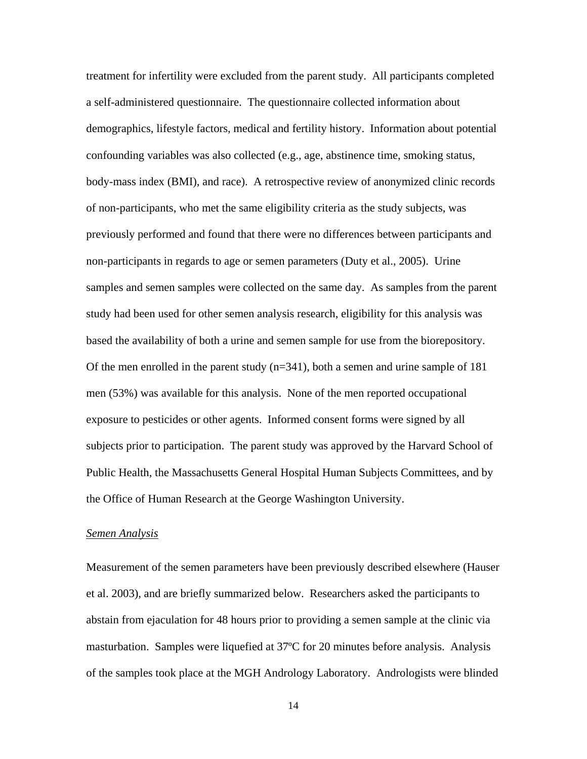treatment for infertility were excluded from the parent study. All participants completed a self-administered questionnaire. The questionnaire collected information about demographics, lifestyle factors, medical and fertility history. Information about potential confounding variables was also collected (e.g., age, abstinence time, smoking status, body-mass index (BMI), and race). A retrospective review of anonymized clinic records of non-participants, who met the same eligibility criteria as the study subjects, was previously performed and found that there were no differences between participants and non-participants in regards to age or semen parameters (Duty et al., 2005). Urine samples and semen samples were collected on the same day. As samples from the parent study had been used for other semen analysis research, eligibility for this analysis was based the availability of both a urine and semen sample for use from the biorepository. Of the men enrolled in the parent study (n=341), both a semen and urine sample of 181 men (53%) was available for this analysis. None of the men reported occupational exposure to pesticides or other agents. Informed consent forms were signed by all subjects prior to participation. The parent study was approved by the Harvard School of Public Health, the Massachusetts General Hospital Human Subjects Committees, and by the Office of Human Research at the George Washington University.

*Semen Analysis*

Measurement of the semen parameters have been previously described elsewhere (Hauser et al. 2003), and are briefly summarized below. Researchers asked the participants to abstain from ejaculation for 48 hours prior to providing a semen sample at the clinic via masturbation. Samples were liquefied at 37ºC for 20 minutes before analysis. Analysis of the samples took place at the MGH Andrology Laboratory. Andrologists were blinded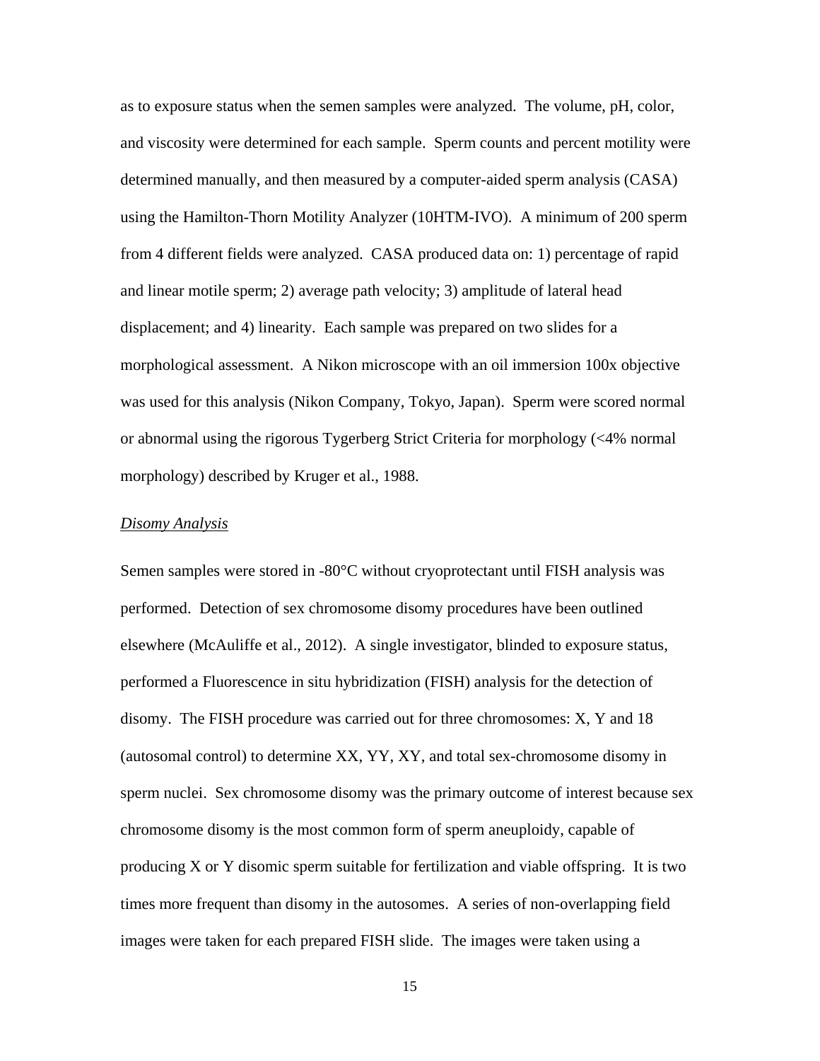as to exposure status when the semen samples were analyzed. The volume, pH, color, and viscosity were determined for each sample. Sperm counts and percent motility were determined manually, and then measured by a computer-aided sperm analysis (CASA) using the Hamilton-Thorn Motility Analyzer (10HTM-IVO). A minimum of 200 sperm from 4 different fields were analyzed. CASA produced data on: 1) percentage of rapid and linear motile sperm; 2) average path velocity; 3) amplitude of lateral head displacement; and 4) linearity. Each sample was prepared on two slides for a morphological assessment. A Nikon microscope with an oil immersion 100x objective was used for this analysis (Nikon Company, Tokyo, Japan). Sperm were scored normal or abnormal using the rigorous Tygerberg Strict Criteria for morphology (<4% normal morphology) described by Kruger et al., 1988.

*Disomy Analysis*

Semen samples were stored in -80°C without cryoprotectant until FISH analysis was performed. Detection of sex chromosome disomy procedures have been outlined elsewhere (McAuliffe et al., 2012). A single investigator, blinded to exposure status, performed a Fluorescence in situ hybridization (FISH) analysis for the detection of disomy. The FISH procedure was carried out for three chromosomes: X, Y and 18 (autosomal control) to determine XX, YY, XY, and total sex-chromosome disomy in sperm nuclei. Sex chromosome disomy was the primary outcome of interest because sex chromosome disomy is the most common form of sperm aneuploidy, capable of producing X or Y disomic sperm suitable for fertilization and viable offspring. It is two times more frequent than disomy in the autosomes. A series of non-overlapping field images were taken for each prepared FISH slide. The images were taken using a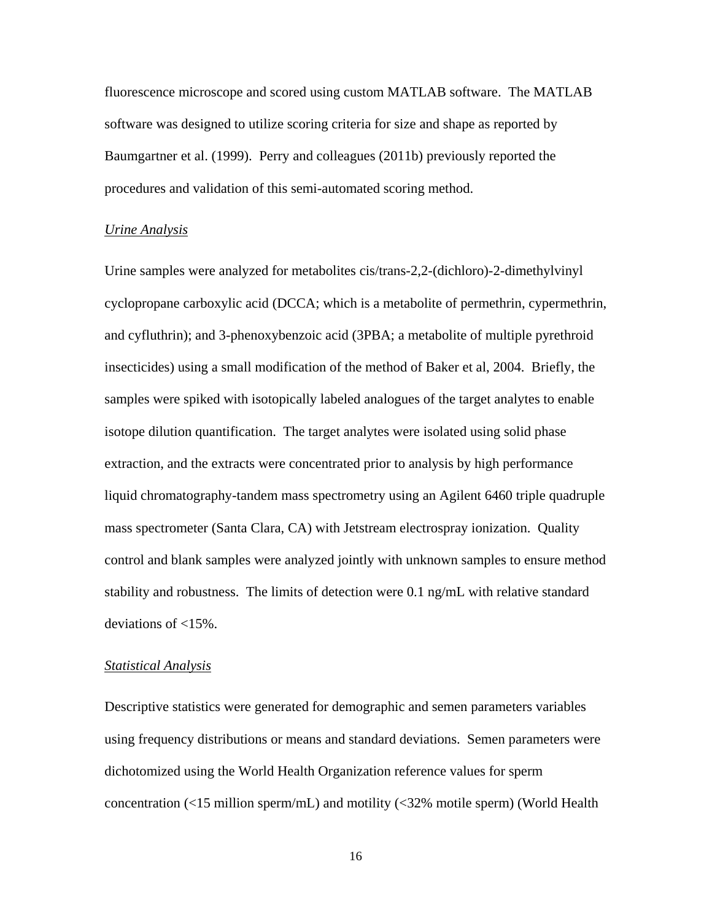fluorescence microscope and scored using custom MATLAB software. The MATLAB software was designed to utilize scoring criteria for size and shape as reported by Baumgartner et al. (1999). Perry and colleagues (2011b) previously reported the procedures and validation of this semi-automated scoring method.

*Urine Analysis*

Urine samples were analyzed for metabolites cis/trans-2,2-(dichloro)-2-dimethylvinyl cyclopropane carboxylic acid (DCCA; which is a metabolite of permethrin, cypermethrin, and cyfluthrin); and 3-phenoxybenzoic acid (3PBA; a metabolite of multiple pyrethroid insecticides) using a small modification of the method of Baker et al, 2004. Briefly, the samples were spiked with isotopically labeled analogues of the target analytes to enable isotope dilution quantification. The target analytes were isolated using solid phase extraction, and the extracts were concentrated prior to analysis by high performance liquid chromatography-tandem mass spectrometry using an Agilent 6460 triple quadruple mass spectrometer (Santa Clara, CA) with Jetstream electrospray ionization. Quality control and blank samples were analyzed jointly with unknown samples to ensure method stability and robustness. The limits of detection were 0.1 ng/mL with relative standard deviations of <15%.

*Statistical Analysis*

Descriptive statistics were generated for demographic and semen parameters variables using frequency distributions or means and standard deviations. Semen parameters were dichotomized using the World Health Organization reference values for sperm concentration (<15 million sperm/mL) and motility (<32% motile sperm) (World Health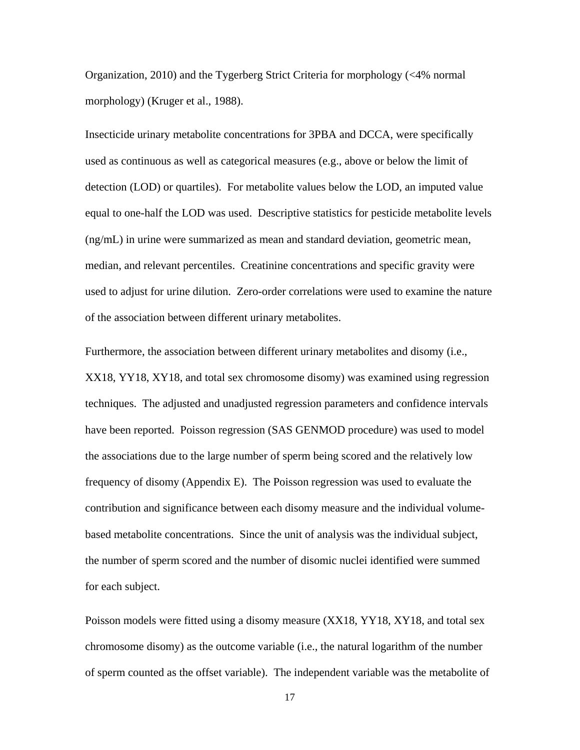Organization, 2010) and the Tygerberg Strict Criteria for morphology (<4% normal morphology) (Kruger et al., 1988).

Insecticide urinary metabolite concentrations for 3PBA and DCCA, were specifically used as continuous as well as categorical measures (e.g., above or below the limit of detection (LOD) or quartiles). For metabolite values below the LOD, an imputed value equal to one-half the LOD was used. Descriptive statistics for pesticide metabolite levels (ng/mL) in urine were summarized as mean and standard deviation, geometric mean, median, and relevant percentiles. Creatinine concentrations and specific gravity were used to adjust for urine dilution. Zero-order correlations were used to examine the nature of the association between different urinary metabolites.

Furthermore, the association between different urinary metabolites and disomy (i.e., XX18, YY18, XY18, and total sex chromosome disomy) was examined using regression techniques. The adjusted and unadjusted regression parameters and confidence intervals have been reported. Poisson regression (SAS GENMOD procedure) was used to model the associations due to the large number of sperm being scored and the relatively low frequency of disomy (Appendix E). The Poisson regression was used to evaluate the contribution and significance between each disomy measure and the individual volume-based metabolite concentrations. Since the unit of analysis was the individual subject, the number of sperm scored and the number of disomic nuclei identified were summed for each subject.

Poisson models were fitted using a disomy measure (XX18, YY18, XY18, and total sex chromosome disomy) as the outcome variable (i.e., the natural logarithm of the number of sperm counted as the offset variable). The independent variable was the metabolite of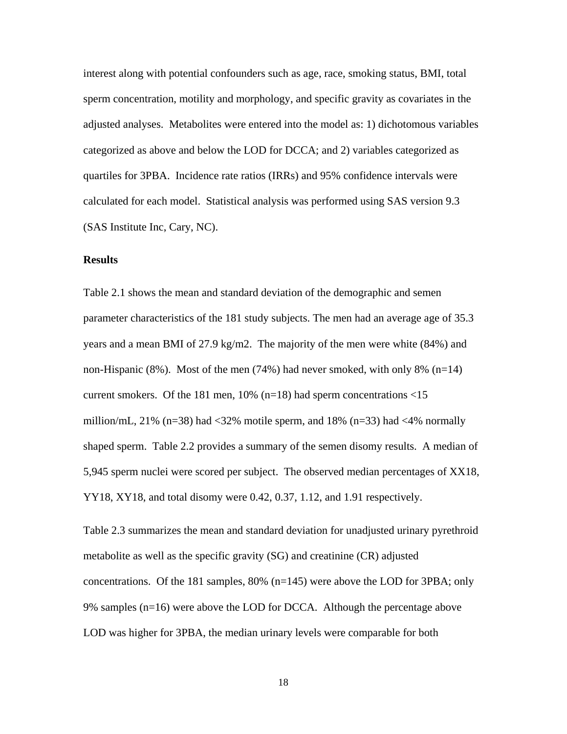interest along with potential confounders such as age, race, smoking status, BMI, total sperm concentration, motility and morphology, and specific gravity as covariates in the adjusted analyses. Metabolites were entered into the model as: 1) dichotomous variables categorized as above and below the LOD for DCCA; and 2) variables categorized as quartiles for 3PBA. Incidence rate ratios (IRRs) and 95% confidence intervals were calculated for each model. Statistical analysis was performed using SAS version 9.3 (SAS Institute Inc, Cary, NC).

**Results**

Table 2.1 shows the mean and standard deviation of the demographic and semen parameter characteristics of the 181 study subjects. The men had an average age of 35.3 years and a mean BMI of 27.9 kg/m2. The majority of the men were white (84%) and non-Hispanic (8%). Most of the men (74%) had never smoked, with only 8% (n=14) current smokers. Of the 181 men, 10% (n=18) had sperm concentrations <15 million/mL, 21% (n=38) had <32% motile sperm, and 18% (n=33) had <4% normally shaped sperm. Table 2.2 provides a summary of the semen disomy results. A median of 5,945 sperm nuclei were scored per subject. The observed median percentages of XX18, YY18, XY18, and total disomy were 0.42, 0.37, 1.12, and 1.91 respectively.

Table 2.3 summarizes the mean and standard deviation for unadjusted urinary pyrethroid metabolite as well as the specific gravity (SG) and creatinine (CR) adjusted concentrations. Of the 181 samples, 80% (n=145) were above the LOD for 3PBA; only 9% samples (n=16) were above the LOD for DCCA. Although the percentage above LOD was higher for 3PBA, the median urinary levels were comparable for both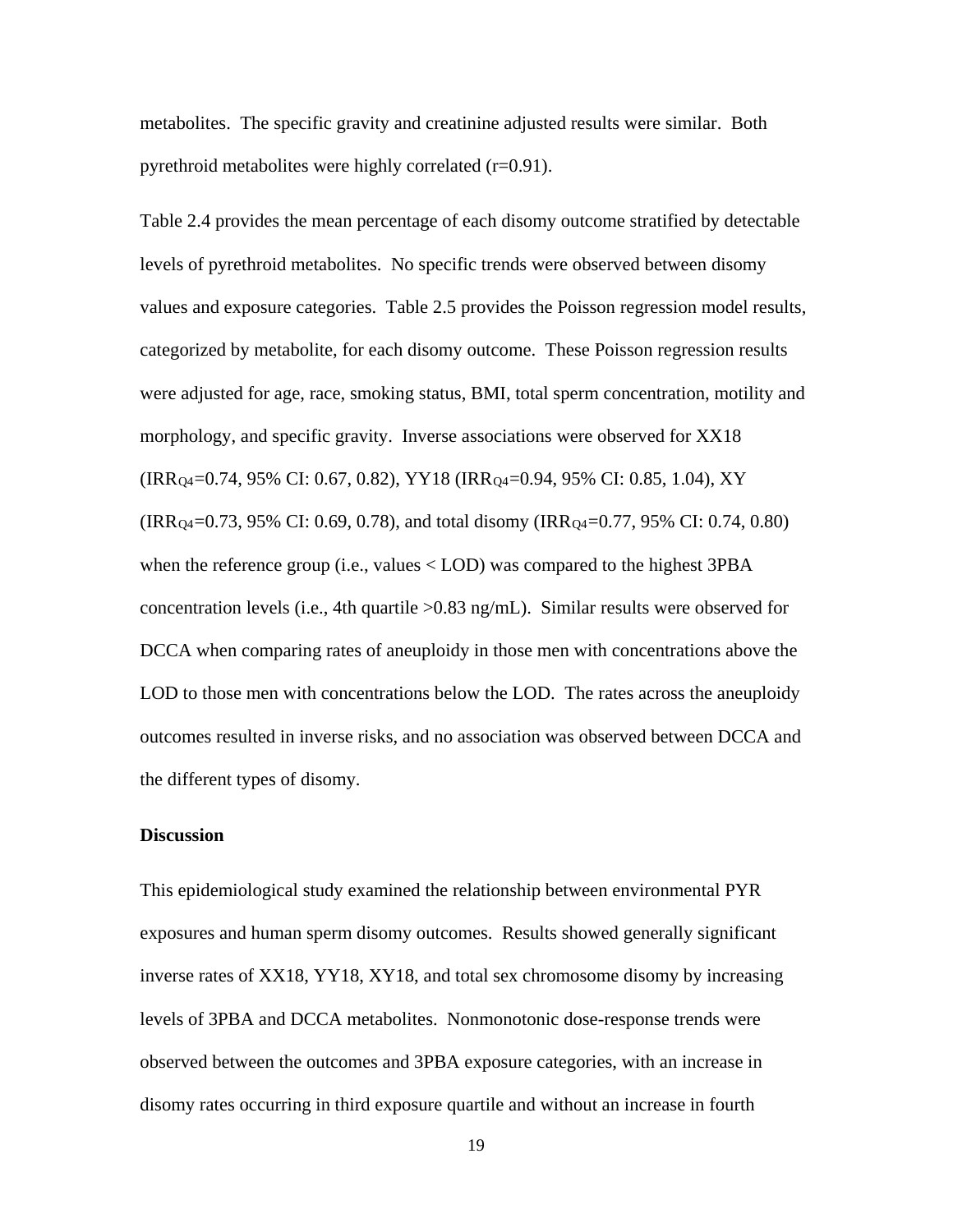metabolites. The specific gravity and creatinine adjusted results were similar. Both pyrethroid metabolites were highly correlated (r=0.91).

Table 2.4 provides the mean percentage of each disomy outcome stratified by detectable levels of pyrethroid metabolites. No specific trends were observed between disomy values and exposure categories. Table 2.5 provides the Poisson regression model results, categorized by metabolite, for each disomy outcome. These Poisson regression results were adjusted for age, race, smoking status, BMI, total sperm concentration, motility and morphology, and specific gravity. Inverse associations were observed for XX18 ($IRR_{Q4}$=0.74, 95% CI: 0.67, 0.82), YY18 ($IRR_{Q4}$=0.94, 95% CI: 0.85, 1.04), XY ($IRR_{Q4}$=0.73, 95% CI: 0.69, 0.78), and total disomy ($IRR_{Q4}$=0.77, 95% CI: 0.74, 0.80) when the reference group (i.e., values < LOD) was compared to the highest 3PBA concentration levels (i.e., 4th quartile >0.83 ng/mL). Similar results were observed for DCCA when comparing rates of aneuploidy in those men with concentrations above the LOD to those men with concentrations below the LOD. The rates across the aneuploidy outcomes resulted in inverse risks, and no association was observed between DCCA and the different types of disomy.

**Discussion**

This epidemiological study examined the relationship between environmental PYR exposures and human sperm disomy outcomes. Results showed generally significant inverse rates of XX18, YY18, XY18, and total sex chromosome disomy by increasing levels of 3PBA and DCCA metabolites. Nonmonotonic dose-response trends were observed between the outcomes and 3PBA exposure categories, with an increase in disomy rates occurring in third exposure quartile and without an increase in fourth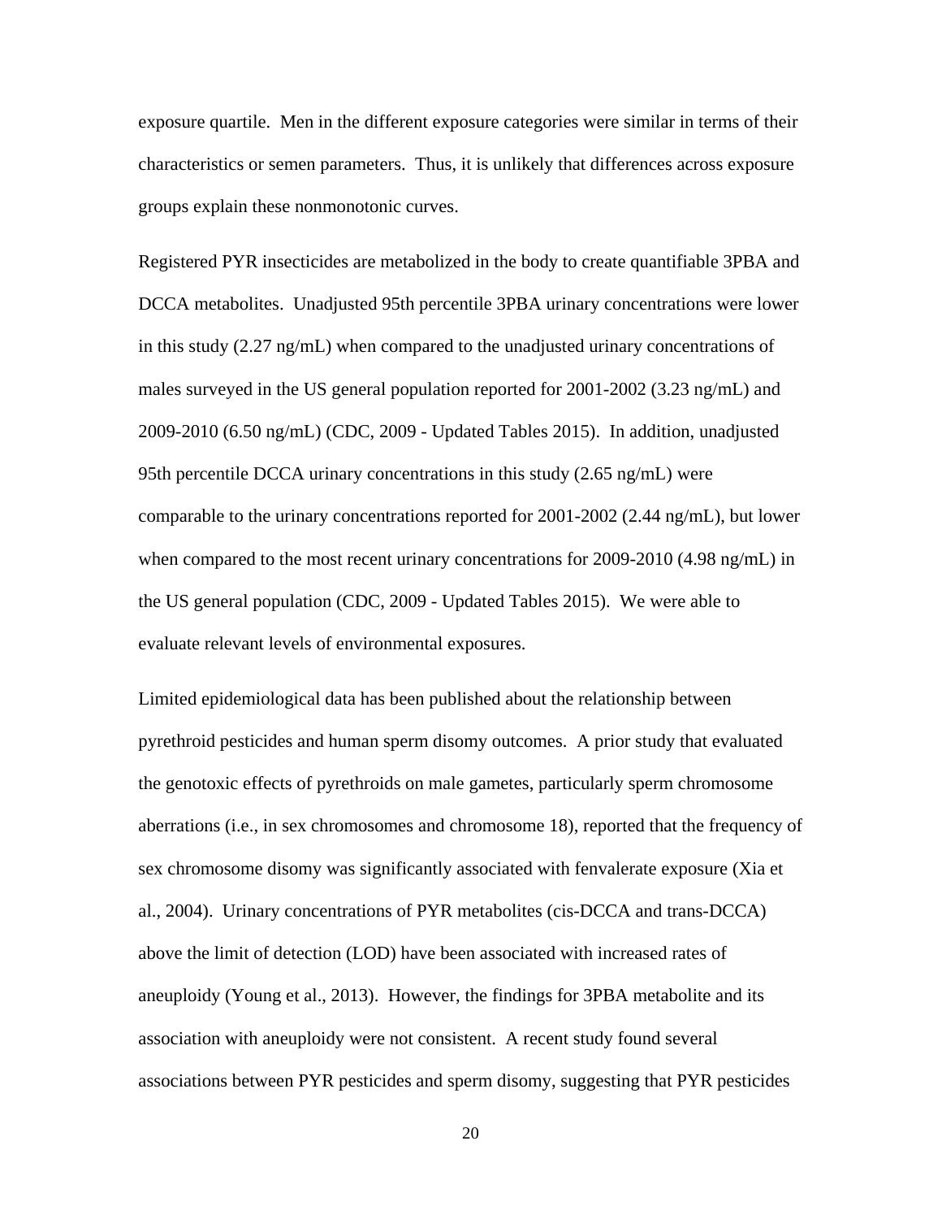exposure quartile. Men in the different exposure categories were similar in terms of their characteristics or semen parameters. Thus, it is unlikely that differences across exposure groups explain these nonmonotonic curves.

Registered PYR insecticides are metabolized in the body to create quantifiable 3PBA and DCCA metabolites. Unadjusted 95th percentile 3PBA urinary concentrations were lower in this study (2.27 ng/mL) when compared to the unadjusted urinary concentrations of males surveyed in the US general population reported for 2001-2002 (3.23 ng/mL) and 2009-2010 (6.50 ng/mL) (CDC, 2009 - Updated Tables 2015). In addition, unadjusted 95th percentile DCCA urinary concentrations in this study (2.65 ng/mL) were comparable to the urinary concentrations reported for 2001-2002 (2.44 ng/mL), but lower when compared to the most recent urinary concentrations for 2009-2010 (4.98 ng/mL) in the US general population (CDC, 2009 - Updated Tables 2015). We were able to evaluate relevant levels of environmental exposures.

Limited epidemiological data has been published about the relationship between pyrethroid pesticides and human sperm disomy outcomes. A prior study that evaluated the genotoxic effects of pyrethroids on male gametes, particularly sperm chromosome aberrations (i.e., in sex chromosomes and chromosome 18), reported that the frequency of sex chromosome disomy was significantly associated with fenvalerate exposure (Xia et al., 2004). Urinary concentrations of PYR metabolites (cis-DCCA and trans-DCCA) above the limit of detection (LOD) have been associated with increased rates of aneuploidy (Young et al., 2013). However, the findings for 3PBA metabolite and its association with aneuploidy were not consistent. A recent study found several associations between PYR pesticides and sperm disomy, suggesting that PYR pesticides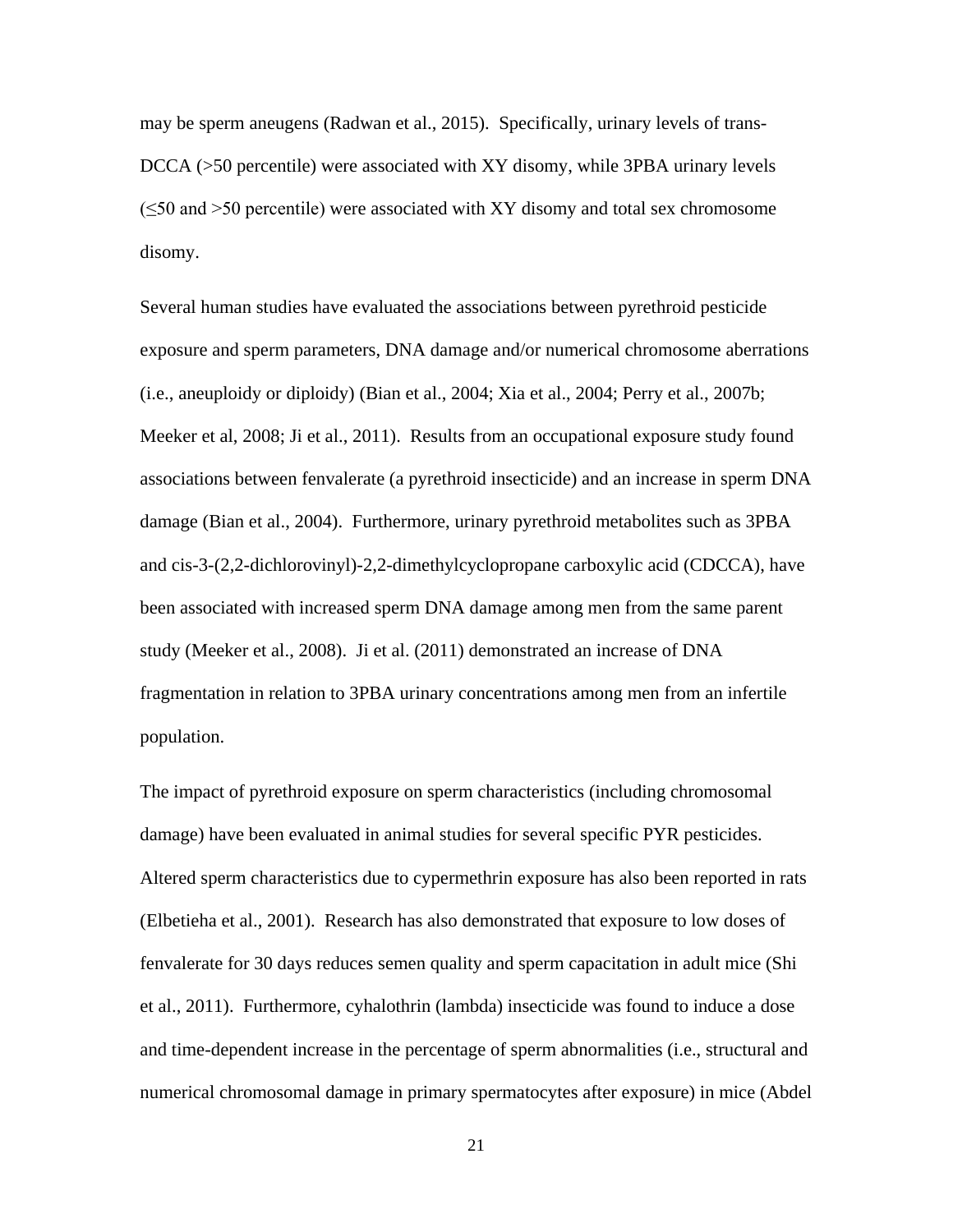may be sperm aneugens (Radwan et al., 2015). Specifically, urinary levels of trans-DCCA (>50 percentile) were associated with XY disomy, while 3PBA urinary levels (≤50 and >50 percentile) were associated with XY disomy and total sex chromosome disomy.

Several human studies have evaluated the associations between pyrethroid pesticide exposure and sperm parameters, DNA damage and/or numerical chromosome aberrations (i.e., aneuploidy or diploidy) (Bian et al., 2004; Xia et al., 2004; Perry et al., 2007b; Meeker et al, 2008; Ji et al., 2011). Results from an occupational exposure study found associations between fenvalerate (a pyrethroid insecticide) and an increase in sperm DNA damage (Bian et al., 2004). Furthermore, urinary pyrethroid metabolites such as 3PBA and cis-3-(2,2-dichlorovinyl)-2,2-dimethylcyclopropane carboxylic acid (CDCCA), have been associated with increased sperm DNA damage among men from the same parent study (Meeker et al., 2008). Ji et al. (2011) demonstrated an increase of DNA fragmentation in relation to 3PBA urinary concentrations among men from an infertile population.

The impact of pyrethroid exposure on sperm characteristics (including chromosomal damage) have been evaluated in animal studies for several specific PYR pesticides. Altered sperm characteristics due to cypermethrin exposure has also been reported in rats (Elbetieha et al., 2001). Research has also demonstrated that exposure to low doses of fenvalerate for 30 days reduces semen quality and sperm capacitation in adult mice (Shi et al., 2011). Furthermore, cyhalothrin (lambda) insecticide was found to induce a dose and time-dependent increase in the percentage of sperm abnormalities (i.e., structural and numerical chromosomal damage in primary spermatocytes after exposure) in mice (Abdel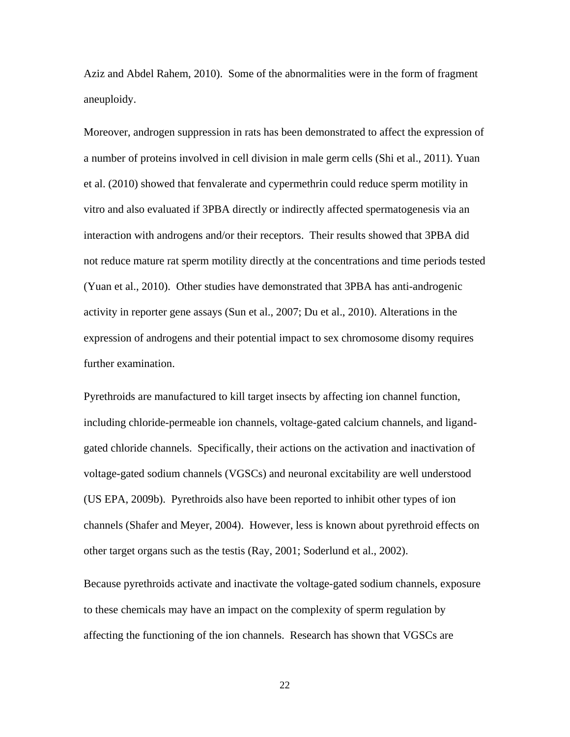Aziz and Abdel Rahem, 2010). Some of the abnormalities were in the form of fragment aneuploidy.

Moreover, androgen suppression in rats has been demonstrated to affect the expression of a number of proteins involved in cell division in male germ cells (Shi et al., 2011). Yuan et al. (2010) showed that fenvalerate and cypermethrin could reduce sperm motility in vitro and also evaluated if 3PBA directly or indirectly affected spermatogenesis via an interaction with androgens and/or their receptors. Their results showed that 3PBA did not reduce mature rat sperm motility directly at the concentrations and time periods tested (Yuan et al., 2010). Other studies have demonstrated that 3PBA has anti-androgenic activity in reporter gene assays (Sun et al., 2007; Du et al., 2010). Alterations in the expression of androgens and their potential impact to sex chromosome disomy requires further examination.

Pyrethroids are manufactured to kill target insects by affecting ion channel function, including chloride-permeable ion channels, voltage-gated calcium channels, and ligand-gated chloride channels. Specifically, their actions on the activation and inactivation of voltage-gated sodium channels (VGSCs) and neuronal excitability are well understood (US EPA, 2009b). Pyrethroids also have been reported to inhibit other types of ion channels (Shafer and Meyer, 2004). However, less is known about pyrethroid effects on other target organs such as the testis (Ray, 2001; Soderlund et al., 2002).

Because pyrethroids activate and inactivate the voltage-gated sodium channels, exposure to these chemicals may have an impact on the complexity of sperm regulation by affecting the functioning of the ion channels. Research has shown that VGSCs are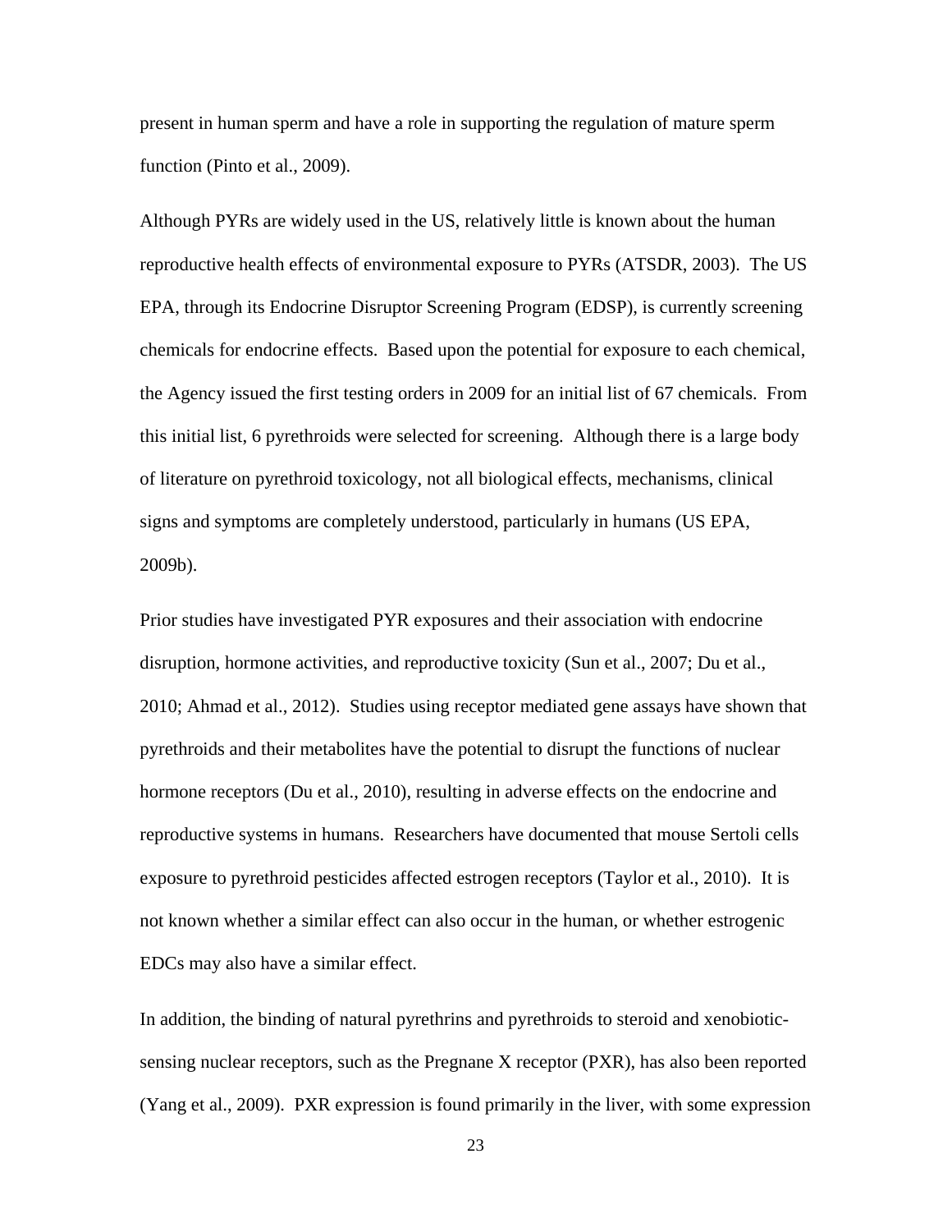present in human sperm and have a role in supporting the regulation of mature sperm function (Pinto et al., 2009).

Although PYRs are widely used in the US, relatively little is known about the human reproductive health effects of environmental exposure to PYRs (ATSDR, 2003). The US EPA, through its Endocrine Disruptor Screening Program (EDSP), is currently screening chemicals for endocrine effects. Based upon the potential for exposure to each chemical, the Agency issued the first testing orders in 2009 for an initial list of 67 chemicals. From this initial list, 6 pyrethroids were selected for screening. Although there is a large body of literature on pyrethroid toxicology, not all biological effects, mechanisms, clinical signs and symptoms are completely understood, particularly in humans (US EPA, 2009b).

Prior studies have investigated PYR exposures and their association with endocrine disruption, hormone activities, and reproductive toxicity (Sun et al., 2007; Du et al., 2010; Ahmad et al., 2012). Studies using receptor mediated gene assays have shown that pyrethroids and their metabolites have the potential to disrupt the functions of nuclear hormone receptors (Du et al., 2010), resulting in adverse effects on the endocrine and reproductive systems in humans. Researchers have documented that mouse Sertoli cells exposure to pyrethroid pesticides affected estrogen receptors (Taylor et al., 2010). It is not known whether a similar effect can also occur in the human, or whether estrogenic EDCs may also have a similar effect.

In addition, the binding of natural pyrethrins and pyrethroids to steroid and xenobiotic-sensing nuclear receptors, such as the Pregnane X receptor (PXR), has also been reported (Yang et al., 2009). PXR expression is found primarily in the liver, with some expression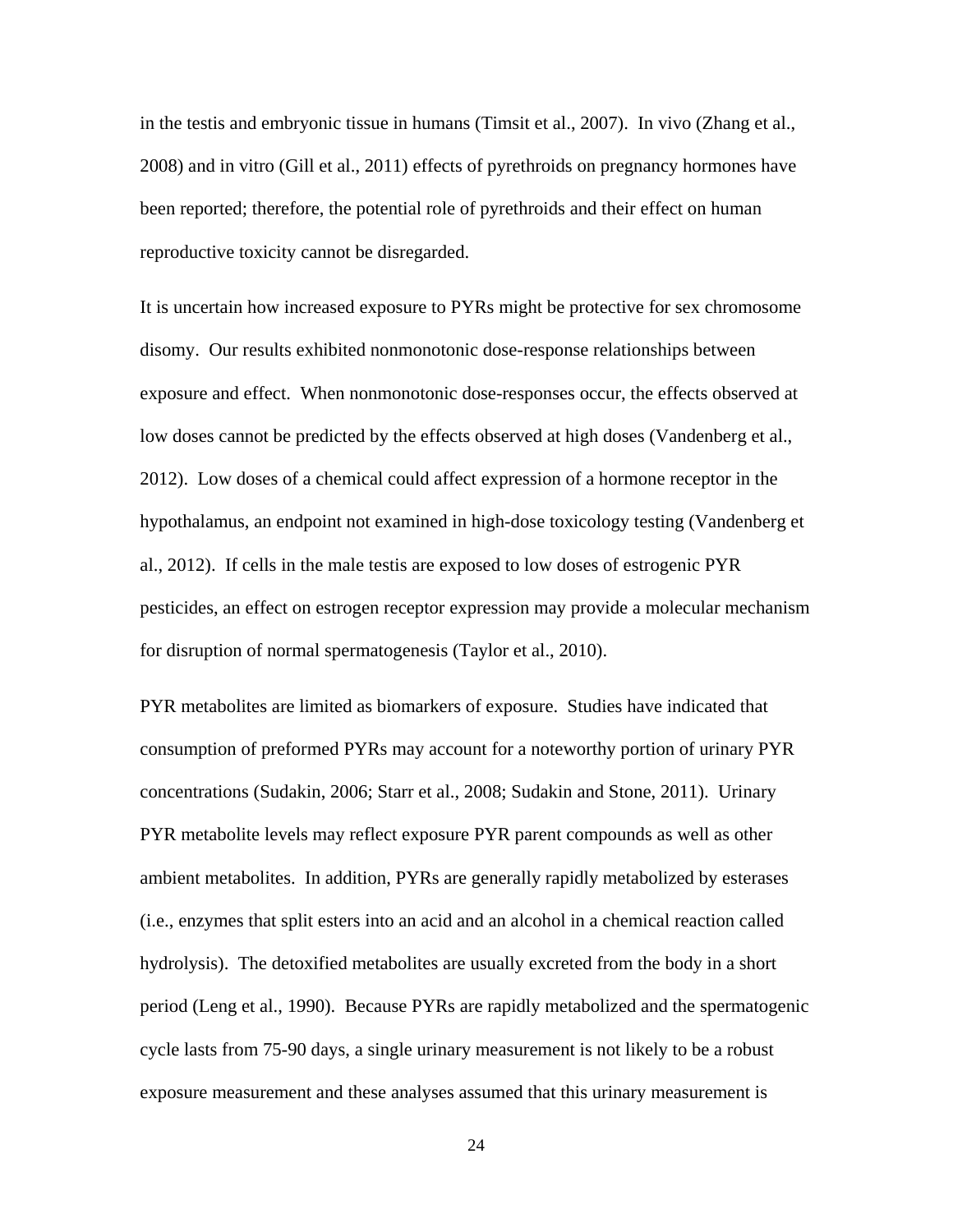in the testis and embryonic tissue in humans (Timsit et al., 2007). In vivo (Zhang et al., 2008) and in vitro (Gill et al., 2011) effects of pyrethroids on pregnancy hormones have been reported; therefore, the potential role of pyrethroids and their effect on human reproductive toxicity cannot be disregarded.

It is uncertain how increased exposure to PYRs might be protective for sex chromosome disomy. Our results exhibited nonmonotonic dose-response relationships between exposure and effect. When nonmonotonic dose-responses occur, the effects observed at low doses cannot be predicted by the effects observed at high doses (Vandenberg et al., 2012). Low doses of a chemical could affect expression of a hormone receptor in the hypothalamus, an endpoint not examined in high-dose toxicology testing (Vandenberg et al., 2012). If cells in the male testis are exposed to low doses of estrogenic PYR pesticides, an effect on estrogen receptor expression may provide a molecular mechanism for disruption of normal spermatogenesis (Taylor et al., 2010).

PYR metabolites are limited as biomarkers of exposure. Studies have indicated that consumption of preformed PYRs may account for a noteworthy portion of urinary PYR concentrations (Sudakin, 2006; Starr et al., 2008; Sudakin and Stone, 2011). Urinary PYR metabolite levels may reflect exposure PYR parent compounds as well as other ambient metabolites. In addition, PYRs are generally rapidly metabolized by esterases (i.e., enzymes that split esters into an acid and an alcohol in a chemical reaction called hydrolysis). The detoxified metabolites are usually excreted from the body in a short period (Leng et al., 1990). Because PYRs are rapidly metabolized and the spermatogenic cycle lasts from 75-90 days, a single urinary measurement is not likely to be a robust exposure measurement and these analyses assumed that this urinary measurement is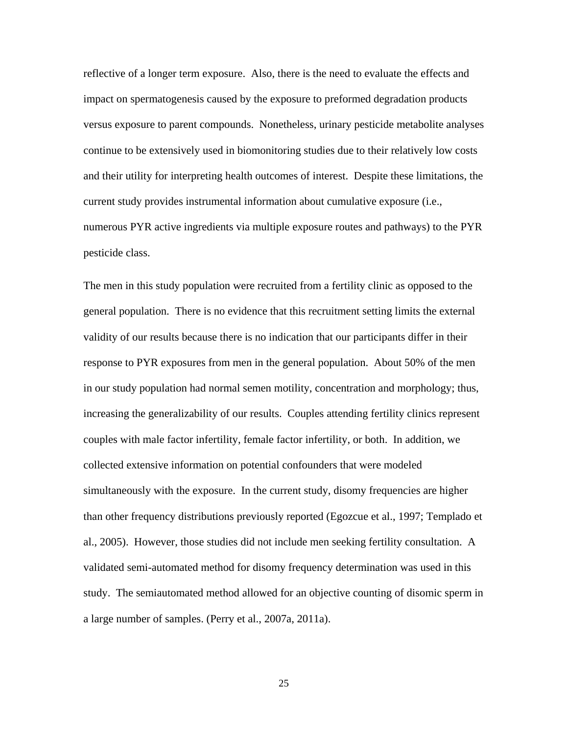reflective of a longer term exposure. Also, there is the need to evaluate the effects and impact on spermatogenesis caused by the exposure to preformed degradation products versus exposure to parent compounds. Nonetheless, urinary pesticide metabolite analyses continue to be extensively used in biomonitoring studies due to their relatively low costs and their utility for interpreting health outcomes of interest. Despite these limitations, the current study provides instrumental information about cumulative exposure (i.e., numerous PYR active ingredients via multiple exposure routes and pathways) to the PYR pesticide class.

The men in this study population were recruited from a fertility clinic as opposed to the general population. There is no evidence that this recruitment setting limits the external validity of our results because there is no indication that our participants differ in their response to PYR exposures from men in the general population. About 50% of the men in our study population had normal semen motility, concentration and morphology; thus, increasing the generalizability of our results. Couples attending fertility clinics represent couples with male factor infertility, female factor infertility, or both. In addition, we collected extensive information on potential confounders that were modeled simultaneously with the exposure. In the current study, disomy frequencies are higher than other frequency distributions previously reported (Egozcue et al., 1997; Templado et al., 2005). However, those studies did not include men seeking fertility consultation. A validated semi-automated method for disomy frequency determination was used in this study. The semiautomated method allowed for an objective counting of disomic sperm in a large number of samples. (Perry et al., 2007a, 2011a).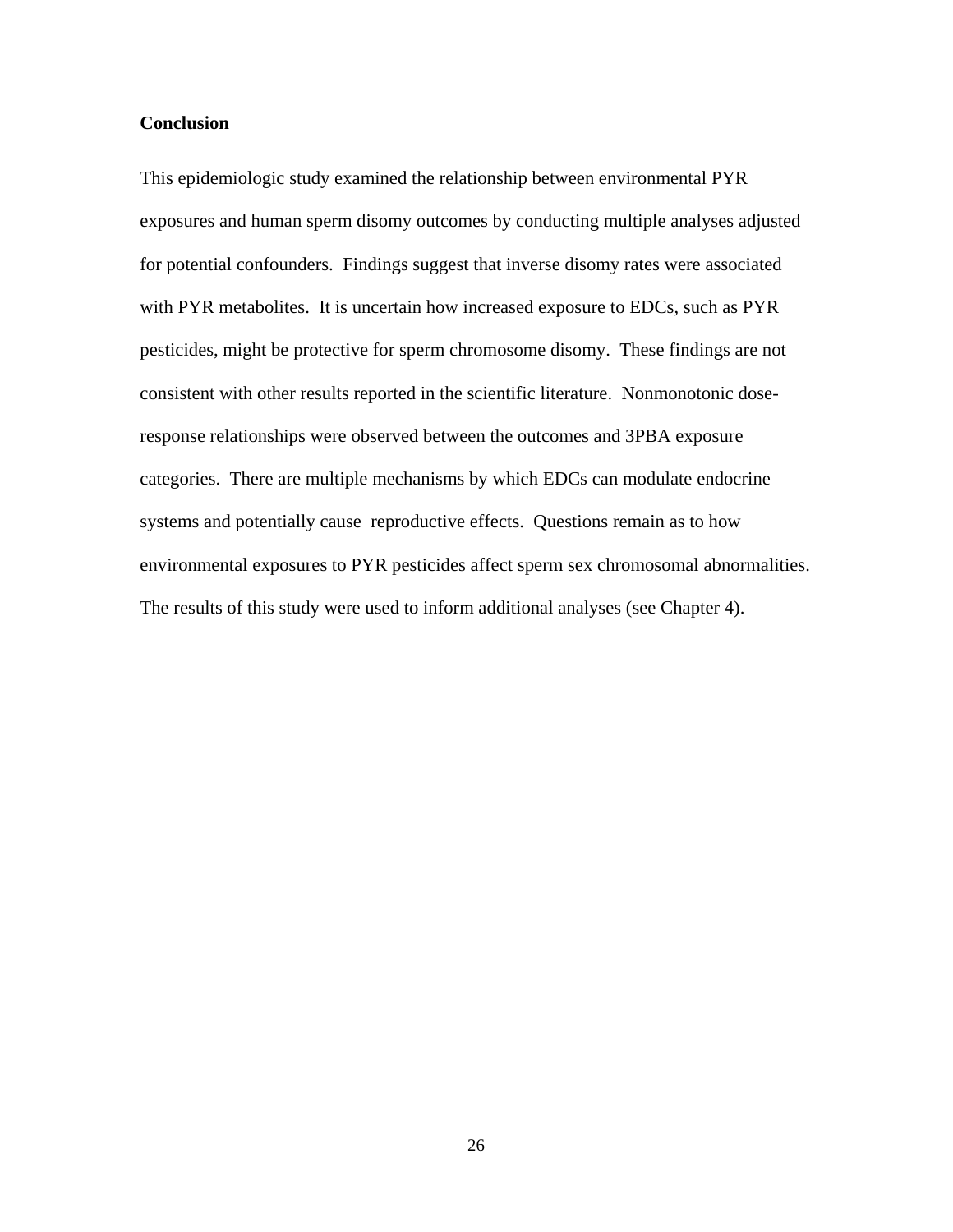## Conclusion

This epidemiologic study examined the relationship between environmental PYR exposures and human sperm disomy outcomes by conducting multiple analyses adjusted for potential confounders. Findings suggest that inverse disomy rates were associated with PYR metabolites. It is uncertain how increased exposure to EDCs, such as PYR pesticides, might be protective for sperm chromosome disomy. These findings are not consistent with other results reported in the scientific literature. Nonmonotonic dose-response relationships were observed between the outcomes and 3PBA exposure categories. There are multiple mechanisms by which EDCs can modulate endocrine systems and potentially cause reproductive effects. Questions remain as to how environmental exposures to PYR pesticides affect sperm sex chromosomal abnormalities. The results of this study were used to inform additional analyses (see Chapter 4).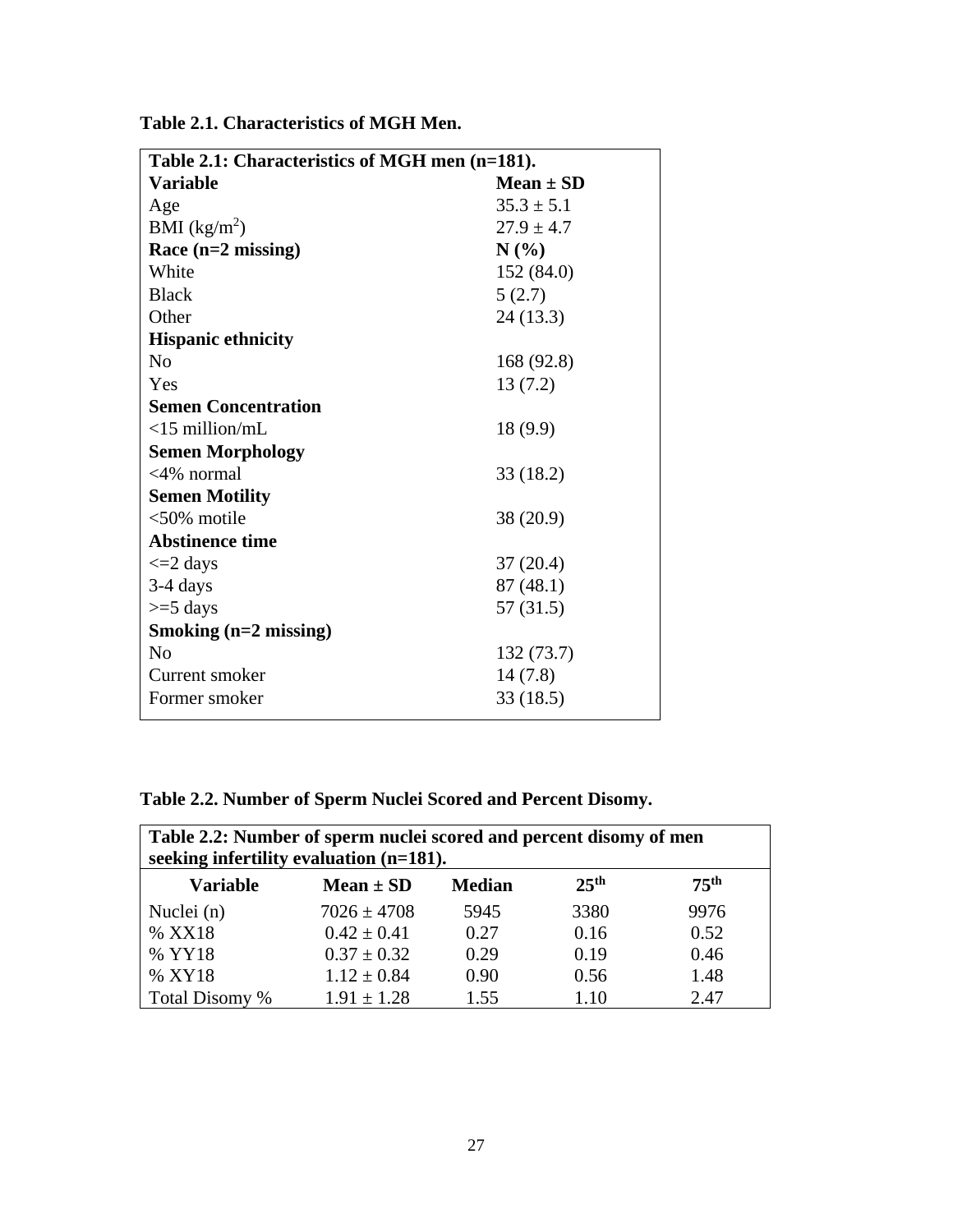**Table 2.1. Characteristics of MGH Men.**

| Table 2.1: Characteristics of MGH men (n=181). | |
|---|---|
| **Variable** | **Mean ± SD** |
| Age | 35.3 ± 5.1 |
| BMI (kg/m$^2$) | 27.9 ± 4.7 |
| **Race (n=2 missing)** | **N (%)** |
| White | 152 (84.0) |
| Black | 5 (2.7) |
| Other | 24 (13.3) |
| **Hispanic ethnicity** | |
| No | 168 (92.8) |
| Yes | 13 (7.2) |
| **Semen Concentration** | |
| <15 million/mL | 18 (9.9) |
| **Semen Morphology** | |
| <4% normal | 33 (18.2) |
| **Semen Motility** | |
| <50% motile | 38 (20.9) |
| **Abstinence time** | |
| <=2 days | 37 (20.4) |
| 3-4 days | 87 (48.1) |
| >=5 days | 57 (31.5) |
| **Smoking (n=2 missing)** | |
| No | 132 (73.7) |
| Current smoker | 14 (7.8) |
| Former smoker | 33 (18.5) |

**Table 2.2. Number of Sperm Nuclei Scored and Percent Disomy.**

**Table 2.2: Number of sperm nuclei scored and percent disomy of men seeking infertility evaluation (n=181).**

| Variable | Mean ± SD | Median | 25$^{th}$ | 75$^{th}$ |
|---|---|---|---|---|
| Nuclei (n) | 7026 ± 4708 | 5945 | 3380 | 9976 |
| % XX18 | 0.42 ± 0.41 | 0.27 | 0.16 | 0.52 |
| % YY18 | 0.37 ± 0.32 | 0.29 | 0.19 | 0.46 |
| % XY18 | 1.12 ± 0.84 | 0.90 | 0.56 | 1.48 |
| Total Disomy % | 1.91 ± 1.28 | 1.55 | 1.10 | 2.47 |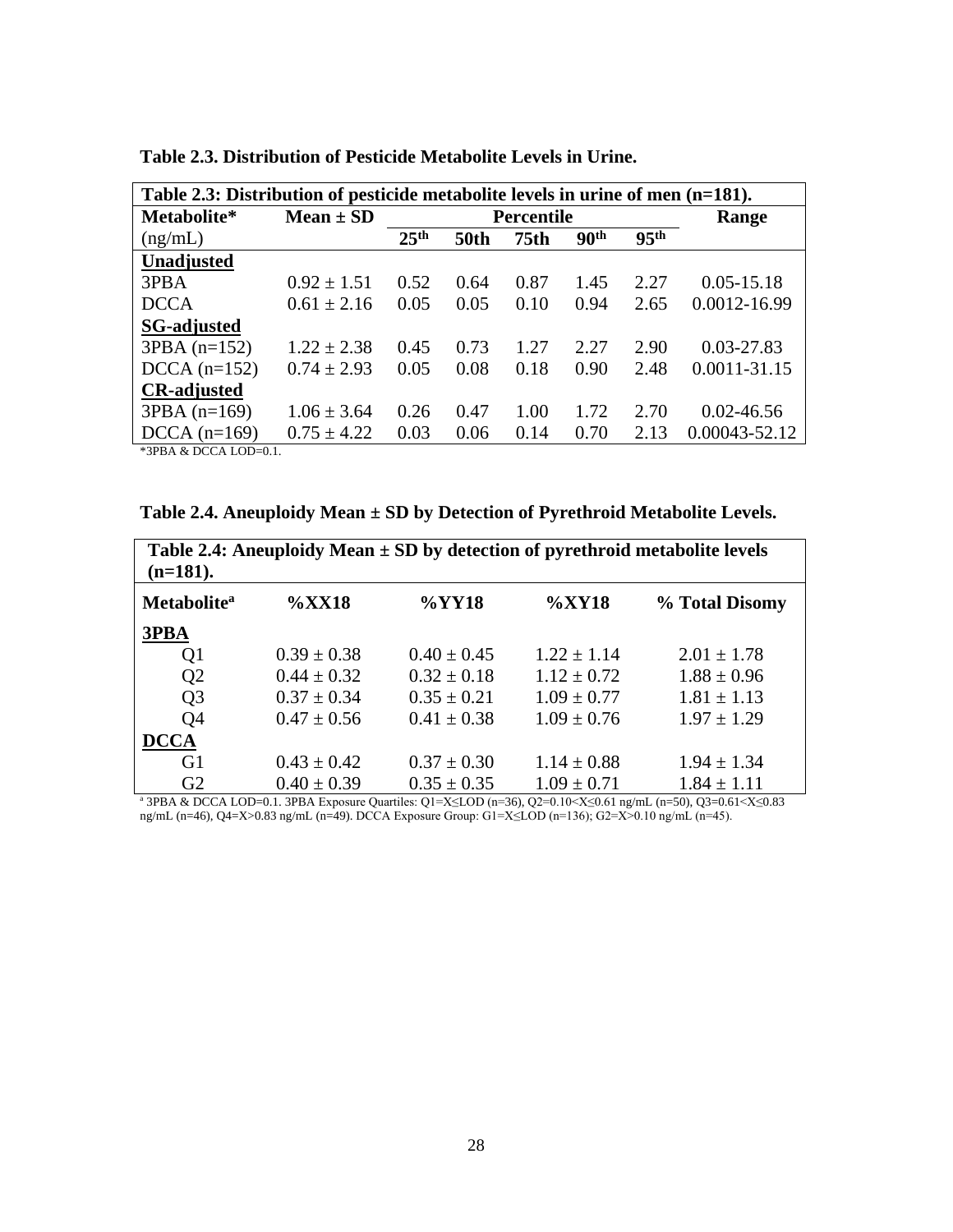**Table 2.3. Distribution of Pesticide Metabolite Levels in Urine.**

| Table 2.3: Distribution of pesticide metabolite levels in urine of men (n=181). | | | | | | | |
|---|---|---|---|---|---|---|---|
| **Metabolite*** | **Mean ± SD** | **Percentile** | | | | | **Range** |
| (ng/mL) | | **25th** | **50th** | **75th** | **90th** | **95th** | |
| **Unadjusted** | | | | | | | |
| 3PBA | 0.92 ± 1.51 | 0.52 | 0.64 | 0.87 | 1.45 | 2.27 | 0.05-15.18 |
| DCCA | 0.61 ± 2.16 | 0.05 | 0.05 | 0.10 | 0.94 | 2.65 | 0.0012-16.99 |
| **SG-adjusted** | | | | | | | |
| 3PBA (n=152) | 1.22 ± 2.38 | 0.45 | 0.73 | 1.27 | 2.27 | 2.90 | 0.03-27.83 |
| DCCA (n=152) | 0.74 ± 2.93 | 0.05 | 0.08 | 0.18 | 0.90 | 2.48 | 0.0011-31.15 |
| **CR-adjusted** | | | | | | | |
| 3PBA (n=169) | 1.06 ± 3.64 | 0.26 | 0.47 | 1.00 | 1.72 | 2.70 | 0.02-46.56 |
| DCCA (n=169) | 0.75 ± 4.22 | 0.03 | 0.06 | 0.14 | 0.70 | 2.13 | 0.00043-52.12 |

*3PBA & DCCA LOD=0.1.

**Table 2.4. Aneuploidy Mean ± SD by Detection of Pyrethroid Metabolite Levels.**

| Table 2.4: Aneuploidy Mean ± SD by detection of pyrethroid metabolite levels (n=181). | | | | |
|---|---|---|---|---|
| **Metabolite[a]** | **%XX18** | **%YY18** | **%XY18** | **% Total Disomy** |
| **3PBA** | | | | |
| Q1 | 0.39 ± 0.38 | 0.40 ± 0.45 | 1.22 ± 1.14 | 2.01 ± 1.78 |
| Q2 | 0.44 ± 0.32 | 0.32 ± 0.18 | 1.12 ± 0.72 | 1.88 ± 0.96 |
| Q3 | 0.37 ± 0.34 | 0.35 ± 0.21 | 1.09 ± 0.77 | 1.81 ± 1.13 |
| Q4 | 0.47 ± 0.56 | 0.41 ± 0.38 | 1.09 ± 0.76 | 1.97 ± 1.29 |
| **DCCA** | | | | |
| G1 | 0.43 ± 0.42 | 0.37 ± 0.30 | 1.14 ± 0.88 | 1.94 ± 1.34 |
| G2 | 0.40 ± 0.39 | 0.35 ± 0.35 | 1.09 ± 0.71 | 1.84 ± 1.11 |

[a] 3PBA & DCCA LOD=0.1. 3PBA Exposure Quartiles: Q1=X≤LOD (n=36), Q2=0.10<X≤0.61 ng/mL (n=50), Q3=0.61<X≤0.83 ng/mL (n=46), Q4=X>0.83 ng/mL (n=49). DCCA Exposure Group: G1=X≤LOD (n=136); G2=X>0.10 ng/mL (n=45).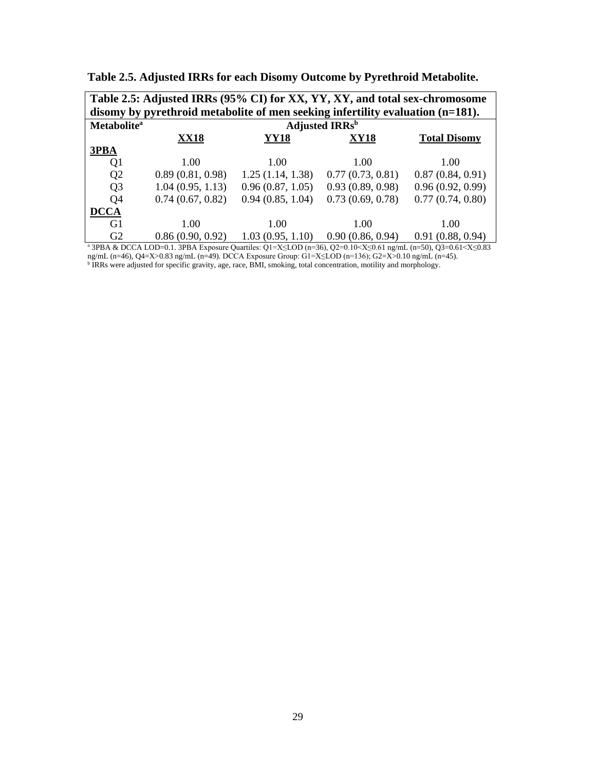**Table 2.5. Adjusted IRRs for each Disomy Outcome by Pyrethroid Metabolite.**

| **Table 2.5: Adjusted IRRs (95% CI) for XX, YY, XY, and total sex-chromosome disomy by pyrethroid metabolite of men seeking infertility evaluation (n=181).** | | | | |
|---|---|---|---|---|
| **Metabolite[a]** | **Adjusted IRRs[b]** | | | |
| | **XX18** | **YY18** | **XY18** | **Total Disomy** |
| **3PBA** | | | | |
| Q1 | 1.00 | 1.00 | 1.00 | 1.00 |
| Q2 | 0.89 (0.81, 0.98) | 1.25 (1.14, 1.38) | 0.77 (0.73, 0.81) | 0.87 (0.84, 0.91) |
| Q3 | 1.04 (0.95, 1.13) | 0.96 (0.87, 1.05) | 0.93 (0.89, 0.98) | 0.96 (0.92, 0.99) |
| Q4 | 0.74 (0.67, 0.82) | 0.94 (0.85, 1.04) | 0.73 (0.69, 0.78) | 0.77 (0.74, 0.80) |
| **DCCA** | | | | |
| G1 | 1.00 | 1.00 | 1.00 | 1.00 |
| G2 | 0.86 (0.90, 0.92) | 1.03 (0.95, 1.10) | 0.90 (0.86, 0.94) | 0.91 (0.88, 0.94) |

[a] 3PBA & DCCA LOD=0.1. 3PBA Exposure Quartiles: Q1=X≤LOD (n=36), Q2=0.10<X≤0.61 ng/mL (n=50), Q3=0.61<X≤0.83 ng/mL (n=46), Q4=X>0.83 ng/mL (n=49). DCCA Exposure Group: G1=X≤LOD (n=136); G2=X>0.10 ng/mL (n=45).

[b] IRRs were adjusted for specific gravity, age, race, BMI, smoking, total concentration, motility and morphology.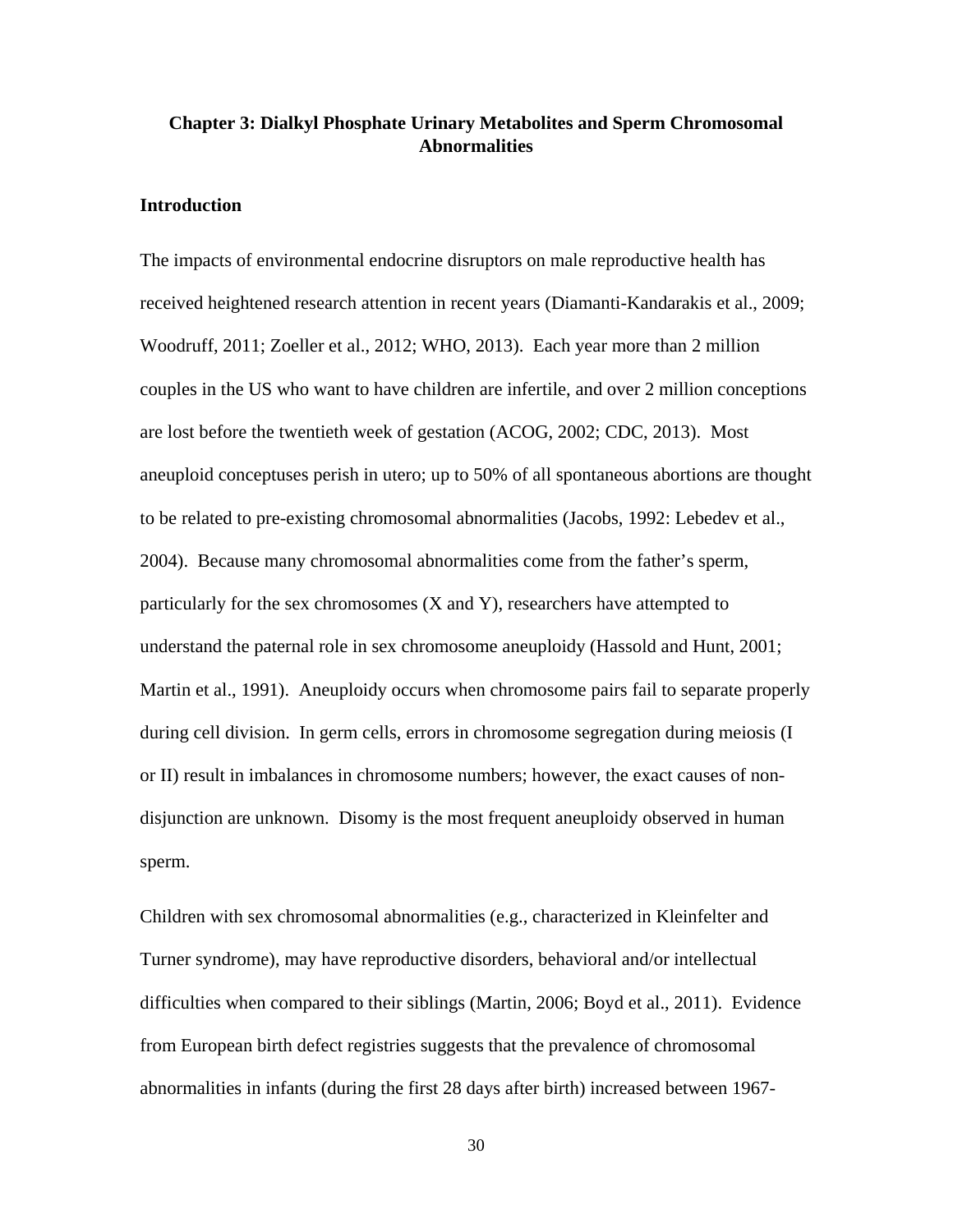## Chapter 3: Dialkyl Phosphate Urinary Metabolites and Sperm Chromosomal Abnormalities

### Introduction

The impacts of environmental endocrine disruptors on male reproductive health has received heightened research attention in recent years (Diamanti-Kandarakis et al., 2009; Woodruff, 2011; Zoeller et al., 2012; WHO, 2013). Each year more than 2 million couples in the US who want to have children are infertile, and over 2 million conceptions are lost before the twentieth week of gestation (ACOG, 2002; CDC, 2013). Most aneuploid conceptuses perish in utero; up to 50% of all spontaneous abortions are thought to be related to pre-existing chromosomal abnormalities (Jacobs, 1992: Lebedev et al., 2004). Because many chromosomal abnormalities come from the father's sperm, particularly for the sex chromosomes (X and Y), researchers have attempted to understand the paternal role in sex chromosome aneuploidy (Hassold and Hunt, 2001; Martin et al., 1991). Aneuploidy occurs when chromosome pairs fail to separate properly during cell division. In germ cells, errors in chromosome segregation during meiosis (I or II) result in imbalances in chromosome numbers; however, the exact causes of non-disjunction are unknown. Disomy is the most frequent aneuploidy observed in human sperm.

Children with sex chromosomal abnormalities (e.g., characterized in Kleinfelter and Turner syndrome), may have reproductive disorders, behavioral and/or intellectual difficulties when compared to their siblings (Martin, 2006; Boyd et al., 2011). Evidence from European birth defect registries suggests that the prevalence of chromosomal abnormalities in infants (during the first 28 days after birth) increased between 1967-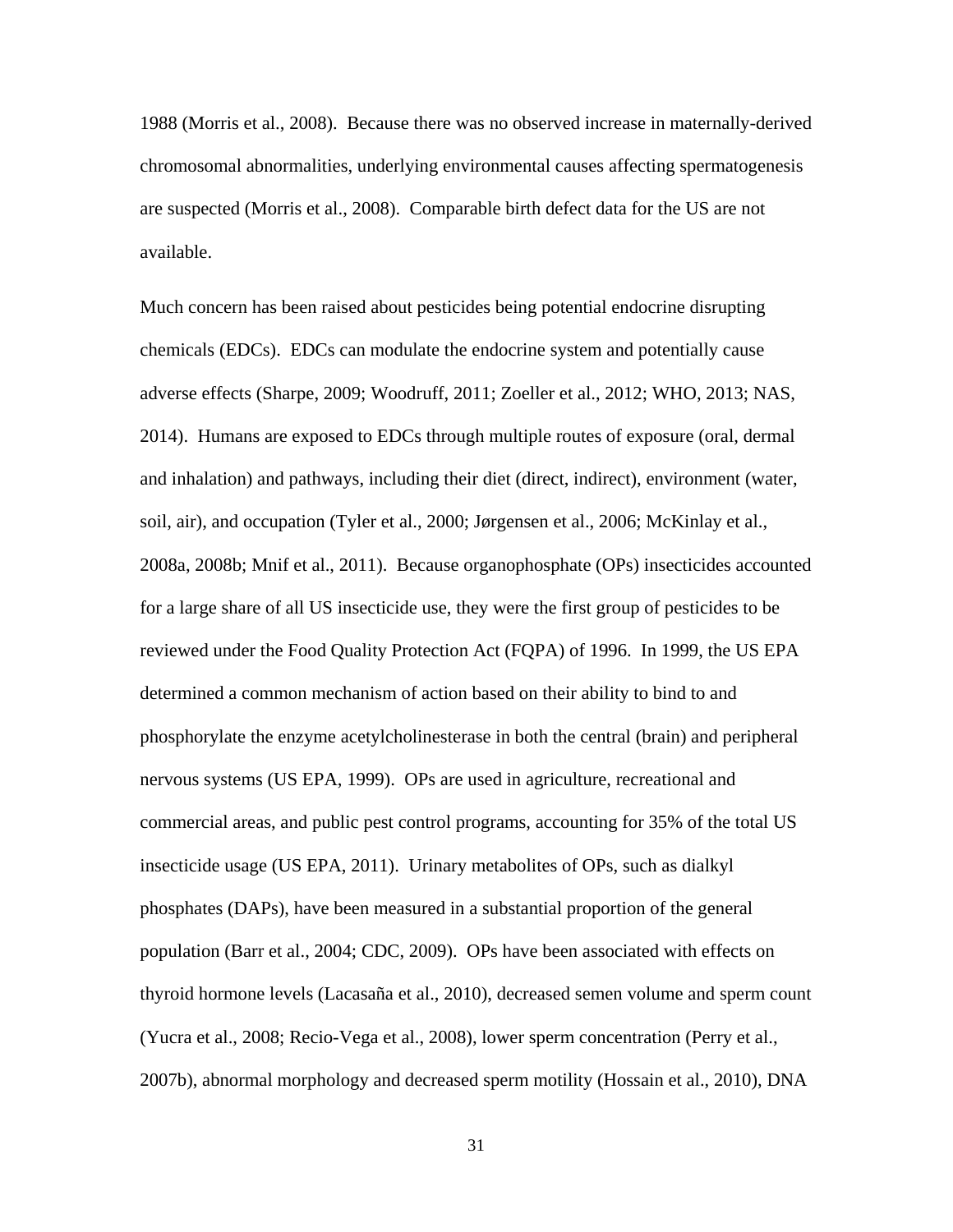1988 (Morris et al., 2008). Because there was no observed increase in maternally-derived chromosomal abnormalities, underlying environmental causes affecting spermatogenesis are suspected (Morris et al., 2008). Comparable birth defect data for the US are not available.

Much concern has been raised about pesticides being potential endocrine disrupting chemicals (EDCs). EDCs can modulate the endocrine system and potentially cause adverse effects (Sharpe, 2009; Woodruff, 2011; Zoeller et al., 2012; WHO, 2013; NAS, 2014). Humans are exposed to EDCs through multiple routes of exposure (oral, dermal and inhalation) and pathways, including their diet (direct, indirect), environment (water, soil, air), and occupation (Tyler et al., 2000; Jørgensen et al., 2006; McKinlay et al., 2008a, 2008b; Mnif et al., 2011). Because organophosphate (OPs) insecticides accounted for a large share of all US insecticide use, they were the first group of pesticides to be reviewed under the Food Quality Protection Act (FQPA) of 1996. In 1999, the US EPA determined a common mechanism of action based on their ability to bind to and phosphorylate the enzyme acetylcholinesterase in both the central (brain) and peripheral nervous systems (US EPA, 1999). OPs are used in agriculture, recreational and commercial areas, and public pest control programs, accounting for 35% of the total US insecticide usage (US EPA, 2011). Urinary metabolites of OPs, such as dialkyl phosphates (DAPs), have been measured in a substantial proportion of the general population (Barr et al., 2004; CDC, 2009). OPs have been associated with effects on thyroid hormone levels (Lacasaña et al., 2010), decreased semen volume and sperm count (Yucra et al., 2008; Recio-Vega et al., 2008), lower sperm concentration (Perry et al., 2007b), abnormal morphology and decreased sperm motility (Hossain et al., 2010), DNA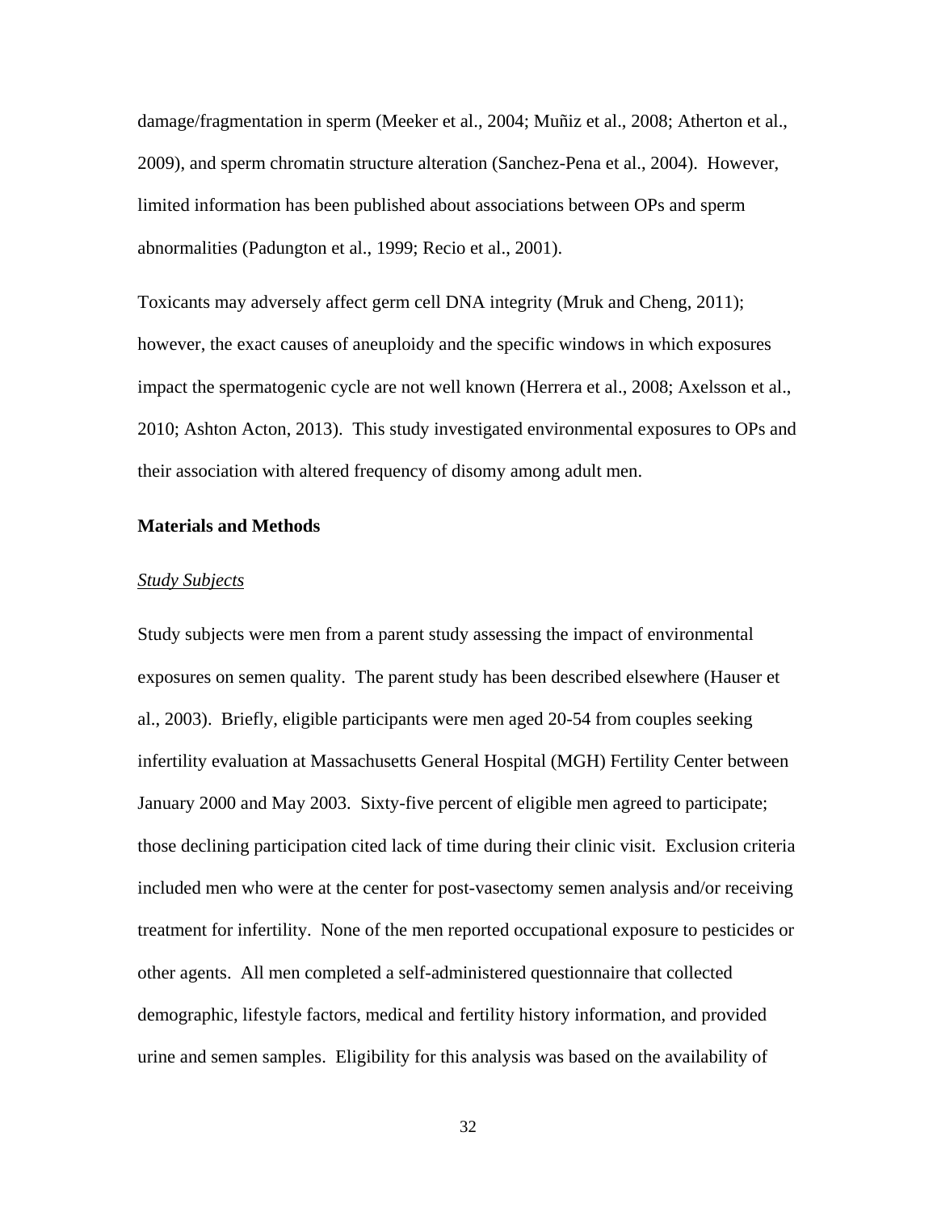damage/fragmentation in sperm (Meeker et al., 2004; Muñiz et al., 2008; Atherton et al., 2009), and sperm chromatin structure alteration (Sanchez-Pena et al., 2004). However, limited information has been published about associations between OPs and sperm abnormalities (Padungton et al., 1999; Recio et al., 2001).

Toxicants may adversely affect germ cell DNA integrity (Mruk and Cheng, 2011); however, the exact causes of aneuploidy and the specific windows in which exposures impact the spermatogenic cycle are not well known (Herrera et al., 2008; Axelsson et al., 2010; Ashton Acton, 2013). This study investigated environmental exposures to OPs and their association with altered frequency of disomy among adult men.

**Materials and Methods**

*Study Subjects*

Study subjects were men from a parent study assessing the impact of environmental exposures on semen quality. The parent study has been described elsewhere (Hauser et al., 2003). Briefly, eligible participants were men aged 20-54 from couples seeking infertility evaluation at Massachusetts General Hospital (MGH) Fertility Center between January 2000 and May 2003. Sixty-five percent of eligible men agreed to participate; those declining participation cited lack of time during their clinic visit. Exclusion criteria included men who were at the center for post-vasectomy semen analysis and/or receiving treatment for infertility. None of the men reported occupational exposure to pesticides or other agents. All men completed a self-administered questionnaire that collected demographic, lifestyle factors, medical and fertility history information, and provided urine and semen samples. Eligibility for this analysis was based on the availability of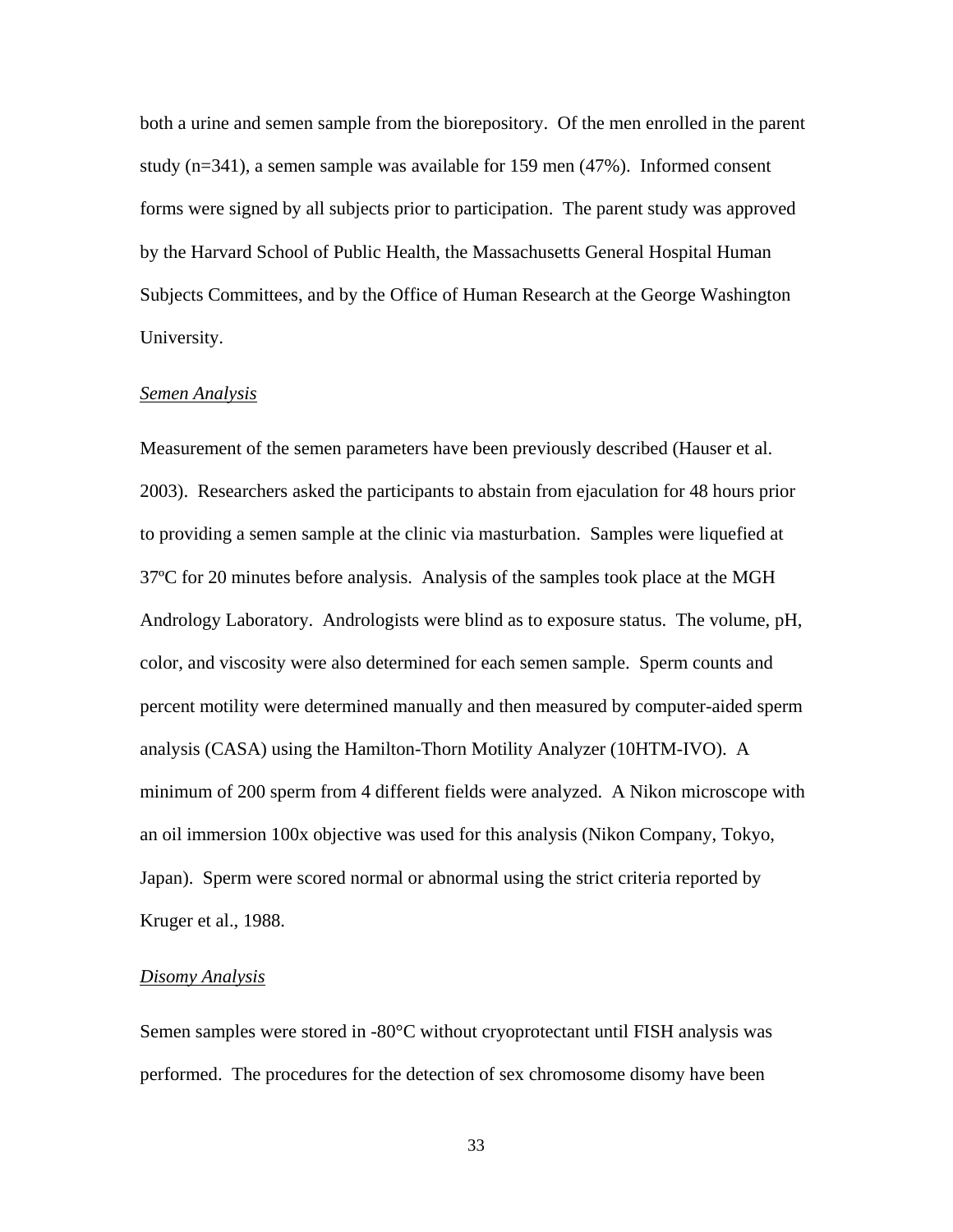both a urine and semen sample from the biorepository. Of the men enrolled in the parent study (n=341), a semen sample was available for 159 men (47%). Informed consent forms were signed by all subjects prior to participation. The parent study was approved by the Harvard School of Public Health, the Massachusetts General Hospital Human Subjects Committees, and by the Office of Human Research at the George Washington University.

*Semen Analysis*

Measurement of the semen parameters have been previously described (Hauser et al. 2003). Researchers asked the participants to abstain from ejaculation for 48 hours prior to providing a semen sample at the clinic via masturbation. Samples were liquefied at 37ºC for 20 minutes before analysis. Analysis of the samples took place at the MGH Andrology Laboratory. Andrologists were blind as to exposure status. The volume, pH, color, and viscosity were also determined for each semen sample. Sperm counts and percent motility were determined manually and then measured by computer-aided sperm analysis (CASA) using the Hamilton-Thorn Motility Analyzer (10HTM-IVO). A minimum of 200 sperm from 4 different fields were analyzed. A Nikon microscope with an oil immersion 100x objective was used for this analysis (Nikon Company, Tokyo, Japan). Sperm were scored normal or abnormal using the strict criteria reported by Kruger et al., 1988.

*Disomy Analysis*

Semen samples were stored in -80°C without cryoprotectant until FISH analysis was performed. The procedures for the detection of sex chromosome disomy have been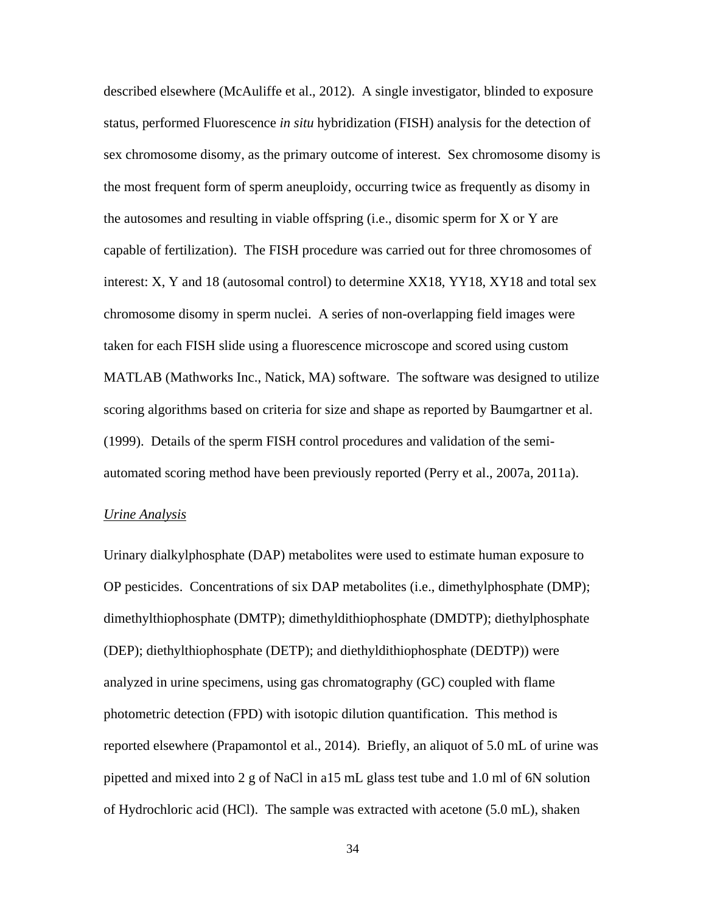described elsewhere (McAuliffe et al., 2012). A single investigator, blinded to exposure status, performed Fluorescence *in situ* hybridization (FISH) analysis for the detection of sex chromosome disomy, as the primary outcome of interest. Sex chromosome disomy is the most frequent form of sperm aneuploidy, occurring twice as frequently as disomy in the autosomes and resulting in viable offspring (i.e., disomic sperm for X or Y are capable of fertilization). The FISH procedure was carried out for three chromosomes of interest: X, Y and 18 (autosomal control) to determine XX18, YY18, XY18 and total sex chromosome disomy in sperm nuclei. A series of non-overlapping field images were taken for each FISH slide using a fluorescence microscope and scored using custom MATLAB (Mathworks Inc., Natick, MA) software. The software was designed to utilize scoring algorithms based on criteria for size and shape as reported by Baumgartner et al. (1999). Details of the sperm FISH control procedures and validation of the semi-automated scoring method have been previously reported (Perry et al., 2007a, 2011a).

<u>*Urine Analysis*</u>

Urinary dialkylphosphate (DAP) metabolites were used to estimate human exposure to OP pesticides. Concentrations of six DAP metabolites (i.e., dimethylphosphate (DMP); dimethylthiophosphate (DMTP); dimethyldithiophosphate (DMDTP); diethylphosphate (DEP); diethylthiophosphate (DETP); and diethyldithiophosphate (DEDTP)) were analyzed in urine specimens, using gas chromatography (GC) coupled with flame photometric detection (FPD) with isotopic dilution quantification. This method is reported elsewhere (Prapamontol et al., 2014). Briefly, an aliquot of 5.0 mL of urine was pipetted and mixed into 2 g of NaCl in a15 mL glass test tube and 1.0 ml of 6N solution of Hydrochloric acid (HCl). The sample was extracted with acetone (5.0 mL), shaken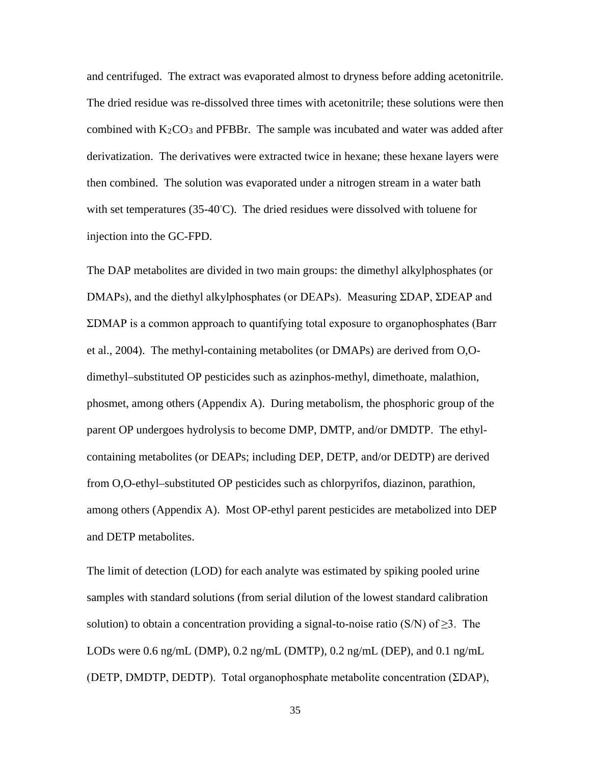and centrifuged. The extract was evaporated almost to dryness before adding acetonitrile. The dried residue was re-dissolved three times with acetonitrile; these solutions were then combined with $K_2CO_3$ and PFBBr. The sample was incubated and water was added after derivatization. The derivatives were extracted twice in hexane; these hexane layers were then combined. The solution was evaporated under a nitrogen stream in a water bath with set temperatures (35-40°C). The dried residues were dissolved with toluene for injection into the GC-FPD.

The DAP metabolites are divided in two main groups: the dimethyl alkylphosphates (or DMAPs), and the diethyl alkylphosphates (or DEAPs). Measuring ΣDAP, ΣDEAP and ΣDMAP is a common approach to quantifying total exposure to organophosphates (Barr et al., 2004). The methyl-containing metabolites (or DMAPs) are derived from O,O-dimethyl–substituted OP pesticides such as azinphos-methyl, dimethoate, malathion, phosmet, among others (Appendix A). During metabolism, the phosphoric group of the parent OP undergoes hydrolysis to become DMP, DMTP, and/or DMDTP. The ethyl-containing metabolites (or DEAPs; including DEP, DETP, and/or DEDTP) are derived from O,O-ethyl–substituted OP pesticides such as chlorpyrifos, diazinon, parathion, among others (Appendix A). Most OP-ethyl parent pesticides are metabolized into DEP and DETP metabolites.

The limit of detection (LOD) for each analyte was estimated by spiking pooled urine samples with standard solutions (from serial dilution of the lowest standard calibration solution) to obtain a concentration providing a signal-to-noise ratio (S/N) of $\geq 3$. The LODs were 0.6 ng/mL (DMP), 0.2 ng/mL (DMTP), 0.2 ng/mL (DEP), and 0.1 ng/mL (DETP, DMDTP, DEDTP). Total organophosphate metabolite concentration (ΣDAP),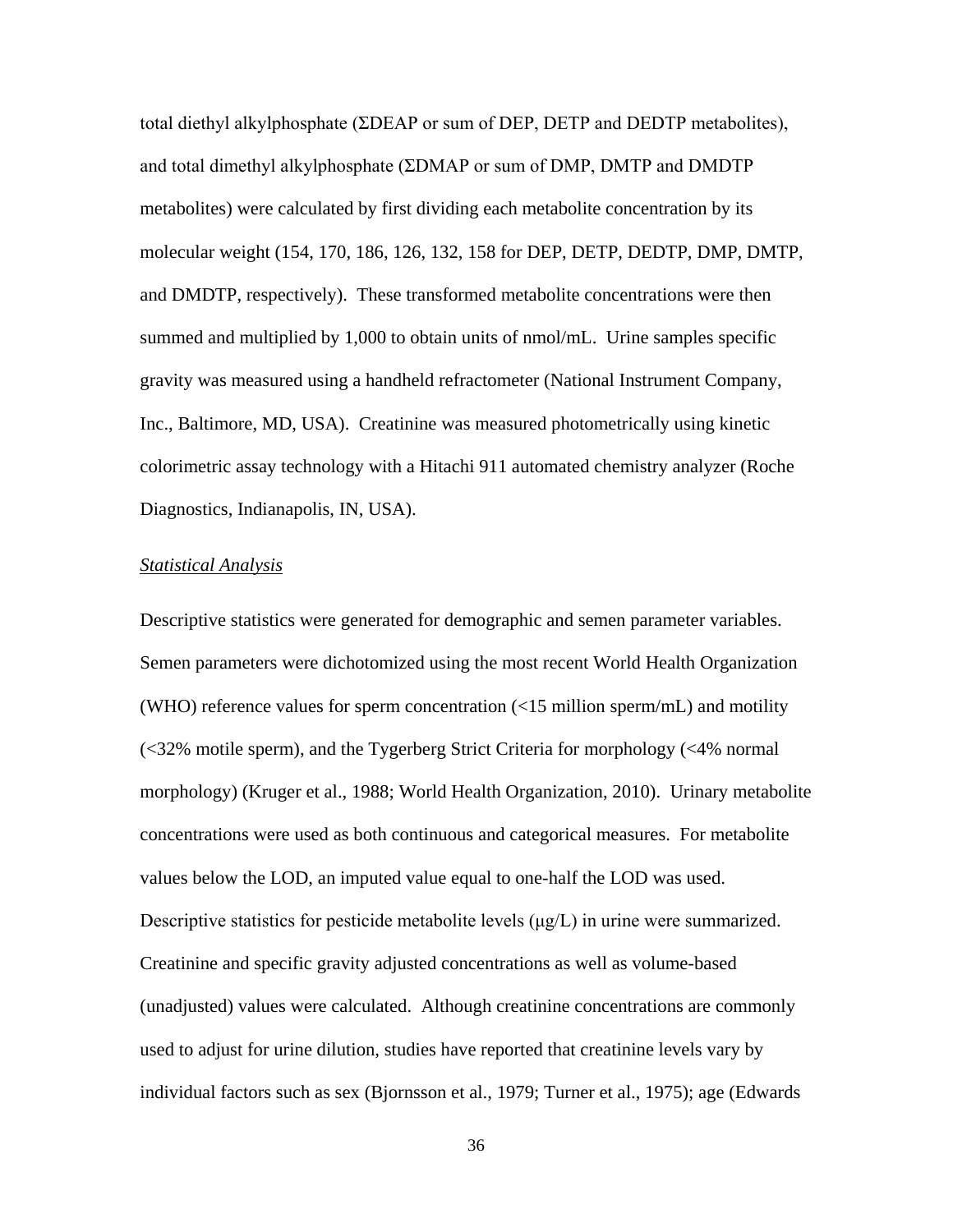total diethyl alkylphosphate (ΣDEAP or sum of DEP, DETP and DEDTP metabolites), and total dimethyl alkylphosphate (ΣDMAP or sum of DMP, DMTP and DMDTP metabolites) were calculated by first dividing each metabolite concentration by its molecular weight (154, 170, 186, 126, 132, 158 for DEP, DETP, DEDTP, DMP, DMTP, and DMDTP, respectively). These transformed metabolite concentrations were then summed and multiplied by 1,000 to obtain units of nmol/mL. Urine samples specific gravity was measured using a handheld refractometer (National Instrument Company, Inc., Baltimore, MD, USA). Creatinine was measured photometrically using kinetic colorimetric assay technology with a Hitachi 911 automated chemistry analyzer (Roche Diagnostics, Indianapolis, IN, USA).

*Statistical Analysis*

Descriptive statistics were generated for demographic and semen parameter variables. Semen parameters were dichotomized using the most recent World Health Organization (WHO) reference values for sperm concentration (<15 million sperm/mL) and motility (<32% motile sperm), and the Tygerberg Strict Criteria for morphology (<4% normal morphology) (Kruger et al., 1988; World Health Organization, 2010). Urinary metabolite concentrations were used as both continuous and categorical measures. For metabolite values below the LOD, an imputed value equal to one-half the LOD was used. Descriptive statistics for pesticide metabolite levels (μg/L) in urine were summarized. Creatinine and specific gravity adjusted concentrations as well as volume-based (unadjusted) values were calculated. Although creatinine concentrations are commonly used to adjust for urine dilution, studies have reported that creatinine levels vary by individual factors such as sex (Bjornsson et al., 1979; Turner et al., 1975); age (Edwards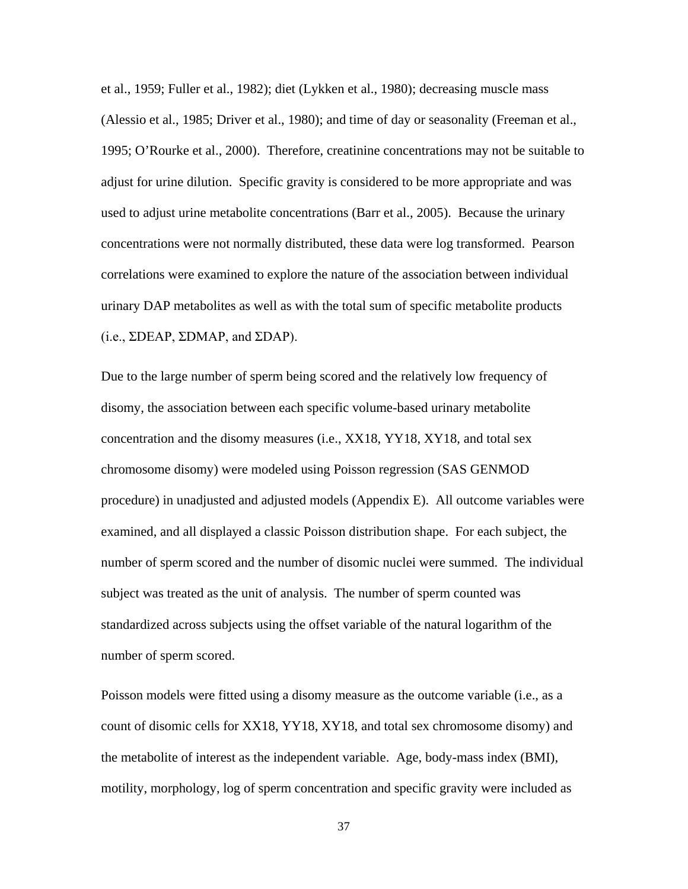et al., 1959; Fuller et al., 1982); diet (Lykken et al., 1980); decreasing muscle mass (Alessio et al., 1985; Driver et al., 1980); and time of day or seasonality (Freeman et al., 1995; O'Rourke et al., 2000). Therefore, creatinine concentrations may not be suitable to adjust for urine dilution. Specific gravity is considered to be more appropriate and was used to adjust urine metabolite concentrations (Barr et al., 2005). Because the urinary concentrations were not normally distributed, these data were log transformed. Pearson correlations were examined to explore the nature of the association between individual urinary DAP metabolites as well as with the total sum of specific metabolite products (i.e., ΣDEAP, ΣDMAP, and ΣDAP).

Due to the large number of sperm being scored and the relatively low frequency of disomy, the association between each specific volume-based urinary metabolite concentration and the disomy measures (i.e., XX18, YY18, XY18, and total sex chromosome disomy) were modeled using Poisson regression (SAS GENMOD procedure) in unadjusted and adjusted models (Appendix E). All outcome variables were examined, and all displayed a classic Poisson distribution shape. For each subject, the number of sperm scored and the number of disomic nuclei were summed. The individual subject was treated as the unit of analysis. The number of sperm counted was standardized across subjects using the offset variable of the natural logarithm of the number of sperm scored.

Poisson models were fitted using a disomy measure as the outcome variable (i.e., as a count of disomic cells for XX18, YY18, XY18, and total sex chromosome disomy) and the metabolite of interest as the independent variable. Age, body-mass index (BMI), motility, morphology, log of sperm concentration and specific gravity were included as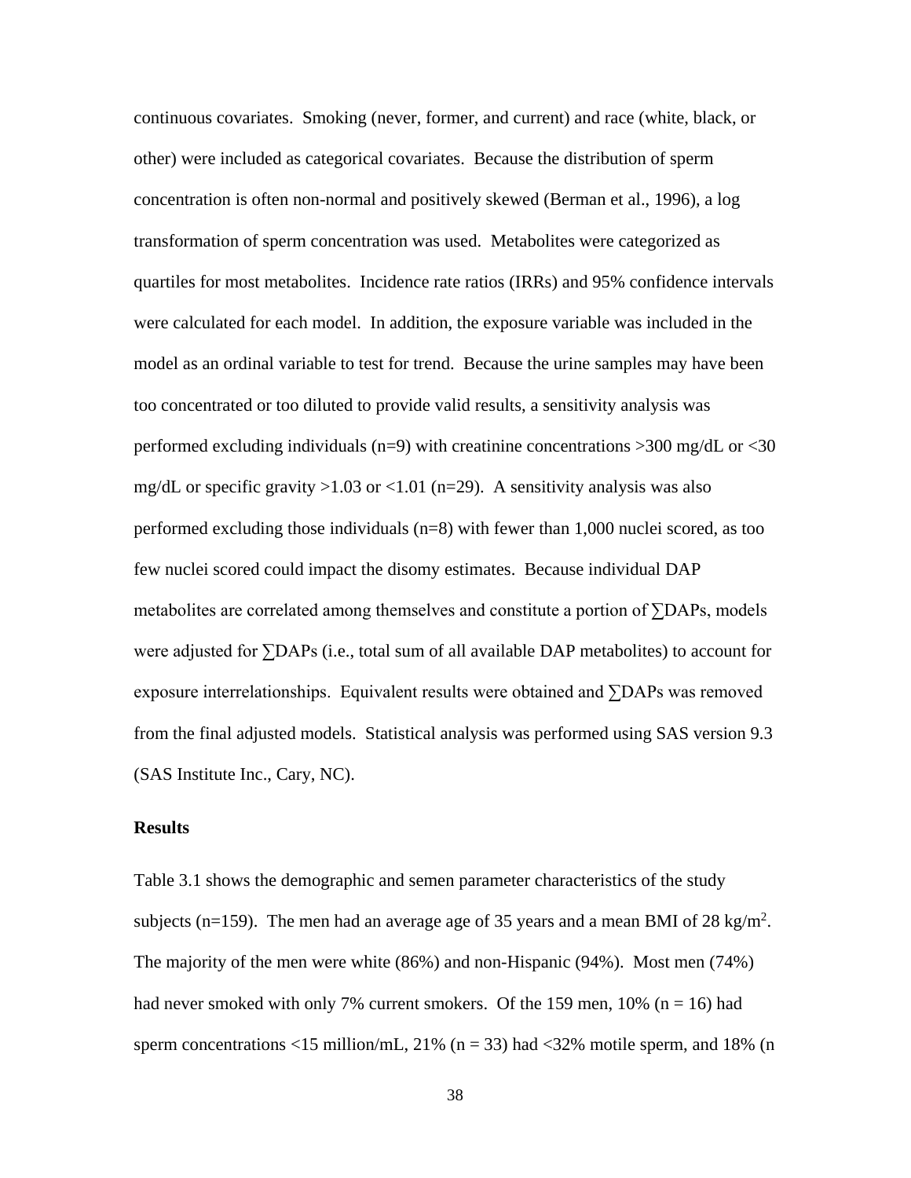continuous covariates. Smoking (never, former, and current) and race (white, black, or other) were included as categorical covariates. Because the distribution of sperm concentration is often non-normal and positively skewed (Berman et al., 1996), a log transformation of sperm concentration was used. Metabolites were categorized as quartiles for most metabolites. Incidence rate ratios (IRRs) and 95% confidence intervals were calculated for each model. In addition, the exposure variable was included in the model as an ordinal variable to test for trend. Because the urine samples may have been too concentrated or too diluted to provide valid results, a sensitivity analysis was performed excluding individuals (n=9) with creatinine concentrations >300 mg/dL or <30 mg/dL or specific gravity >1.03 or <1.01 (n=29). A sensitivity analysis was also performed excluding those individuals (n=8) with fewer than 1,000 nuclei scored, as too few nuclei scored could impact the disomy estimates. Because individual DAP metabolites are correlated among themselves and constitute a portion of ∑DAPs, models were adjusted for ∑DAPs (i.e., total sum of all available DAP metabolites) to account for exposure interrelationships. Equivalent results were obtained and ∑DAPs was removed from the final adjusted models. Statistical analysis was performed using SAS version 9.3 (SAS Institute Inc., Cary, NC).

**Results**

Table 3.1 shows the demographic and semen parameter characteristics of the study subjects (n=159). The men had an average age of 35 years and a mean BMI of 28 kg/m$^2$. The majority of the men were white (86%) and non-Hispanic (94%). Most men (74%) had never smoked with only 7% current smokers. Of the 159 men, 10% (n = 16) had sperm concentrations <15 million/mL, 21% (n = 33) had <32% motile sperm, and 18% (n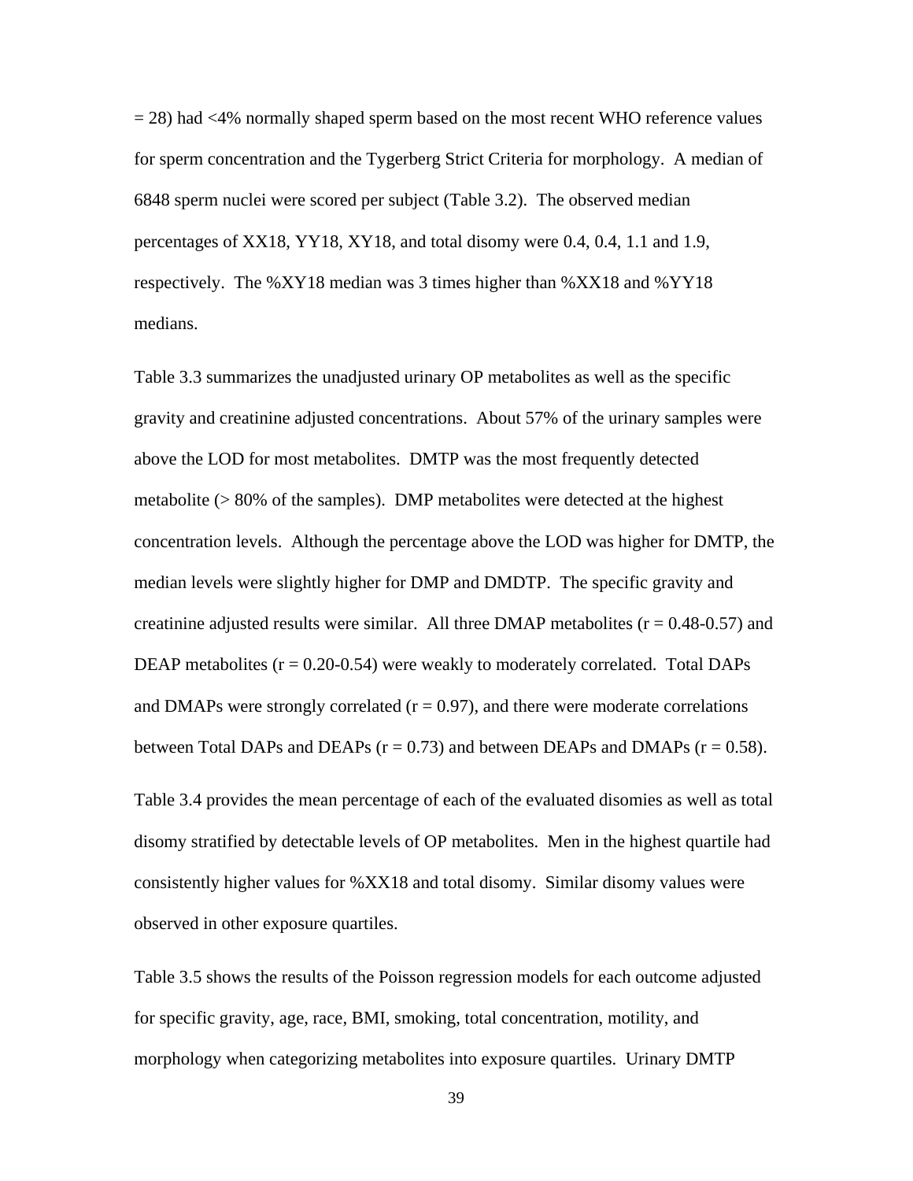= 28) had <4% normally shaped sperm based on the most recent WHO reference values for sperm concentration and the Tygerberg Strict Criteria for morphology. A median of 6848 sperm nuclei were scored per subject (Table 3.2). The observed median percentages of XX18, YY18, XY18, and total disomy were 0.4, 0.4, 1.1 and 1.9, respectively. The %XY18 median was 3 times higher than %XX18 and %YY18 medians.

Table 3.3 summarizes the unadjusted urinary OP metabolites as well as the specific gravity and creatinine adjusted concentrations. About 57% of the urinary samples were above the LOD for most metabolites. DMTP was the most frequently detected metabolite (> 80% of the samples). DMP metabolites were detected at the highest concentration levels. Although the percentage above the LOD was higher for DMTP, the median levels were slightly higher for DMP and DMDTP. The specific gravity and creatinine adjusted results were similar. All three DMAP metabolites ($r = 0.48$-$0.57$) and DEAP metabolites ($r = 0.20$-$0.54$) were weakly to moderately correlated. Total DAPs and DMAPs were strongly correlated ($r = 0.97$), and there were moderate correlations between Total DAPs and DEAPs ($r = 0.73$) and between DEAPs and DMAPs ($r = 0.58$).

Table 3.4 provides the mean percentage of each of the evaluated disomies as well as total disomy stratified by detectable levels of OP metabolites. Men in the highest quartile had consistently higher values for %XX18 and total disomy. Similar disomy values were observed in other exposure quartiles.

Table 3.5 shows the results of the Poisson regression models for each outcome adjusted for specific gravity, age, race, BMI, smoking, total concentration, motility, and morphology when categorizing metabolites into exposure quartiles. Urinary DMTP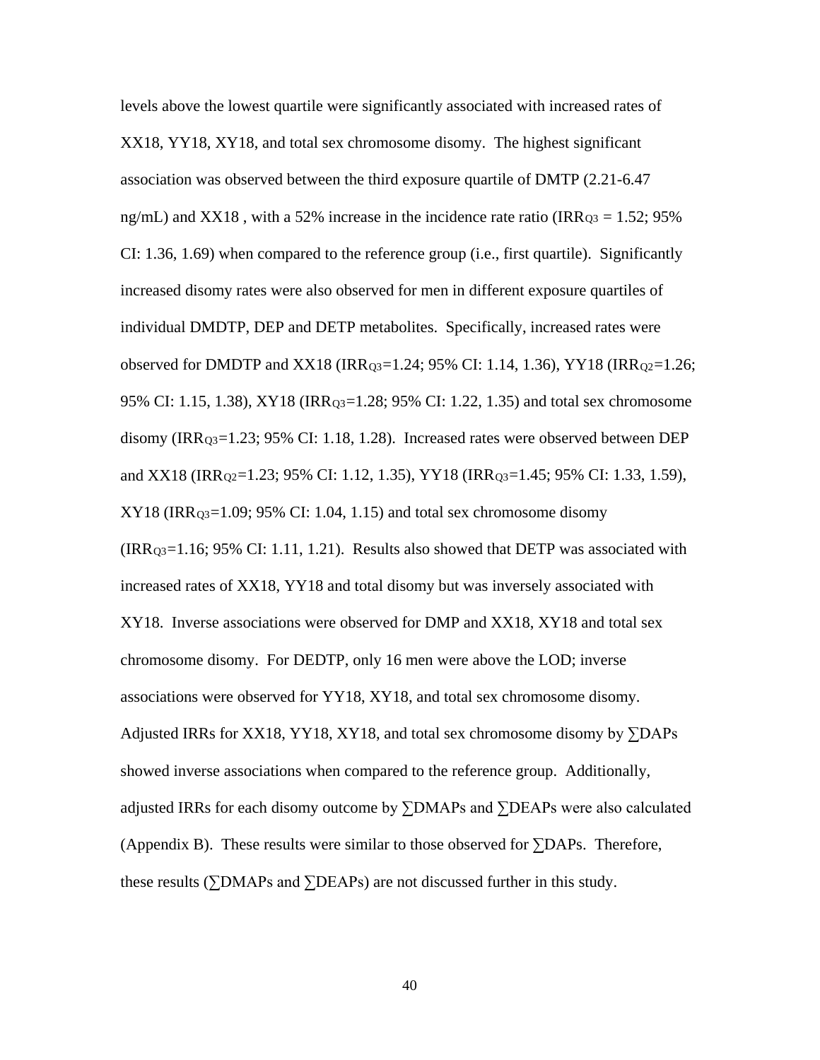levels above the lowest quartile were significantly associated with increased rates of XX18, YY18, XY18, and total sex chromosome disomy. The highest significant association was observed between the third exposure quartile of DMTP (2.21-6.47 ng/mL) and XX18 , with a 52% increase in the incidence rate ratio ($IRR_{Q3}$ = 1.52; 95% CI: 1.36, 1.69) when compared to the reference group (i.e., first quartile). Significantly increased disomy rates were also observed for men in different exposure quartiles of individual DMDTP, DEP and DETP metabolites. Specifically, increased rates were observed for DMDTP and XX18 ($IRR_{Q3}$=1.24; 95% CI: 1.14, 1.36), YY18 ($IRR_{Q2}$=1.26; 95% CI: 1.15, 1.38), XY18 ($IRR_{Q3}$=1.28; 95% CI: 1.22, 1.35) and total sex chromosome disomy ($IRR_{Q3}$=1.23; 95% CI: 1.18, 1.28). Increased rates were observed between DEP and XX18 ($IRR_{Q2}$=1.23; 95% CI: 1.12, 1.35), YY18 ($IRR_{Q3}$=1.45; 95% CI: 1.33, 1.59), XY18 ($IRR_{Q3}$=1.09; 95% CI: 1.04, 1.15) and total sex chromosome disomy ($IRR_{Q3}$=1.16; 95% CI: 1.11, 1.21). Results also showed that DETP was associated with increased rates of XX18, YY18 and total disomy but was inversely associated with XY18. Inverse associations were observed for DMP and XX18, XY18 and total sex chromosome disomy. For DEDTP, only 16 men were above the LOD; inverse associations were observed for YY18, XY18, and total sex chromosome disomy. Adjusted IRRs for XX18, YY18, XY18, and total sex chromosome disomy by ∑DAPs showed inverse associations when compared to the reference group. Additionally, adjusted IRRs for each disomy outcome by ∑DMAPs and ∑DEAPs were also calculated (Appendix B). These results were similar to those observed for ∑DAPs. Therefore, these results (∑DMAPs and ∑DEAPs) are not discussed further in this study.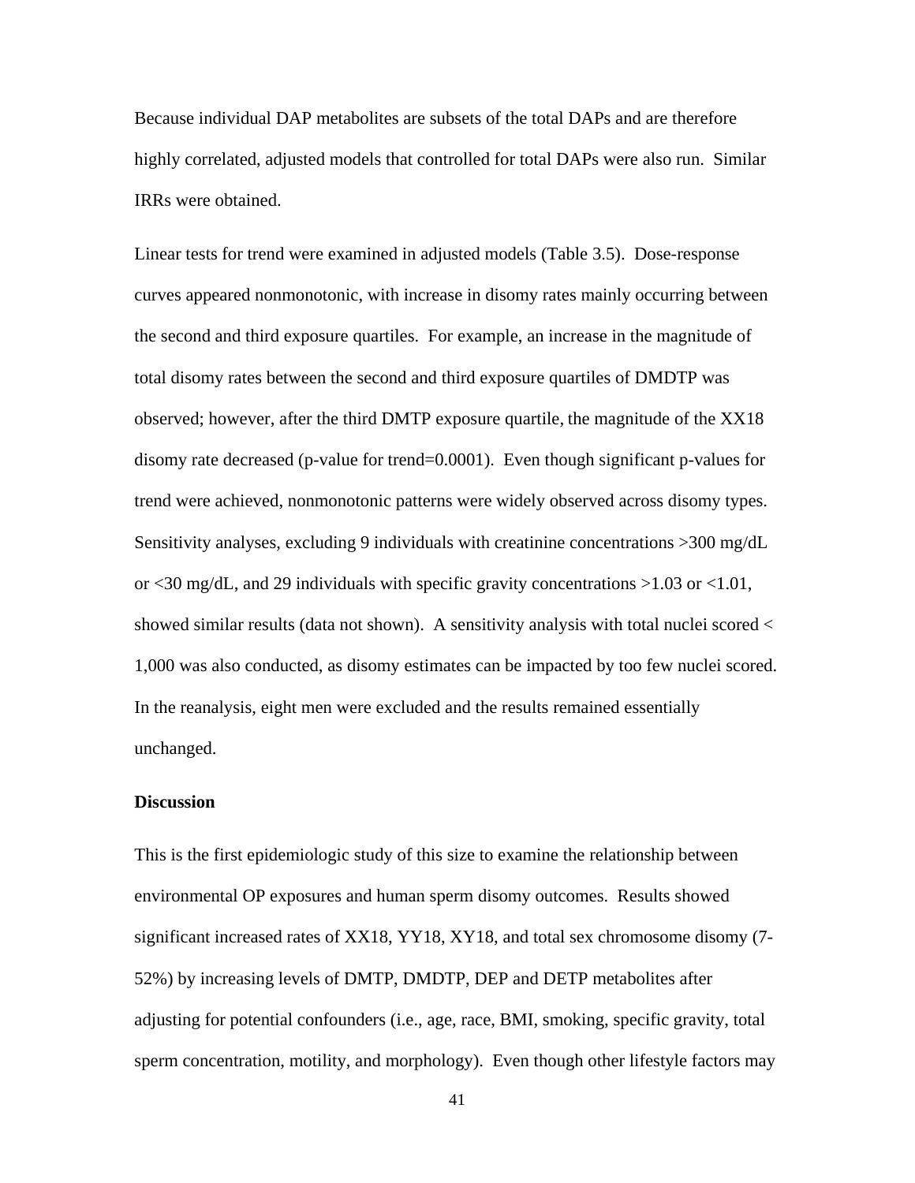Because individual DAP metabolites are subsets of the total DAPs and are therefore highly correlated, adjusted models that controlled for total DAPs were also run. Similar IRRs were obtained.

Linear tests for trend were examined in adjusted models (Table 3.5). Dose-response curves appeared nonmonotonic, with increase in disomy rates mainly occurring between the second and third exposure quartiles. For example, an increase in the magnitude of total disomy rates between the second and third exposure quartiles of DMDTP was observed; however, after the third DMTP exposure quartile, the magnitude of the XX18 disomy rate decreased (p-value for trend=0.0001). Even though significant p-values for trend were achieved, nonmonotonic patterns were widely observed across disomy types. Sensitivity analyses, excluding 9 individuals with creatinine concentrations >300 mg/dL or <30 mg/dL, and 29 individuals with specific gravity concentrations >1.03 or <1.01, showed similar results (data not shown). A sensitivity analysis with total nuclei scored < 1,000 was also conducted, as disomy estimates can be impacted by too few nuclei scored. In the reanalysis, eight men were excluded and the results remained essentially unchanged.

**Discussion**

This is the first epidemiologic study of this size to examine the relationship between environmental OP exposures and human sperm disomy outcomes. Results showed significant increased rates of XX18, YY18, XY18, and total sex chromosome disomy (7-52%) by increasing levels of DMTP, DMDTP, DEP and DETP metabolites after adjusting for potential confounders (i.e., age, race, BMI, smoking, specific gravity, total sperm concentration, motility, and morphology). Even though other lifestyle factors may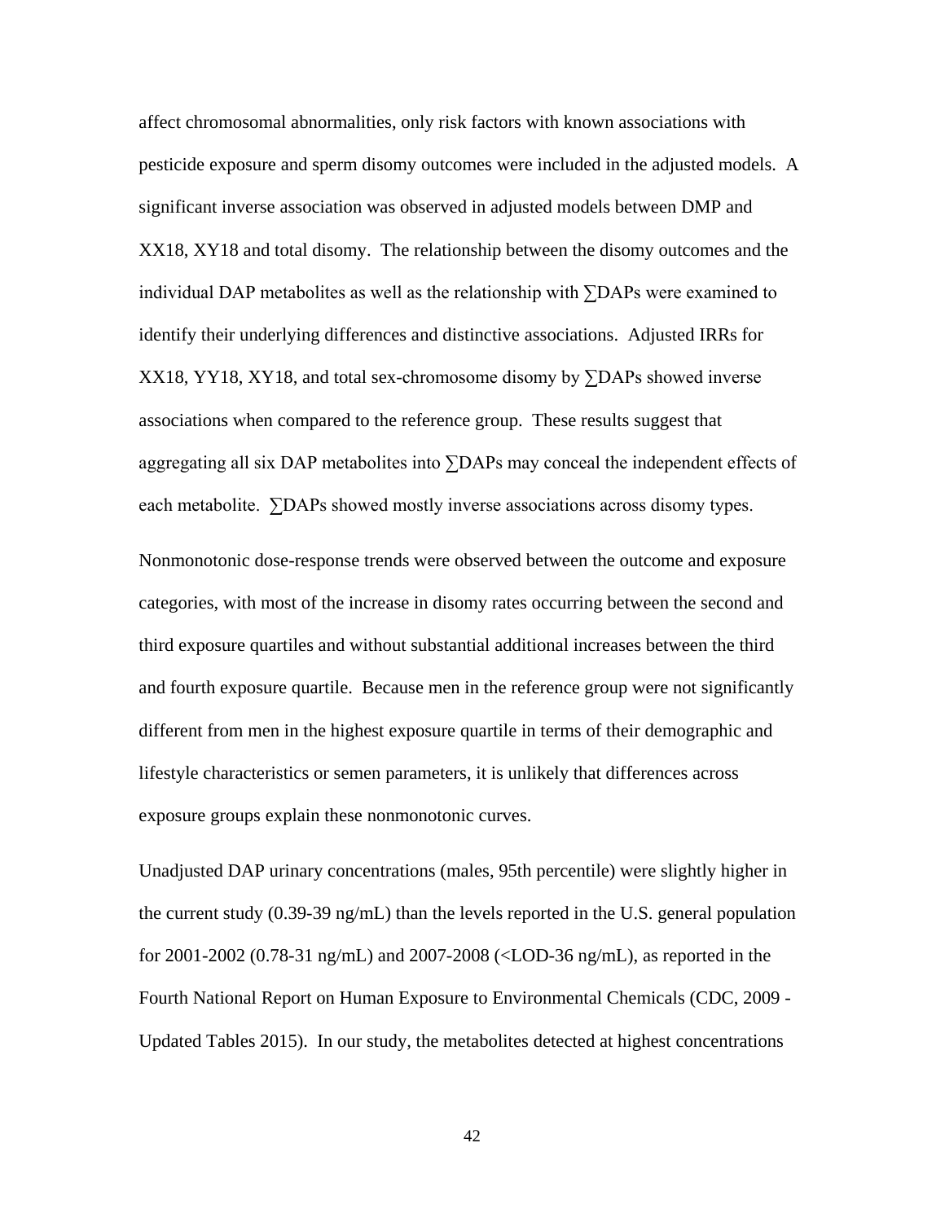affect chromosomal abnormalities, only risk factors with known associations with pesticide exposure and sperm disomy outcomes were included in the adjusted models. A significant inverse association was observed in adjusted models between DMP and XX18, XY18 and total disomy. The relationship between the disomy outcomes and the individual DAP metabolites as well as the relationship with ∑DAPs were examined to identify their underlying differences and distinctive associations. Adjusted IRRs for XX18, YY18, XY18, and total sex-chromosome disomy by ∑DAPs showed inverse associations when compared to the reference group. These results suggest that aggregating all six DAP metabolites into ∑DAPs may conceal the independent effects of each metabolite. ∑DAPs showed mostly inverse associations across disomy types.

Nonmonotonic dose-response trends were observed between the outcome and exposure categories, with most of the increase in disomy rates occurring between the second and third exposure quartiles and without substantial additional increases between the third and fourth exposure quartile. Because men in the reference group were not significantly different from men in the highest exposure quartile in terms of their demographic and lifestyle characteristics or semen parameters, it is unlikely that differences across exposure groups explain these nonmonotonic curves.

Unadjusted DAP urinary concentrations (males, 95th percentile) were slightly higher in the current study (0.39-39 ng/mL) than the levels reported in the U.S. general population for 2001-2002 (0.78-31 ng/mL) and 2007-2008 (<LOD-36 ng/mL), as reported in the Fourth National Report on Human Exposure to Environmental Chemicals (CDC, 2009 - Updated Tables 2015). In our study, the metabolites detected at highest concentrations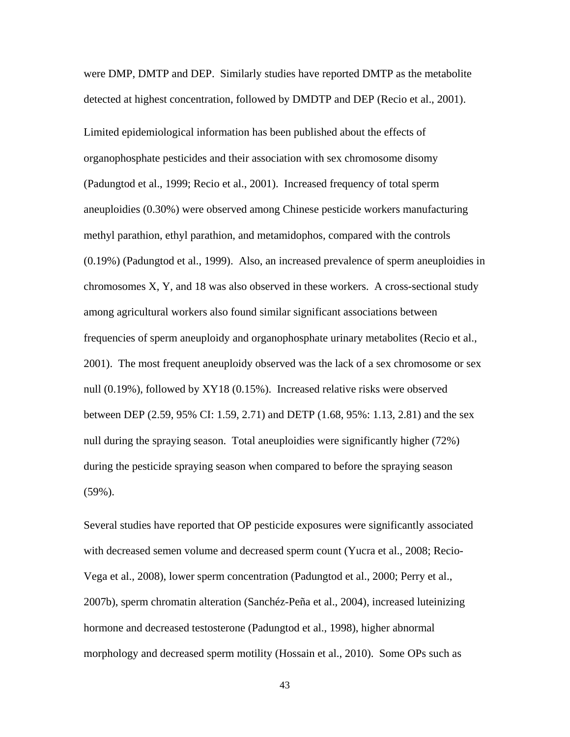were DMP, DMTP and DEP. Similarly studies have reported DMTP as the metabolite detected at highest concentration, followed by DMDTP and DEP (Recio et al., 2001).

Limited epidemiological information has been published about the effects of organophosphate pesticides and their association with sex chromosome disomy (Padungtod et al., 1999; Recio et al., 2001). Increased frequency of total sperm aneuploidies (0.30%) were observed among Chinese pesticide workers manufacturing methyl parathion, ethyl parathion, and metamidophos, compared with the controls (0.19%) (Padungtod et al., 1999). Also, an increased prevalence of sperm aneuploidies in chromosomes X, Y, and 18 was also observed in these workers. A cross-sectional study among agricultural workers also found similar significant associations between frequencies of sperm aneuploidy and organophosphate urinary metabolites (Recio et al., 2001). The most frequent aneuploidy observed was the lack of a sex chromosome or sex null (0.19%), followed by XY18 (0.15%). Increased relative risks were observed between DEP (2.59, 95% CI: 1.59, 2.71) and DETP (1.68, 95%: 1.13, 2.81) and the sex null during the spraying season. Total aneuploidies were significantly higher (72%) during the pesticide spraying season when compared to before the spraying season (59%).

Several studies have reported that OP pesticide exposures were significantly associated with decreased semen volume and decreased sperm count (Yucra et al., 2008; Recio-Vega et al., 2008), lower sperm concentration (Padungtod et al., 2000; Perry et al., 2007b), sperm chromatin alteration (Sanchéz-Peña et al., 2004), increased luteinizing hormone and decreased testosterone (Padungtod et al., 1998), higher abnormal morphology and decreased sperm motility (Hossain et al., 2010). Some OPs such as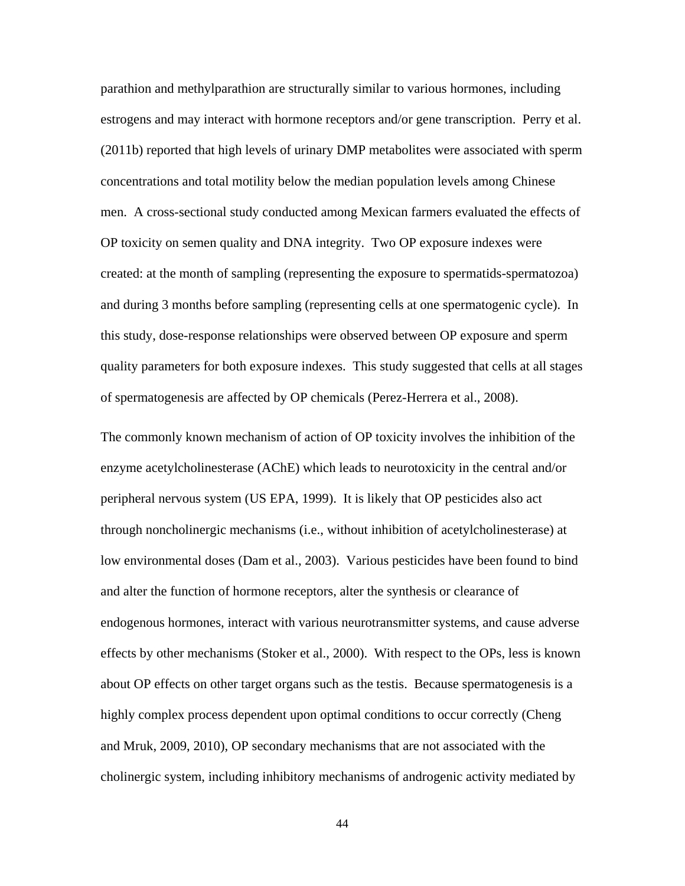parathion and methylparathion are structurally similar to various hormones, including estrogens and may interact with hormone receptors and/or gene transcription. Perry et al. (2011b) reported that high levels of urinary DMP metabolites were associated with sperm concentrations and total motility below the median population levels among Chinese men. A cross-sectional study conducted among Mexican farmers evaluated the effects of OP toxicity on semen quality and DNA integrity. Two OP exposure indexes were created: at the month of sampling (representing the exposure to spermatids-spermatozoa) and during 3 months before sampling (representing cells at one spermatogenic cycle). In this study, dose-response relationships were observed between OP exposure and sperm quality parameters for both exposure indexes. This study suggested that cells at all stages of spermatogenesis are affected by OP chemicals (Perez-Herrera et al., 2008).

The commonly known mechanism of action of OP toxicity involves the inhibition of the enzyme acetylcholinesterase (AChE) which leads to neurotoxicity in the central and/or peripheral nervous system (US EPA, 1999). It is likely that OP pesticides also act through noncholinergic mechanisms (i.e., without inhibition of acetylcholinesterase) at low environmental doses (Dam et al., 2003). Various pesticides have been found to bind and alter the function of hormone receptors, alter the synthesis or clearance of endogenous hormones, interact with various neurotransmitter systems, and cause adverse effects by other mechanisms (Stoker et al., 2000). With respect to the OPs, less is known about OP effects on other target organs such as the testis. Because spermatogenesis is a highly complex process dependent upon optimal conditions to occur correctly (Cheng and Mruk, 2009, 2010), OP secondary mechanisms that are not associated with the cholinergic system, including inhibitory mechanisms of androgenic activity mediated by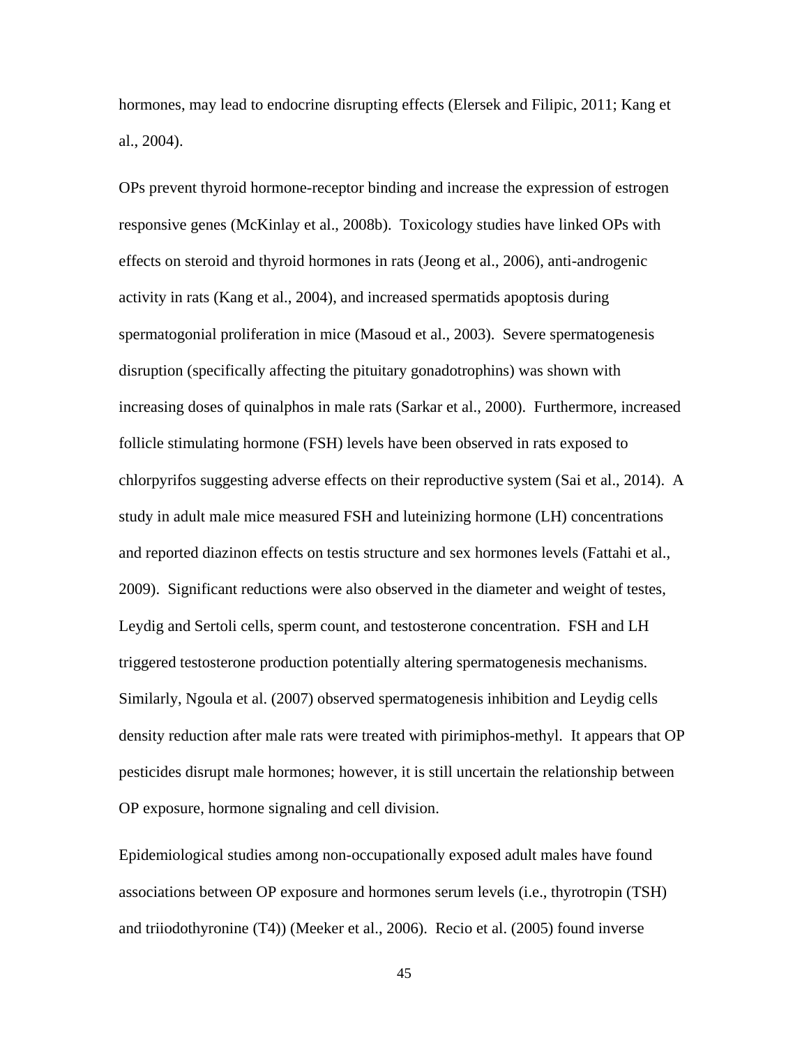hormones, may lead to endocrine disrupting effects (Elersek and Filipic, 2011; Kang et al., 2004).

OPs prevent thyroid hormone-receptor binding and increase the expression of estrogen responsive genes (McKinlay et al., 2008b). Toxicology studies have linked OPs with effects on steroid and thyroid hormones in rats (Jeong et al., 2006), anti-androgenic activity in rats (Kang et al., 2004), and increased spermatids apoptosis during spermatogonial proliferation in mice (Masoud et al., 2003). Severe spermatogenesis disruption (specifically affecting the pituitary gonadotrophins) was shown with increasing doses of quinalphos in male rats (Sarkar et al., 2000). Furthermore, increased follicle stimulating hormone (FSH) levels have been observed in rats exposed to chlorpyrifos suggesting adverse effects on their reproductive system (Sai et al., 2014). A study in adult male mice measured FSH and luteinizing hormone (LH) concentrations and reported diazinon effects on testis structure and sex hormones levels (Fattahi et al., 2009). Significant reductions were also observed in the diameter and weight of testes, Leydig and Sertoli cells, sperm count, and testosterone concentration. FSH and LH triggered testosterone production potentially altering spermatogenesis mechanisms. Similarly, Ngoula et al. (2007) observed spermatogenesis inhibition and Leydig cells density reduction after male rats were treated with pirimiphos-methyl. It appears that OP pesticides disrupt male hormones; however, it is still uncertain the relationship between OP exposure, hormone signaling and cell division.

Epidemiological studies among non-occupationally exposed adult males have found associations between OP exposure and hormones serum levels (i.e., thyrotropin (TSH) and triiodothyronine (T4)) (Meeker et al., 2006). Recio et al. (2005) found inverse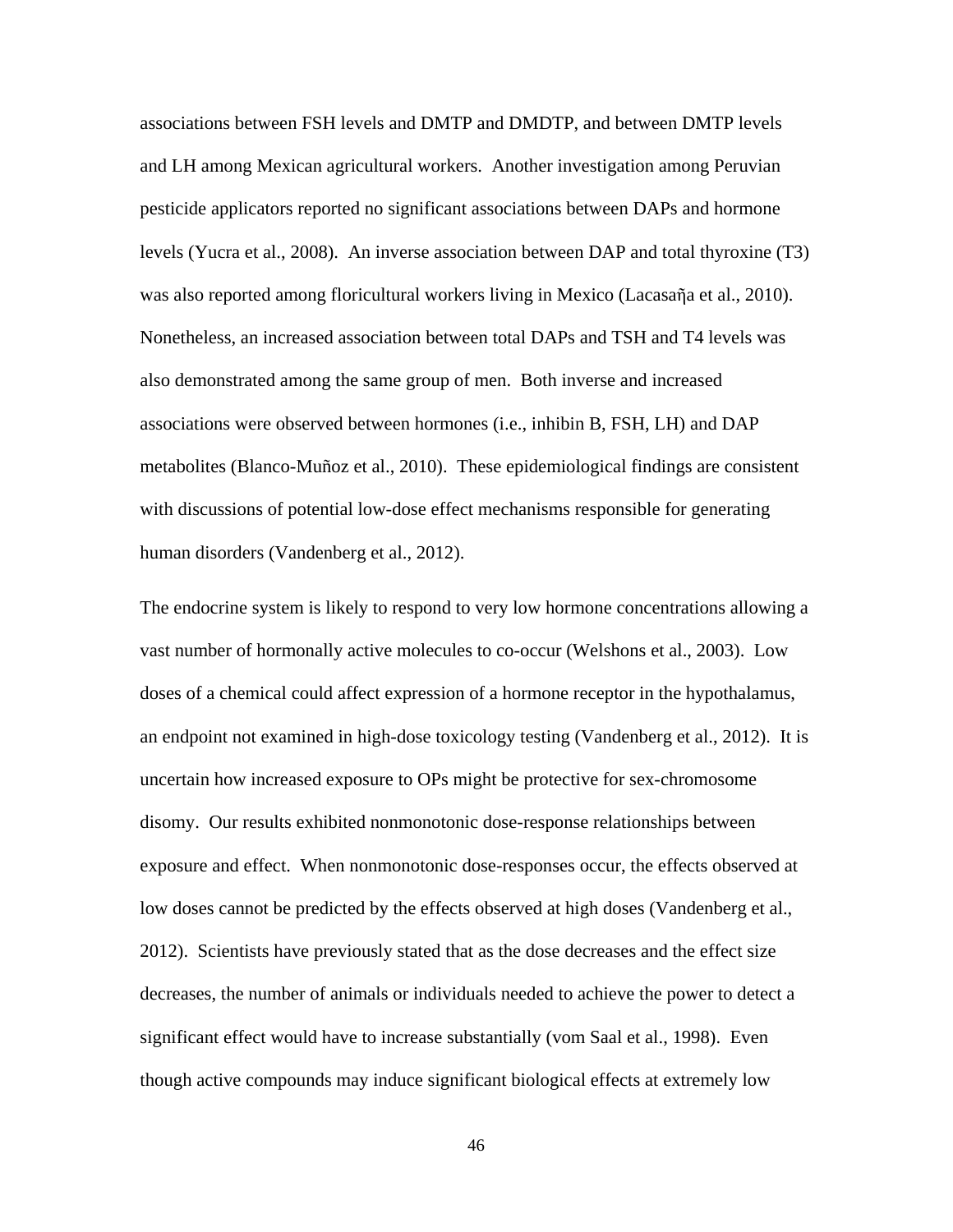associations between FSH levels and DMTP and DMDTP, and between DMTP levels and LH among Mexican agricultural workers. Another investigation among Peruvian pesticide applicators reported no significant associations between DAPs and hormone levels (Yucra et al., 2008). An inverse association between DAP and total thyroxine (T3) was also reported among floricultural workers living in Mexico (Lacasaña et al., 2010). Nonetheless, an increased association between total DAPs and TSH and T4 levels was also demonstrated among the same group of men. Both inverse and increased associations were observed between hormones (i.e., inhibin B, FSH, LH) and DAP metabolites (Blanco-Muñoz et al., 2010). These epidemiological findings are consistent with discussions of potential low-dose effect mechanisms responsible for generating human disorders (Vandenberg et al., 2012).

The endocrine system is likely to respond to very low hormone concentrations allowing a vast number of hormonally active molecules to co-occur (Welshons et al., 2003). Low doses of a chemical could affect expression of a hormone receptor in the hypothalamus, an endpoint not examined in high-dose toxicology testing (Vandenberg et al., 2012). It is uncertain how increased exposure to OPs might be protective for sex-chromosome disomy. Our results exhibited nonmonotonic dose-response relationships between exposure and effect. When nonmonotonic dose-responses occur, the effects observed at low doses cannot be predicted by the effects observed at high doses (Vandenberg et al., 2012). Scientists have previously stated that as the dose decreases and the effect size decreases, the number of animals or individuals needed to achieve the power to detect a significant effect would have to increase substantially (vom Saal et al., 1998). Even though active compounds may induce significant biological effects at extremely low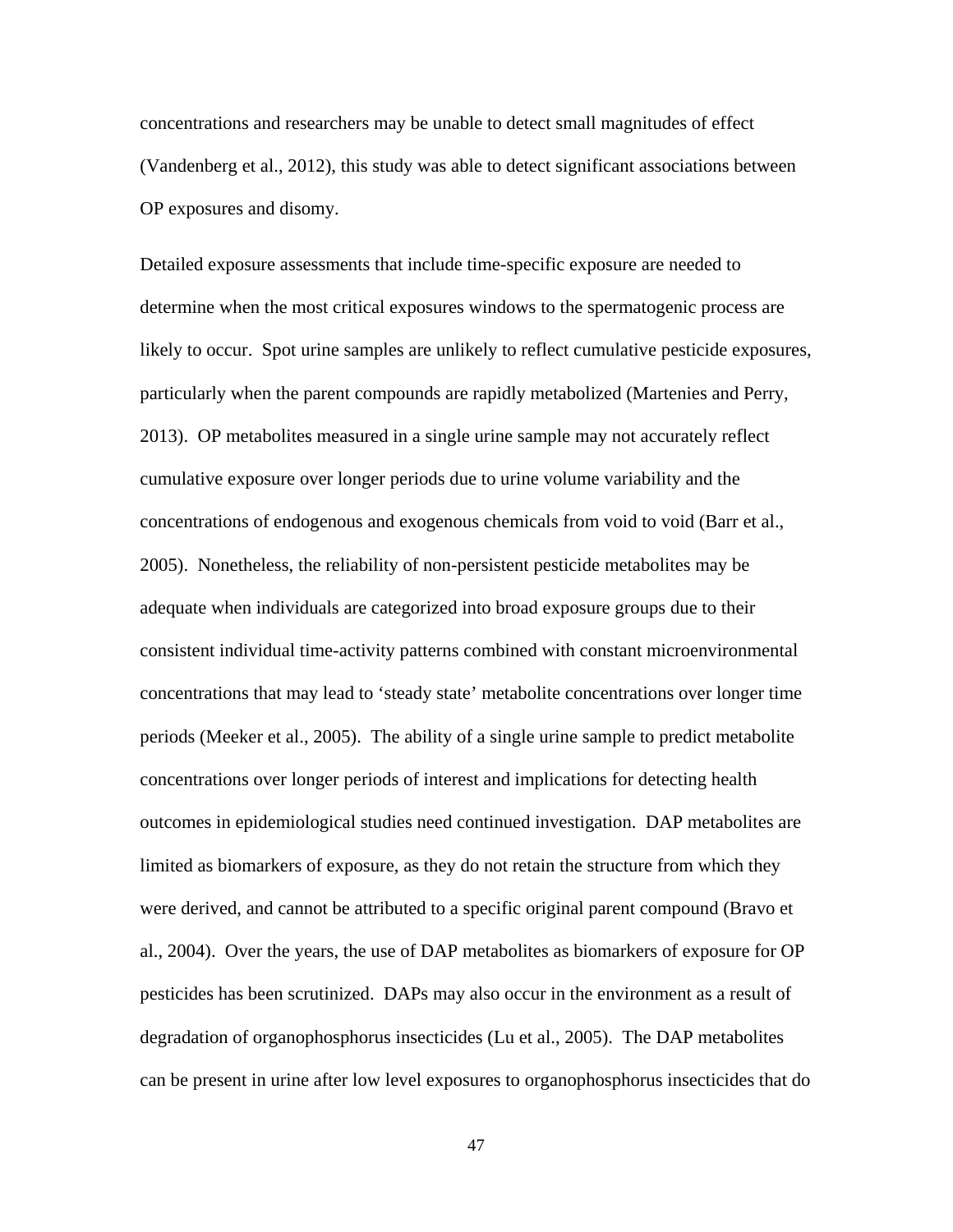concentrations and researchers may be unable to detect small magnitudes of effect (Vandenberg et al., 2012), this study was able to detect significant associations between OP exposures and disomy.

Detailed exposure assessments that include time-specific exposure are needed to determine when the most critical exposures windows to the spermatogenic process are likely to occur. Spot urine samples are unlikely to reflect cumulative pesticide exposures, particularly when the parent compounds are rapidly metabolized (Martenies and Perry, 2013). OP metabolites measured in a single urine sample may not accurately reflect cumulative exposure over longer periods due to urine volume variability and the concentrations of endogenous and exogenous chemicals from void to void (Barr et al., 2005). Nonetheless, the reliability of non-persistent pesticide metabolites may be adequate when individuals are categorized into broad exposure groups due to their consistent individual time-activity patterns combined with constant microenvironmental concentrations that may lead to 'steady state' metabolite concentrations over longer time periods (Meeker et al., 2005). The ability of a single urine sample to predict metabolite concentrations over longer periods of interest and implications for detecting health outcomes in epidemiological studies need continued investigation. DAP metabolites are limited as biomarkers of exposure, as they do not retain the structure from which they were derived, and cannot be attributed to a specific original parent compound (Bravo et al., 2004). Over the years, the use of DAP metabolites as biomarkers of exposure for OP pesticides has been scrutinized. DAPs may also occur in the environment as a result of degradation of organophosphorus insecticides (Lu et al., 2005). The DAP metabolites can be present in urine after low level exposures to organophosphorus insecticides that do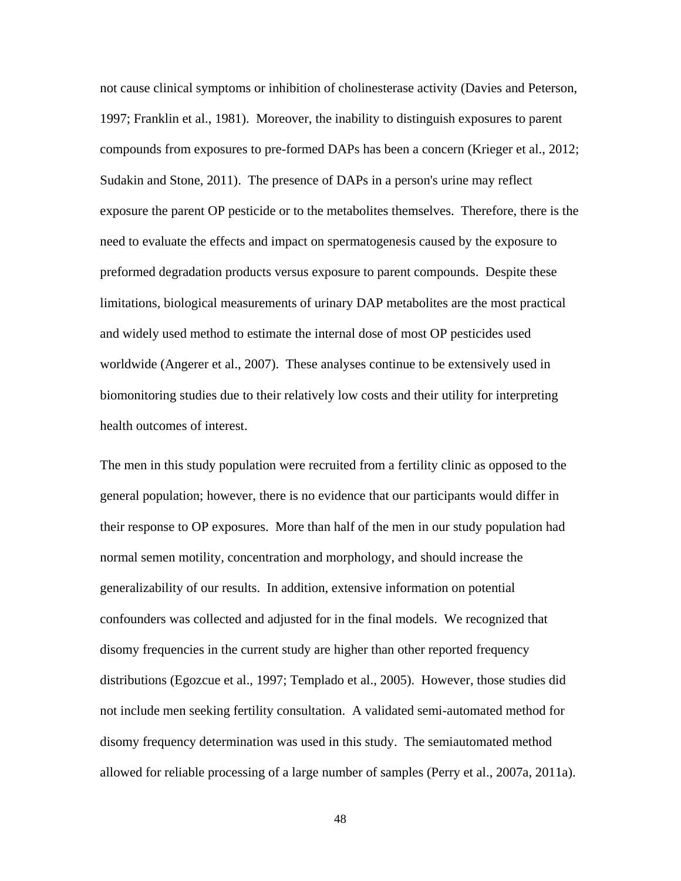not cause clinical symptoms or inhibition of cholinesterase activity (Davies and Peterson, 1997; Franklin et al., 1981). Moreover, the inability to distinguish exposures to parent compounds from exposures to pre-formed DAPs has been a concern (Krieger et al., 2012; Sudakin and Stone, 2011). The presence of DAPs in a person's urine may reflect exposure the parent OP pesticide or to the metabolites themselves. Therefore, there is the need to evaluate the effects and impact on spermatogenesis caused by the exposure to preformed degradation products versus exposure to parent compounds. Despite these limitations, biological measurements of urinary DAP metabolites are the most practical and widely used method to estimate the internal dose of most OP pesticides used worldwide (Angerer et al., 2007). These analyses continue to be extensively used in biomonitoring studies due to their relatively low costs and their utility for interpreting health outcomes of interest.

The men in this study population were recruited from a fertility clinic as opposed to the general population; however, there is no evidence that our participants would differ in their response to OP exposures. More than half of the men in our study population had normal semen motility, concentration and morphology, and should increase the generalizability of our results. In addition, extensive information on potential confounders was collected and adjusted for in the final models. We recognized that disomy frequencies in the current study are higher than other reported frequency distributions (Egozcue et al., 1997; Templado et al., 2005). However, those studies did not include men seeking fertility consultation. A validated semi-automated method for disomy frequency determination was used in this study. The semiautomated method allowed for reliable processing of a large number of samples (Perry et al., 2007a, 2011a).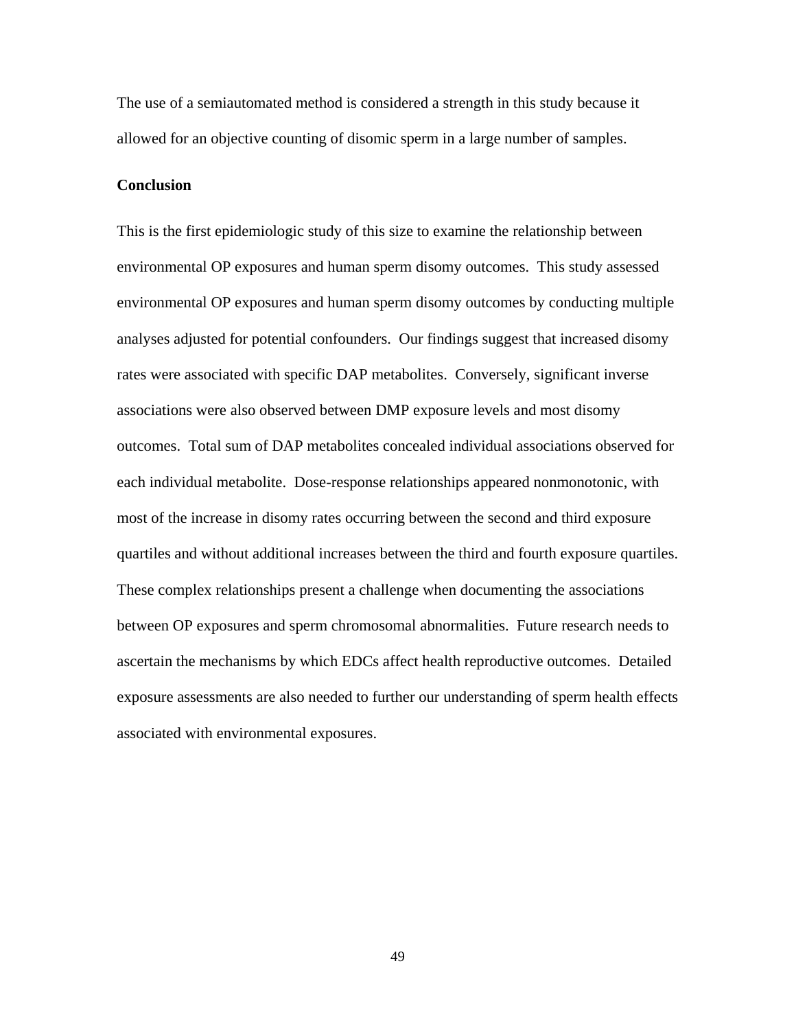The use of a semiautomated method is considered a strength in this study because it allowed for an objective counting of disomic sperm in a large number of samples.

## Conclusion

This is the first epidemiologic study of this size to examine the relationship between environmental OP exposures and human sperm disomy outcomes. This study assessed environmental OP exposures and human sperm disomy outcomes by conducting multiple analyses adjusted for potential confounders. Our findings suggest that increased disomy rates were associated with specific DAP metabolites. Conversely, significant inverse associations were also observed between DMP exposure levels and most disomy outcomes. Total sum of DAP metabolites concealed individual associations observed for each individual metabolite. Dose-response relationships appeared nonmonotonic, with most of the increase in disomy rates occurring between the second and third exposure quartiles and without additional increases between the third and fourth exposure quartiles. These complex relationships present a challenge when documenting the associations between OP exposures and sperm chromosomal abnormalities. Future research needs to ascertain the mechanisms by which EDCs affect health reproductive outcomes. Detailed exposure assessments are also needed to further our understanding of sperm health effects associated with environmental exposures.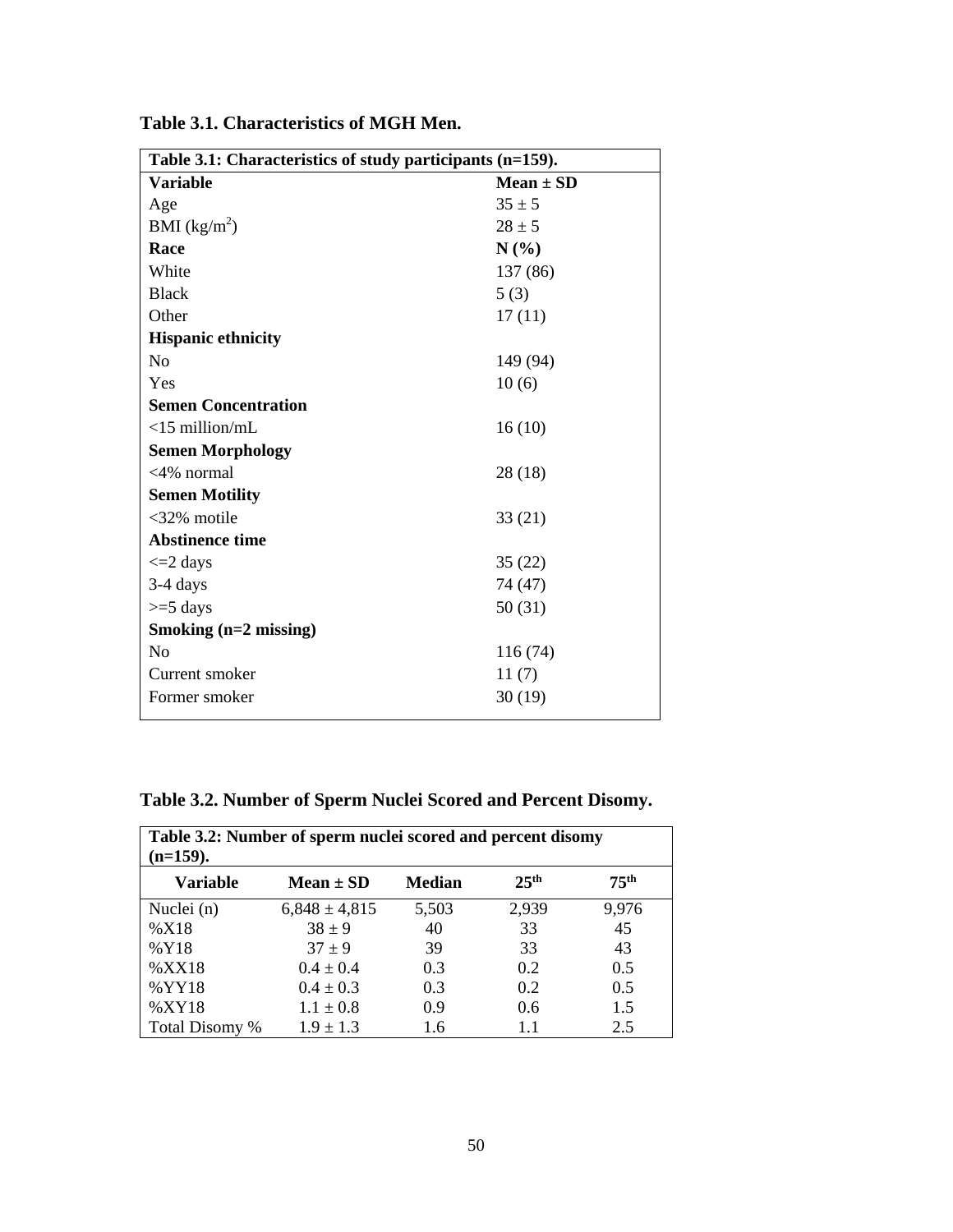**Table 3.1. Characteristics of MGH Men.**

| Table 3.1: Characteristics of study participants (n=159). | |
|---|---|
| **Variable** | **Mean ± SD** |
| Age | 35 ± 5 |
| BMI (kg/m$^2$) | 28 ± 5 |
| **Race** | **N (%)** |
| White | 137 (86) |
| Black | 5 (3) |
| Other | 17 (11) |
| **Hispanic ethnicity** | |
| No | 149 (94) |
| Yes | 10 (6) |
| **Semen Concentration** | |
| <15 million/mL | 16 (10) |
| **Semen Morphology** | |
| <4% normal | 28 (18) |
| **Semen Motility** | |
| <32% motile | 33 (21) |
| **Abstinence time** | |
| <=2 days | 35 (22) |
| 3-4 days | 74 (47) |
| >=5 days | 50 (31) |
| **Smoking (n=2 missing)** | |
| No | 116 (74) |
| Current smoker | 11 (7) |
| Former smoker | 30 (19) |

**Table 3.2. Number of Sperm Nuclei Scored and Percent Disomy.**

Table 3.2: Number of sperm nuclei scored and percent disomy (n=159).

| Variable | Mean ± SD | Median | 25$^{th}$ | 75$^{th}$ |
|---|---|---|---|---|
| Nuclei (n) | 6,848 ± 4,815 | 5,503 | 2,939 | 9,976 |
| %X18 | 38 ± 9 | 40 | 33 | 45 |
| %Y18 | 37 ± 9 | 39 | 33 | 43 |
| %XX18 | 0.4 ± 0.4 | 0.3 | 0.2 | 0.5 |
| %YY18 | 0.4 ± 0.3 | 0.3 | 0.2 | 0.5 |
| %XY18 | 1.1 ± 0.8 | 0.9 | 0.6 | 1.5 |
| Total Disomy % | 1.9 ± 1.3 | 1.6 | 1.1 | 2.5 |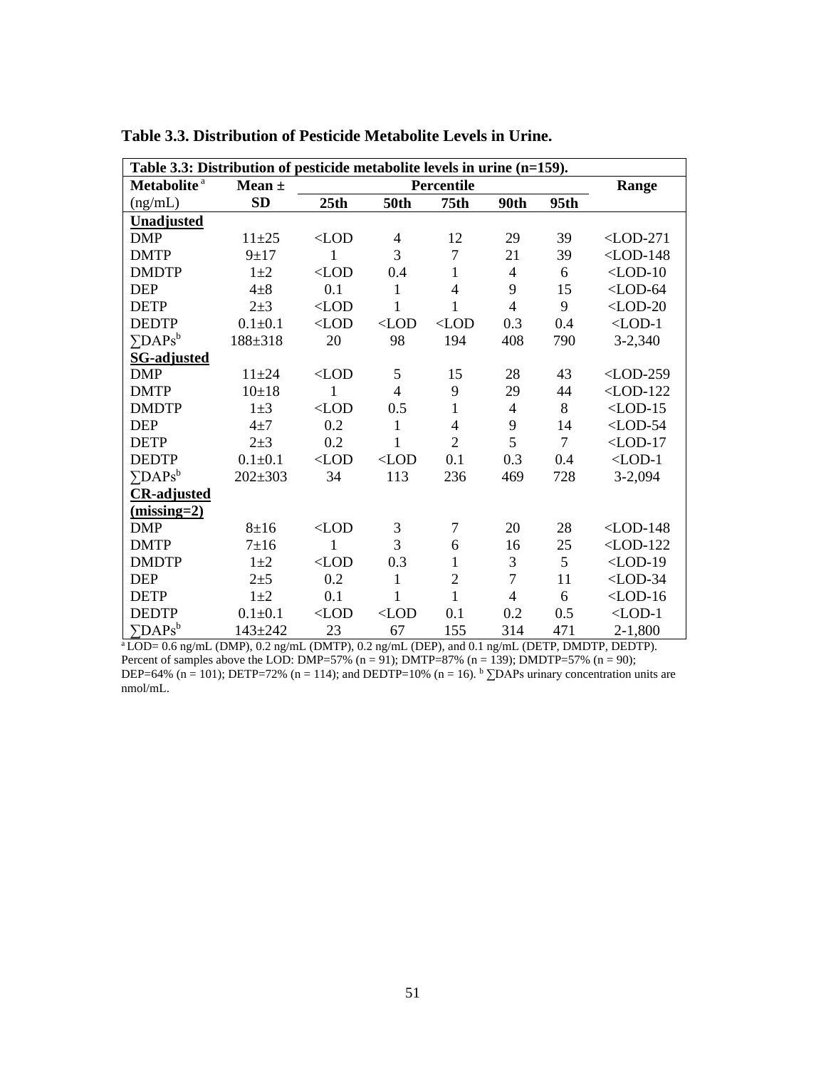**Table 3.3. Distribution of Pesticide Metabolite Levels in Urine.**

| Table 3.3: Distribution of pesticide metabolite levels in urine (n=159). | | | | | | | |
|---|---|---|---|---|---|---|---|
| **Metabolite** [a] | **Mean ±** | **Percentile** | | | | | **Range** |
| (ng/mL) | **SD** | **25th** | **50th** | **75th** | **90th** | **95th** | |
| **Unadjusted** | | | | | | | |
| DMP | 11±25 | <LOD | 4 | 12 | 29 | 39 | <LOD-271 |
| DMTP | 9±17 | 1 | 3 | 7 | 21 | 39 | <LOD-148 |
| DMDTP | 1±2 | <LOD | 0.4 | 1 | 4 | 6 | <LOD-10 |
| DEP | 4±8 | 0.1 | 1 | 4 | 9 | 15 | <LOD-64 |
| DETP | 2±3 | <LOD | 1 | 1 | 4 | 9 | <LOD-20 |
| DEDTP | 0.1±0.1 | <LOD | <LOD | <LOD | 0.3 | 0.4 | <LOD-1 |
| ∑DAPs[b] | 188±318 | 20 | 98 | 194 | 408 | 790 | 3-2,340 |
| **SG-adjusted** | | | | | | | |
| DMP | 11±24 | <LOD | 5 | 15 | 28 | 43 | <LOD-259 |
| DMTP | 10±18 | 1 | 4 | 9 | 29 | 44 | <LOD-122 |
| DMDTP | 1±3 | <LOD | 0.5 | 1 | 4 | 8 | <LOD-15 |
| DEP | 4±7 | 0.2 | 1 | 4 | 9 | 14 | <LOD-54 |
| DETP | 2±3 | 0.2 | 1 | 2 | 5 | 7 | <LOD-17 |
| DEDTP | 0.1±0.1 | <LOD | <LOD | 0.1 | 0.3 | 0.4 | <LOD-1 |
| ∑DAPs[b] | 202±303 | 34 | 113 | 236 | 469 | 728 | 3-2,094 |
| **CR-adjusted (missing=2)** | | | | | | | |
| DMP | 8±16 | <LOD | 3 | 7 | 20 | 28 | <LOD-148 |
| DMTP | 7±16 | 1 | 3 | 6 | 16 | 25 | <LOD-122 |
| DMDTP | 1±2 | <LOD | 0.3 | 1 | 3 | 5 | <LOD-19 |
| DEP | 2±5 | 0.2 | 1 | 2 | 7 | 11 | <LOD-34 |
| DETP | 1±2 | 0.1 | 1 | 1 | 4 | 6 | <LOD-16 |
| DEDTP | 0.1±0.1 | <LOD | <LOD | 0.1 | 0.2 | 0.5 | <LOD-1 |
| ∑DAPs[b] | 143±242 | 23 | 67 | 155 | 314 | 471 | 2-1,800 |

[a] LOD= 0.6 ng/mL (DMP), 0.2 ng/mL (DMTP), 0.2 ng/mL (DEP), and 0.1 ng/mL (DETP, DMDTP, DEDTP). Percent of samples above the LOD: DMP=57% (n = 91); DMTP=87% (n = 139); DMDTP=57% (n = 90); DEP=64% (n = 101); DETP=72% (n = 114); and DEDTP=10% (n = 16). [b] ∑DAPs urinary concentration units are nmol/mL.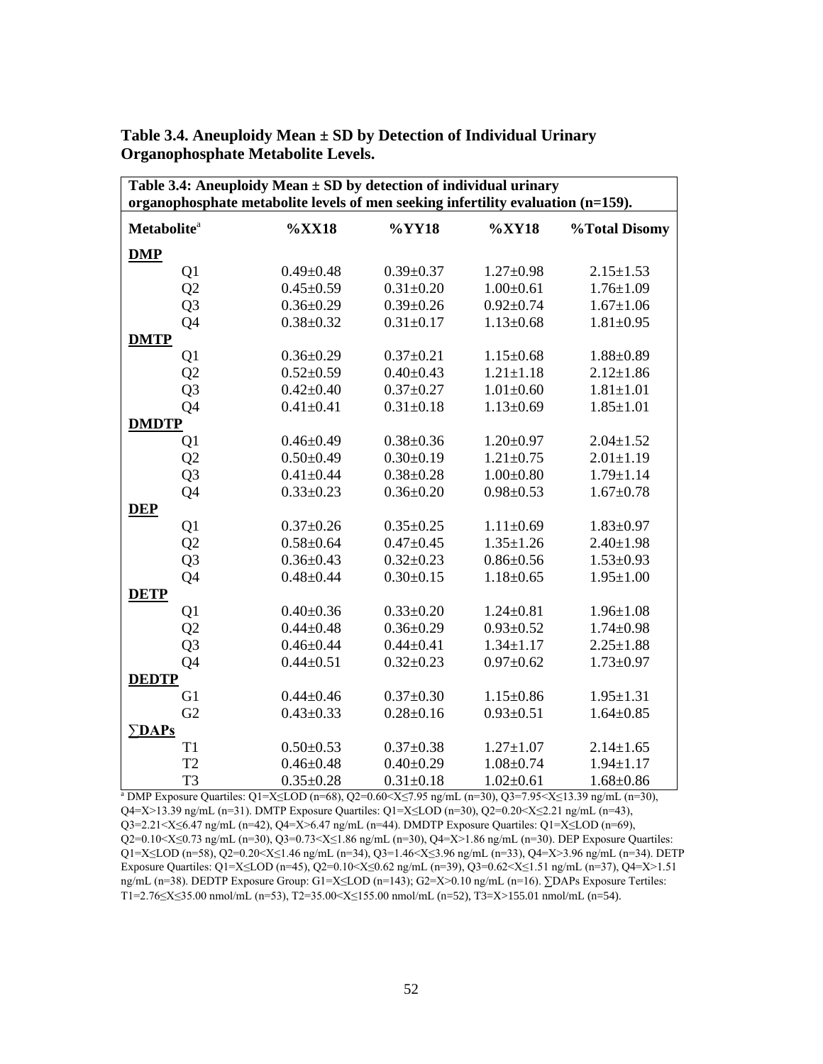**Table 3.4. Aneuploidy Mean ± SD by Detection of Individual Urinary Organophosphate Metabolite Levels.**

| **Table 3.4: Aneuploidy Mean ± SD by detection of individual urinary organophosphate metabolite levels of men seeking infertility evaluation (n=159).** | | | | |
|---|---|---|---|---|
| **Metabolite**[a] | **%XX18** | **%YY18** | **%XY18** | **%Total Disomy** |
| **DMP** | | | | |
| Q1 | 0.49±0.48 | 0.39±0.37 | 1.27±0.98 | 2.15±1.53 |
| Q2 | 0.45±0.59 | 0.31±0.20 | 1.00±0.61 | 1.76±1.09 |
| Q3 | 0.36±0.29 | 0.39±0.26 | 0.92±0.74 | 1.67±1.06 |
| Q4 | 0.38±0.32 | 0.31±0.17 | 1.13±0.68 | 1.81±0.95 |
| **DMTP** | | | | |
| Q1 | 0.36±0.29 | 0.37±0.21 | 1.15±0.68 | 1.88±0.89 |
| Q2 | 0.52±0.59 | 0.40±0.43 | 1.21±1.18 | 2.12±1.86 |
| Q3 | 0.42±0.40 | 0.37±0.27 | 1.01±0.60 | 1.81±1.01 |
| Q4 | 0.41±0.41 | 0.31±0.18 | 1.13±0.69 | 1.85±1.01 |
| **DMDTP** | | | | |
| Q1 | 0.46±0.49 | 0.38±0.36 | 1.20±0.97 | 2.04±1.52 |
| Q2 | 0.50±0.49 | 0.30±0.19 | 1.21±0.75 | 2.01±1.19 |
| Q3 | 0.41±0.44 | 0.38±0.28 | 1.00±0.80 | 1.79±1.14 |
| Q4 | 0.33±0.23 | 0.36±0.20 | 0.98±0.53 | 1.67±0.78 |
| **DEP** | | | | |
| Q1 | 0.37±0.26 | 0.35±0.25 | 1.11±0.69 | 1.83±0.97 |
| Q2 | 0.58±0.64 | 0.47±0.45 | 1.35±1.26 | 2.40±1.98 |
| Q3 | 0.36±0.43 | 0.32±0.23 | 0.86±0.56 | 1.53±0.93 |
| Q4 | 0.48±0.44 | 0.30±0.15 | 1.18±0.65 | 1.95±1.00 |
| **DETP** | | | | |
| Q1 | 0.40±0.36 | 0.33±0.20 | 1.24±0.81 | 1.96±1.08 |
| Q2 | 0.44±0.48 | 0.36±0.29 | 0.93±0.52 | 1.74±0.98 |
| Q3 | 0.46±0.44 | 0.44±0.41 | 1.34±1.17 | 2.25±1.88 |
| Q4 | 0.44±0.51 | 0.32±0.23 | 0.97±0.62 | 1.73±0.97 |
| **DEDTP** | | | | |
| G1 | 0.44±0.46 | 0.37±0.30 | 1.15±0.86 | 1.95±1.31 |
| G2 | 0.43±0.33 | 0.28±0.16 | 0.93±0.51 | 1.64±0.85 |
| **∑DAPs** | | | | |
| T1 | 0.50±0.53 | 0.37±0.38 | 1.27±1.07 | 2.14±1.65 |
| T2 | 0.46±0.48 | 0.40±0.29 | 1.08±0.74 | 1.94±1.17 |
| T3 | 0.35±0.28 | 0.31±0.18 | 1.02±0.61 | 1.68±0.86 |

[a] DMP Exposure Quartiles: Q1=X≤LOD (n=68), Q2=0.60<X≤7.95 ng/mL (n=30), Q3=7.95<X≤13.39 ng/mL (n=30), Q4=X>13.39 ng/mL (n=31). DMTP Exposure Quartiles: Q1=X≤LOD (n=30), Q2=0.20<X≤2.21 ng/mL (n=43), Q3=2.21<X≤6.47 ng/mL (n=42), Q4=X>6.47 ng/mL (n=44). DMDTP Exposure Quartiles: Q1=X≤LOD (n=69), Q2=0.10<X≤0.73 ng/mL (n=30), Q3=0.73<X≤1.86 ng/mL (n=30), Q4=X>1.86 ng/mL (n=30). DEP Exposure Quartiles: Q1=X≤LOD (n=58), Q2=0.20<X≤1.46 ng/mL (n=34), Q3=1.46<X≤3.96 ng/mL (n=33), Q4=X>3.96 ng/mL (n=34). DETP Exposure Quartiles: Q1=X≤LOD (n=45), Q2=0.10<X≤0.62 ng/mL (n=39), Q3=0.62<X≤1.51 ng/mL (n=37), Q4=X>1.51 ng/mL (n=38). DEDTP Exposure Group: G1=X≤LOD (n=143); G2=X>0.10 ng/mL (n=16). ∑DAPs Exposure Tertiles: T1=2.76≤X≤35.00 nmol/mL (n=53), T2=35.00<X≤155.00 nmol/mL (n=52), T3=X>155.01 nmol/mL (n=54).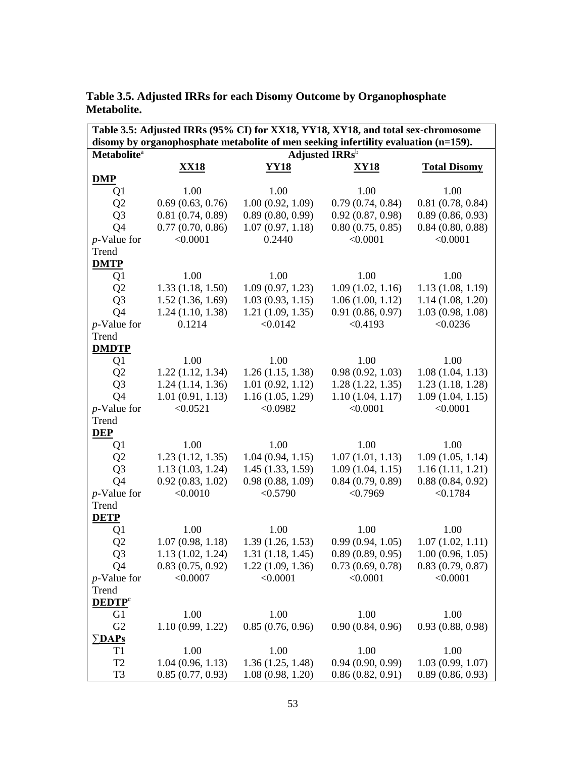**Table 3.5. Adjusted IRRs for each Disomy Outcome by Organophosphate Metabolite.**

| **Table 3.5: Adjusted IRRs (95% CI) for XX18, YY18, XY18, and total sex-chromosome disomy by organophosphate metabolite of men seeking infertility evaluation (n=159).** | | | | |
|---|---|---|---|---|
| **Metabolite**[a] | **Adjusted IRRs**[b] | | | |
| | **XX18** | **YY18** | **XY18** | **Total Disomy** |
| **DMP** | | | | |
| Q1 | 1.00 | 1.00 | 1.00 | 1.00 |
| Q2 | 0.69 (0.63, 0.76) | 1.00 (0.92, 1.09) | 0.79 (0.74, 0.84) | 0.81 (0.78, 0.84) |
| Q3 | 0.81 (0.74, 0.89) | 0.89 (0.80, 0.99) | 0.92 (0.87, 0.98) | 0.89 (0.86, 0.93) |
| Q4 | 0.77 (0.70, 0.86) | 1.07 (0.97, 1.18) | 0.80 (0.75, 0.85) | 0.84 (0.80, 0.88) |
| *p*-Value for Trend | <0.0001 | 0.2440 | <0.0001 | <0.0001 |
| **DMTP** | | | | |
| Q1 | 1.00 | 1.00 | 1.00 | 1.00 |
| Q2 | 1.33 (1.18, 1.50) | 1.09 (0.97, 1.23) | 1.09 (1.02, 1.16) | 1.13 (1.08, 1.19) |
| Q3 | 1.52 (1.36, 1.69) | 1.03 (0.93, 1.15) | 1.06 (1.00, 1.12) | 1.14 (1.08, 1.20) |
| Q4 | 1.24 (1.10, 1.38) | 1.21 (1.09, 1.35) | 0.91 (0.86, 0.97) | 1.03 (0.98, 1.08) |
| *p*-Value for Trend | 0.1214 | <0.0142 | <0.4193 | <0.0236 |
| **DMDTP** | | | | |
| Q1 | 1.00 | 1.00 | 1.00 | 1.00 |
| Q2 | 1.22 (1.12, 1.34) | 1.26 (1.15, 1.38) | 0.98 (0.92, 1.03) | 1.08 (1.04, 1.13) |
| Q3 | 1.24 (1.14, 1.36) | 1.01 (0.92, 1.12) | 1.28 (1.22, 1.35) | 1.23 (1.18, 1.28) |
| Q4 | 1.01 (0.91, 1.13) | 1.16 (1.05, 1.29) | 1.10 (1.04, 1.17) | 1.09 (1.04, 1.15) |
| *p*-Value for Trend | <0.0521 | <0.0982 | <0.0001 | <0.0001 |
| **DEP** | | | | |
| Q1 | 1.00 | 1.00 | 1.00 | 1.00 |
| Q2 | 1.23 (1.12, 1.35) | 1.04 (0.94, 1.15) | 1.07 (1.01, 1.13) | 1.09 (1.05, 1.14) |
| Q3 | 1.13 (1.03, 1.24) | 1.45 (1.33, 1.59) | 1.09 (1.04, 1.15) | 1.16 (1.11, 1.21) |
| Q4 | 0.92 (0.83, 1.02) | 0.98 (0.88, 1.09) | 0.84 (0.79, 0.89) | 0.88 (0.84, 0.92) |
| *p*-Value for Trend | <0.0010 | <0.5790 | <0.7969 | <0.1784 |
| **DETP** | | | | |
| Q1 | 1.00 | 1.00 | 1.00 | 1.00 |
| Q2 | 1.07 (0.98, 1.18) | 1.39 (1.26, 1.53) | 0.99 (0.94, 1.05) | 1.07 (1.02, 1.11) |
| Q3 | 1.13 (1.02, 1.24) | 1.31 (1.18, 1.45) | 0.89 (0.89, 0.95) | 1.00 (0.96, 1.05) |
| Q4 | 0.83 (0.75, 0.92) | 1.22 (1.09, 1.36) | 0.73 (0.69, 0.78) | 0.83 (0.79, 0.87) |
| *p*-Value for Trend | <0.0007 | <0.0001 | <0.0001 | <0.0001 |
| **DEDTP**[c] | | | | |
| G1 | 1.00 | 1.00 | 1.00 | 1.00 |
| G2 | 1.10 (0.99, 1.22) | 0.85 (0.76, 0.96) | 0.90 (0.84, 0.96) | 0.93 (0.88, 0.98) |
| **∑DAPs** | | | | |
| T1 | 1.00 | 1.00 | 1.00 | 1.00 |
| T2 | 1.04 (0.96, 1.13) | 1.36 (1.25, 1.48) | 0.94 (0.90, 0.99) | 1.03 (0.99, 1.07) |
| T3 | 0.85 (0.77, 0.93) | 1.08 (0.98, 1.20) | 0.86 (0.82, 0.91) | 0.89 (0.86, 0.93) |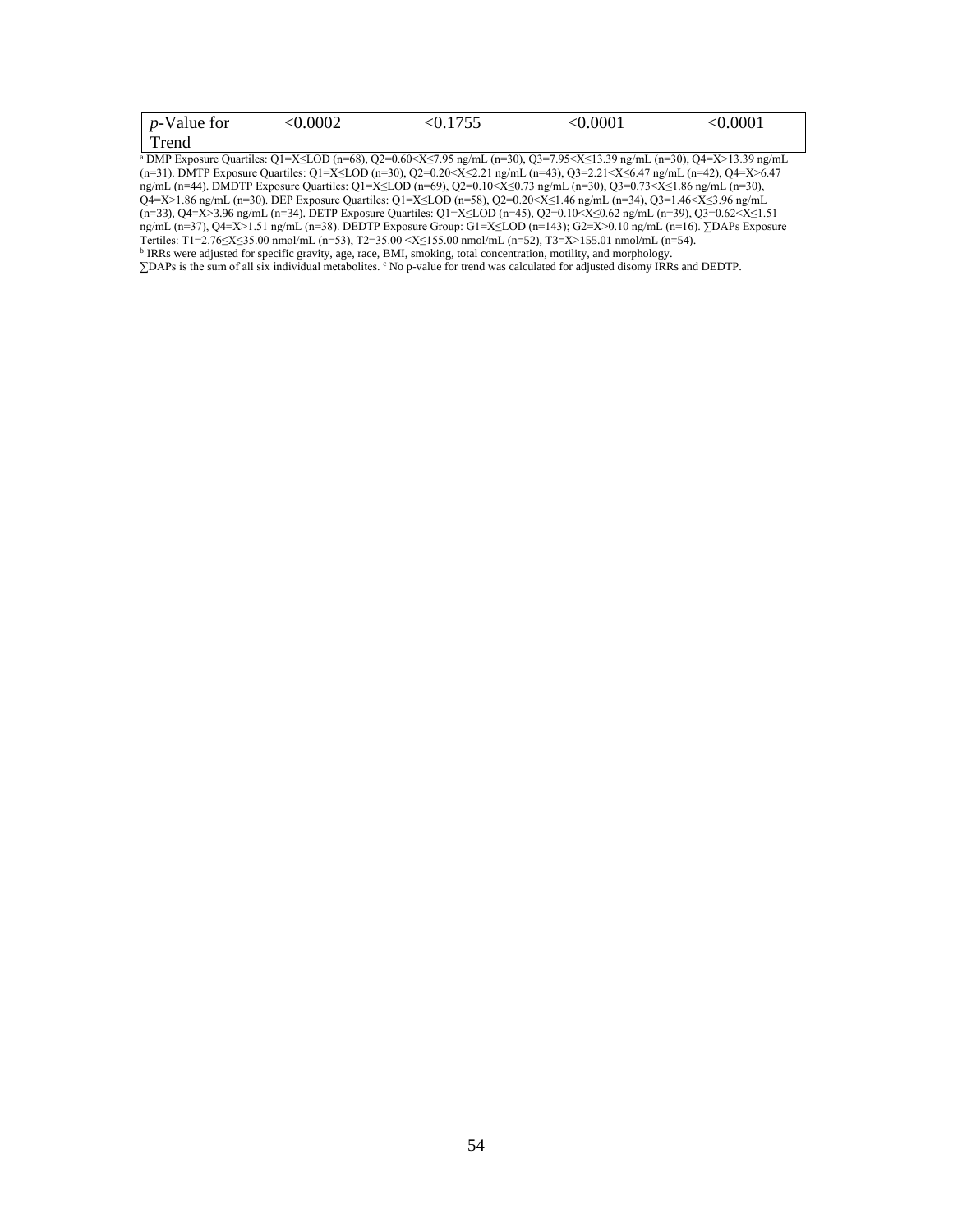| *p*-Value for Trend | <0.0002 | <0.1755 | <0.0001 | <0.0001 |
|---|---|---|---|---|

[a] DMP Exposure Quartiles: Q1=X≤LOD (n=68), Q2=0.60<X≤7.95 ng/mL (n=30), Q3=7.95<X≤13.39 ng/mL (n=30), Q4=X>13.39 ng/mL (n=31). DMTP Exposure Quartiles: Q1=X≤LOD (n=30), Q2=0.20<X≤2.21 ng/mL (n=43), Q3=2.21<X≤6.47 ng/mL (n=42), Q4=X>6.47 ng/mL (n=44). DMDTP Exposure Quartiles: Q1=X≤LOD (n=69), Q2=0.10<X≤0.73 ng/mL (n=30), Q3=0.73<X≤1.86 ng/mL (n=30), Q4=X>1.86 ng/mL (n=30). DEP Exposure Quartiles: Q1=X≤LOD (n=58), Q2=0.20<X≤1.46 ng/mL (n=34), Q3=1.46<X≤3.96 ng/mL (n=33), Q4=X>3.96 ng/mL (n=34). DETP Exposure Quartiles: Q1=X≤LOD (n=45), Q2=0.10<X≤0.62 ng/mL (n=39), Q3=0.62<X≤1.51 ng/mL (n=37), Q4=X>1.51 ng/mL (n=38). DEDTP Exposure Group: G1=X≤LOD (n=143); G2=X>0.10 ng/mL (n=16). ∑DAPs Exposure Tertiles: T1=2.76≤X≤35.00 nmol/mL (n=53), T2=35.00 <X≤155.00 nmol/mL (n=52), T3=X>155.01 nmol/mL (n=54).

[b] IRRs were adjusted for specific gravity, age, race, BMI, smoking, total concentration, motility, and morphology.

∑DAPs is the sum of all six individual metabolites. [c] No p-value for trend was calculated for adjusted disomy IRRs and DEDTP.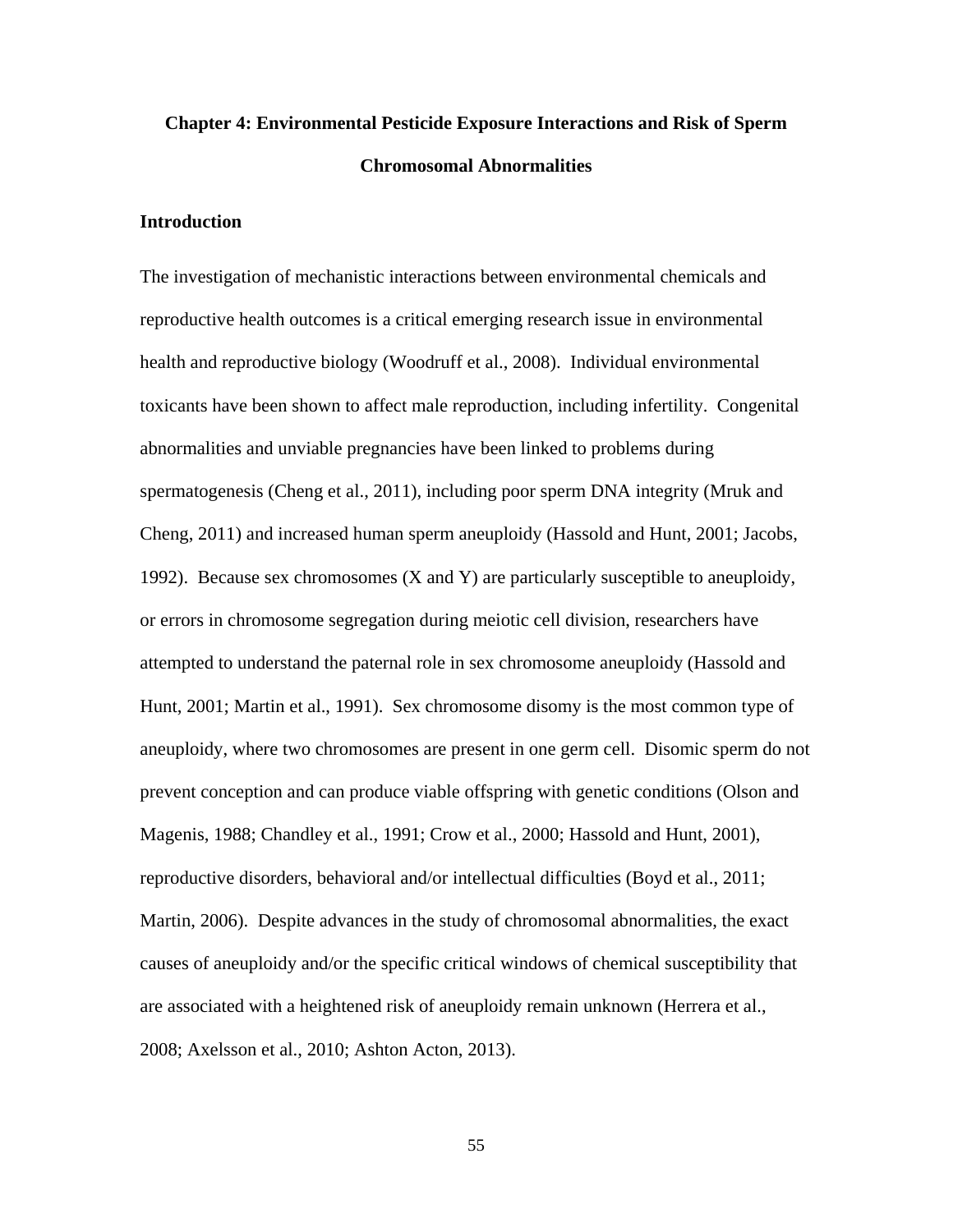# Chapter 4: Environmental Pesticide Exposure Interactions and Risk of Sperm Chromosomal Abnormalities

## Introduction

The investigation of mechanistic interactions between environmental chemicals and reproductive health outcomes is a critical emerging research issue in environmental health and reproductive biology (Woodruff et al., 2008). Individual environmental toxicants have been shown to affect male reproduction, including infertility. Congenital abnormalities and unviable pregnancies have been linked to problems during spermatogenesis (Cheng et al., 2011), including poor sperm DNA integrity (Mruk and Cheng, 2011) and increased human sperm aneuploidy (Hassold and Hunt, 2001; Jacobs, 1992). Because sex chromosomes (X and Y) are particularly susceptible to aneuploidy, or errors in chromosome segregation during meiotic cell division, researchers have attempted to understand the paternal role in sex chromosome aneuploidy (Hassold and Hunt, 2001; Martin et al., 1991). Sex chromosome disomy is the most common type of aneuploidy, where two chromosomes are present in one germ cell. Disomic sperm do not prevent conception and can produce viable offspring with genetic conditions (Olson and Magenis, 1988; Chandley et al., 1991; Crow et al., 2000; Hassold and Hunt, 2001), reproductive disorders, behavioral and/or intellectual difficulties (Boyd et al., 2011; Martin, 2006). Despite advances in the study of chromosomal abnormalities, the exact causes of aneuploidy and/or the specific critical windows of chemical susceptibility that are associated with a heightened risk of aneuploidy remain unknown (Herrera et al., 2008; Axelsson et al., 2010; Ashton Acton, 2013).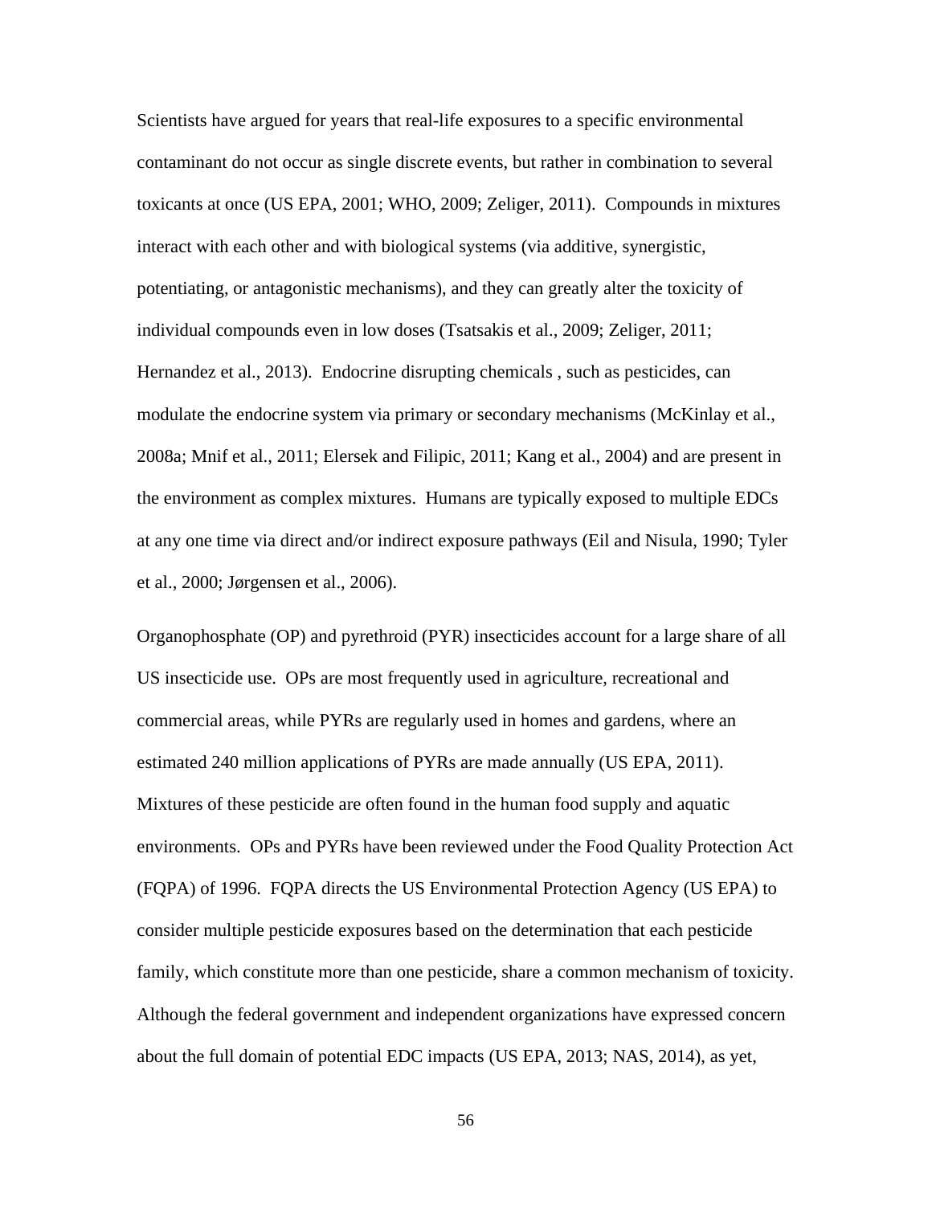Scientists have argued for years that real-life exposures to a specific environmental contaminant do not occur as single discrete events, but rather in combination to several toxicants at once (US EPA, 2001; WHO, 2009; Zeliger, 2011). Compounds in mixtures interact with each other and with biological systems (via additive, synergistic, potentiating, or antagonistic mechanisms), and they can greatly alter the toxicity of individual compounds even in low doses (Tsatsakis et al., 2009; Zeliger, 2011; Hernandez et al., 2013). Endocrine disrupting chemicals , such as pesticides, can modulate the endocrine system via primary or secondary mechanisms (McKinlay et al., 2008a; Mnif et al., 2011; Elersek and Filipic, 2011; Kang et al., 2004) and are present in the environment as complex mixtures. Humans are typically exposed to multiple EDCs at any one time via direct and/or indirect exposure pathways (Eil and Nisula, 1990; Tyler et al., 2000; Jørgensen et al., 2006).

Organophosphate (OP) and pyrethroid (PYR) insecticides account for a large share of all US insecticide use. OPs are most frequently used in agriculture, recreational and commercial areas, while PYRs are regularly used in homes and gardens, where an estimated 240 million applications of PYRs are made annually (US EPA, 2011). Mixtures of these pesticide are often found in the human food supply and aquatic environments. OPs and PYRs have been reviewed under the Food Quality Protection Act (FQPA) of 1996. FQPA directs the US Environmental Protection Agency (US EPA) to consider multiple pesticide exposures based on the determination that each pesticide family, which constitute more than one pesticide, share a common mechanism of toxicity. Although the federal government and independent organizations have expressed concern about the full domain of potential EDC impacts (US EPA, 2013; NAS, 2014), as yet,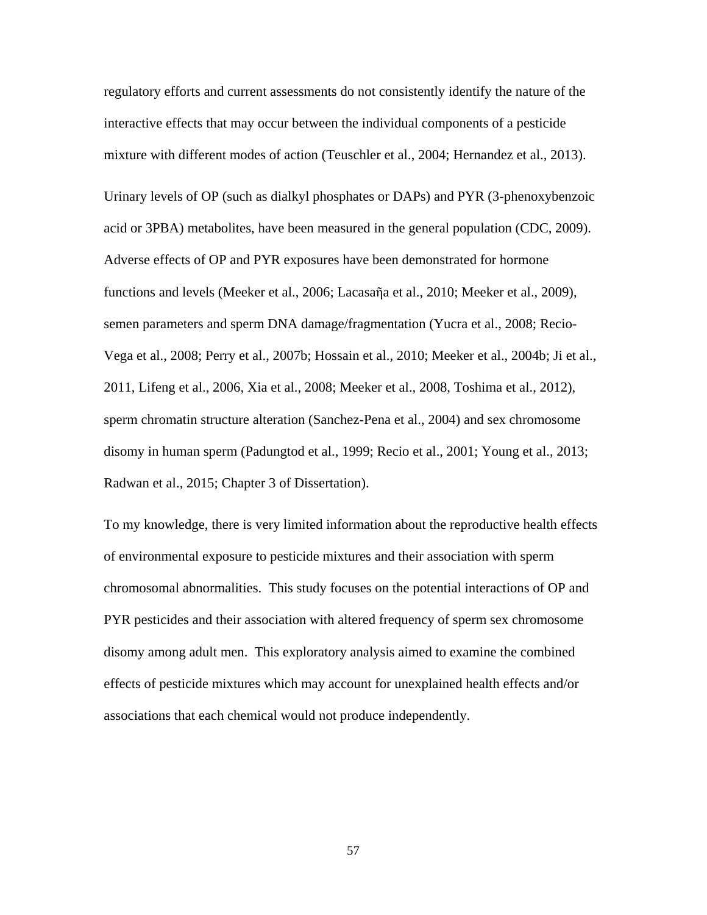regulatory efforts and current assessments do not consistently identify the nature of the interactive effects that may occur between the individual components of a pesticide mixture with different modes of action (Teuschler et al., 2004; Hernandez et al., 2013).

Urinary levels of OP (such as dialkyl phosphates or DAPs) and PYR (3-phenoxybenzoic acid or 3PBA) metabolites, have been measured in the general population (CDC, 2009). Adverse effects of OP and PYR exposures have been demonstrated for hormone functions and levels (Meeker et al., 2006; Lacasaῆa et al., 2010; Meeker et al., 2009), semen parameters and sperm DNA damage/fragmentation (Yucra et al., 2008; Recio-Vega et al., 2008; Perry et al., 2007b; Hossain et al., 2010; Meeker et al., 2004b; Ji et al., 2011, Lifeng et al., 2006, Xia et al., 2008; Meeker et al., 2008, Toshima et al., 2012), sperm chromatin structure alteration (Sanchez-Pena et al., 2004) and sex chromosome disomy in human sperm (Padungtod et al., 1999; Recio et al., 2001; Young et al., 2013; Radwan et al., 2015; Chapter 3 of Dissertation).

To my knowledge, there is very limited information about the reproductive health effects of environmental exposure to pesticide mixtures and their association with sperm chromosomal abnormalities. This study focuses on the potential interactions of OP and PYR pesticides and their association with altered frequency of sperm sex chromosome disomy among adult men. This exploratory analysis aimed to examine the combined effects of pesticide mixtures which may account for unexplained health effects and/or associations that each chemical would not produce independently.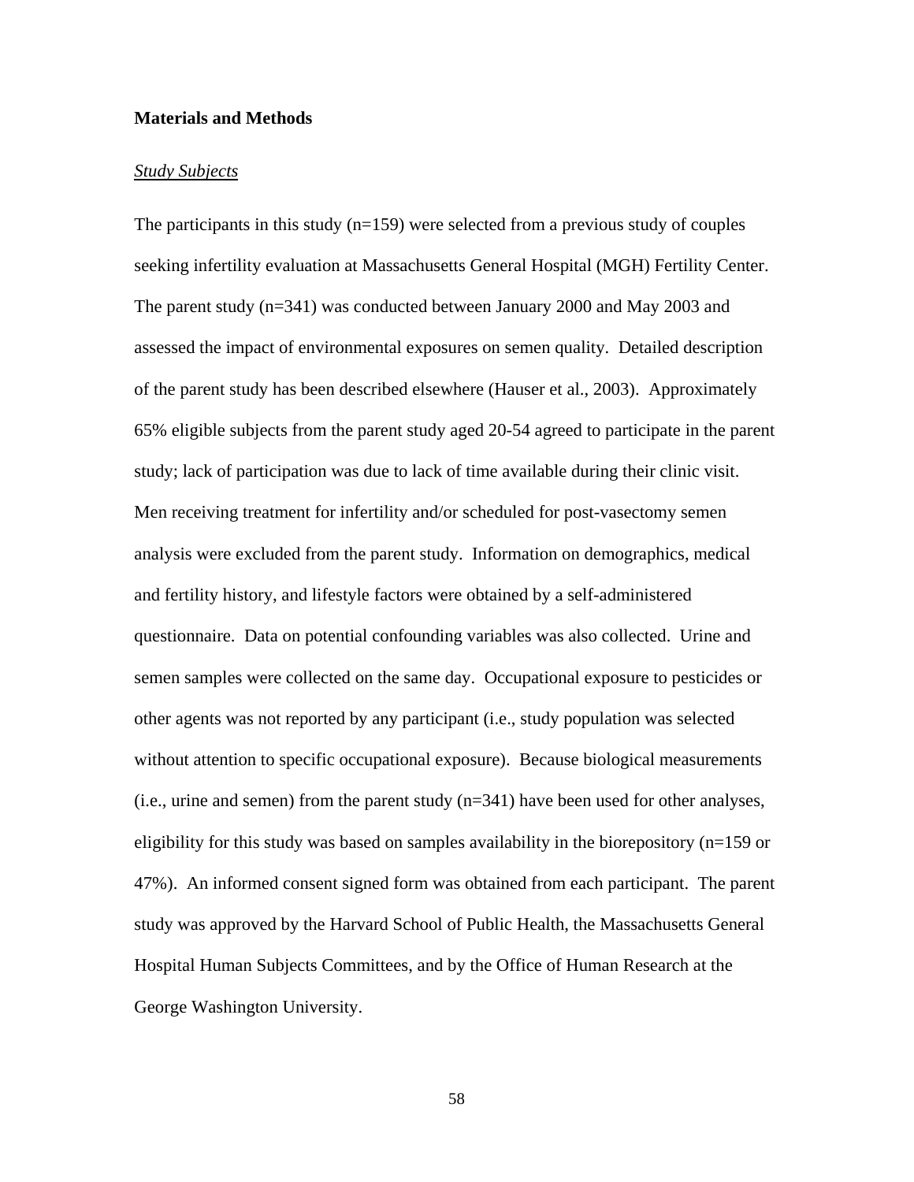**Materials and Methods**

*Study Subjects*

The participants in this study (n=159) were selected from a previous study of couples seeking infertility evaluation at Massachusetts General Hospital (MGH) Fertility Center. The parent study (n=341) was conducted between January 2000 and May 2003 and assessed the impact of environmental exposures on semen quality. Detailed description of the parent study has been described elsewhere (Hauser et al., 2003). Approximately 65% eligible subjects from the parent study aged 20-54 agreed to participate in the parent study; lack of participation was due to lack of time available during their clinic visit. Men receiving treatment for infertility and/or scheduled for post-vasectomy semen analysis were excluded from the parent study. Information on demographics, medical and fertility history, and lifestyle factors were obtained by a self-administered questionnaire. Data on potential confounding variables was also collected. Urine and semen samples were collected on the same day. Occupational exposure to pesticides or other agents was not reported by any participant (i.e., study population was selected without attention to specific occupational exposure). Because biological measurements (i.e., urine and semen) from the parent study (n=341) have been used for other analyses, eligibility for this study was based on samples availability in the biorepository (n=159 or 47%). An informed consent signed form was obtained from each participant. The parent study was approved by the Harvard School of Public Health, the Massachusetts General Hospital Human Subjects Committees, and by the Office of Human Research at the George Washington University.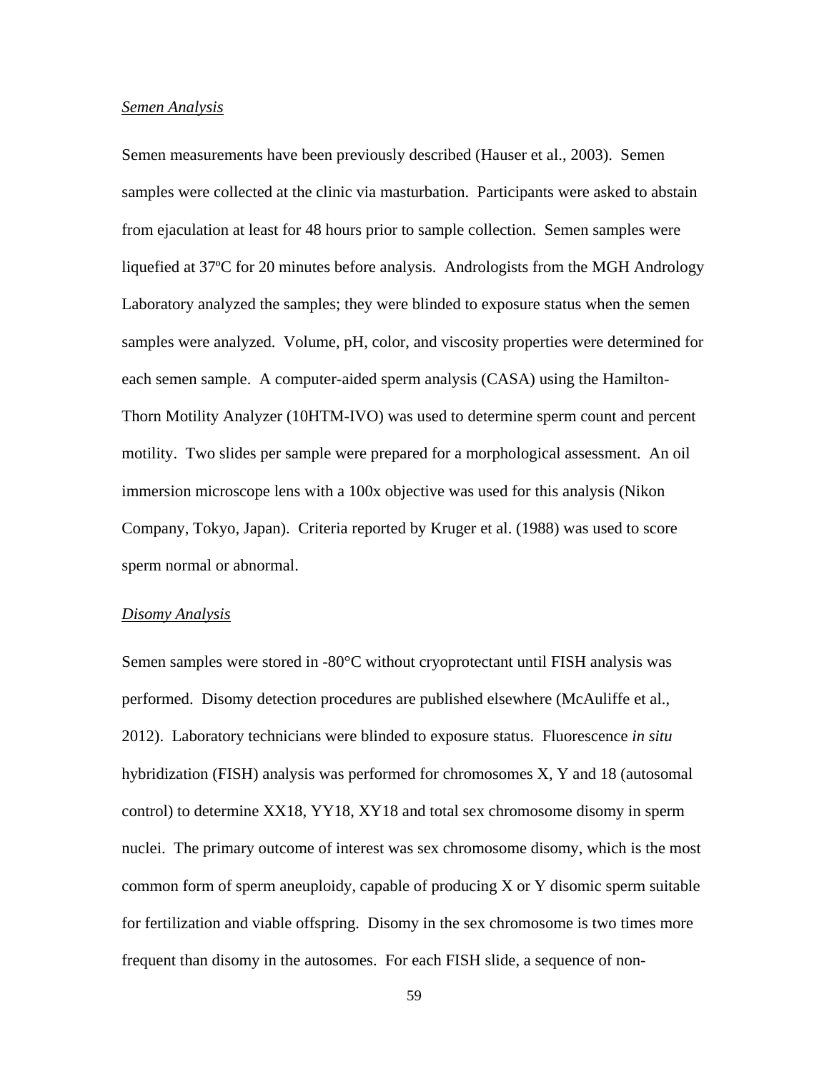*Semen Analysis*

Semen measurements have been previously described (Hauser et al., 2003). Semen samples were collected at the clinic via masturbation. Participants were asked to abstain from ejaculation at least for 48 hours prior to sample collection. Semen samples were liquefied at 37ºC for 20 minutes before analysis. Andrologists from the MGH Andrology Laboratory analyzed the samples; they were blinded to exposure status when the semen samples were analyzed. Volume, pH, color, and viscosity properties were determined for each semen sample. A computer-aided sperm analysis (CASA) using the Hamilton-Thorn Motility Analyzer (10HTM-IVO) was used to determine sperm count and percent motility. Two slides per sample were prepared for a morphological assessment. An oil immersion microscope lens with a 100x objective was used for this analysis (Nikon Company, Tokyo, Japan). Criteria reported by Kruger et al. (1988) was used to score sperm normal or abnormal.

*Disomy Analysis*

Semen samples were stored in -80°C without cryoprotectant until FISH analysis was performed. Disomy detection procedures are published elsewhere (McAuliffe et al., 2012). Laboratory technicians were blinded to exposure status. Fluorescence *in situ* hybridization (FISH) analysis was performed for chromosomes X, Y and 18 (autosomal control) to determine XX18, YY18, XY18 and total sex chromosome disomy in sperm nuclei. The primary outcome of interest was sex chromosome disomy, which is the most common form of sperm aneuploidy, capable of producing X or Y disomic sperm suitable for fertilization and viable offspring. Disomy in the sex chromosome is two times more frequent than disomy in the autosomes. For each FISH slide, a sequence of non-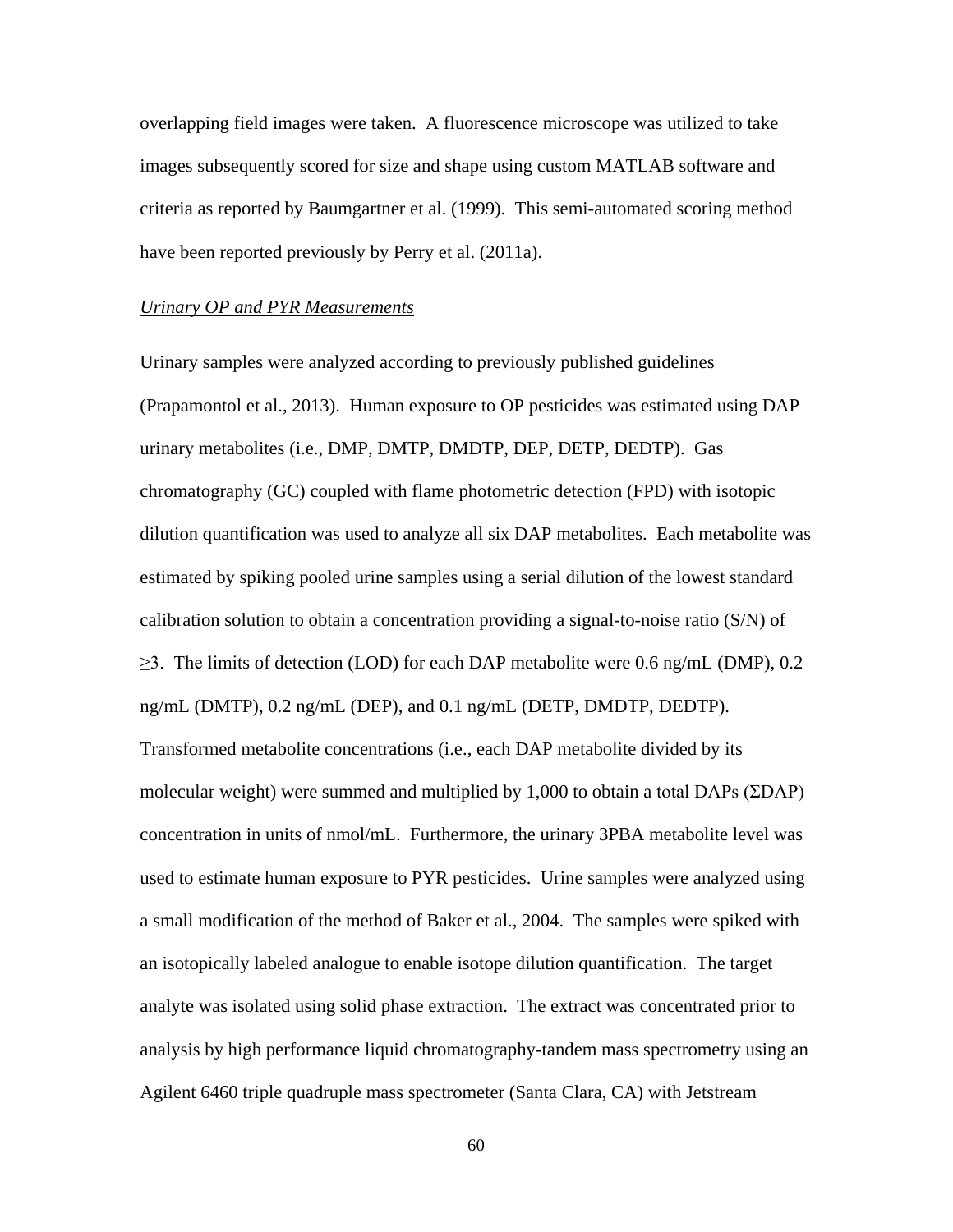overlapping field images were taken. A fluorescence microscope was utilized to take images subsequently scored for size and shape using custom MATLAB software and criteria as reported by Baumgartner et al. (1999). This semi-automated scoring method have been reported previously by Perry et al. (2011a).

*Urinary OP and PYR Measurements*

Urinary samples were analyzed according to previously published guidelines (Prapamontol et al., 2013). Human exposure to OP pesticides was estimated using DAP urinary metabolites (i.e., DMP, DMTP, DMDTP, DEP, DETP, DEDTP). Gas chromatography (GC) coupled with flame photometric detection (FPD) with isotopic dilution quantification was used to analyze all six DAP metabolites. Each metabolite was estimated by spiking pooled urine samples using a serial dilution of the lowest standard calibration solution to obtain a concentration providing a signal-to-noise ratio (S/N) of $\geq 3$. The limits of detection (LOD) for each DAP metabolite were 0.6 ng/mL (DMP), 0.2 ng/mL (DMTP), 0.2 ng/mL (DEP), and 0.1 ng/mL (DETP, DMDTP, DEDTP). Transformed metabolite concentrations (i.e., each DAP metabolite divided by its molecular weight) were summed and multiplied by 1,000 to obtain a total DAPs ($\Sigma$DAP) concentration in units of nmol/mL. Furthermore, the urinary 3PBA metabolite level was used to estimate human exposure to PYR pesticides. Urine samples were analyzed using a small modification of the method of Baker et al., 2004. The samples were spiked with an isotopically labeled analogue to enable isotope dilution quantification. The target analyte was isolated using solid phase extraction. The extract was concentrated prior to analysis by high performance liquid chromatography-tandem mass spectrometry using an Agilent 6460 triple quadruple mass spectrometer (Santa Clara, CA) with Jetstream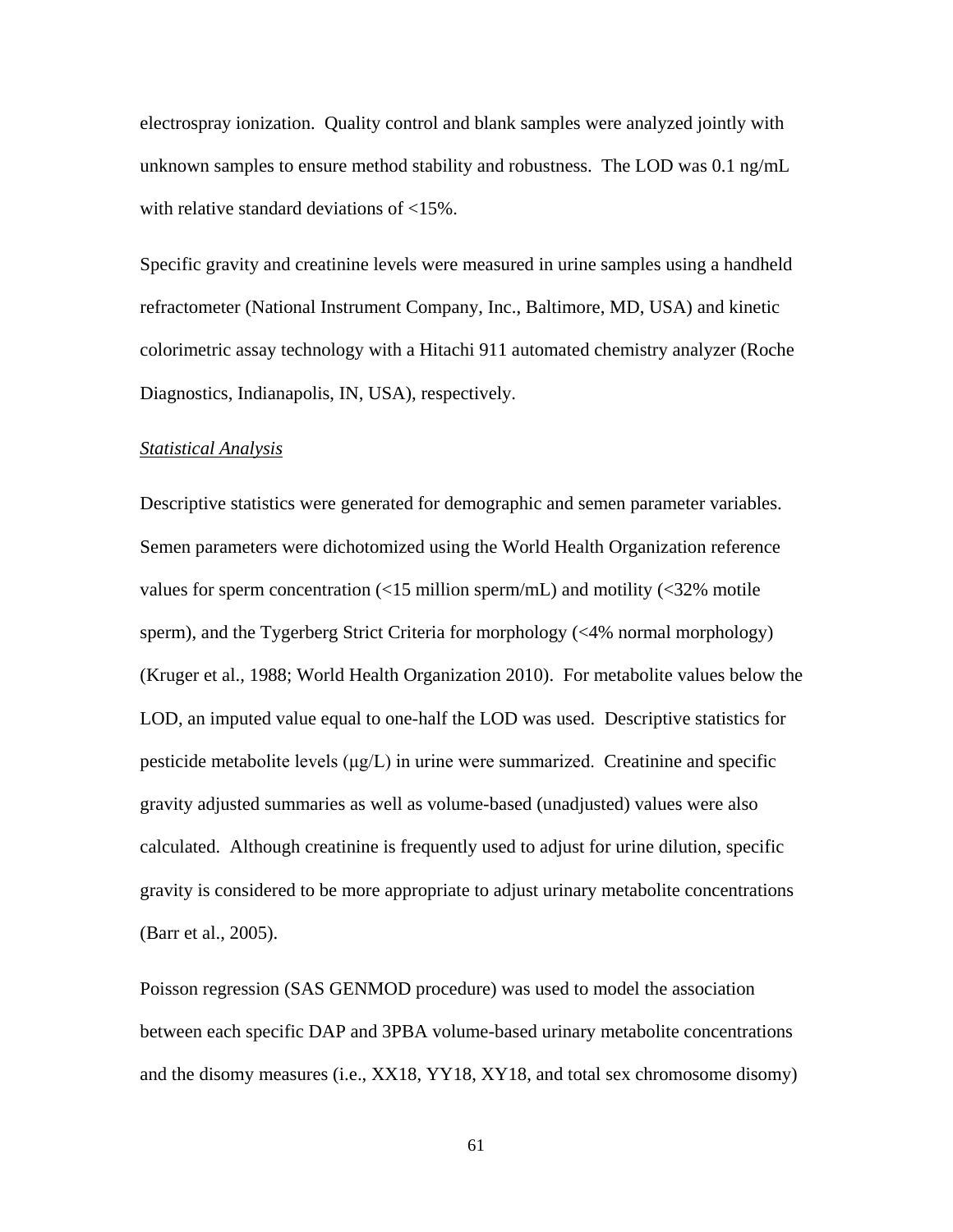electrospray ionization. Quality control and blank samples were analyzed jointly with unknown samples to ensure method stability and robustness. The LOD was 0.1 ng/mL with relative standard deviations of <15%.

Specific gravity and creatinine levels were measured in urine samples using a handheld refractometer (National Instrument Company, Inc., Baltimore, MD, USA) and kinetic colorimetric assay technology with a Hitachi 911 automated chemistry analyzer (Roche Diagnostics, Indianapolis, IN, USA), respectively.

*Statistical Analysis*

Descriptive statistics were generated for demographic and semen parameter variables. Semen parameters were dichotomized using the World Health Organization reference values for sperm concentration (<15 million sperm/mL) and motility (<32% motile sperm), and the Tygerberg Strict Criteria for morphology (<4% normal morphology) (Kruger et al., 1988; World Health Organization 2010). For metabolite values below the LOD, an imputed value equal to one-half the LOD was used. Descriptive statistics for pesticide metabolite levels (μg/L) in urine were summarized. Creatinine and specific gravity adjusted summaries as well as volume-based (unadjusted) values were also calculated. Although creatinine is frequently used to adjust for urine dilution, specific gravity is considered to be more appropriate to adjust urinary metabolite concentrations (Barr et al., 2005).

Poisson regression (SAS GENMOD procedure) was used to model the association between each specific DAP and 3PBA volume-based urinary metabolite concentrations and the disomy measures (i.e., XX18, YY18, XY18, and total sex chromosome disomy)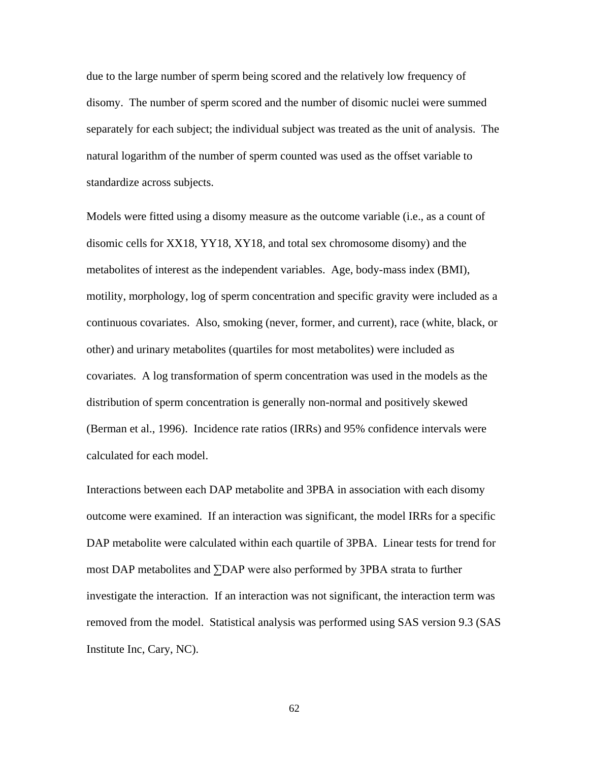due to the large number of sperm being scored and the relatively low frequency of disomy. The number of sperm scored and the number of disomic nuclei were summed separately for each subject; the individual subject was treated as the unit of analysis. The natural logarithm of the number of sperm counted was used as the offset variable to standardize across subjects.

Models were fitted using a disomy measure as the outcome variable (i.e., as a count of disomic cells for XX18, YY18, XY18, and total sex chromosome disomy) and the metabolites of interest as the independent variables. Age, body-mass index (BMI), motility, morphology, log of sperm concentration and specific gravity were included as a continuous covariates. Also, smoking (never, former, and current), race (white, black, or other) and urinary metabolites (quartiles for most metabolites) were included as covariates. A log transformation of sperm concentration was used in the models as the distribution of sperm concentration is generally non-normal and positively skewed (Berman et al., 1996). Incidence rate ratios (IRRs) and 95% confidence intervals were calculated for each model.

Interactions between each DAP metabolite and 3PBA in association with each disomy outcome were examined. If an interaction was significant, the model IRRs for a specific DAP metabolite were calculated within each quartile of 3PBA. Linear tests for trend for most DAP metabolites and ∑DAP were also performed by 3PBA strata to further investigate the interaction. If an interaction was not significant, the interaction term was removed from the model. Statistical analysis was performed using SAS version 9.3 (SAS Institute Inc, Cary, NC).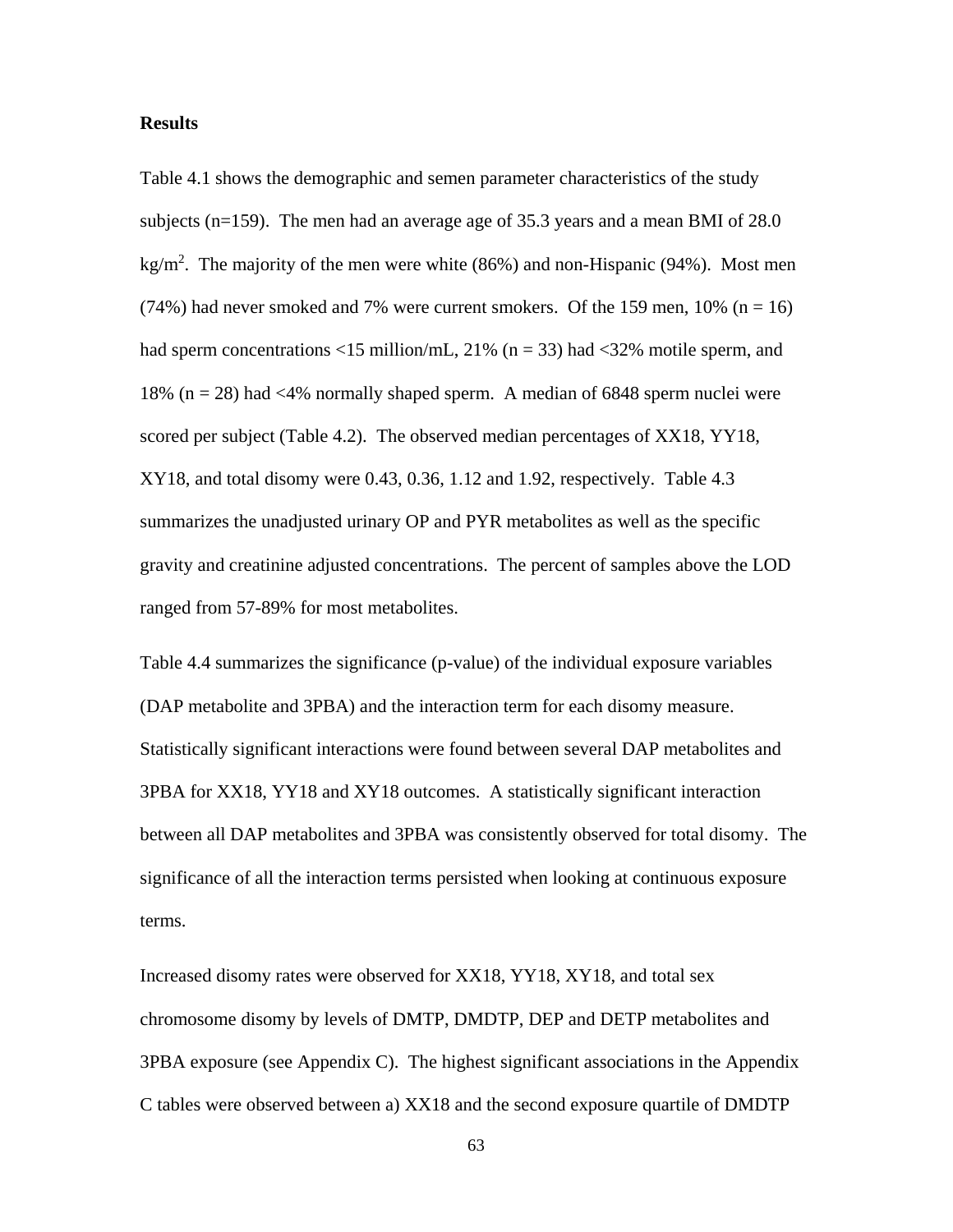**Results**

Table 4.1 shows the demographic and semen parameter characteristics of the study subjects (n=159). The men had an average age of 35.3 years and a mean BMI of 28.0 $kg/m^2$. The majority of the men were white (86%) and non-Hispanic (94%). Most men (74%) had never smoked and 7% were current smokers. Of the 159 men, 10% (n = 16) had sperm concentrations <15 million/mL, 21% (n = 33) had <32% motile sperm, and 18% (n = 28) had <4% normally shaped sperm. A median of 6848 sperm nuclei were scored per subject (Table 4.2). The observed median percentages of XX18, YY18, XY18, and total disomy were 0.43, 0.36, 1.12 and 1.92, respectively. Table 4.3 summarizes the unadjusted urinary OP and PYR metabolites as well as the specific gravity and creatinine adjusted concentrations. The percent of samples above the LOD ranged from 57-89% for most metabolites.

Table 4.4 summarizes the significance (p-value) of the individual exposure variables (DAP metabolite and 3PBA) and the interaction term for each disomy measure. Statistically significant interactions were found between several DAP metabolites and 3PBA for XX18, YY18 and XY18 outcomes. A statistically significant interaction between all DAP metabolites and 3PBA was consistently observed for total disomy. The significance of all the interaction terms persisted when looking at continuous exposure terms.

Increased disomy rates were observed for XX18, YY18, XY18, and total sex chromosome disomy by levels of DMTP, DMDTP, DEP and DETP metabolites and 3PBA exposure (see Appendix C). The highest significant associations in the Appendix C tables were observed between a) XX18 and the second exposure quartile of DMDTP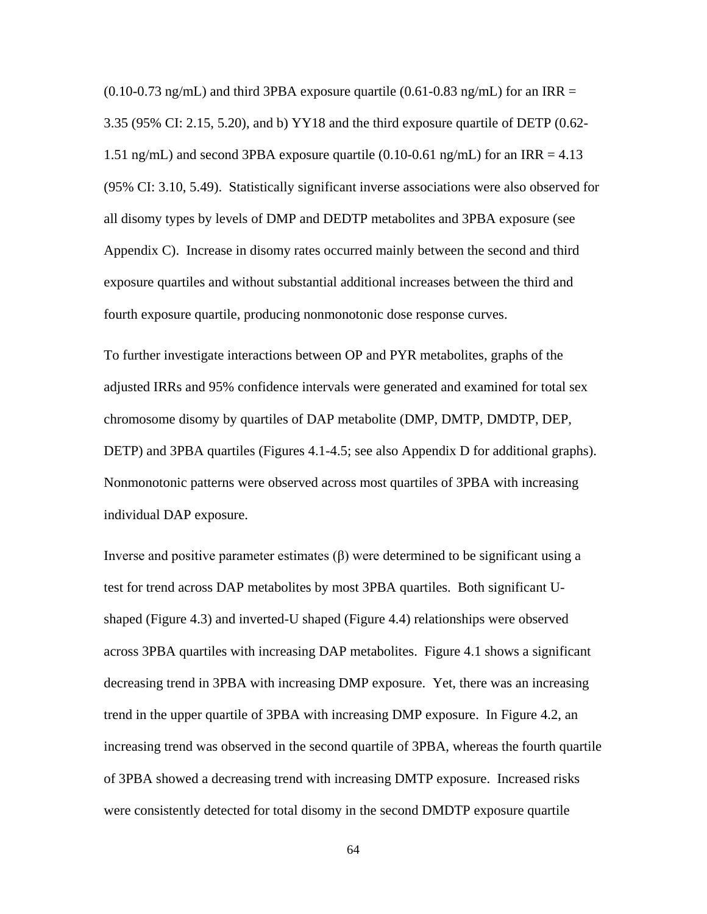(0.10-0.73 ng/mL) and third 3PBA exposure quartile (0.61-0.83 ng/mL) for an IRR = 3.35 (95% CI: 2.15, 5.20), and b) YY18 and the third exposure quartile of DETP (0.62-1.51 ng/mL) and second 3PBA exposure quartile (0.10-0.61 ng/mL) for an IRR = 4.13 (95% CI: 3.10, 5.49). Statistically significant inverse associations were also observed for all disomy types by levels of DMP and DEDTP metabolites and 3PBA exposure (see Appendix C). Increase in disomy rates occurred mainly between the second and third exposure quartiles and without substantial additional increases between the third and fourth exposure quartile, producing nonmonotonic dose response curves.

To further investigate interactions between OP and PYR metabolites, graphs of the adjusted IRRs and 95% confidence intervals were generated and examined for total sex chromosome disomy by quartiles of DAP metabolite (DMP, DMTP, DMDTP, DEP, DETP) and 3PBA quartiles (Figures 4.1-4.5; see also Appendix D for additional graphs). Nonmonotonic patterns were observed across most quartiles of 3PBA with increasing individual DAP exposure.

Inverse and positive parameter estimates ($\beta$) were determined to be significant using a test for trend across DAP metabolites by most 3PBA quartiles. Both significant U-shaped (Figure 4.3) and inverted-U shaped (Figure 4.4) relationships were observed across 3PBA quartiles with increasing DAP metabolites. Figure 4.1 shows a significant decreasing trend in 3PBA with increasing DMP exposure. Yet, there was an increasing trend in the upper quartile of 3PBA with increasing DMP exposure. In Figure 4.2, an increasing trend was observed in the second quartile of 3PBA, whereas the fourth quartile of 3PBA showed a decreasing trend with increasing DMTP exposure. Increased risks were consistently detected for total disomy in the second DMDTP exposure quartile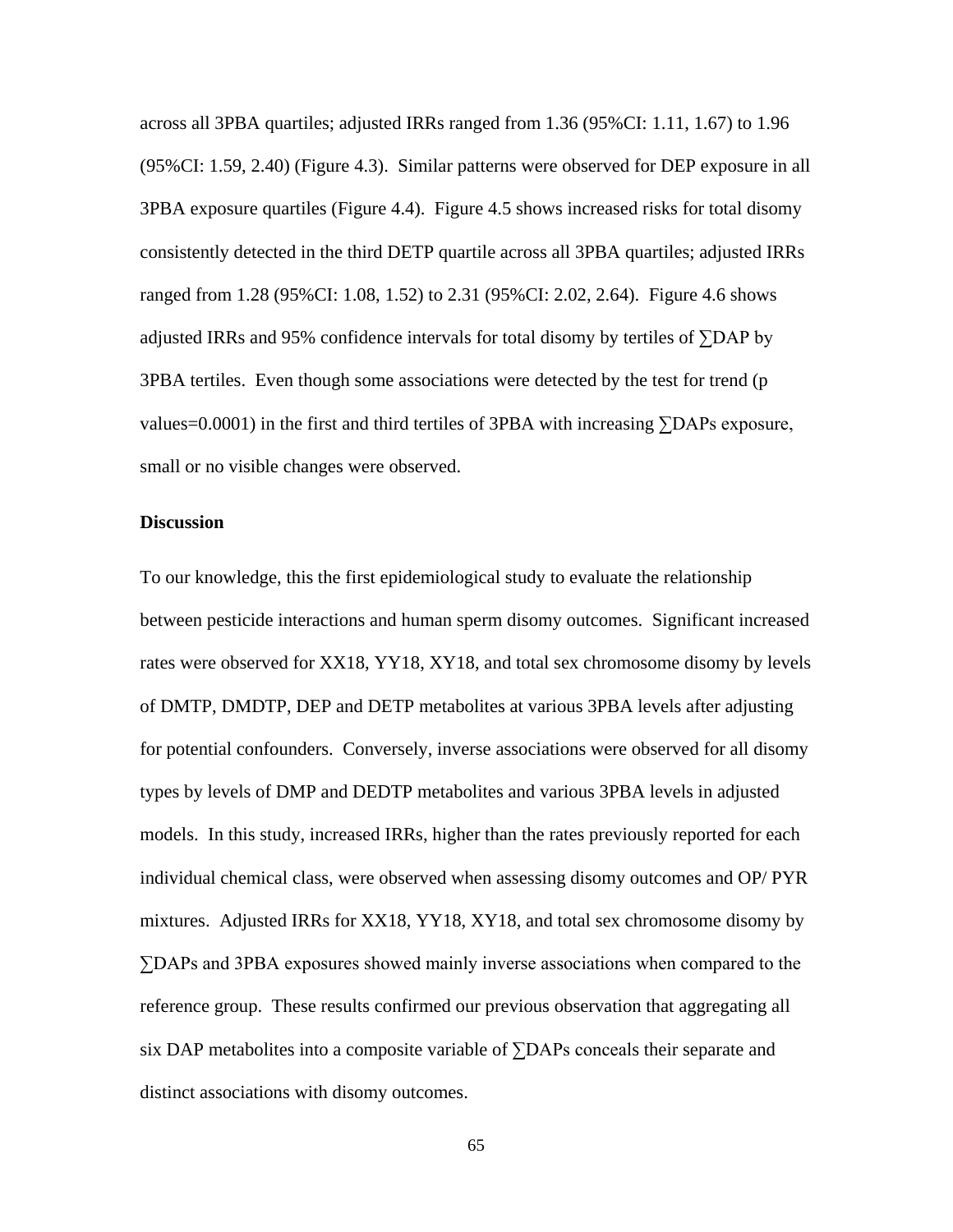across all 3PBA quartiles; adjusted IRRs ranged from 1.36 (95%CI: 1.11, 1.67) to 1.96 (95%CI: 1.59, 2.40) (Figure 4.3). Similar patterns were observed for DEP exposure in all 3PBA exposure quartiles (Figure 4.4). Figure 4.5 shows increased risks for total disomy consistently detected in the third DETP quartile across all 3PBA quartiles; adjusted IRRs ranged from 1.28 (95%CI: 1.08, 1.52) to 2.31 (95%CI: 2.02, 2.64). Figure 4.6 shows adjusted IRRs and 95% confidence intervals for total disomy by tertiles of ∑DAP by 3PBA tertiles. Even though some associations were detected by the test for trend (p values=0.0001) in the first and third tertiles of 3PBA with increasing ∑DAPs exposure, small or no visible changes were observed.

**Discussion**

To our knowledge, this the first epidemiological study to evaluate the relationship between pesticide interactions and human sperm disomy outcomes. Significant increased rates were observed for XX18, YY18, XY18, and total sex chromosome disomy by levels of DMTP, DMDTP, DEP and DETP metabolites at various 3PBA levels after adjusting for potential confounders. Conversely, inverse associations were observed for all disomy types by levels of DMP and DEDTP metabolites and various 3PBA levels in adjusted models. In this study, increased IRRs, higher than the rates previously reported for each individual chemical class, were observed when assessing disomy outcomes and OP/ PYR mixtures. Adjusted IRRs for XX18, YY18, XY18, and total sex chromosome disomy by ∑DAPs and 3PBA exposures showed mainly inverse associations when compared to the reference group. These results confirmed our previous observation that aggregating all six DAP metabolites into a composite variable of ∑DAPs conceals their separate and distinct associations with disomy outcomes.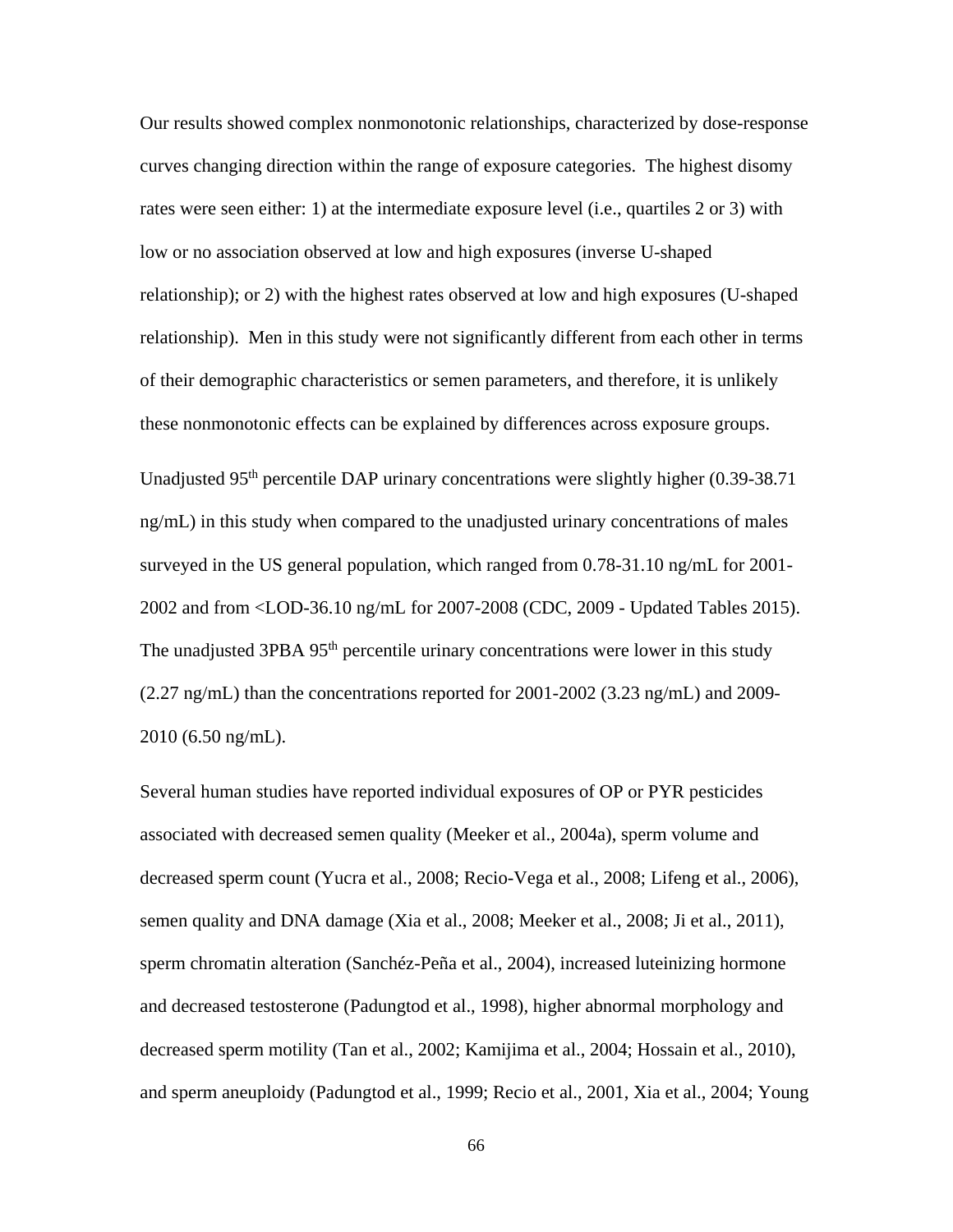Our results showed complex nonmonotonic relationships, characterized by dose-response curves changing direction within the range of exposure categories. The highest disomy rates were seen either: 1) at the intermediate exposure level (i.e., quartiles 2 or 3) with low or no association observed at low and high exposures (inverse U-shaped relationship); or 2) with the highest rates observed at low and high exposures (U-shaped relationship). Men in this study were not significantly different from each other in terms of their demographic characteristics or semen parameters, and therefore, it is unlikely these nonmonotonic effects can be explained by differences across exposure groups.

Unadjusted 95$^{th}$ percentile DAP urinary concentrations were slightly higher (0.39-38.71 ng/mL) in this study when compared to the unadjusted urinary concentrations of males surveyed in the US general population, which ranged from 0.78-31.10 ng/mL for 2001-2002 and from <LOD-36.10 ng/mL for 2007-2008 (CDC, 2009 - Updated Tables 2015). The unadjusted 3PBA 95$^{th}$ percentile urinary concentrations were lower in this study (2.27 ng/mL) than the concentrations reported for 2001-2002 (3.23 ng/mL) and 2009-2010 (6.50 ng/mL).

Several human studies have reported individual exposures of OP or PYR pesticides associated with decreased semen quality (Meeker et al., 2004a), sperm volume and decreased sperm count (Yucra et al., 2008; Recio-Vega et al., 2008; Lifeng et al., 2006), semen quality and DNA damage (Xia et al., 2008; Meeker et al., 2008; Ji et al., 2011), sperm chromatin alteration (Sanchéz-Peña et al., 2004), increased luteinizing hormone and decreased testosterone (Padungtod et al., 1998), higher abnormal morphology and decreased sperm motility (Tan et al., 2002; Kamijima et al., 2004; Hossain et al., 2010), and sperm aneuploidy (Padungtod et al., 1999; Recio et al., 2001, Xia et al., 2004; Young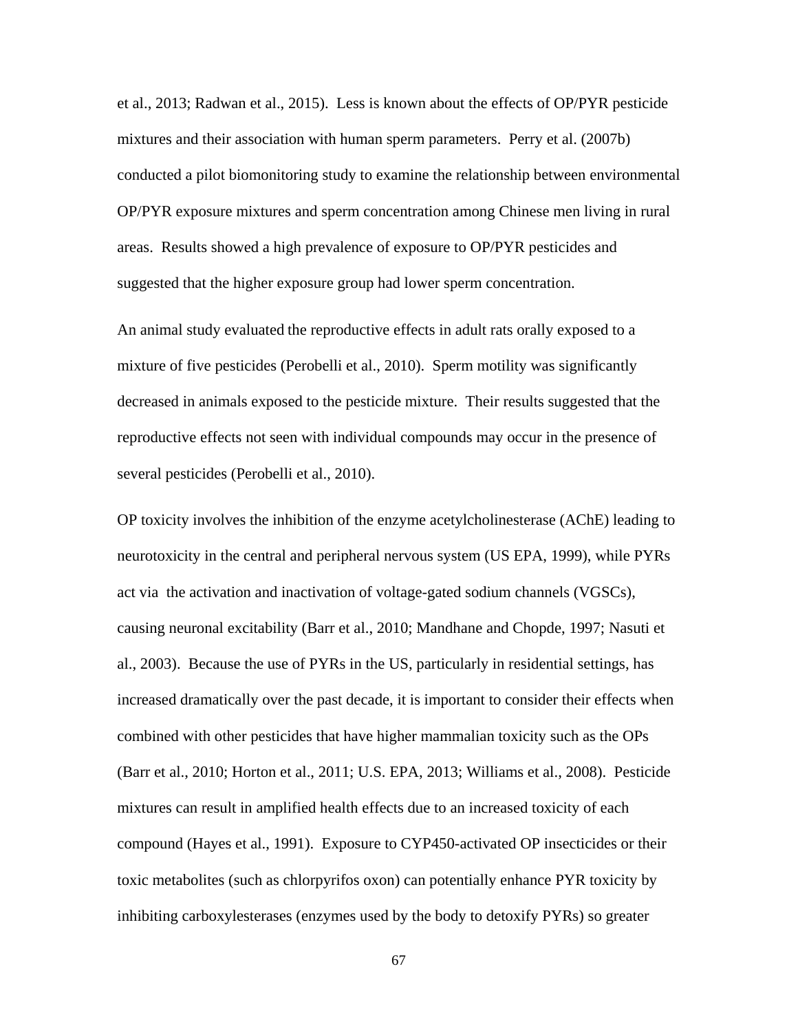et al., 2013; Radwan et al., 2015). Less is known about the effects of OP/PYR pesticide mixtures and their association with human sperm parameters. Perry et al. (2007b) conducted a pilot biomonitoring study to examine the relationship between environmental OP/PYR exposure mixtures and sperm concentration among Chinese men living in rural areas. Results showed a high prevalence of exposure to OP/PYR pesticides and suggested that the higher exposure group had lower sperm concentration.

An animal study evaluated the reproductive effects in adult rats orally exposed to a mixture of five pesticides (Perobelli et al., 2010). Sperm motility was significantly decreased in animals exposed to the pesticide mixture. Their results suggested that the reproductive effects not seen with individual compounds may occur in the presence of several pesticides (Perobelli et al., 2010).

OP toxicity involves the inhibition of the enzyme acetylcholinesterase (AChE) leading to neurotoxicity in the central and peripheral nervous system (US EPA, 1999), while PYRs act via the activation and inactivation of voltage-gated sodium channels (VGSCs), causing neuronal excitability (Barr et al., 2010; Mandhane and Chopde, 1997; Nasuti et al., 2003). Because the use of PYRs in the US, particularly in residential settings, has increased dramatically over the past decade, it is important to consider their effects when combined with other pesticides that have higher mammalian toxicity such as the OPs (Barr et al., 2010; Horton et al., 2011; U.S. EPA, 2013; Williams et al., 2008). Pesticide mixtures can result in amplified health effects due to an increased toxicity of each compound (Hayes et al., 1991). Exposure to CYP450-activated OP insecticides or their toxic metabolites (such as chlorpyrifos oxon) can potentially enhance PYR toxicity by inhibiting carboxylesterases (enzymes used by the body to detoxify PYRs) so greater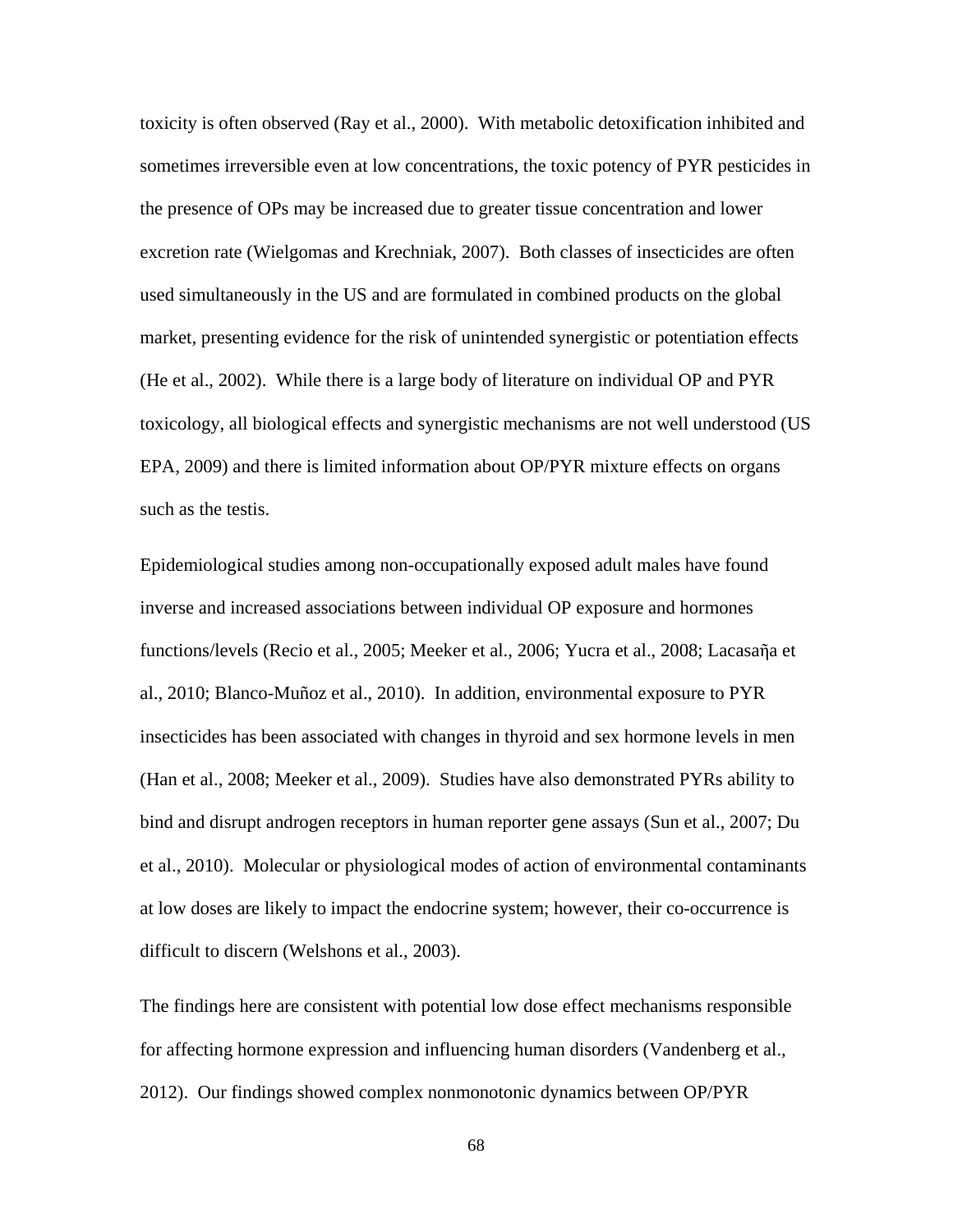toxicity is often observed (Ray et al., 2000). With metabolic detoxification inhibited and sometimes irreversible even at low concentrations, the toxic potency of PYR pesticides in the presence of OPs may be increased due to greater tissue concentration and lower excretion rate (Wielgomas and Krechniak, 2007). Both classes of insecticides are often used simultaneously in the US and are formulated in combined products on the global market, presenting evidence for the risk of unintended synergistic or potentiation effects (He et al., 2002). While there is a large body of literature on individual OP and PYR toxicology, all biological effects and synergistic mechanisms are not well understood (US EPA, 2009) and there is limited information about OP/PYR mixture effects on organs such as the testis.

Epidemiological studies among non-occupationally exposed adult males have found inverse and increased associations between individual OP exposure and hormones functions/levels (Recio et al., 2005; Meeker et al., 2006; Yucra et al., 2008; Lacasaῃa et al., 2010; Blanco-Muñoz et al., 2010). In addition, environmental exposure to PYR insecticides has been associated with changes in thyroid and sex hormone levels in men (Han et al., 2008; Meeker et al., 2009). Studies have also demonstrated PYRs ability to bind and disrupt androgen receptors in human reporter gene assays (Sun et al., 2007; Du et al., 2010). Molecular or physiological modes of action of environmental contaminants at low doses are likely to impact the endocrine system; however, their co-occurrence is difficult to discern (Welshons et al., 2003).

The findings here are consistent with potential low dose effect mechanisms responsible for affecting hormone expression and influencing human disorders (Vandenberg et al., 2012). Our findings showed complex nonmonotonic dynamics between OP/PYR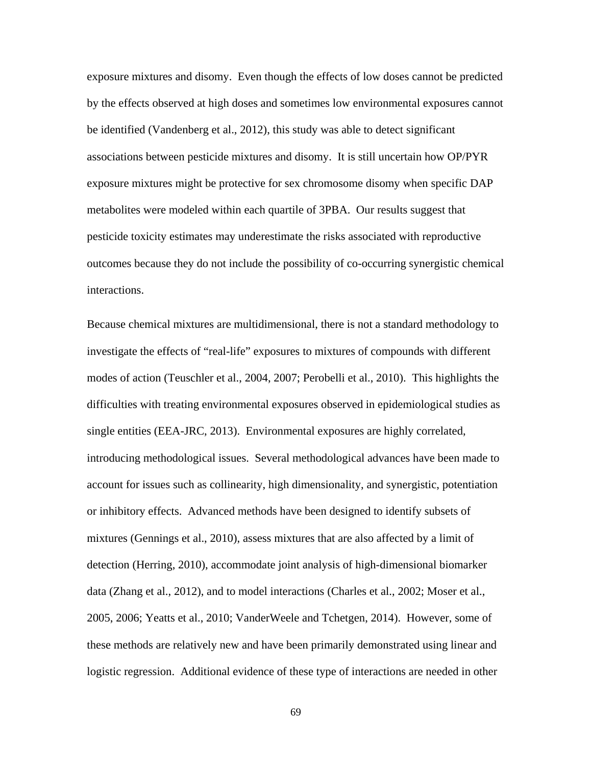exposure mixtures and disomy. Even though the effects of low doses cannot be predicted by the effects observed at high doses and sometimes low environmental exposures cannot be identified (Vandenberg et al., 2012), this study was able to detect significant associations between pesticide mixtures and disomy. It is still uncertain how OP/PYR exposure mixtures might be protective for sex chromosome disomy when specific DAP metabolites were modeled within each quartile of 3PBA. Our results suggest that pesticide toxicity estimates may underestimate the risks associated with reproductive outcomes because they do not include the possibility of co-occurring synergistic chemical interactions.

Because chemical mixtures are multidimensional, there is not a standard methodology to investigate the effects of "real-life" exposures to mixtures of compounds with different modes of action (Teuschler et al., 2004, 2007; Perobelli et al., 2010). This highlights the difficulties with treating environmental exposures observed in epidemiological studies as single entities (EEA-JRC, 2013). Environmental exposures are highly correlated, introducing methodological issues. Several methodological advances have been made to account for issues such as collinearity, high dimensionality, and synergistic, potentiation or inhibitory effects. Advanced methods have been designed to identify subsets of mixtures (Gennings et al., 2010), assess mixtures that are also affected by a limit of detection (Herring, 2010), accommodate joint analysis of high-dimensional biomarker data (Zhang et al., 2012), and to model interactions (Charles et al., 2002; Moser et al., 2005, 2006; Yeatts et al., 2010; VanderWeele and Tchetgen, 2014). However, some of these methods are relatively new and have been primarily demonstrated using linear and logistic regression. Additional evidence of these type of interactions are needed in other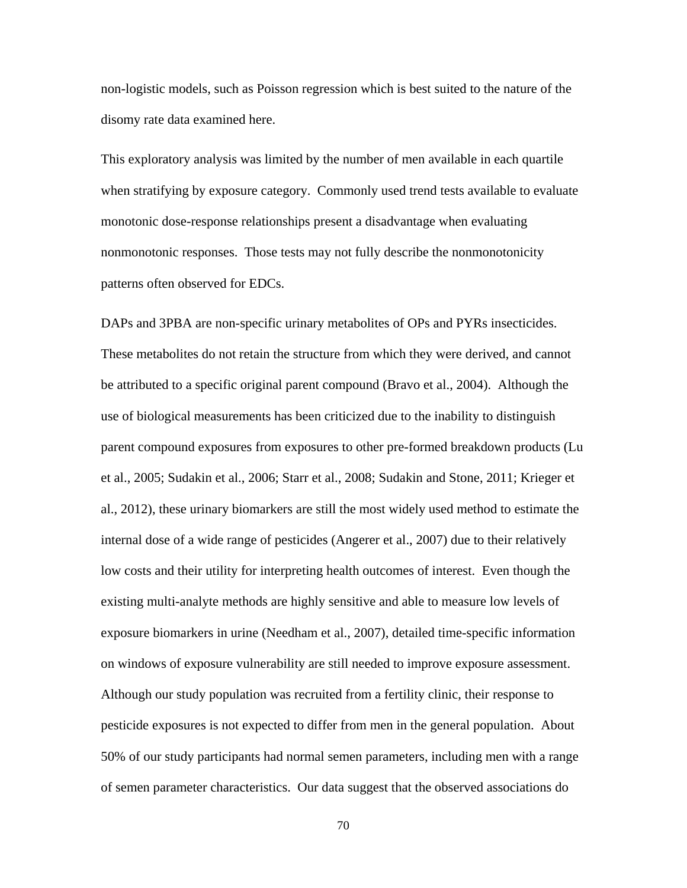non-logistic models, such as Poisson regression which is best suited to the nature of the disomy rate data examined here.

This exploratory analysis was limited by the number of men available in each quartile when stratifying by exposure category. Commonly used trend tests available to evaluate monotonic dose-response relationships present a disadvantage when evaluating nonmonotonic responses. Those tests may not fully describe the nonmonotonicity patterns often observed for EDCs.

DAPs and 3PBA are non-specific urinary metabolites of OPs and PYRs insecticides. These metabolites do not retain the structure from which they were derived, and cannot be attributed to a specific original parent compound (Bravo et al., 2004). Although the use of biological measurements has been criticized due to the inability to distinguish parent compound exposures from exposures to other pre-formed breakdown products (Lu et al., 2005; Sudakin et al., 2006; Starr et al., 2008; Sudakin and Stone, 2011; Krieger et al., 2012), these urinary biomarkers are still the most widely used method to estimate the internal dose of a wide range of pesticides (Angerer et al., 2007) due to their relatively low costs and their utility for interpreting health outcomes of interest. Even though the existing multi-analyte methods are highly sensitive and able to measure low levels of exposure biomarkers in urine (Needham et al., 2007), detailed time-specific information on windows of exposure vulnerability are still needed to improve exposure assessment. Although our study population was recruited from a fertility clinic, their response to pesticide exposures is not expected to differ from men in the general population. About 50% of our study participants had normal semen parameters, including men with a range of semen parameter characteristics. Our data suggest that the observed associations do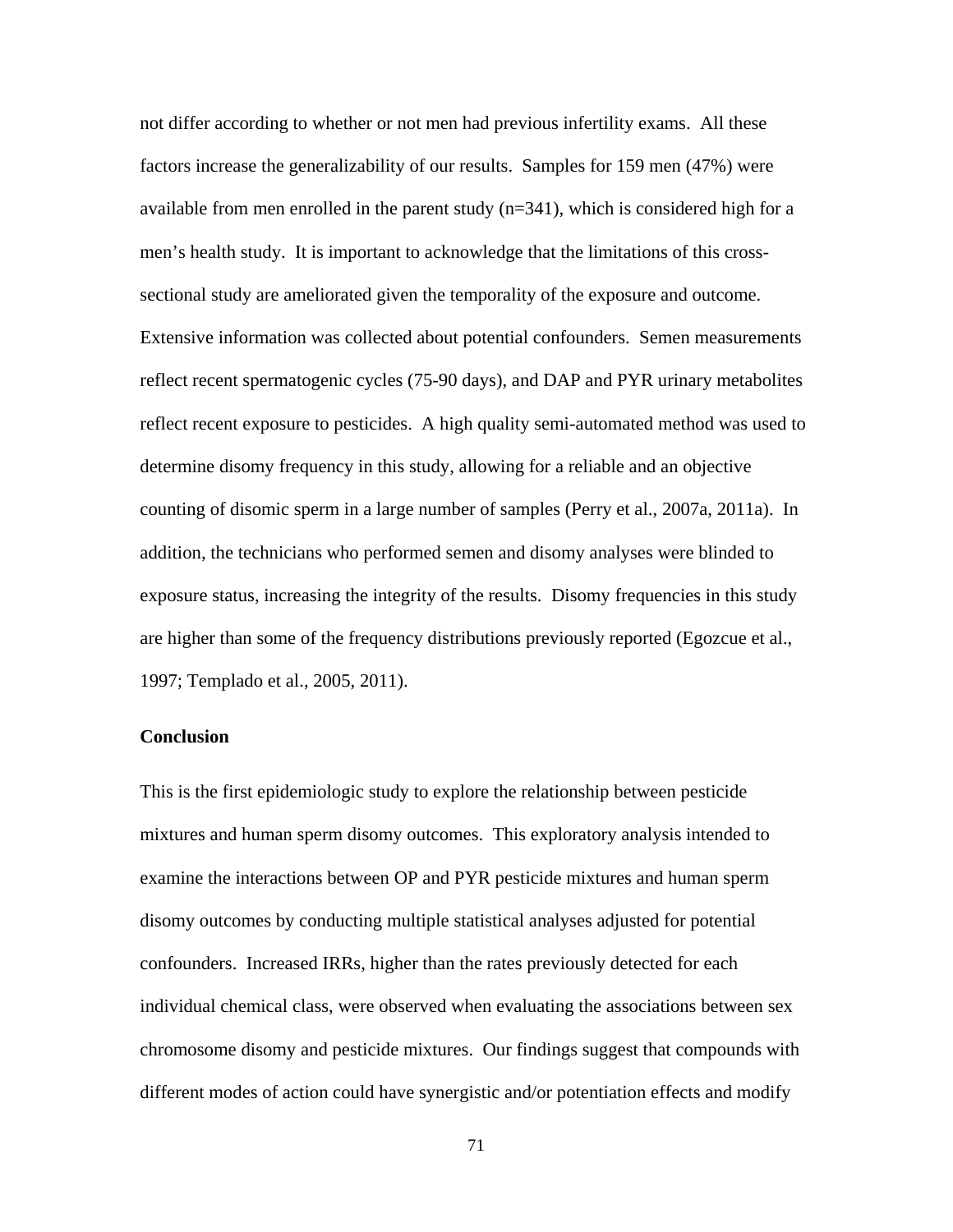not differ according to whether or not men had previous infertility exams. All these factors increase the generalizability of our results. Samples for 159 men (47%) were available from men enrolled in the parent study (n=341), which is considered high for a men's health study. It is important to acknowledge that the limitations of this cross-sectional study are ameliorated given the temporality of the exposure and outcome. Extensive information was collected about potential confounders. Semen measurements reflect recent spermatogenic cycles (75-90 days), and DAP and PYR urinary metabolites reflect recent exposure to pesticides. A high quality semi-automated method was used to determine disomy frequency in this study, allowing for a reliable and an objective counting of disomic sperm in a large number of samples (Perry et al., 2007a, 2011a). In addition, the technicians who performed semen and disomy analyses were blinded to exposure status, increasing the integrity of the results. Disomy frequencies in this study are higher than some of the frequency distributions previously reported (Egozcue et al., 1997; Templado et al., 2005, 2011).

**Conclusion**

This is the first epidemiologic study to explore the relationship between pesticide mixtures and human sperm disomy outcomes. This exploratory analysis intended to examine the interactions between OP and PYR pesticide mixtures and human sperm disomy outcomes by conducting multiple statistical analyses adjusted for potential confounders. Increased IRRs, higher than the rates previously detected for each individual chemical class, were observed when evaluating the associations between sex chromosome disomy and pesticide mixtures. Our findings suggest that compounds with different modes of action could have synergistic and/or potentiation effects and modify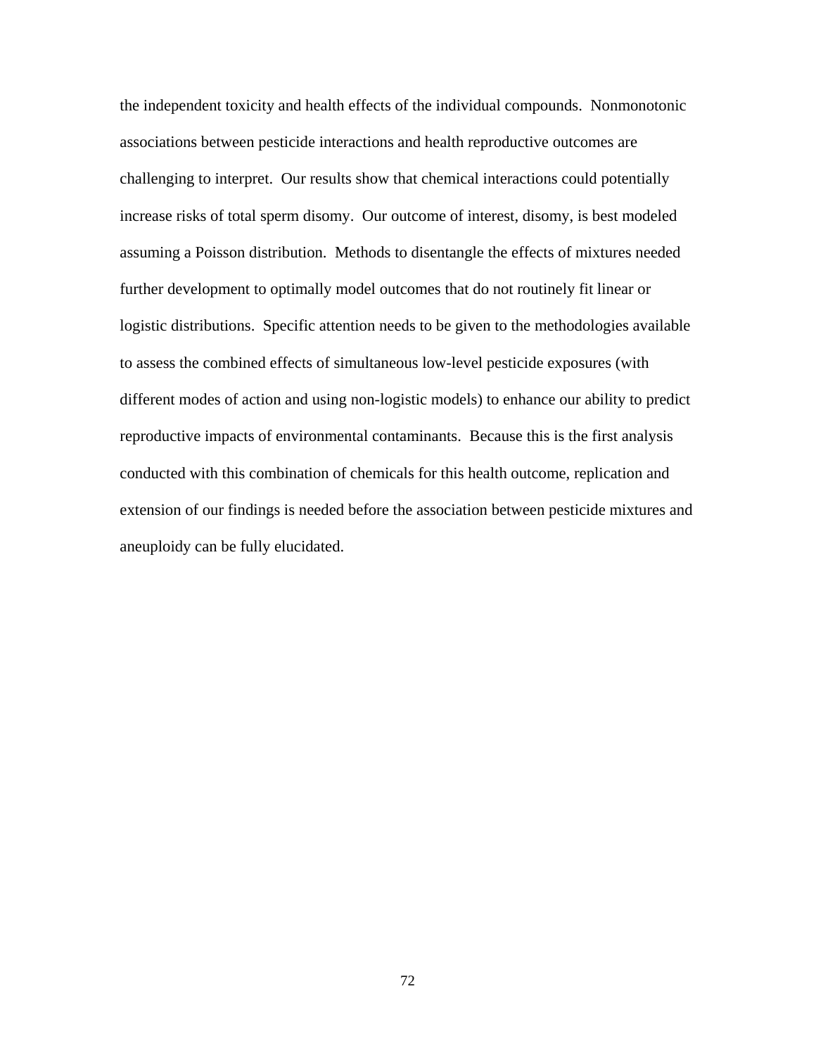the independent toxicity and health effects of the individual compounds. Nonmonotonic associations between pesticide interactions and health reproductive outcomes are challenging to interpret. Our results show that chemical interactions could potentially increase risks of total sperm disomy. Our outcome of interest, disomy, is best modeled assuming a Poisson distribution. Methods to disentangle the effects of mixtures needed further development to optimally model outcomes that do not routinely fit linear or logistic distributions. Specific attention needs to be given to the methodologies available to assess the combined effects of simultaneous low-level pesticide exposures (with different modes of action and using non-logistic models) to enhance our ability to predict reproductive impacts of environmental contaminants. Because this is the first analysis conducted with this combination of chemicals for this health outcome, replication and extension of our findings is needed before the association between pesticide mixtures and aneuploidy can be fully elucidated.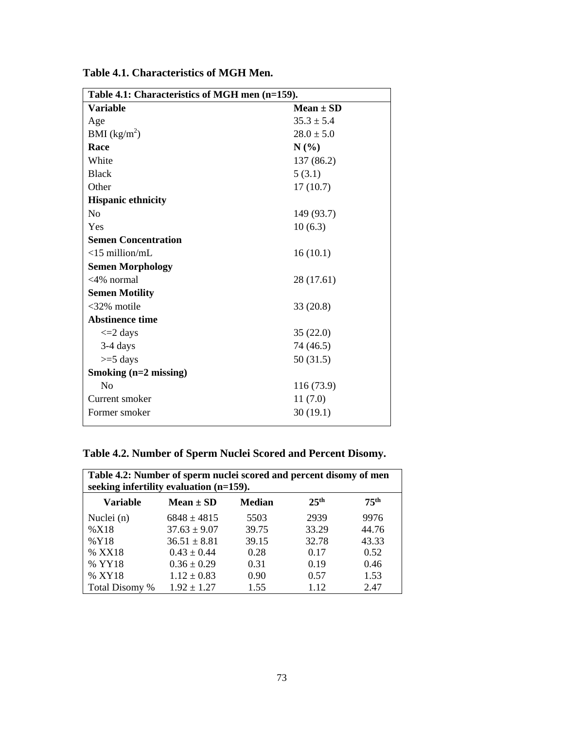**Table 4.1. Characteristics of MGH Men.**

| Table 4.1: Characteristics of MGH men (n=159). | |
|---|---|
| **Variable** | **Mean ± SD** |
| Age | 35.3 ± 5.4 |
| BMI (kg/m$^2$) | 28.0 ± 5.0 |
| **Race** | **N (%)** |
| White | 137 (86.2) |
| Black | 5 (3.1) |
| Other | 17 (10.7) |
| **Hispanic ethnicity** | |
| No | 149 (93.7) |
| Yes | 10 (6.3) |
| **Semen Concentration** | |
| <15 million/mL | 16 (10.1) |
| **Semen Morphology** | |
| <4% normal | 28 (17.61) |
| **Semen Motility** | |
| <32% motile | 33 (20.8) |
| **Abstinence time** | |
| <=2 days | 35 (22.0) |
| 3-4 days | 74 (46.5) |
| >=5 days | 50 (31.5) |
| **Smoking (n=2 missing)** | |
| No | 116 (73.9) |
| Current smoker | 11 (7.0) |
| Former smoker | 30 (19.1) |

**Table 4.2. Number of Sperm Nuclei Scored and Percent Disomy.**

**Table 4.2: Number of sperm nuclei scored and percent disomy of men seeking infertility evaluation (n=159).**

| Variable | Mean ± SD | Median | 25$^{th}$ | 75$^{th}$ |
|---|---|---|---|---|
| Nuclei (n) | 6848 ± 4815 | 5503 | 2939 | 9976 |
| %X18 | 37.63 ± 9.07 | 39.75 | 33.29 | 44.76 |
| %Y18 | 36.51 ± 8.81 | 39.15 | 32.78 | 43.33 |
| % XX18 | 0.43 ± 0.44 | 0.28 | 0.17 | 0.52 |
| % YY18 | 0.36 ± 0.29 | 0.31 | 0.19 | 0.46 |
| % XY18 | 1.12 ± 0.83 | 0.90 | 0.57 | 1.53 |
| Total Disomy % | 1.92 ± 1.27 | 1.55 | 1.12 | 2.47 |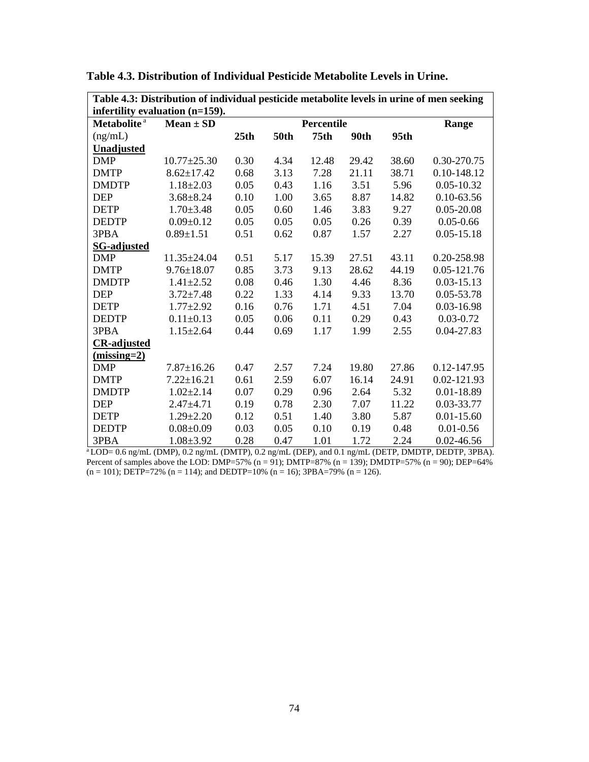**Table 4.3. Distribution of Individual Pesticide Metabolite Levels in Urine.**

| **Table 4.3: Distribution of individual pesticide metabolite levels in urine of men seeking infertility evaluation (n=159).** | | | | | | | |
|---|---|---|---|---|---|---|---|
| **Metabolite** [a] | **Mean ± SD** | | | **Percentile** | | | **Range** |
| (ng/mL) | | **25th** | **50th** | **75th** | **90th** | **95th** | |
| **Unadjusted** | | | | | | | |
| DMP | 10.77±25.30 | 0.30 | 4.34 | 12.48 | 29.42 | 38.60 | 0.30-270.75 |
| DMTP | 8.62±17.42 | 0.68 | 3.13 | 7.28 | 21.11 | 38.71 | 0.10-148.12 |
| DMDTP | 1.18±2.03 | 0.05 | 0.43 | 1.16 | 3.51 | 5.96 | 0.05-10.32 |
| DEP | 3.68±8.24 | 0.10 | 1.00 | 3.65 | 8.87 | 14.82 | 0.10-63.56 |
| DETP | 1.70±3.48 | 0.05 | 0.60 | 1.46 | 3.83 | 9.27 | 0.05-20.08 |
| DEDTP | 0.09±0.12 | 0.05 | 0.05 | 0.05 | 0.26 | 0.39 | 0.05-0.66 |
| 3PBA | 0.89±1.51 | 0.51 | 0.62 | 0.87 | 1.57 | 2.27 | 0.05-15.18 |
| **SG-adjusted** | | | | | | | |
| DMP | 11.35±24.04 | 0.51 | 5.17 | 15.39 | 27.51 | 43.11 | 0.20-258.98 |
| DMTP | 9.76±18.07 | 0.85 | 3.73 | 9.13 | 28.62 | 44.19 | 0.05-121.76 |
| DMDTP | 1.41±2.52 | 0.08 | 0.46 | 1.30 | 4.46 | 8.36 | 0.03-15.13 |
| DEP | 3.72±7.48 | 0.22 | 1.33 | 4.14 | 9.33 | 13.70 | 0.05-53.78 |
| DETP | 1.77±2.92 | 0.16 | 0.76 | 1.71 | 4.51 | 7.04 | 0.03-16.98 |
| DEDTP | 0.11±0.13 | 0.05 | 0.06 | 0.11 | 0.29 | 0.43 | 0.03-0.72 |
| 3PBA | 1.15±2.64 | 0.44 | 0.69 | 1.17 | 1.99 | 2.55 | 0.04-27.83 |
| **CR-adjusted (missing=2)** | | | | | | | |
| DMP | 7.87±16.26 | 0.47 | 2.57 | 7.24 | 19.80 | 27.86 | 0.12-147.95 |
| DMTP | 7.22±16.21 | 0.61 | 2.59 | 6.07 | 16.14 | 24.91 | 0.02-121.93 |
| DMDTP | 1.02±2.14 | 0.07 | 0.29 | 0.96 | 2.64 | 5.32 | 0.01-18.89 |
| DEP | 2.47±4.71 | 0.19 | 0.78 | 2.30 | 7.07 | 11.22 | 0.03-33.77 |
| DETP | 1.29±2.20 | 0.12 | 0.51 | 1.40 | 3.80 | 5.87 | 0.01-15.60 |
| DEDTP | 0.08±0.09 | 0.03 | 0.05 | 0.10 | 0.19 | 0.48 | 0.01-0.56 |
| 3PBA | 1.08±3.92 | 0.28 | 0.47 | 1.01 | 1.72 | 2.24 | 0.02-46.56 |

[a] LOD= 0.6 ng/mL (DMP), 0.2 ng/mL (DMTP), 0.2 ng/mL (DEP), and 0.1 ng/mL (DETP, DMDTP, DEDTP, 3PBA). Percent of samples above the LOD: DMP=57% (n = 91); DMTP=87% (n = 139); DMDTP=57% (n = 90); DEP=64% (n = 101); DETP=72% (n = 114); and DEDTP=10% (n = 16); 3PBA=79% (n = 126).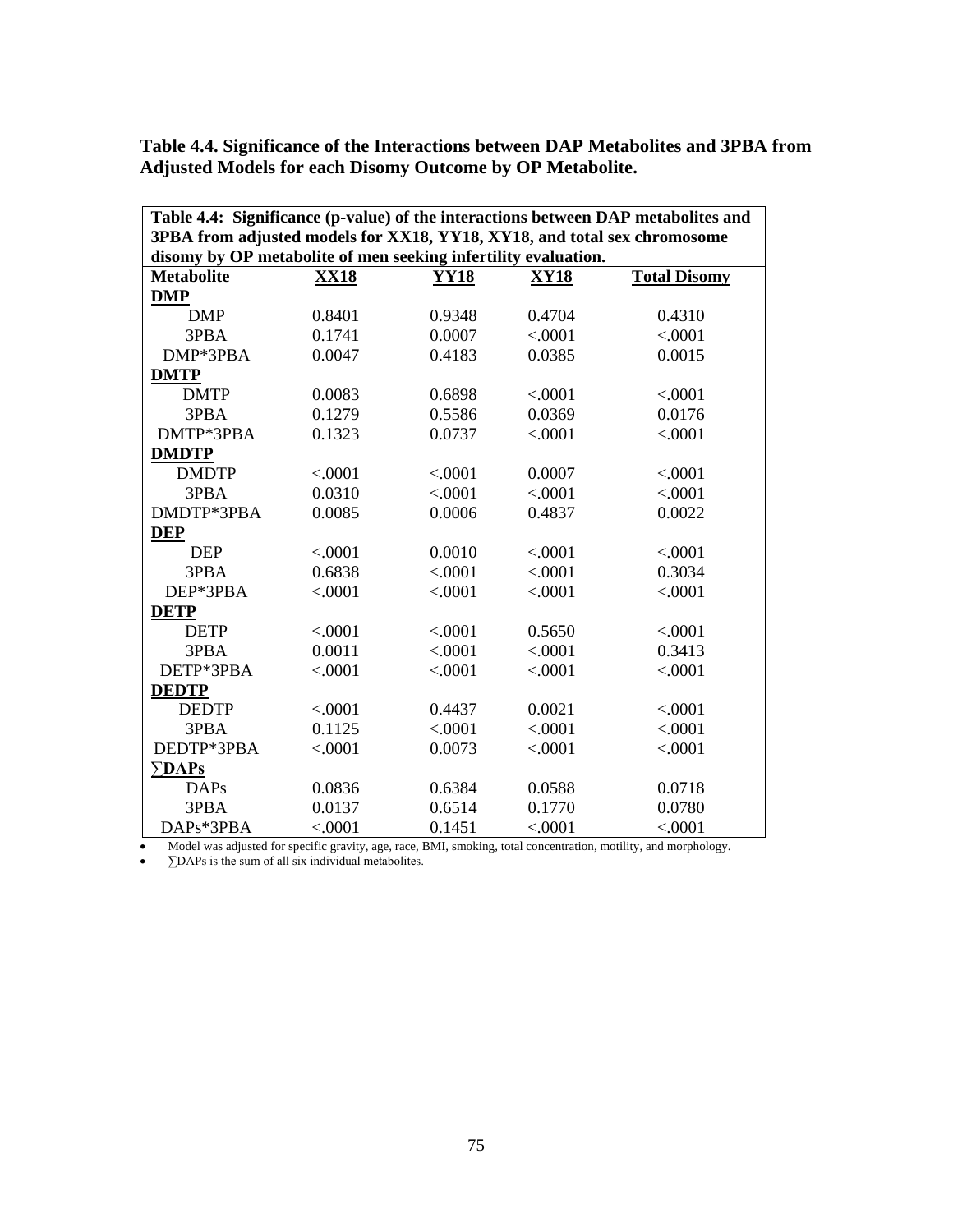**Table 4.4. Significance of the Interactions between DAP Metabolites and 3PBA from Adjusted Models for each Disomy Outcome by OP Metabolite.**

| Table 4.4: Significance (p-value) of the interactions between DAP metabolites and 3PBA from adjusted models for XX18, YY18, XY18, and total sex chromosome disomy by OP metabolite of men seeking infertility evaluation. | | | | |
|---|---|---|---|---|
| **Metabolite** | **XX18** | **YY18** | **XY18** | **Total Disomy** |
| **DMP** | | | | |
| DMP | 0.8401 | 0.9348 | 0.4704 | 0.4310 |
| 3PBA | 0.1741 | 0.0007 | <.0001 | <.0001 |
| DMP*3PBA | 0.0047 | 0.4183 | 0.0385 | 0.0015 |
| **DMTP** | | | | |
| DMTP | 0.0083 | 0.6898 | <.0001 | <.0001 |
| 3PBA | 0.1279 | 0.5586 | 0.0369 | 0.0176 |
| DMTP*3PBA | 0.1323 | 0.0737 | <.0001 | <.0001 |
| **DMDTP** | | | | |
| DMDTP | <.0001 | <.0001 | 0.0007 | <.0001 |
| 3PBA | 0.0310 | <.0001 | <.0001 | <.0001 |
| DMDTP*3PBA | 0.0085 | 0.0006 | 0.4837 | 0.0022 |
| **DEP** | | | | |
| DEP | <.0001 | 0.0010 | <.0001 | <.0001 |
| 3PBA | 0.6838 | <.0001 | <.0001 | 0.3034 |
| DEP*3PBA | <.0001 | <.0001 | <.0001 | <.0001 |
| **DETP** | | | | |
| DETP | <.0001 | <.0001 | 0.5650 | <.0001 |
| 3PBA | 0.0011 | <.0001 | <.0001 | 0.3413 |
| DETP*3PBA | <.0001 | <.0001 | <.0001 | <.0001 |
| **DEDTP** | | | | |
| DEDTP | <.0001 | 0.4437 | 0.0021 | <.0001 |
| 3PBA | 0.1125 | <.0001 | <.0001 | <.0001 |
| DEDTP*3PBA | <.0001 | 0.0073 | <.0001 | <.0001 |
| **∑DAPs** | | | | |
| DAPs | 0.0836 | 0.6384 | 0.0588 | 0.0718 |
| 3PBA | 0.0137 | 0.6514 | 0.1770 | 0.0780 |
| DAPs*3PBA | <.0001 | 0.1451 | <.0001 | <.0001 |

- Model was adjusted for specific gravity, age, race, BMI, smoking, total concentration, motility, and morphology.
- ∑DAPs is the sum of all six individual metabolites.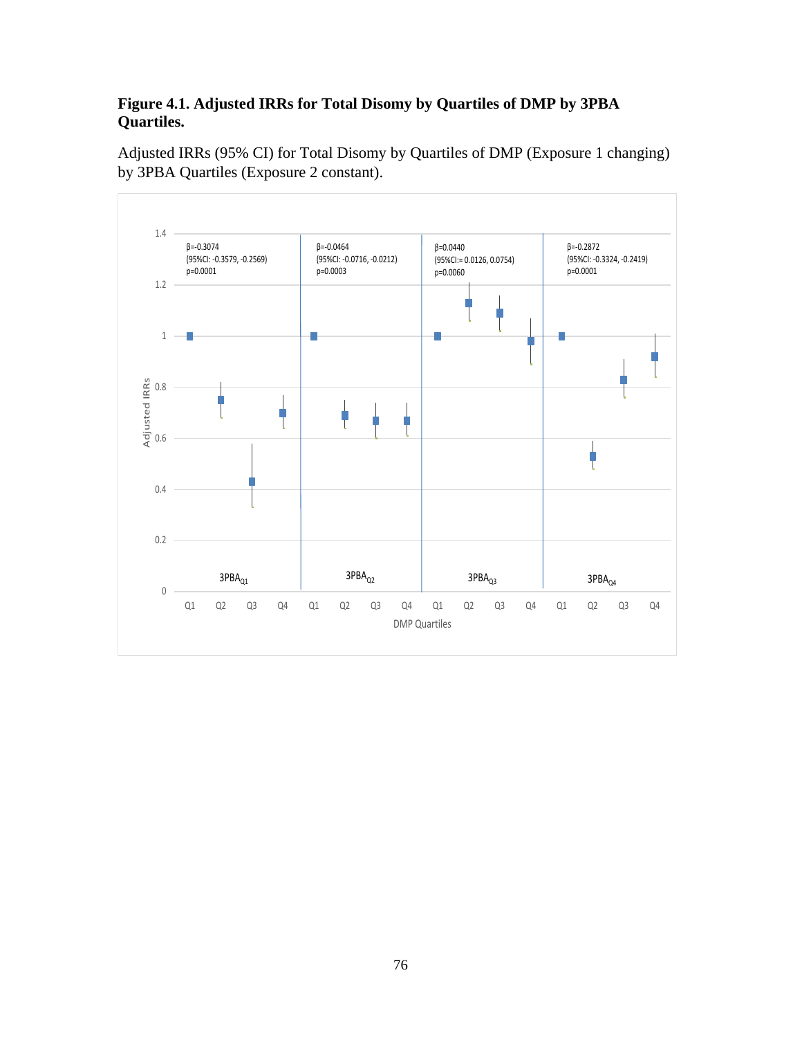**Figure 4.1. Adjusted IRRs for Total Disomy by Quartiles of DMP by 3PBA Quartiles.**

Adjusted IRRs (95% CI) for Total Disomy by Quartiles of DMP (Exposure 1 changing) by 3PBA Quartiles (Exposure 2 constant).

| 3PBA quartile | β (95% CI), p | DMP Q1 | DMP Q2 | DMP Q3 | DMP Q4 |
|---|---|---|---|---|---|
| $3PBA_{Q1}$ | β=-0.3074 (95%CI: -0.3579, -0.2569), p=0.0001 | | | | |
| $3PBA_{Q2}$ | β=-0.0464 (95%CI: -0.0716, -0.0212), p=0.0003 | | | | |
| $3PBA_{Q3}$ | β=0.0440 (95%CI:= 0.0126, 0.0754), p=0.0060 | | | | |
| $3PBA_{Q4}$ | β=-0.2872 (95%CI: -0.3324, -0.2419), p=0.0001 | | | | |

Y-axis: Adjusted IRRs (0–1.4); X-axis: DMP Quartiles (Q1–Q4 within each 3PBA quartile).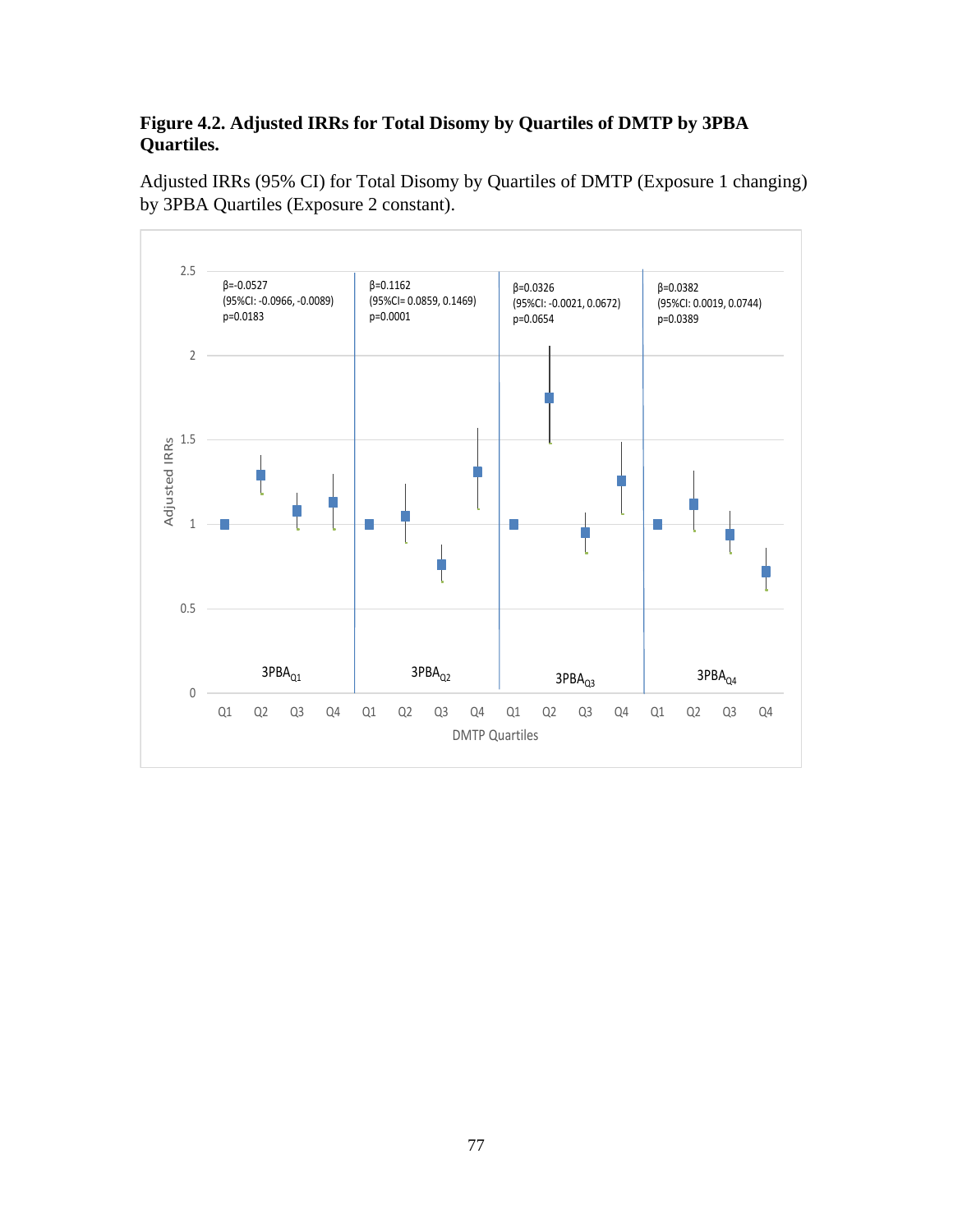**Figure 4.2. Adjusted IRRs for Total Disomy by Quartiles of DMTP by 3PBA Quartiles.**

Adjusted IRRs (95% CI) for Total Disomy by Quartiles of DMTP (Exposure 1 changing) by 3PBA Quartiles (Exposure 2 constant).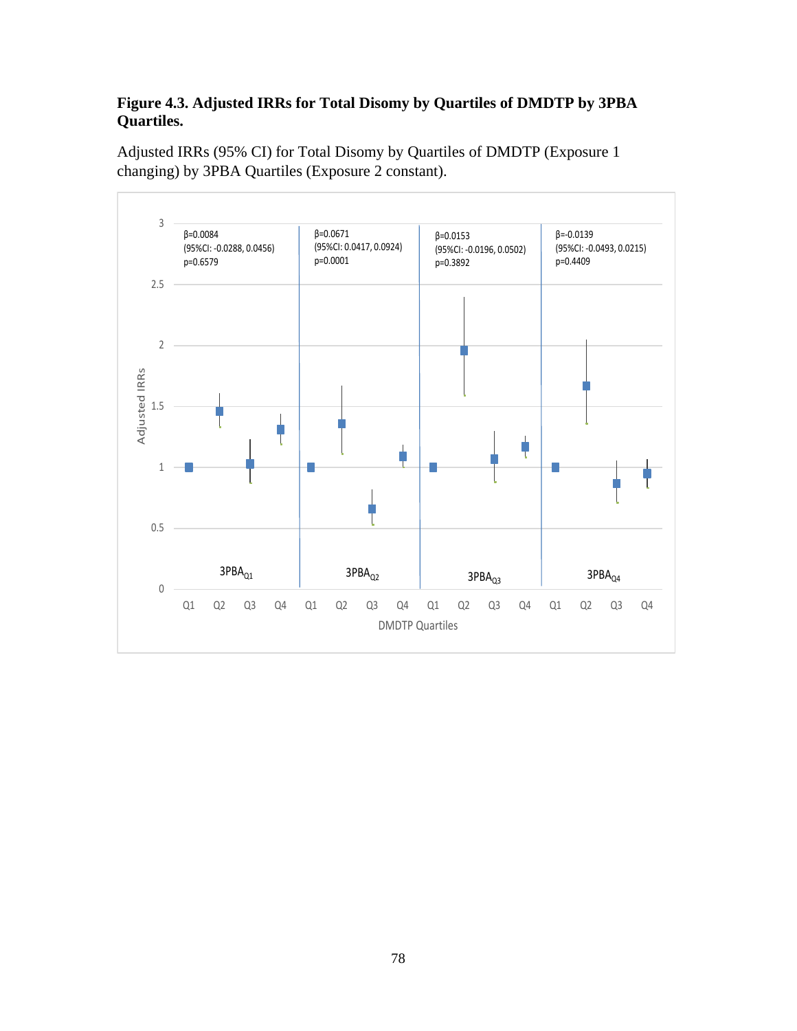**Figure 4.3. Adjusted IRRs for Total Disomy by Quartiles of DMDTP by 3PBA Quartiles.**

Adjusted IRRs (95% CI) for Total Disomy by Quartiles of DMDTP (Exposure 1 changing) by 3PBA Quartiles (Exposure 2 constant).

| 3PBA Quartile | β | 95%CI | p |
|---|---|---|---|
| $3PBA_{Q1}$ | 0.0084 | -0.0288, 0.0456 | 0.6579 |
| $3PBA_{Q2}$ | 0.0671 | 0.0417, 0.0924 | 0.0001 |
| $3PBA_{Q3}$ | 0.0153 | -0.0196, 0.0502 | 0.3892 |
| $3PBA_{Q4}$ | -0.0139 | -0.0493, 0.0215 | 0.4409 |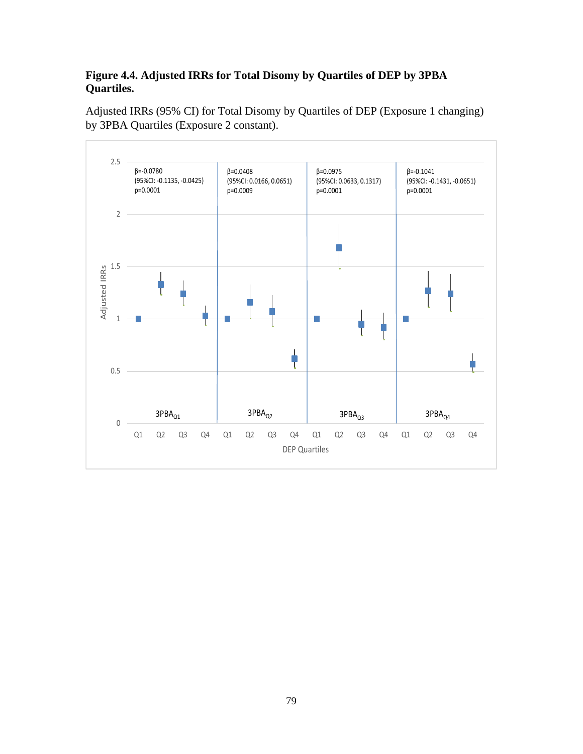**Figure 4.4. Adjusted IRRs for Total Disomy by Quartiles of DEP by 3PBA Quartiles.**

Adjusted IRRs (95% CI) for Total Disomy by Quartiles of DEP (Exposure 1 changing) by 3PBA Quartiles (Exposure 2 constant).

β=-0.0780
(95%CI: -0.1135, -0.0425)
p=0.0001

β=0.0408
(95%CI: 0.0166, 0.0651)
p=0.0009

β=0.0975
(95%CI: 0.0633, 0.1317)
p=0.0001

β=-0.1041
(95%CI: -0.1431, -0.0651)
p=0.0001

$3PBA_{Q1}$ $3PBA_{Q2}$ $3PBA_{Q3}$ $3PBA_{Q4}$

Adjusted IRRs

DEP Quartiles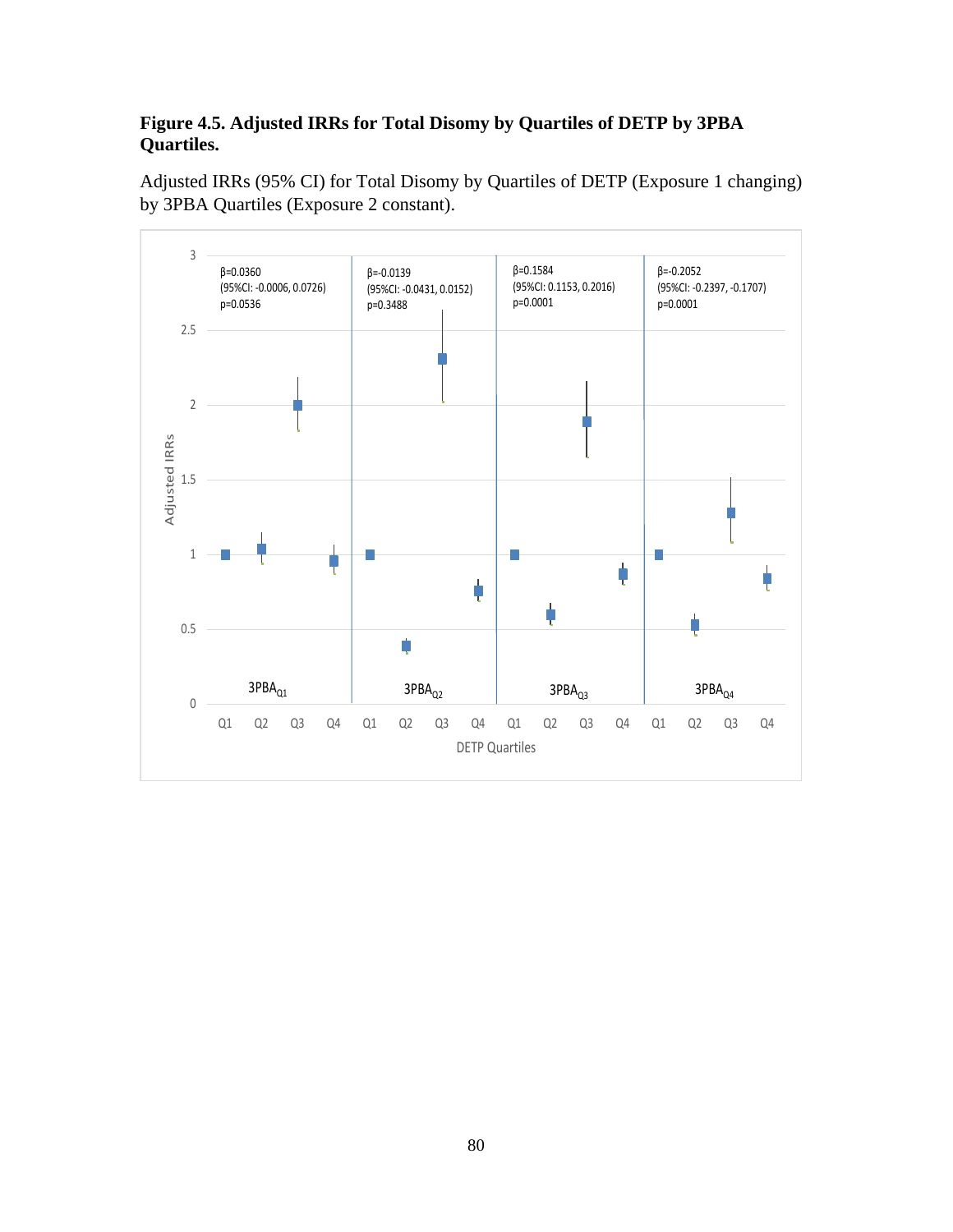**Figure 4.5. Adjusted IRRs for Total Disomy by Quartiles of DETP by 3PBA Quartiles.**

Adjusted IRRs (95% CI) for Total Disomy by Quartiles of DETP (Exposure 1 changing) by 3PBA Quartiles (Exposure 2 constant).

| | $3PBA_{Q1}$ | $3PBA_{Q2}$ | $3PBA_{Q3}$ | $3PBA_{Q4}$ |
|---|---|---|---|---|
| β | 0.0360 | -0.0139 | 0.1584 | -0.2052 |
| 95%CI | -0.0006, 0.0726 | -0.0431, 0.0152 | 0.1153, 0.2016 | -0.2397, -0.1707 |
| p | 0.0536 | 0.3488 | 0.0001 | 0.0001 |

Y-axis: Adjusted IRRs (0–3). X-axis: DETP Quartiles (Q1, Q2, Q3, Q4 within each 3PBA quartile).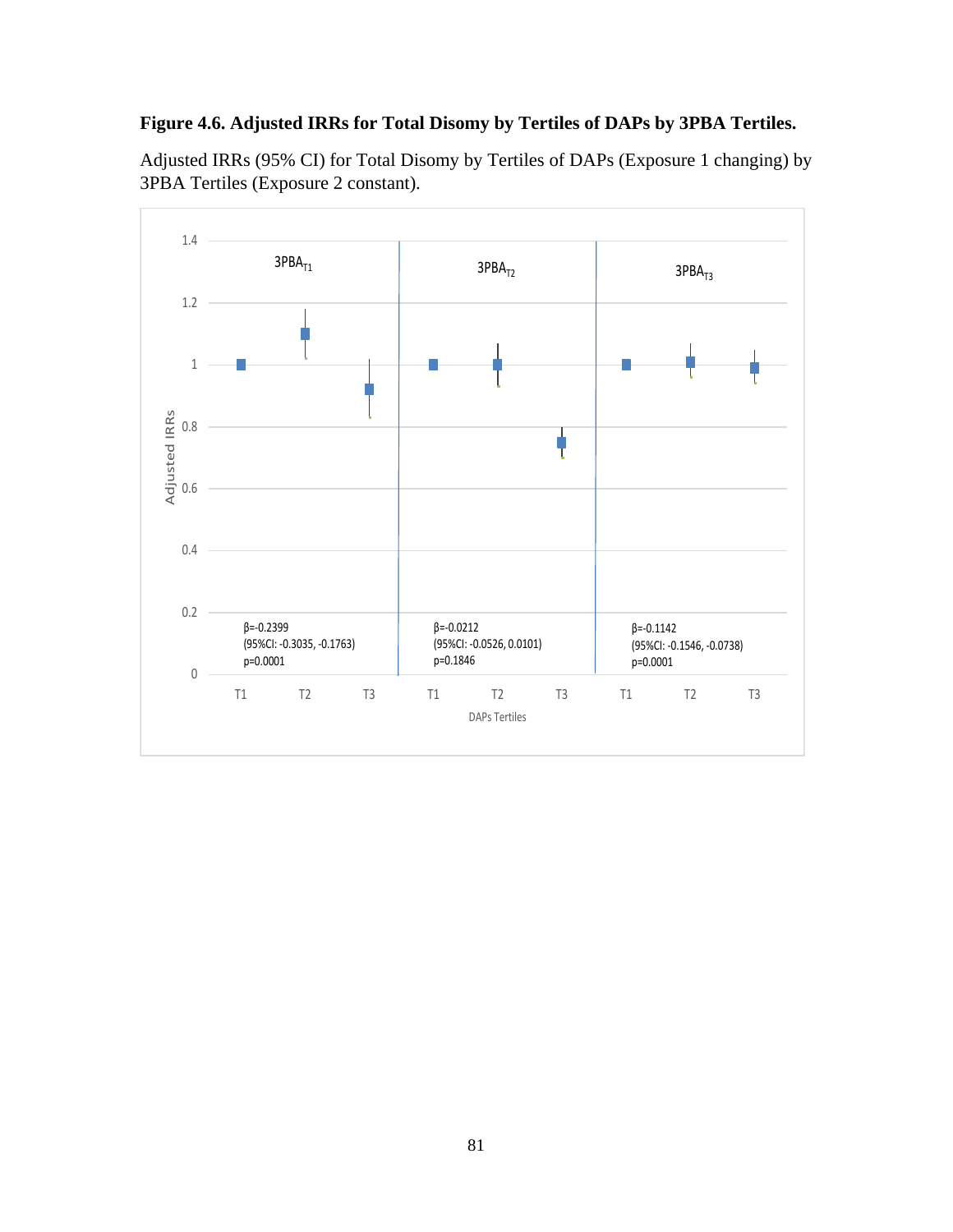**Figure 4.6. Adjusted IRRs for Total Disomy by Tertiles of DAPs by 3PBA Tertiles.**

Adjusted IRRs (95% CI) for Total Disomy by Tertiles of DAPs (Exposure 1 changing) by 3PBA Tertiles (Exposure 2 constant).

$3PBA_{T1}$

β=-0.2399
(95%CI: -0.3035, -0.1763)
p=0.0001

$3PBA_{T2}$

β=-0.0212
(95%CI: -0.0526, 0.0101)
p=0.1846

$3PBA_{T3}$

β=-0.1142
(95%CI: -0.1546, -0.0738)
p=0.0001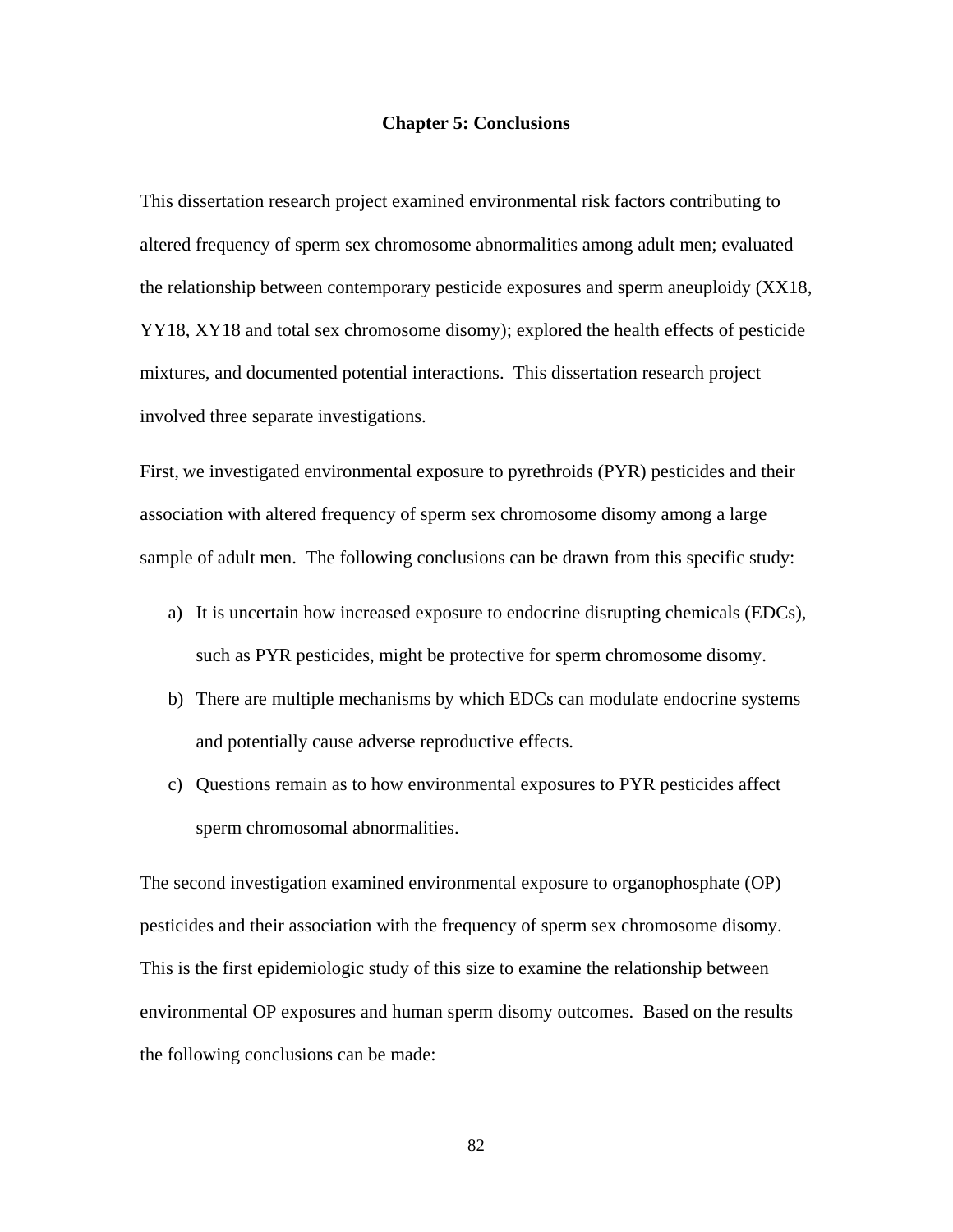# Chapter 5: Conclusions

This dissertation research project examined environmental risk factors contributing to altered frequency of sperm sex chromosome abnormalities among adult men; evaluated the relationship between contemporary pesticide exposures and sperm aneuploidy (XX18, YY18, XY18 and total sex chromosome disomy); explored the health effects of pesticide mixtures, and documented potential interactions. This dissertation research project involved three separate investigations.

First, we investigated environmental exposure to pyrethroids (PYR) pesticides and their association with altered frequency of sperm sex chromosome disomy among a large sample of adult men. The following conclusions can be drawn from this specific study:

a) It is uncertain how increased exposure to endocrine disrupting chemicals (EDCs), such as PYR pesticides, might be protective for sperm chromosome disomy.
b) There are multiple mechanisms by which EDCs can modulate endocrine systems and potentially cause adverse reproductive effects.
c) Questions remain as to how environmental exposures to PYR pesticides affect sperm chromosomal abnormalities.

The second investigation examined environmental exposure to organophosphate (OP) pesticides and their association with the frequency of sperm sex chromosome disomy. This is the first epidemiologic study of this size to examine the relationship between environmental OP exposures and human sperm disomy outcomes. Based on the results the following conclusions can be made: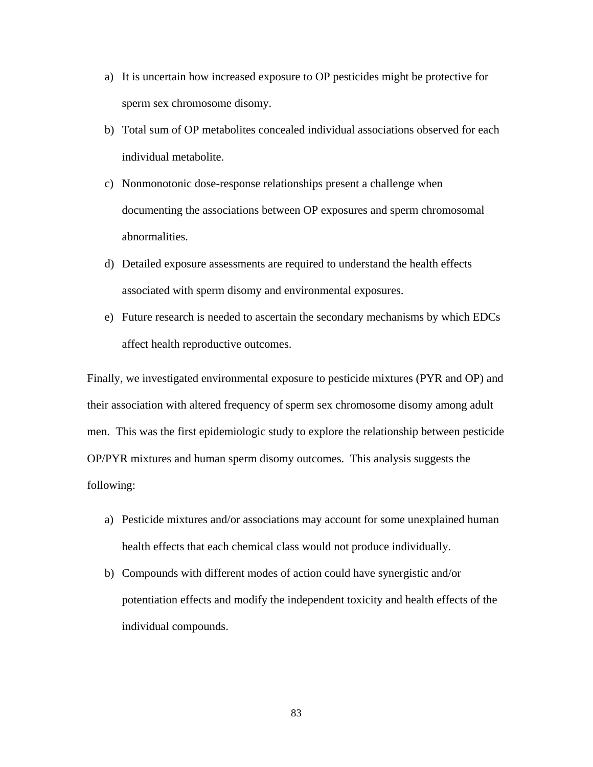a) It is uncertain how increased exposure to OP pesticides might be protective for sperm sex chromosome disomy.
b) Total sum of OP metabolites concealed individual associations observed for each individual metabolite.
c) Nonmonotonic dose-response relationships present a challenge when documenting the associations between OP exposures and sperm chromosomal abnormalities.
d) Detailed exposure assessments are required to understand the health effects associated with sperm disomy and environmental exposures.
e) Future research is needed to ascertain the secondary mechanisms by which EDCs affect health reproductive outcomes.

Finally, we investigated environmental exposure to pesticide mixtures (PYR and OP) and their association with altered frequency of sperm sex chromosome disomy among adult men. This was the first epidemiologic study to explore the relationship between pesticide OP/PYR mixtures and human sperm disomy outcomes. This analysis suggests the following:

a) Pesticide mixtures and/or associations may account for some unexplained human health effects that each chemical class would not produce individually.
b) Compounds with different modes of action could have synergistic and/or potentiation effects and modify the independent toxicity and health effects of the individual compounds.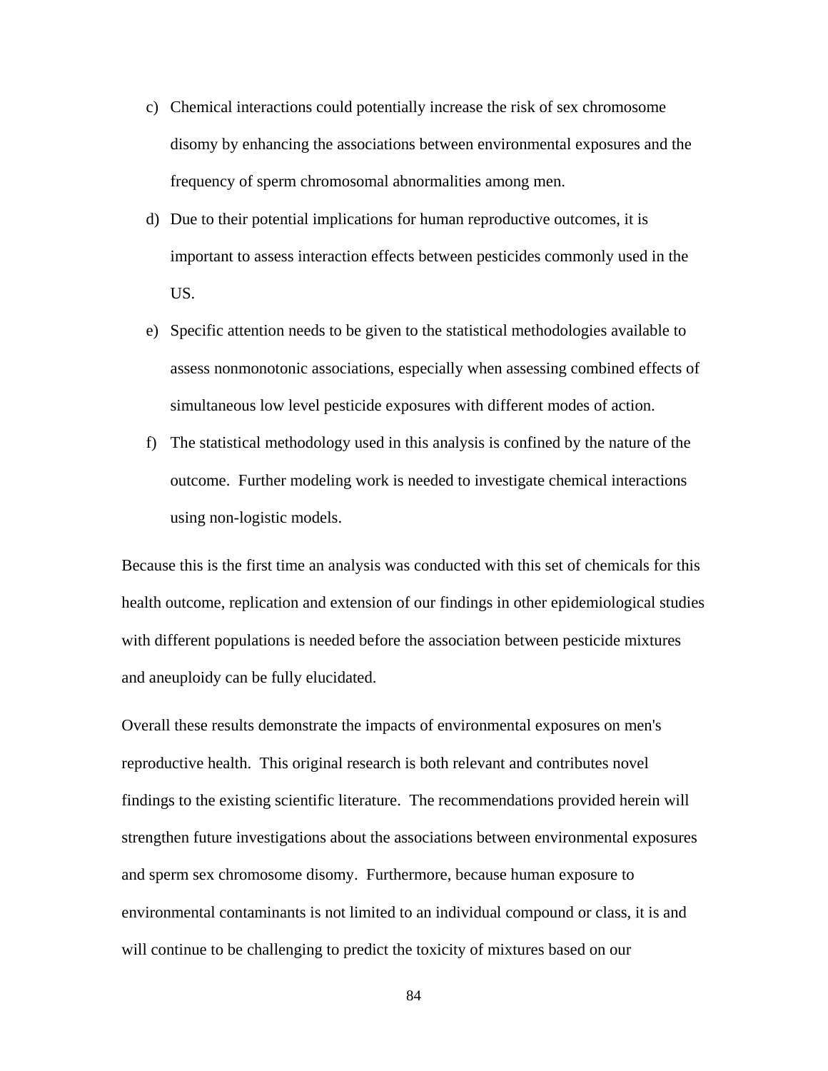c) Chemical interactions could potentially increase the risk of sex chromosome disomy by enhancing the associations between environmental exposures and the frequency of sperm chromosomal abnormalities among men.

d) Due to their potential implications for human reproductive outcomes, it is important to assess interaction effects between pesticides commonly used in the US.

e) Specific attention needs to be given to the statistical methodologies available to assess nonmonotonic associations, especially when assessing combined effects of simultaneous low level pesticide exposures with different modes of action.

f) The statistical methodology used in this analysis is confined by the nature of the outcome. Further modeling work is needed to investigate chemical interactions using non-logistic models.

Because this is the first time an analysis was conducted with this set of chemicals for this health outcome, replication and extension of our findings in other epidemiological studies with different populations is needed before the association between pesticide mixtures and aneuploidy can be fully elucidated.

Overall these results demonstrate the impacts of environmental exposures on men's reproductive health. This original research is both relevant and contributes novel findings to the existing scientific literature. The recommendations provided herein will strengthen future investigations about the associations between environmental exposures and sperm sex chromosome disomy. Furthermore, because human exposure to environmental contaminants is not limited to an individual compound or class, it is and will continue to be challenging to predict the toxicity of mixtures based on our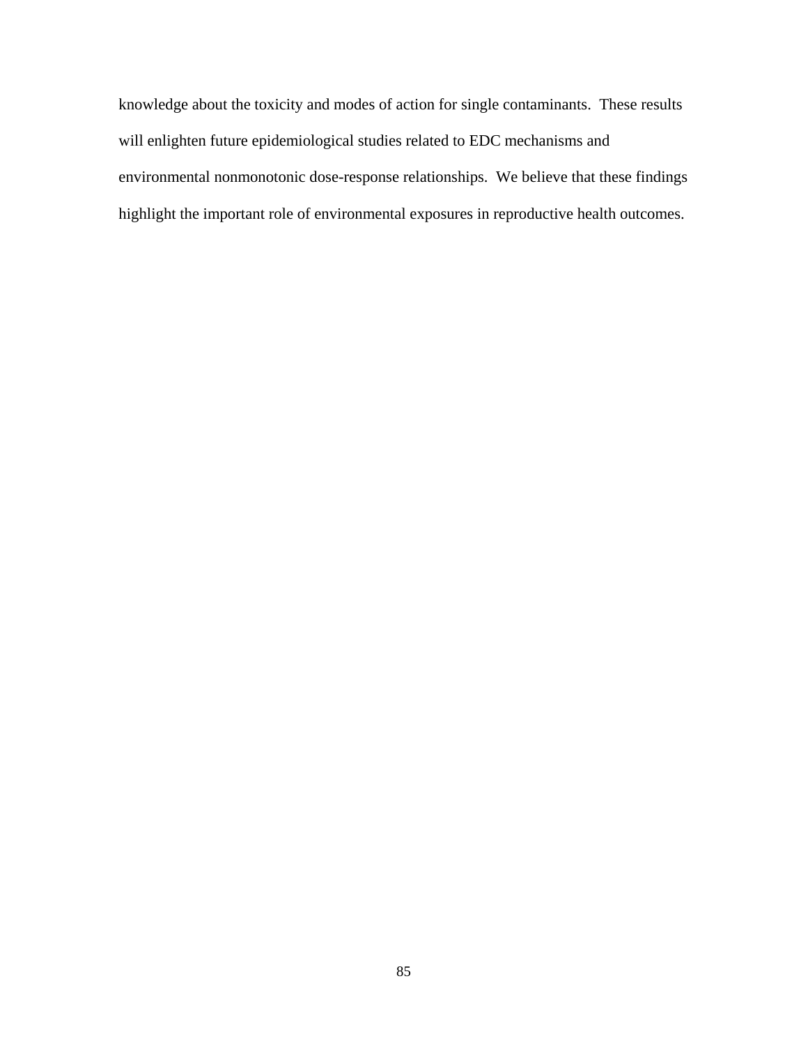knowledge about the toxicity and modes of action for single contaminants. These results will enlighten future epidemiological studies related to EDC mechanisms and environmental nonmonotonic dose-response relationships. We believe that these findings highlight the important role of environmental exposures in reproductive health outcomes.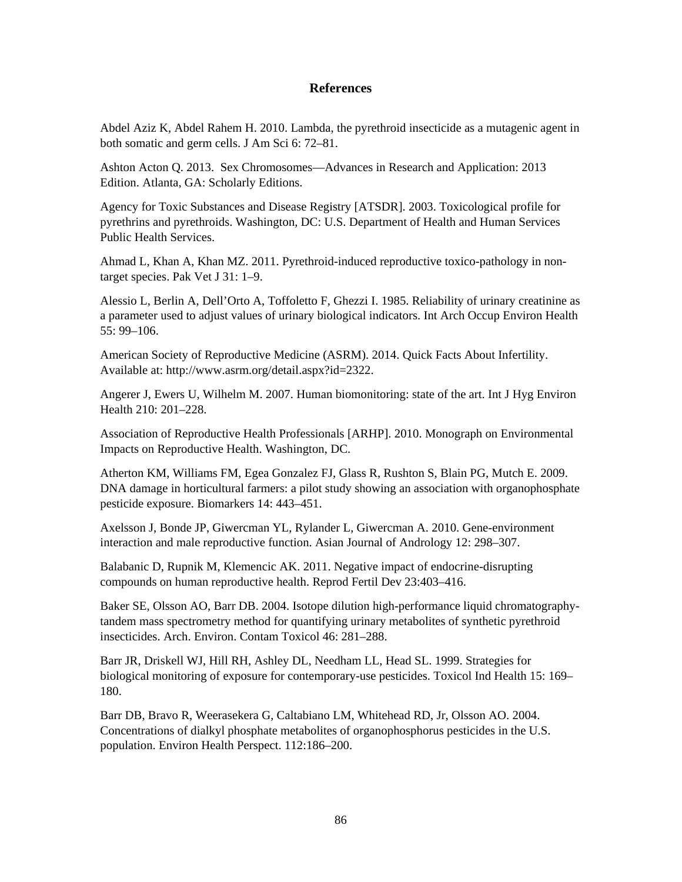# References

Abdel Aziz K, Abdel Rahem H. 2010. Lambda, the pyrethroid insecticide as a mutagenic agent in both somatic and germ cells. J Am Sci 6: 72–81.

Ashton Acton Q. 2013. Sex Chromosomes—Advances in Research and Application: 2013 Edition. Atlanta, GA: Scholarly Editions.

Agency for Toxic Substances and Disease Registry [ATSDR]. 2003. Toxicological profile for pyrethrins and pyrethroids. Washington, DC: U.S. Department of Health and Human Services Public Health Services.

Ahmad L, Khan A, Khan MZ. 2011. Pyrethroid-induced reproductive toxico-pathology in non-target species. Pak Vet J 31: 1–9.

Alessio L, Berlin A, Dell'Orto A, Toffoletto F, Ghezzi I. 1985. Reliability of urinary creatinine as a parameter used to adjust values of urinary biological indicators. Int Arch Occup Environ Health 55: 99–106.

American Society of Reproductive Medicine (ASRM). 2014. Quick Facts About Infertility. Available at: http://www.asrm.org/detail.aspx?id=2322.

Angerer J, Ewers U, Wilhelm M. 2007. Human biomonitoring: state of the art. Int J Hyg Environ Health 210: 201–228.

Association of Reproductive Health Professionals [ARHP]. 2010. Monograph on Environmental Impacts on Reproductive Health. Washington, DC.

Atherton KM, Williams FM, Egea Gonzalez FJ, Glass R, Rushton S, Blain PG, Mutch E. 2009. DNA damage in horticultural farmers: a pilot study showing an association with organophosphate pesticide exposure. Biomarkers 14: 443–451.

Axelsson J, Bonde JP, Giwercman YL, Rylander L, Giwercman A. 2010. Gene-environment interaction and male reproductive function. Asian Journal of Andrology 12: 298–307.

Balabanic D, Rupnik M, Klemencic AK. 2011. Negative impact of endocrine-disrupting compounds on human reproductive health. Reprod Fertil Dev 23:403–416.

Baker SE, Olsson AO, Barr DB. 2004. Isotope dilution high-performance liquid chromatography-tandem mass spectrometry method for quantifying urinary metabolites of synthetic pyrethroid insecticides. Arch. Environ. Contam Toxicol 46: 281–288.

Barr JR, Driskell WJ, Hill RH, Ashley DL, Needham LL, Head SL. 1999. Strategies for biological monitoring of exposure for contemporary-use pesticides. Toxicol Ind Health 15: 169–180.

Barr DB, Bravo R, Weerasekera G, Caltabiano LM, Whitehead RD, Jr, Olsson AO. 2004. Concentrations of dialkyl phosphate metabolites of organophosphorus pesticides in the U.S. population. Environ Health Perspect. 112:186–200.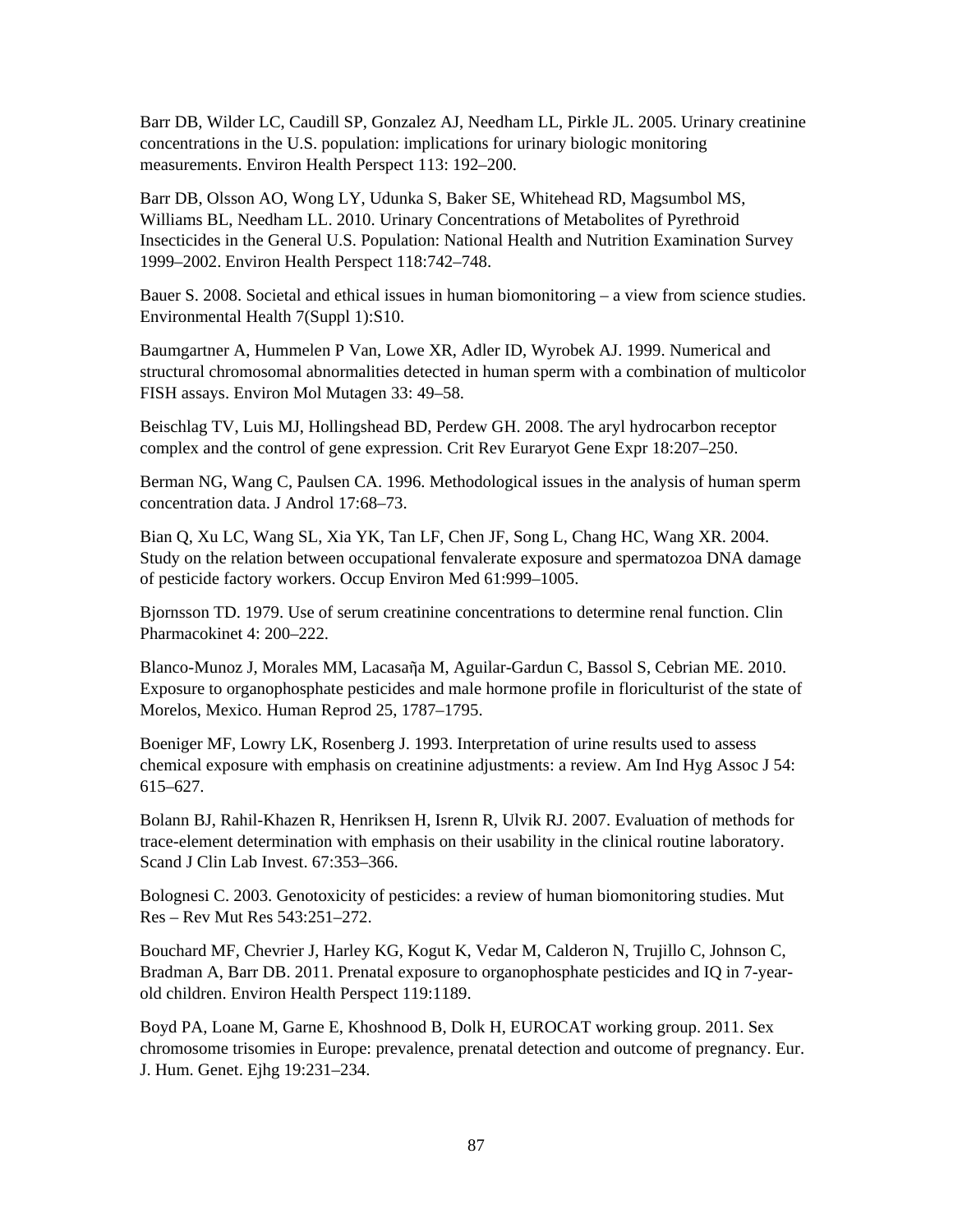Barr DB, Wilder LC, Caudill SP, Gonzalez AJ, Needham LL, Pirkle JL. 2005. Urinary creatinine concentrations in the U.S. population: implications for urinary biologic monitoring measurements. Environ Health Perspect 113: 192–200.

Barr DB, Olsson AO, Wong LY, Udunka S, Baker SE, Whitehead RD, Magsumbol MS, Williams BL, Needham LL. 2010. Urinary Concentrations of Metabolites of Pyrethroid Insecticides in the General U.S. Population: National Health and Nutrition Examination Survey 1999–2002. Environ Health Perspect 118:742–748.

Bauer S. 2008. Societal and ethical issues in human biomonitoring – a view from science studies. Environmental Health 7(Suppl 1):S10.

Baumgartner A, Hummelen P Van, Lowe XR, Adler ID, Wyrobek AJ. 1999. Numerical and structural chromosomal abnormalities detected in human sperm with a combination of multicolor FISH assays. Environ Mol Mutagen 33: 49–58.

Beischlag TV, Luis MJ, Hollingshead BD, Perdew GH. 2008. The aryl hydrocarbon receptor complex and the control of gene expression. Crit Rev Euraryot Gene Expr 18:207–250.

Berman NG, Wang C, Paulsen CA. 1996. Methodological issues in the analysis of human sperm concentration data. J Androl 17:68–73.

Bian Q, Xu LC, Wang SL, Xia YK, Tan LF, Chen JF, Song L, Chang HC, Wang XR. 2004. Study on the relation between occupational fenvalerate exposure and spermatozoa DNA damage of pesticide factory workers. Occup Environ Med 61:999–1005.

Bjornsson TD. 1979. Use of serum creatinine concentrations to determine renal function. Clin Pharmacokinet 4: 200–222.

Blanco-Munoz J, Morales MM, Lacasaῆa M, Aguilar-Gardun C, Bassol S, Cebrian ME. 2010. Exposure to organophosphate pesticides and male hormone profile in floriculturist of the state of Morelos, Mexico. Human Reprod 25, 1787–1795.

Boeniger MF, Lowry LK, Rosenberg J. 1993. Interpretation of urine results used to assess chemical exposure with emphasis on creatinine adjustments: a review. Am Ind Hyg Assoc J 54: 615–627.

Bolann BJ, Rahil-Khazen R, Henriksen H, Isrenn R, Ulvik RJ. 2007. Evaluation of methods for trace-element determination with emphasis on their usability in the clinical routine laboratory. Scand J Clin Lab Invest. 67:353–366.

Bolognesi C. 2003. Genotoxicity of pesticides: a review of human biomonitoring studies. Mut Res – Rev Mut Res 543:251–272.

Bouchard MF, Chevrier J, Harley KG, Kogut K, Vedar M, Calderon N, Trujillo C, Johnson C, Bradman A, Barr DB. 2011. Prenatal exposure to organophosphate pesticides and IQ in 7-year-old children. Environ Health Perspect 119:1189.

Boyd PA, Loane M, Garne E, Khoshnood B, Dolk H, EUROCAT working group. 2011. Sex chromosome trisomies in Europe: prevalence, prenatal detection and outcome of pregnancy. Eur. J. Hum. Genet. Ejhg 19:231–234.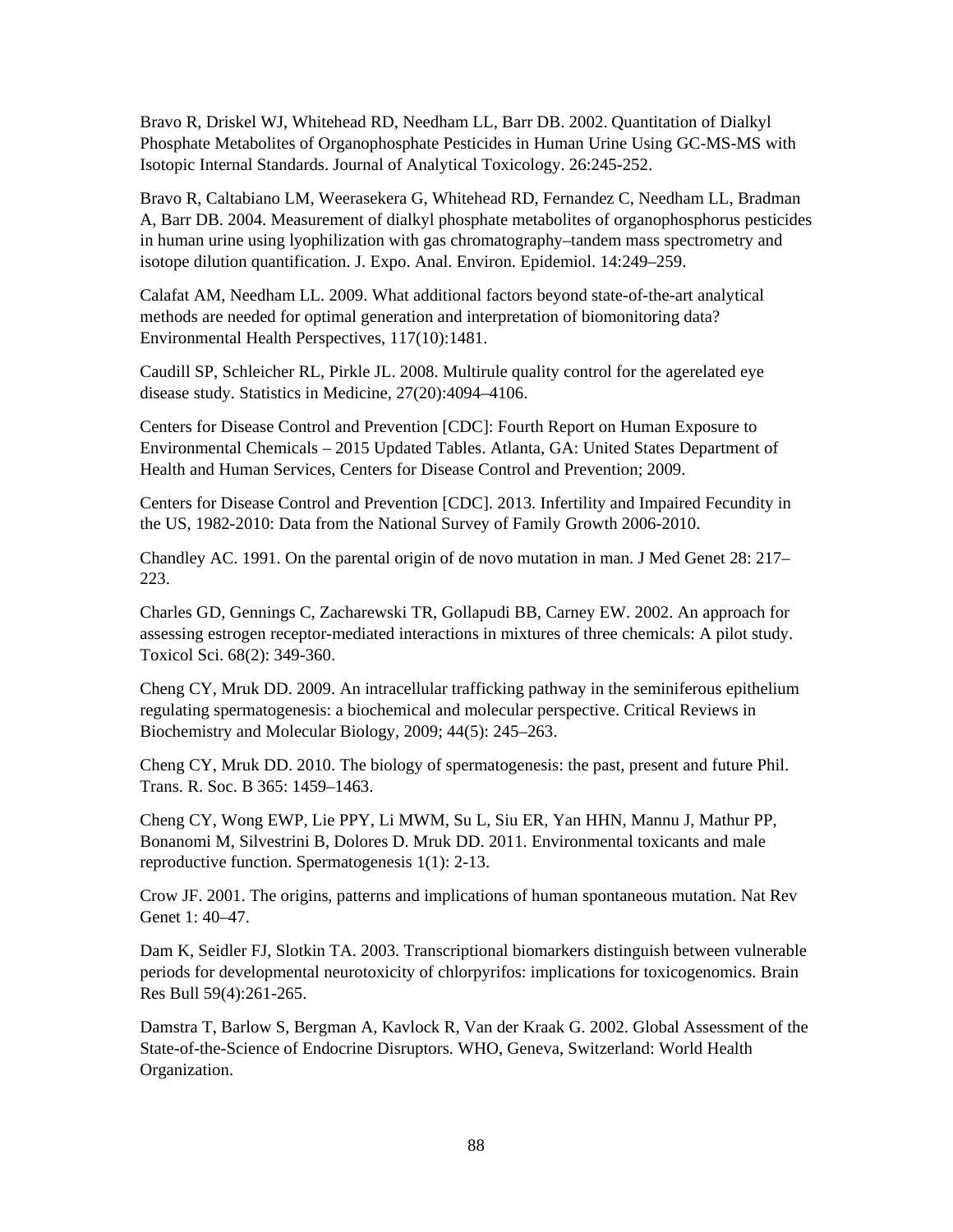Bravo R, Driskel WJ, Whitehead RD, Needham LL, Barr DB. 2002. Quantitation of Dialkyl Phosphate Metabolites of Organophosphate Pesticides in Human Urine Using GC-MS-MS with Isotopic Internal Standards. Journal of Analytical Toxicology. 26:245-252.

Bravo R, Caltabiano LM, Weerasekera G, Whitehead RD, Fernandez C, Needham LL, Bradman A, Barr DB. 2004. Measurement of dialkyl phosphate metabolites of organophosphorus pesticides in human urine using lyophilization with gas chromatography–tandem mass spectrometry and isotope dilution quantification. J. Expo. Anal. Environ. Epidemiol. 14:249–259.

Calafat AM, Needham LL. 2009. What additional factors beyond state-of-the-art analytical methods are needed for optimal generation and interpretation of biomonitoring data? Environmental Health Perspectives, 117(10):1481.

Caudill SP, Schleicher RL, Pirkle JL. 2008. Multirule quality control for the agerelated eye disease study. Statistics in Medicine, 27(20):4094–4106.

Centers for Disease Control and Prevention [CDC]: Fourth Report on Human Exposure to Environmental Chemicals – 2015 Updated Tables. Atlanta, GA: United States Department of Health and Human Services, Centers for Disease Control and Prevention; 2009.

Centers for Disease Control and Prevention [CDC]. 2013. Infertility and Impaired Fecundity in the US, 1982-2010: Data from the National Survey of Family Growth 2006-2010.

Chandley AC. 1991. On the parental origin of de novo mutation in man. J Med Genet 28: 217–223.

Charles GD, Gennings C, Zacharewski TR, Gollapudi BB, Carney EW. 2002. An approach for assessing estrogen receptor-mediated interactions in mixtures of three chemicals: A pilot study. Toxicol Sci. 68(2): 349-360.

Cheng CY, Mruk DD. 2009. An intracellular trafficking pathway in the seminiferous epithelium regulating spermatogenesis: a biochemical and molecular perspective. Critical Reviews in Biochemistry and Molecular Biology, 2009; 44(5): 245–263.

Cheng CY, Mruk DD. 2010. The biology of spermatogenesis: the past, present and future Phil. Trans. R. Soc. B 365: 1459–1463.

Cheng CY, Wong EWP, Lie PPY, Li MWM, Su L, Siu ER, Yan HHN, Mannu J, Mathur PP, Bonanomi M, Silvestrini B, Dolores D. Mruk DD. 2011. Environmental toxicants and male reproductive function. Spermatogenesis 1(1): 2-13.

Crow JF. 2001. The origins, patterns and implications of human spontaneous mutation. Nat Rev Genet 1: 40–47.

Dam K, Seidler FJ, Slotkin TA. 2003. Transcriptional biomarkers distinguish between vulnerable periods for developmental neurotoxicity of chlorpyrifos: implications for toxicogenomics. Brain Res Bull 59(4):261-265.

Damstra T, Barlow S, Bergman A, Kavlock R, Van der Kraak G. 2002. Global Assessment of the State-of-the-Science of Endocrine Disruptors. WHO, Geneva, Switzerland: World Health Organization.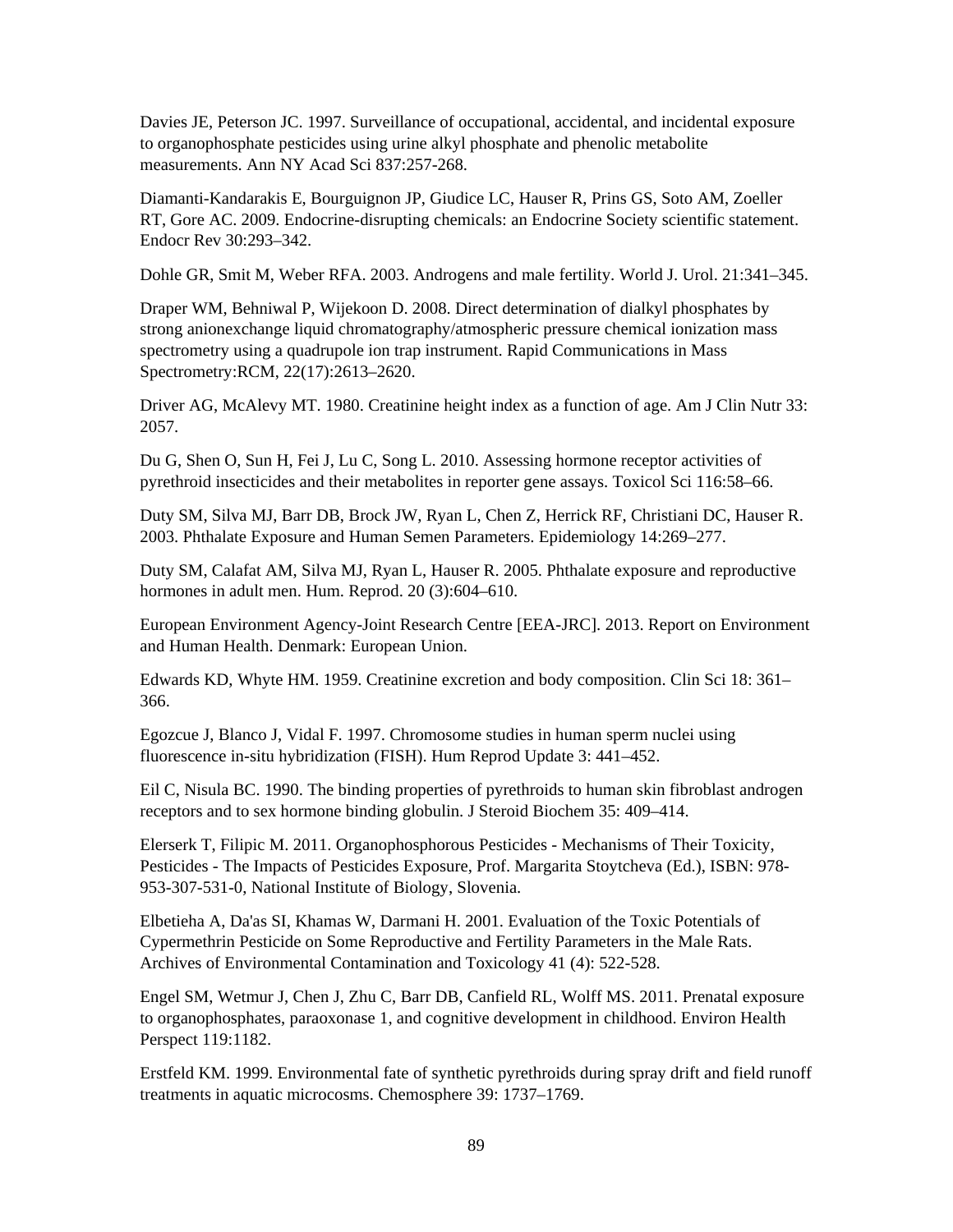Davies JE, Peterson JC. 1997. Surveillance of occupational, accidental, and incidental exposure to organophosphate pesticides using urine alkyl phosphate and phenolic metabolite measurements. Ann NY Acad Sci 837:257-268.

Diamanti-Kandarakis E, Bourguignon JP, Giudice LC, Hauser R, Prins GS, Soto AM, Zoeller RT, Gore AC. 2009. Endocrine-disrupting chemicals: an Endocrine Society scientific statement. Endocr Rev 30:293–342.

Dohle GR, Smit M, Weber RFA. 2003. Androgens and male fertility. World J. Urol. 21:341–345.

Draper WM, Behniwal P, Wijekoon D. 2008. Direct determination of dialkyl phosphates by strong anionexchange liquid chromatography/atmospheric pressure chemical ionization mass spectrometry using a quadrupole ion trap instrument. Rapid Communications in Mass Spectrometry:RCM, 22(17):2613–2620.

Driver AG, McAlevy MT. 1980. Creatinine height index as a function of age. Am J Clin Nutr 33: 2057.

Du G, Shen O, Sun H, Fei J, Lu C, Song L. 2010. Assessing hormone receptor activities of pyrethroid insecticides and their metabolites in reporter gene assays. Toxicol Sci 116:58–66.

Duty SM, Silva MJ, Barr DB, Brock JW, Ryan L, Chen Z, Herrick RF, Christiani DC, Hauser R. 2003. Phthalate Exposure and Human Semen Parameters. Epidemiology 14:269–277.

Duty SM, Calafat AM, Silva MJ, Ryan L, Hauser R. 2005. Phthalate exposure and reproductive hormones in adult men. Hum. Reprod. 20 (3):604–610.

European Environment Agency-Joint Research Centre [EEA-JRC]. 2013. Report on Environment and Human Health. Denmark: European Union.

Edwards KD, Whyte HM. 1959. Creatinine excretion and body composition. Clin Sci 18: 361–366.

Egozcue J, Blanco J, Vidal F. 1997. Chromosome studies in human sperm nuclei using fluorescence in-situ hybridization (FISH). Hum Reprod Update 3: 441–452.

Eil C, Nisula BC. 1990. The binding properties of pyrethroids to human skin fibroblast androgen receptors and to sex hormone binding globulin. J Steroid Biochem 35: 409–414.

Elerserk T, Filipic M. 2011. Organophosphorous Pesticides - Mechanisms of Their Toxicity, Pesticides - The Impacts of Pesticides Exposure, Prof. Margarita Stoytcheva (Ed.), ISBN: 978-953-307-531-0, National Institute of Biology, Slovenia.

Elbetieha A, Da'as SI, Khamas W, Darmani H. 2001. Evaluation of the Toxic Potentials of Cypermethrin Pesticide on Some Reproductive and Fertility Parameters in the Male Rats. Archives of Environmental Contamination and Toxicology 41 (4): 522-528.

Engel SM, Wetmur J, Chen J, Zhu C, Barr DB, Canfield RL, Wolff MS. 2011. Prenatal exposure to organophosphates, paraoxonase 1, and cognitive development in childhood. Environ Health Perspect 119:1182.

Erstfeld KM. 1999. Environmental fate of synthetic pyrethroids during spray drift and field runoff treatments in aquatic microcosms. Chemosphere 39: 1737–1769.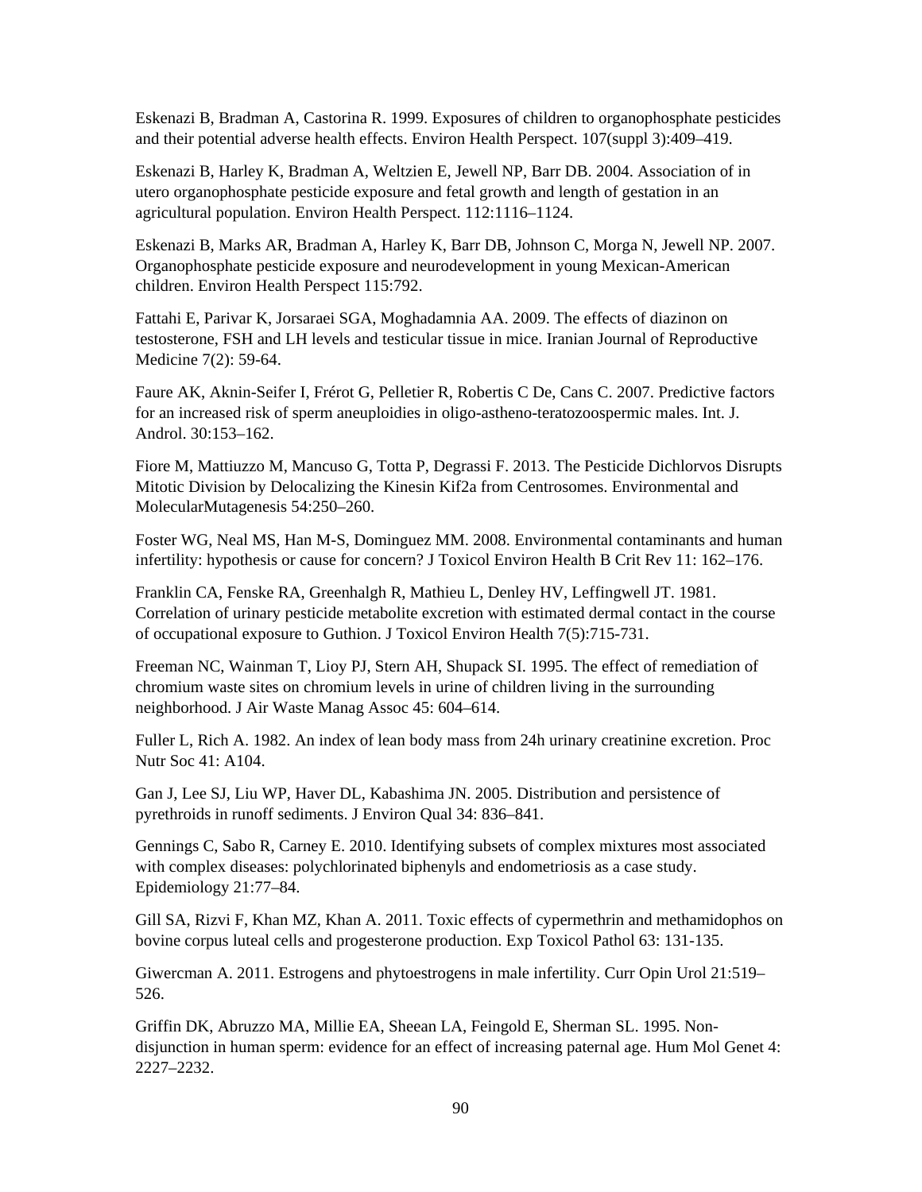Eskenazi B, Bradman A, Castorina R. 1999. Exposures of children to organophosphate pesticides and their potential adverse health effects. Environ Health Perspect. 107(suppl 3):409–419.

Eskenazi B, Harley K, Bradman A, Weltzien E, Jewell NP, Barr DB. 2004. Association of in utero organophosphate pesticide exposure and fetal growth and length of gestation in an agricultural population. Environ Health Perspect. 112:1116–1124.

Eskenazi B, Marks AR, Bradman A, Harley K, Barr DB, Johnson C, Morga N, Jewell NP. 2007. Organophosphate pesticide exposure and neurodevelopment in young Mexican-American children. Environ Health Perspect 115:792.

Fattahi E, Parivar K, Jorsaraei SGA, Moghadamnia AA. 2009. The effects of diazinon on testosterone, FSH and LH levels and testicular tissue in mice. Iranian Journal of Reproductive Medicine 7(2): 59-64.

Faure AK, Aknin-Seifer I, Frérot G, Pelletier R, Robertis C De, Cans C. 2007. Predictive factors for an increased risk of sperm aneuploidies in oligo-astheno-teratozoospermic males. Int. J. Androl. 30:153–162.

Fiore M, Mattiuzzo M, Mancuso G, Totta P, Degrassi F. 2013. The Pesticide Dichlorvos Disrupts Mitotic Division by Delocalizing the Kinesin Kif2a from Centrosomes. Environmental and MolecularMutagenesis 54:250–260.

Foster WG, Neal MS, Han M-S, Dominguez MM. 2008. Environmental contaminants and human infertility: hypothesis or cause for concern? J Toxicol Environ Health B Crit Rev 11: 162–176.

Franklin CA, Fenske RA, Greenhalgh R, Mathieu L, Denley HV, Leffingwell JT. 1981. Correlation of urinary pesticide metabolite excretion with estimated dermal contact in the course of occupational exposure to Guthion. J Toxicol Environ Health 7(5):715-731.

Freeman NC, Wainman T, Lioy PJ, Stern AH, Shupack SI. 1995. The effect of remediation of chromium waste sites on chromium levels in urine of children living in the surrounding neighborhood. J Air Waste Manag Assoc 45: 604–614.

Fuller L, Rich A. 1982. An index of lean body mass from 24h urinary creatinine excretion. Proc Nutr Soc 41: A104.

Gan J, Lee SJ, Liu WP, Haver DL, Kabashima JN. 2005. Distribution and persistence of pyrethroids in runoff sediments. J Environ Qual 34: 836–841.

Gennings C, Sabo R, Carney E. 2010. Identifying subsets of complex mixtures most associated with complex diseases: polychlorinated biphenyls and endometriosis as a case study. Epidemiology 21:77–84.

Gill SA, Rizvi F, Khan MZ, Khan A. 2011. Toxic effects of cypermethrin and methamidophos on bovine corpus luteal cells and progesterone production. Exp Toxicol Pathol 63: 131-135.

Giwercman A. 2011. Estrogens and phytoestrogens in male infertility. Curr Opin Urol 21:519–526.

Griffin DK, Abruzzo MA, Millie EA, Sheean LA, Feingold E, Sherman SL. 1995. Non-disjunction in human sperm: evidence for an effect of increasing paternal age. Hum Mol Genet 4: 2227–2232.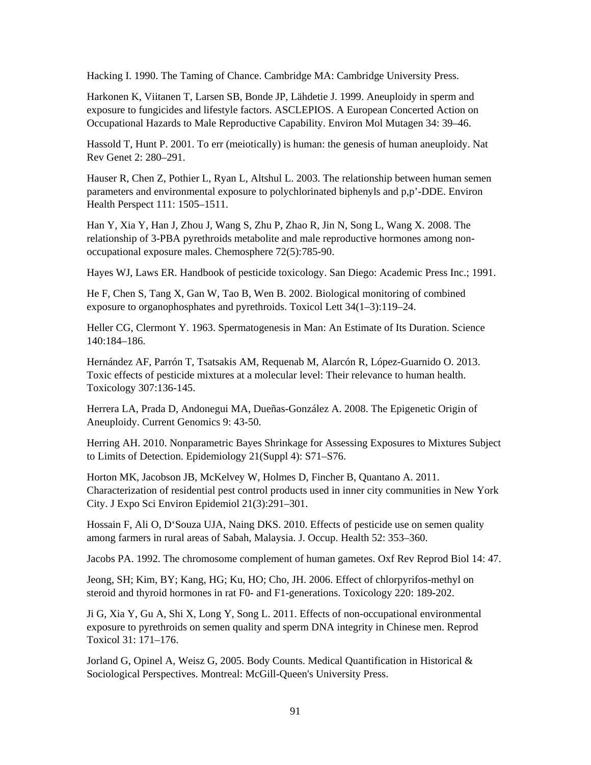Hacking I. 1990. The Taming of Chance. Cambridge MA: Cambridge University Press.

Harkonen K, Viitanen T, Larsen SB, Bonde JP, Lähdetie J. 1999. Aneuploidy in sperm and exposure to fungicides and lifestyle factors. ASCLEPIOS. A European Concerted Action on Occupational Hazards to Male Reproductive Capability. Environ Mol Mutagen 34: 39–46.

Hassold T, Hunt P. 2001. To err (meiotically) is human: the genesis of human aneuploidy. Nat Rev Genet 2: 280–291.

Hauser R, Chen Z, Pothier L, Ryan L, Altshul L. 2003. The relationship between human semen parameters and environmental exposure to polychlorinated biphenyls and p,p'-DDE. Environ Health Perspect 111: 1505–1511.

Han Y, Xia Y, Han J, Zhou J, Wang S, Zhu P, Zhao R, Jin N, Song L, Wang X. 2008. The relationship of 3-PBA pyrethroids metabolite and male reproductive hormones among non-occupational exposure males. Chemosphere 72(5):785-90.

Hayes WJ, Laws ER. Handbook of pesticide toxicology. San Diego: Academic Press Inc.; 1991.

He F, Chen S, Tang X, Gan W, Tao B, Wen B. 2002. Biological monitoring of combined exposure to organophosphates and pyrethroids. Toxicol Lett 34(1–3):119–24.

Heller CG, Clermont Y. 1963. Spermatogenesis in Man: An Estimate of Its Duration. Science 140:184–186.

Hernández AF, Parrón T, Tsatsakis AM, Requenab M, Alarcón R, López-Guarnido O. 2013. Toxic effects of pesticide mixtures at a molecular level: Their relevance to human health. Toxicology 307:136-145.

Herrera LA, Prada D, Andonegui MA, Dueñas-González A. 2008. The Epigenetic Origin of Aneuploidy. Current Genomics 9: 43-50.

Herring AH. 2010. Nonparametric Bayes Shrinkage for Assessing Exposures to Mixtures Subject to Limits of Detection. Epidemiology 21(Suppl 4): S71–S76.

Horton MK, Jacobson JB, McKelvey W, Holmes D, Fincher B, Quantano A. 2011. Characterization of residential pest control products used in inner city communities in New York City. J Expo Sci Environ Epidemiol 21(3):291–301.

Hossain F, Ali O, D'Souza UJA, Naing DKS. 2010. Effects of pesticide use on semen quality among farmers in rural areas of Sabah, Malaysia. J. Occup. Health 52: 353–360.

Jacobs PA. 1992. The chromosome complement of human gametes. Oxf Rev Reprod Biol 14: 47.

Jeong, SH; Kim, BY; Kang, HG; Ku, HO; Cho, JH. 2006. Effect of chlorpyrifos-methyl on steroid and thyroid hormones in rat F0- and F1-generations. Toxicology 220: 189-202.

Ji G, Xia Y, Gu A, Shi X, Long Y, Song L. 2011. Effects of non-occupational environmental exposure to pyrethroids on semen quality and sperm DNA integrity in Chinese men. Reprod Toxicol 31: 171–176.

Jorland G, Opinel A, Weisz G, 2005. Body Counts. Medical Quantification in Historical & Sociological Perspectives. Montreal: McGill-Queen's University Press.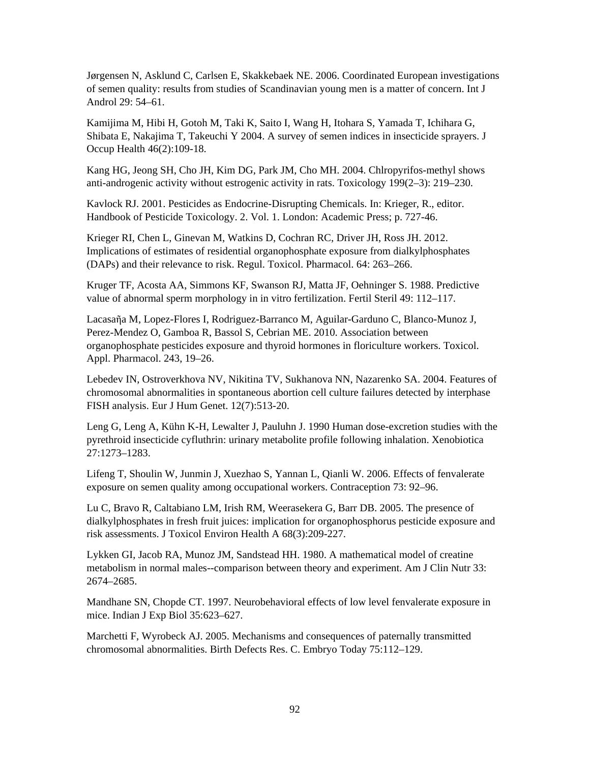Jørgensen N, Asklund C, Carlsen E, Skakkebaek NE. 2006. Coordinated European investigations of semen quality: results from studies of Scandinavian young men is a matter of concern. Int J Androl 29: 54–61.

Kamijima M, Hibi H, Gotoh M, Taki K, Saito I, Wang H, Itohara S, Yamada T, Ichihara G, Shibata E, Nakajima T, Takeuchi Y 2004. A survey of semen indices in insecticide sprayers. J Occup Health 46(2):109-18.

Kang HG, Jeong SH, Cho JH, Kim DG, Park JM, Cho MH. 2004. Chlropyrifos-methyl shows anti-androgenic activity without estrogenic activity in rats. Toxicology 199(2–3): 219–230.

Kavlock RJ. 2001. Pesticides as Endocrine-Disrupting Chemicals. In: Krieger, R., editor. Handbook of Pesticide Toxicology. 2. Vol. 1. London: Academic Press; p. 727-46.

Krieger RI, Chen L, Ginevan M, Watkins D, Cochran RC, Driver JH, Ross JH. 2012. Implications of estimates of residential organophosphate exposure from dialkylphosphates (DAPs) and their relevance to risk. Regul. Toxicol. Pharmacol. 64: 263–266.

Kruger TF, Acosta AA, Simmons KF, Swanson RJ, Matta JF, Oehninger S. 1988. Predictive value of abnormal sperm morphology in in vitro fertilization. Fertil Steril 49: 112–117.

Lacasaña M, Lopez-Flores I, Rodriguez-Barranco M, Aguilar-Garduno C, Blanco-Munoz J, Perez-Mendez O, Gamboa R, Bassol S, Cebrian ME. 2010. Association between organophosphate pesticides exposure and thyroid hormones in floriculture workers. Toxicol. Appl. Pharmacol. 243, 19–26.

Lebedev IN, Ostroverkhova NV, Nikitina TV, Sukhanova NN, Nazarenko SA. 2004. Features of chromosomal abnormalities in spontaneous abortion cell culture failures detected by interphase FISH analysis. Eur J Hum Genet. 12(7):513-20.

Leng G, Leng A, Kühn K-H, Lewalter J, Pauluhn J. 1990 Human dose-excretion studies with the pyrethroid insecticide cyfluthrin: urinary metabolite profile following inhalation. Xenobiotica 27:1273–1283.

Lifeng T, Shoulin W, Junmin J, Xuezhao S, Yannan L, Qianli W. 2006. Effects of fenvalerate exposure on semen quality among occupational workers. Contraception 73: 92–96.

Lu C, Bravo R, Caltabiano LM, Irish RM, Weerasekera G, Barr DB. 2005. The presence of dialkylphosphates in fresh fruit juices: implication for organophosphorus pesticide exposure and risk assessments. J Toxicol Environ Health A 68(3):209-227.

Lykken GI, Jacob RA, Munoz JM, Sandstead HH. 1980. A mathematical model of creatine metabolism in normal males--comparison between theory and experiment. Am J Clin Nutr 33: 2674–2685.

Mandhane SN, Chopde CT. 1997. Neurobehavioral effects of low level fenvalerate exposure in mice. Indian J Exp Biol 35:623–627.

Marchetti F, Wyrobeck AJ. 2005. Mechanisms and consequences of paternally transmitted chromosomal abnormalities. Birth Defects Res. C. Embryo Today 75:112–129.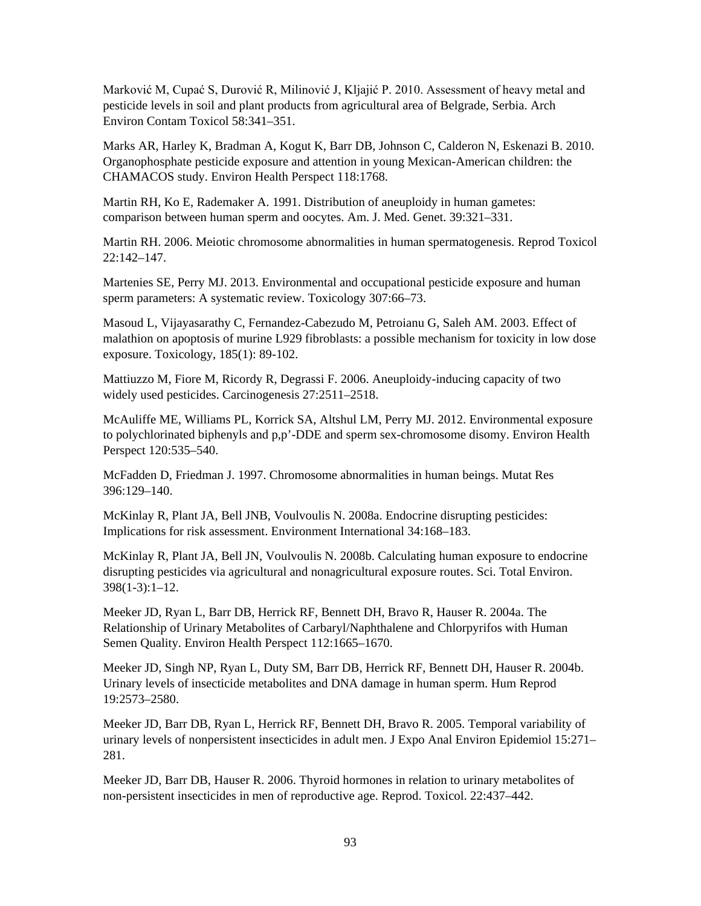Marković M, Cupać S, Durović R, Milinović J, Kljajić P. 2010. Assessment of heavy metal and pesticide levels in soil and plant products from agricultural area of Belgrade, Serbia. Arch Environ Contam Toxicol 58:341–351.

Marks AR, Harley K, Bradman A, Kogut K, Barr DB, Johnson C, Calderon N, Eskenazi B. 2010. Organophosphate pesticide exposure and attention in young Mexican-American children: the CHAMACOS study. Environ Health Perspect 118:1768.

Martin RH, Ko E, Rademaker A. 1991. Distribution of aneuploidy in human gametes: comparison between human sperm and oocytes. Am. J. Med. Genet. 39:321–331.

Martin RH. 2006. Meiotic chromosome abnormalities in human spermatogenesis. Reprod Toxicol 22:142–147.

Martenies SE, Perry MJ. 2013. Environmental and occupational pesticide exposure and human sperm parameters: A systematic review. Toxicology 307:66–73.

Masoud L, Vijayasarathy C, Fernandez-Cabezudo M, Petroianu G, Saleh AM. 2003. Effect of malathion on apoptosis of murine L929 fibroblasts: a possible mechanism for toxicity in low dose exposure. Toxicology, 185(1): 89-102.

Mattiuzzo M, Fiore M, Ricordy R, Degrassi F. 2006. Aneuploidy-inducing capacity of two widely used pesticides. Carcinogenesis 27:2511–2518.

McAuliffe ME, Williams PL, Korrick SA, Altshul LM, Perry MJ. 2012. Environmental exposure to polychlorinated biphenyls and p,p'-DDE and sperm sex-chromosome disomy. Environ Health Perspect 120:535–540.

McFadden D, Friedman J. 1997. Chromosome abnormalities in human beings. Mutat Res 396:129–140.

McKinlay R, Plant JA, Bell JNB, Voulvoulis N. 2008a. Endocrine disrupting pesticides: Implications for risk assessment. Environment International 34:168–183.

McKinlay R, Plant JA, Bell JN, Voulvoulis N. 2008b. Calculating human exposure to endocrine disrupting pesticides via agricultural and nonagricultural exposure routes. Sci. Total Environ. 398(1-3):1–12.

Meeker JD, Ryan L, Barr DB, Herrick RF, Bennett DH, Bravo R, Hauser R. 2004a. The Relationship of Urinary Metabolites of Carbaryl/Naphthalene and Chlorpyrifos with Human Semen Quality. Environ Health Perspect 112:1665–1670.

Meeker JD, Singh NP, Ryan L, Duty SM, Barr DB, Herrick RF, Bennett DH, Hauser R. 2004b. Urinary levels of insecticide metabolites and DNA damage in human sperm. Hum Reprod 19:2573–2580.

Meeker JD, Barr DB, Ryan L, Herrick RF, Bennett DH, Bravo R. 2005. Temporal variability of urinary levels of nonpersistent insecticides in adult men. J Expo Anal Environ Epidemiol 15:271–281.

Meeker JD, Barr DB, Hauser R. 2006. Thyroid hormones in relation to urinary metabolites of non-persistent insecticides in men of reproductive age. Reprod. Toxicol. 22:437–442.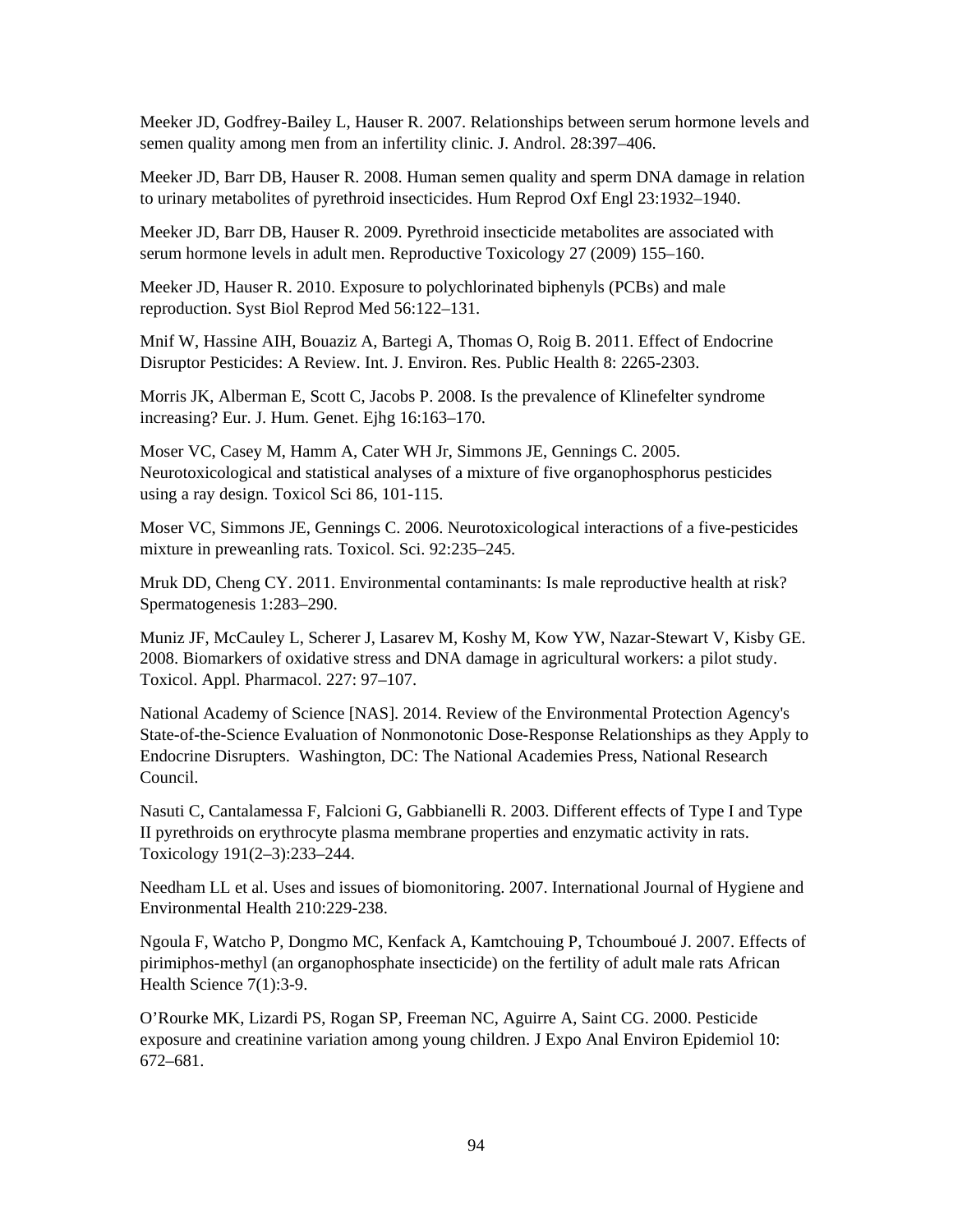Meeker JD, Godfrey-Bailey L, Hauser R. 2007. Relationships between serum hormone levels and semen quality among men from an infertility clinic. J. Androl. 28:397–406.

Meeker JD, Barr DB, Hauser R. 2008. Human semen quality and sperm DNA damage in relation to urinary metabolites of pyrethroid insecticides. Hum Reprod Oxf Engl 23:1932–1940.

Meeker JD, Barr DB, Hauser R. 2009. Pyrethroid insecticide metabolites are associated with serum hormone levels in adult men. Reproductive Toxicology 27 (2009) 155–160.

Meeker JD, Hauser R. 2010. Exposure to polychlorinated biphenyls (PCBs) and male reproduction. Syst Biol Reprod Med 56:122–131.

Mnif W, Hassine AIH, Bouaziz A, Bartegi A, Thomas O, Roig B. 2011. Effect of Endocrine Disruptor Pesticides: A Review. Int. J. Environ. Res. Public Health 8: 2265-2303.

Morris JK, Alberman E, Scott C, Jacobs P. 2008. Is the prevalence of Klinefelter syndrome increasing? Eur. J. Hum. Genet. Ejhg 16:163–170.

Moser VC, Casey M, Hamm A, Cater WH Jr, Simmons JE, Gennings C. 2005. Neurotoxicological and statistical analyses of a mixture of five organophosphorus pesticides using a ray design. Toxicol Sci 86, 101-115.

Moser VC, Simmons JE, Gennings C. 2006. Neurotoxicological interactions of a five-pesticides mixture in preweanling rats. Toxicol. Sci. 92:235–245.

Mruk DD, Cheng CY. 2011. Environmental contaminants: Is male reproductive health at risk? Spermatogenesis 1:283–290.

Muniz JF, McCauley L, Scherer J, Lasarev M, Koshy M, Kow YW, Nazar-Stewart V, Kisby GE. 2008. Biomarkers of oxidative stress and DNA damage in agricultural workers: a pilot study. Toxicol. Appl. Pharmacol. 227: 97–107.

National Academy of Science [NAS]. 2014. Review of the Environmental Protection Agency's State-of-the-Science Evaluation of Nonmonotonic Dose-Response Relationships as they Apply to Endocrine Disrupters. Washington, DC: The National Academies Press, National Research Council.

Nasuti C, Cantalamessa F, Falcioni G, Gabbianelli R. 2003. Different effects of Type I and Type II pyrethroids on erythrocyte plasma membrane properties and enzymatic activity in rats. Toxicology 191(2–3):233–244.

Needham LL et al. Uses and issues of biomonitoring. 2007. International Journal of Hygiene and Environmental Health 210:229-238.

Ngoula F, Watcho P, Dongmo MC, Kenfack A, Kamtchouing P, Tchoumboué J. 2007. Effects of pirimiphos-methyl (an organophosphate insecticide) on the fertility of adult male rats African Health Science 7(1):3-9.

O'Rourke MK, Lizardi PS, Rogan SP, Freeman NC, Aguirre A, Saint CG. 2000. Pesticide exposure and creatinine variation among young children. J Expo Anal Environ Epidemiol 10: 672–681.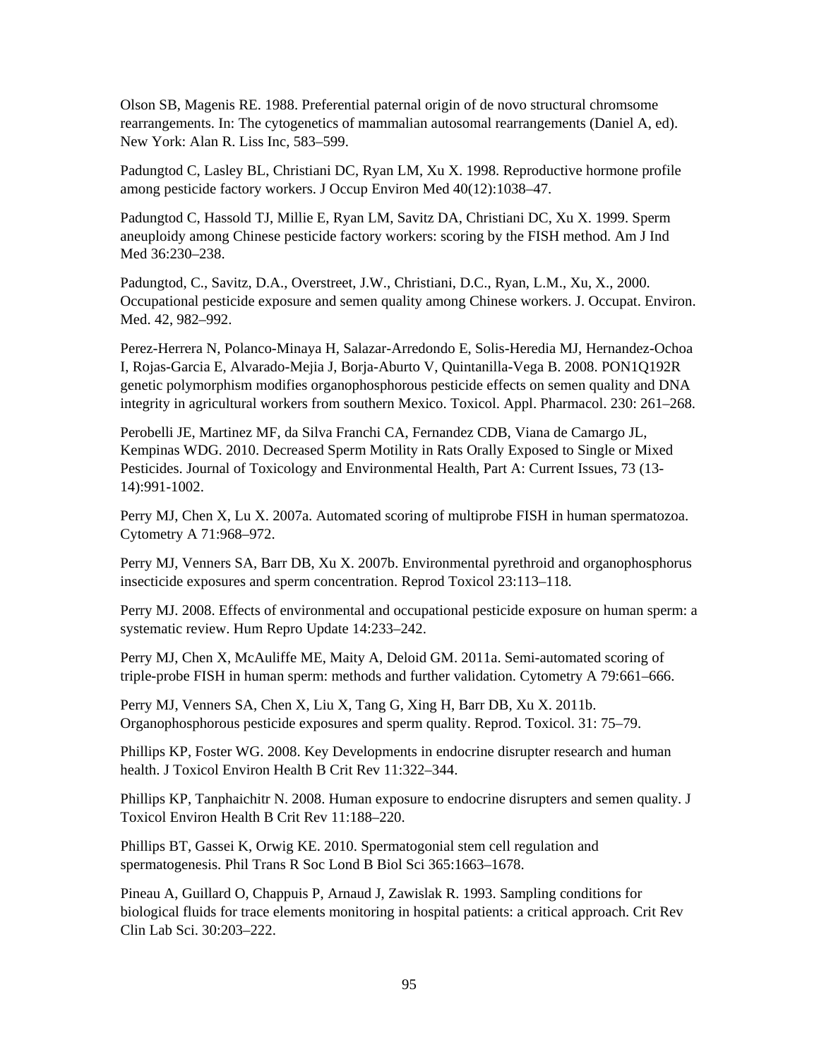Olson SB, Magenis RE. 1988. Preferential paternal origin of de novo structural chromsome rearrangements. In: The cytogenetics of mammalian autosomal rearrangements (Daniel A, ed). New York: Alan R. Liss Inc, 583–599.

Padungtod C, Lasley BL, Christiani DC, Ryan LM, Xu X. 1998. Reproductive hormone profile among pesticide factory workers. J Occup Environ Med 40(12):1038–47.

Padungtod C, Hassold TJ, Millie E, Ryan LM, Savitz DA, Christiani DC, Xu X. 1999. Sperm aneuploidy among Chinese pesticide factory workers: scoring by the FISH method. Am J Ind Med 36:230–238.

Padungtod, C., Savitz, D.A., Overstreet, J.W., Christiani, D.C., Ryan, L.M., Xu, X., 2000. Occupational pesticide exposure and semen quality among Chinese workers. J. Occupat. Environ. Med. 42, 982–992.

Perez-Herrera N, Polanco-Minaya H, Salazar-Arredondo E, Solis-Heredia MJ, Hernandez-Ochoa I, Rojas-Garcia E, Alvarado-Mejia J, Borja-Aburto V, Quintanilla-Vega B. 2008. PON1Q192R genetic polymorphism modifies organophosphorous pesticide effects on semen quality and DNA integrity in agricultural workers from southern Mexico. Toxicol. Appl. Pharmacol. 230: 261–268.

Perobelli JE, Martinez MF, da Silva Franchi CA, Fernandez CDB, Viana de Camargo JL, Kempinas WDG. 2010. Decreased Sperm Motility in Rats Orally Exposed to Single or Mixed Pesticides. Journal of Toxicology and Environmental Health, Part A: Current Issues, 73 (13-14):991-1002.

Perry MJ, Chen X, Lu X. 2007a. Automated scoring of multiprobe FISH in human spermatozoa. Cytometry A 71:968–972.

Perry MJ, Venners SA, Barr DB, Xu X. 2007b. Environmental pyrethroid and organophosphorus insecticide exposures and sperm concentration. Reprod Toxicol 23:113–118.

Perry MJ. 2008. Effects of environmental and occupational pesticide exposure on human sperm: a systematic review. Hum Repro Update 14:233–242.

Perry MJ, Chen X, McAuliffe ME, Maity A, Deloid GM. 2011a. Semi-automated scoring of triple-probe FISH in human sperm: methods and further validation. Cytometry A 79:661–666.

Perry MJ, Venners SA, Chen X, Liu X, Tang G, Xing H, Barr DB, Xu X. 2011b. Organophosphorous pesticide exposures and sperm quality. Reprod. Toxicol. 31: 75–79.

Phillips KP, Foster WG. 2008. Key Developments in endocrine disrupter research and human health. J Toxicol Environ Health B Crit Rev 11:322–344.

Phillips KP, Tanphaichitr N. 2008. Human exposure to endocrine disrupters and semen quality. J Toxicol Environ Health B Crit Rev 11:188–220.

Phillips BT, Gassei K, Orwig KE. 2010. Spermatogonial stem cell regulation and spermatogenesis. Phil Trans R Soc Lond B Biol Sci 365:1663–1678.

Pineau A, Guillard O, Chappuis P, Arnaud J, Zawislak R. 1993. Sampling conditions for biological fluids for trace elements monitoring in hospital patients: a critical approach. Crit Rev Clin Lab Sci. 30:203–222.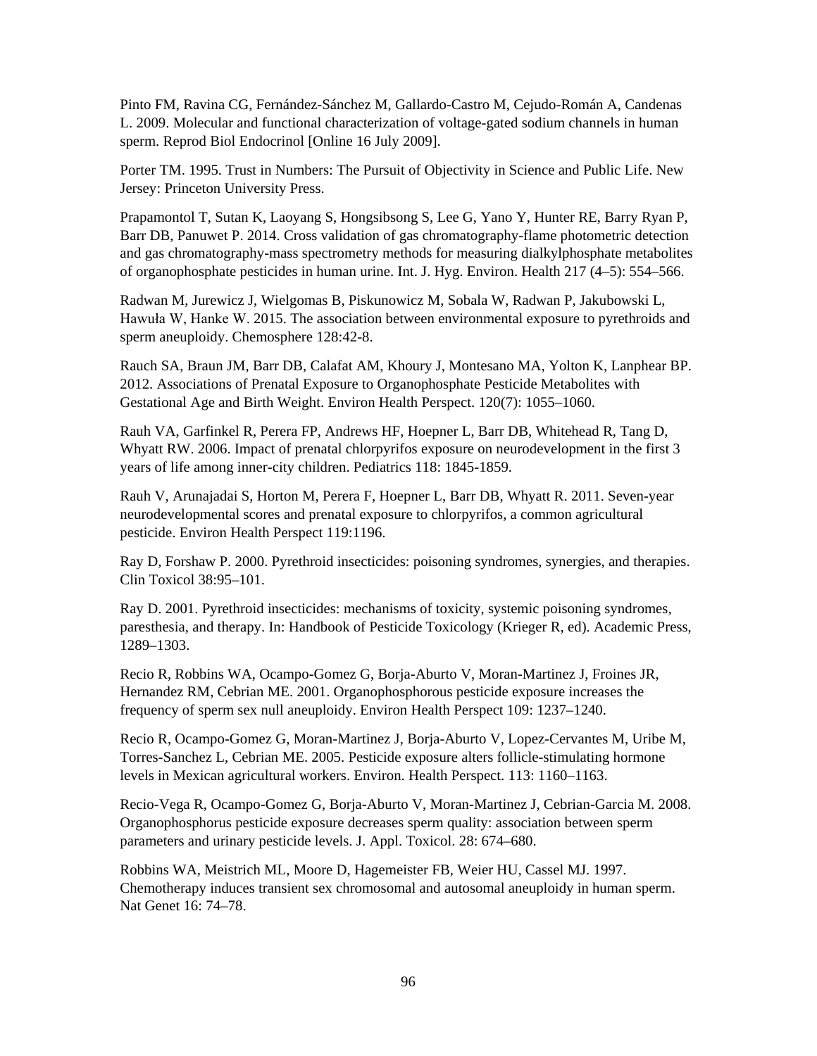Pinto FM, Ravina CG, Fernández-Sánchez M, Gallardo-Castro M, Cejudo-Román A, Candenas L. 2009. Molecular and functional characterization of voltage-gated sodium channels in human sperm. Reprod Biol Endocrinol [Online 16 July 2009].

Porter TM. 1995. Trust in Numbers: The Pursuit of Objectivity in Science and Public Life. New Jersey: Princeton University Press.

Prapamontol T, Sutan K, Laoyang S, Hongsibsong S, Lee G, Yano Y, Hunter RE, Barry Ryan P, Barr DB, Panuwet P. 2014. Cross validation of gas chromatography-flame photometric detection and gas chromatography-mass spectrometry methods for measuring dialkylphosphate metabolites of organophosphate pesticides in human urine. Int. J. Hyg. Environ. Health 217 (4–5): 554–566.

Radwan M, Jurewicz J, Wielgomas B, Piskunowicz M, Sobala W, Radwan P, Jakubowski L, Hawuła W, Hanke W. 2015. The association between environmental exposure to pyrethroids and sperm aneuploidy. Chemosphere 128:42-8.

Rauch SA, Braun JM, Barr DB, Calafat AM, Khoury J, Montesano MA, Yolton K, Lanphear BP. 2012. Associations of Prenatal Exposure to Organophosphate Pesticide Metabolites with Gestational Age and Birth Weight. Environ Health Perspect. 120(7): 1055–1060.

Rauh VA, Garfinkel R, Perera FP, Andrews HF, Hoepner L, Barr DB, Whitehead R, Tang D, Whyatt RW. 2006. Impact of prenatal chlorpyrifos exposure on neurodevelopment in the first 3 years of life among inner-city children. Pediatrics 118: 1845-1859.

Rauh V, Arunajadai S, Horton M, Perera F, Hoepner L, Barr DB, Whyatt R. 2011. Seven-year neurodevelopmental scores and prenatal exposure to chlorpyrifos, a common agricultural pesticide. Environ Health Perspect 119:1196.

Ray D, Forshaw P. 2000. Pyrethroid insecticides: poisoning syndromes, synergies, and therapies. Clin Toxicol 38:95–101.

Ray D. 2001. Pyrethroid insecticides: mechanisms of toxicity, systemic poisoning syndromes, paresthesia, and therapy. In: Handbook of Pesticide Toxicology (Krieger R, ed). Academic Press, 1289–1303.

Recio R, Robbins WA, Ocampo-Gomez G, Borja-Aburto V, Moran-Martinez J, Froines JR, Hernandez RM, Cebrian ME. 2001. Organophosphorous pesticide exposure increases the frequency of sperm sex null aneuploidy. Environ Health Perspect 109: 1237–1240.

Recio R, Ocampo-Gomez G, Moran-Martinez J, Borja-Aburto V, Lopez-Cervantes M, Uribe M, Torres-Sanchez L, Cebrian ME. 2005. Pesticide exposure alters follicle-stimulating hormone levels in Mexican agricultural workers. Environ. Health Perspect. 113: 1160–1163.

Recio-Vega R, Ocampo-Gomez G, Borja-Aburto V, Moran-Martinez J, Cebrian-Garcia M. 2008. Organophosphorus pesticide exposure decreases sperm quality: association between sperm parameters and urinary pesticide levels. J. Appl. Toxicol. 28: 674–680.

Robbins WA, Meistrich ML, Moore D, Hagemeister FB, Weier HU, Cassel MJ. 1997. Chemotherapy induces transient sex chromosomal and autosomal aneuploidy in human sperm. Nat Genet 16: 74–78.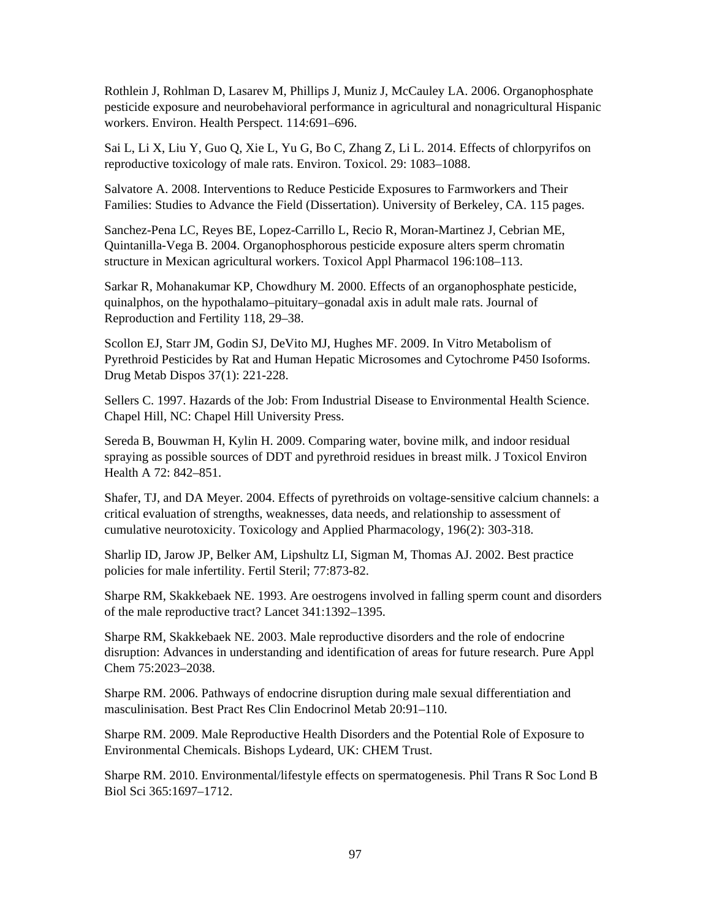Rothlein J, Rohlman D, Lasarev M, Phillips J, Muniz J, McCauley LA. 2006. Organophosphate pesticide exposure and neurobehavioral performance in agricultural and nonagricultural Hispanic workers. Environ. Health Perspect. 114:691–696.

Sai L, Li X, Liu Y, Guo Q, Xie L, Yu G, Bo C, Zhang Z, Li L. 2014. Effects of chlorpyrifos on reproductive toxicology of male rats. Environ. Toxicol. 29: 1083–1088.

Salvatore A. 2008. Interventions to Reduce Pesticide Exposures to Farmworkers and Their Families: Studies to Advance the Field (Dissertation). University of Berkeley, CA. 115 pages.

Sanchez-Pena LC, Reyes BE, Lopez-Carrillo L, Recio R, Moran-Martinez J, Cebrian ME, Quintanilla-Vega B. 2004. Organophosphorous pesticide exposure alters sperm chromatin structure in Mexican agricultural workers. Toxicol Appl Pharmacol 196:108–113.

Sarkar R, Mohanakumar KP, Chowdhury M. 2000. Effects of an organophosphate pesticide, quinalphos, on the hypothalamo–pituitary–gonadal axis in adult male rats. Journal of Reproduction and Fertility 118, 29–38.

Scollon EJ, Starr JM, Godin SJ, DeVito MJ, Hughes MF. 2009. In Vitro Metabolism of Pyrethroid Pesticides by Rat and Human Hepatic Microsomes and Cytochrome P450 Isoforms. Drug Metab Dispos 37(1): 221-228.

Sellers C. 1997. Hazards of the Job: From Industrial Disease to Environmental Health Science. Chapel Hill, NC: Chapel Hill University Press.

Sereda B, Bouwman H, Kylin H. 2009. Comparing water, bovine milk, and indoor residual spraying as possible sources of DDT and pyrethroid residues in breast milk. J Toxicol Environ Health A 72: 842–851.

Shafer, TJ, and DA Meyer. 2004. Effects of pyrethroids on voltage-sensitive calcium channels: a critical evaluation of strengths, weaknesses, data needs, and relationship to assessment of cumulative neurotoxicity. Toxicology and Applied Pharmacology, 196(2): 303-318.

Sharlip ID, Jarow JP, Belker AM, Lipshultz LI, Sigman M, Thomas AJ. 2002. Best practice policies for male infertility. Fertil Steril; 77:873-82.

Sharpe RM, Skakkebaek NE. 1993. Are oestrogens involved in falling sperm count and disorders of the male reproductive tract? Lancet 341:1392–1395.

Sharpe RM, Skakkebaek NE. 2003. Male reproductive disorders and the role of endocrine disruption: Advances in understanding and identification of areas for future research. Pure Appl Chem 75:2023–2038.

Sharpe RM. 2006. Pathways of endocrine disruption during male sexual differentiation and masculinisation. Best Pract Res Clin Endocrinol Metab 20:91–110.

Sharpe RM. 2009. Male Reproductive Health Disorders and the Potential Role of Exposure to Environmental Chemicals. Bishops Lydeard, UK: CHEM Trust.

Sharpe RM. 2010. Environmental/lifestyle effects on spermatogenesis. Phil Trans R Soc Lond B Biol Sci 365:1697–1712.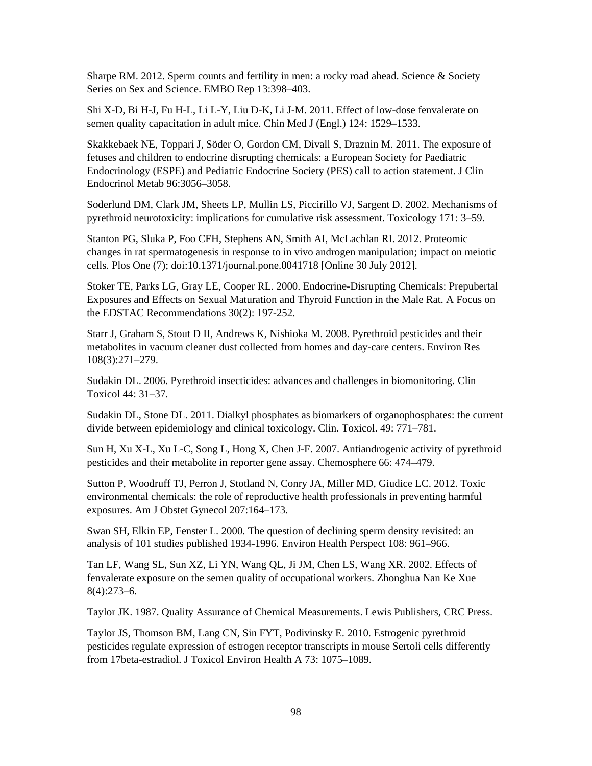Sharpe RM. 2012. Sperm counts and fertility in men: a rocky road ahead. Science & Society Series on Sex and Science. EMBO Rep 13:398–403.

Shi X-D, Bi H-J, Fu H-L, Li L-Y, Liu D-K, Li J-M. 2011. Effect of low-dose fenvalerate on semen quality capacitation in adult mice. Chin Med J (Engl.) 124: 1529–1533.

Skakkebaek NE, Toppari J, Söder O, Gordon CM, Divall S, Draznin M. 2011. The exposure of fetuses and children to endocrine disrupting chemicals: a European Society for Paediatric Endocrinology (ESPE) and Pediatric Endocrine Society (PES) call to action statement. J Clin Endocrinol Metab 96:3056–3058.

Soderlund DM, Clark JM, Sheets LP, Mullin LS, Piccirillo VJ, Sargent D. 2002. Mechanisms of pyrethroid neurotoxicity: implications for cumulative risk assessment. Toxicology 171: 3–59.

Stanton PG, Sluka P, Foo CFH, Stephens AN, Smith AI, McLachlan RI. 2012. Proteomic changes in rat spermatogenesis in response to in vivo androgen manipulation; impact on meiotic cells. Plos One (7); doi:10.1371/journal.pone.0041718 [Online 30 July 2012].

Stoker TE, Parks LG, Gray LE, Cooper RL. 2000. Endocrine-Disrupting Chemicals: Prepubertal Exposures and Effects on Sexual Maturation and Thyroid Function in the Male Rat. A Focus on the EDSTAC Recommendations 30(2): 197-252.

Starr J, Graham S, Stout D II, Andrews K, Nishioka M. 2008. Pyrethroid pesticides and their metabolites in vacuum cleaner dust collected from homes and day-care centers. Environ Res 108(3):271–279.

Sudakin DL. 2006. Pyrethroid insecticides: advances and challenges in biomonitoring. Clin Toxicol 44: 31–37.

Sudakin DL, Stone DL. 2011. Dialkyl phosphates as biomarkers of organophosphates: the current divide between epidemiology and clinical toxicology. Clin. Toxicol. 49: 771–781.

Sun H, Xu X-L, Xu L-C, Song L, Hong X, Chen J-F. 2007. Antiandrogenic activity of pyrethroid pesticides and their metabolite in reporter gene assay. Chemosphere 66: 474–479.

Sutton P, Woodruff TJ, Perron J, Stotland N, Conry JA, Miller MD, Giudice LC. 2012. Toxic environmental chemicals: the role of reproductive health professionals in preventing harmful exposures. Am J Obstet Gynecol 207:164–173.

Swan SH, Elkin EP, Fenster L. 2000. The question of declining sperm density revisited: an analysis of 101 studies published 1934-1996. Environ Health Perspect 108: 961–966.

Tan LF, Wang SL, Sun XZ, Li YN, Wang QL, Ji JM, Chen LS, Wang XR. 2002. Effects of fenvalerate exposure on the semen quality of occupational workers. Zhonghua Nan Ke Xue 8(4):273–6.

Taylor JK. 1987. Quality Assurance of Chemical Measurements. Lewis Publishers, CRC Press.

Taylor JS, Thomson BM, Lang CN, Sin FYT, Podivinsky E. 2010. Estrogenic pyrethroid pesticides regulate expression of estrogen receptor transcripts in mouse Sertoli cells differently from 17beta-estradiol. J Toxicol Environ Health A 73: 1075–1089.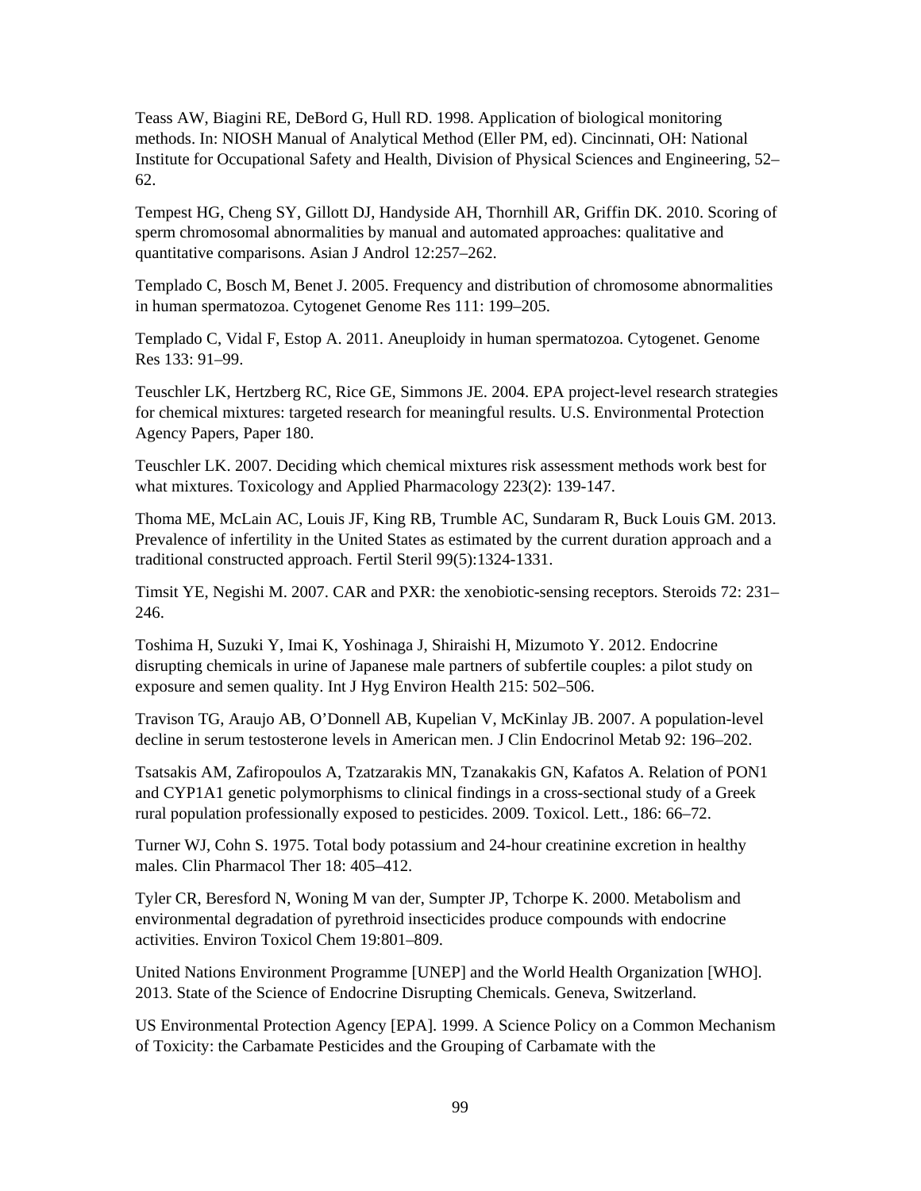Teass AW, Biagini RE, DeBord G, Hull RD. 1998. Application of biological monitoring methods. In: NIOSH Manual of Analytical Method (Eller PM, ed). Cincinnati, OH: National Institute for Occupational Safety and Health, Division of Physical Sciences and Engineering, 52–62.

Tempest HG, Cheng SY, Gillott DJ, Handyside AH, Thornhill AR, Griffin DK. 2010. Scoring of sperm chromosomal abnormalities by manual and automated approaches: qualitative and quantitative comparisons. Asian J Androl 12:257–262.

Templado C, Bosch M, Benet J. 2005. Frequency and distribution of chromosome abnormalities in human spermatozoa. Cytogenet Genome Res 111: 199–205.

Templado C, Vidal F, Estop A. 2011. Aneuploidy in human spermatozoa. Cytogenet. Genome Res 133: 91–99.

Teuschler LK, Hertzberg RC, Rice GE, Simmons JE. 2004. EPA project-level research strategies for chemical mixtures: targeted research for meaningful results. U.S. Environmental Protection Agency Papers, Paper 180.

Teuschler LK. 2007. Deciding which chemical mixtures risk assessment methods work best for what mixtures. Toxicology and Applied Pharmacology 223(2): 139-147.

Thoma ME, McLain AC, Louis JF, King RB, Trumble AC, Sundaram R, Buck Louis GM. 2013. Prevalence of infertility in the United States as estimated by the current duration approach and a traditional constructed approach. Fertil Steril 99(5):1324-1331.

Timsit YE, Negishi M. 2007. CAR and PXR: the xenobiotic-sensing receptors. Steroids 72: 231–246.

Toshima H, Suzuki Y, Imai K, Yoshinaga J, Shiraishi H, Mizumoto Y. 2012. Endocrine disrupting chemicals in urine of Japanese male partners of subfertile couples: a pilot study on exposure and semen quality. Int J Hyg Environ Health 215: 502–506.

Travison TG, Araujo AB, O'Donnell AB, Kupelian V, McKinlay JB. 2007. A population-level decline in serum testosterone levels in American men. J Clin Endocrinol Metab 92: 196–202.

Tsatsakis AM, Zafiropoulos A, Tzatzarakis MN, Tzanakakis GN, Kafatos A. Relation of PON1 and CYP1A1 genetic polymorphisms to clinical findings in a cross-sectional study of a Greek rural population professionally exposed to pesticides. 2009. Toxicol. Lett., 186: 66–72.

Turner WJ, Cohn S. 1975. Total body potassium and 24-hour creatinine excretion in healthy males. Clin Pharmacol Ther 18: 405–412.

Tyler CR, Beresford N, Woning M van der, Sumpter JP, Tchorpe K. 2000. Metabolism and environmental degradation of pyrethroid insecticides produce compounds with endocrine activities. Environ Toxicol Chem 19:801–809.

United Nations Environment Programme [UNEP] and the World Health Organization [WHO]. 2013. State of the Science of Endocrine Disrupting Chemicals. Geneva, Switzerland.

US Environmental Protection Agency [EPA]. 1999. A Science Policy on a Common Mechanism of Toxicity: the Carbamate Pesticides and the Grouping of Carbamate with the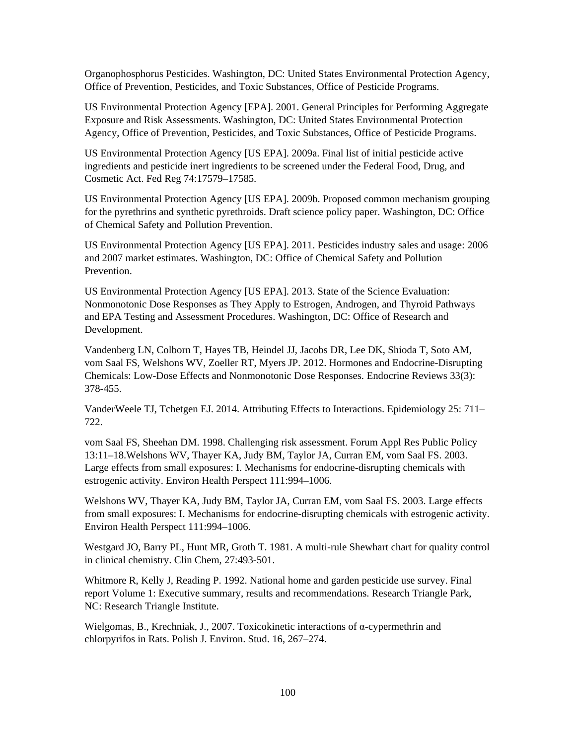Organophosphorus Pesticides. Washington, DC: United States Environmental Protection Agency, Office of Prevention, Pesticides, and Toxic Substances, Office of Pesticide Programs.

US Environmental Protection Agency [EPA]. 2001. General Principles for Performing Aggregate Exposure and Risk Assessments. Washington, DC: United States Environmental Protection Agency, Office of Prevention, Pesticides, and Toxic Substances, Office of Pesticide Programs.

US Environmental Protection Agency [US EPA]. 2009a. Final list of initial pesticide active ingredients and pesticide inert ingredients to be screened under the Federal Food, Drug, and Cosmetic Act. Fed Reg 74:17579–17585.

US Environmental Protection Agency [US EPA]. 2009b. Proposed common mechanism grouping for the pyrethrins and synthetic pyrethroids. Draft science policy paper. Washington, DC: Office of Chemical Safety and Pollution Prevention.

US Environmental Protection Agency [US EPA]. 2011. Pesticides industry sales and usage: 2006 and 2007 market estimates. Washington, DC: Office of Chemical Safety and Pollution Prevention.

US Environmental Protection Agency [US EPA]. 2013. State of the Science Evaluation: Nonmonotonic Dose Responses as They Apply to Estrogen, Androgen, and Thyroid Pathways and EPA Testing and Assessment Procedures. Washington, DC: Office of Research and Development.

Vandenberg LN, Colborn T, Hayes TB, Heindel JJ, Jacobs DR, Lee DK, Shioda T, Soto AM, vom Saal FS, Welshons WV, Zoeller RT, Myers JP. 2012. Hormones and Endocrine-Disrupting Chemicals: Low-Dose Effects and Nonmonotonic Dose Responses. Endocrine Reviews 33(3): 378-455.

VanderWeele TJ, Tchetgen EJ. 2014. Attributing Effects to Interactions. Epidemiology 25: 711–722.

vom Saal FS, Sheehan DM. 1998. Challenging risk assessment. Forum Appl Res Public Policy 13:11–18.Welshons WV, Thayer KA, Judy BM, Taylor JA, Curran EM, vom Saal FS. 2003. Large effects from small exposures: I. Mechanisms for endocrine-disrupting chemicals with estrogenic activity. Environ Health Perspect 111:994–1006.

Welshons WV, Thayer KA, Judy BM, Taylor JA, Curran EM, vom Saal FS. 2003. Large effects from small exposures: I. Mechanisms for endocrine-disrupting chemicals with estrogenic activity. Environ Health Perspect 111:994–1006.

Westgard JO, Barry PL, Hunt MR, Groth T. 1981. A multi-rule Shewhart chart for quality control in clinical chemistry. Clin Chem, 27:493-501.

Whitmore R, Kelly J, Reading P. 1992. National home and garden pesticide use survey. Final report Volume 1: Executive summary, results and recommendations. Research Triangle Park, NC: Research Triangle Institute.

Wielgomas, B., Krechniak, J., 2007. Toxicokinetic interactions of α-cypermethrin and chlorpyrifos in Rats. Polish J. Environ. Stud. 16, 267–274.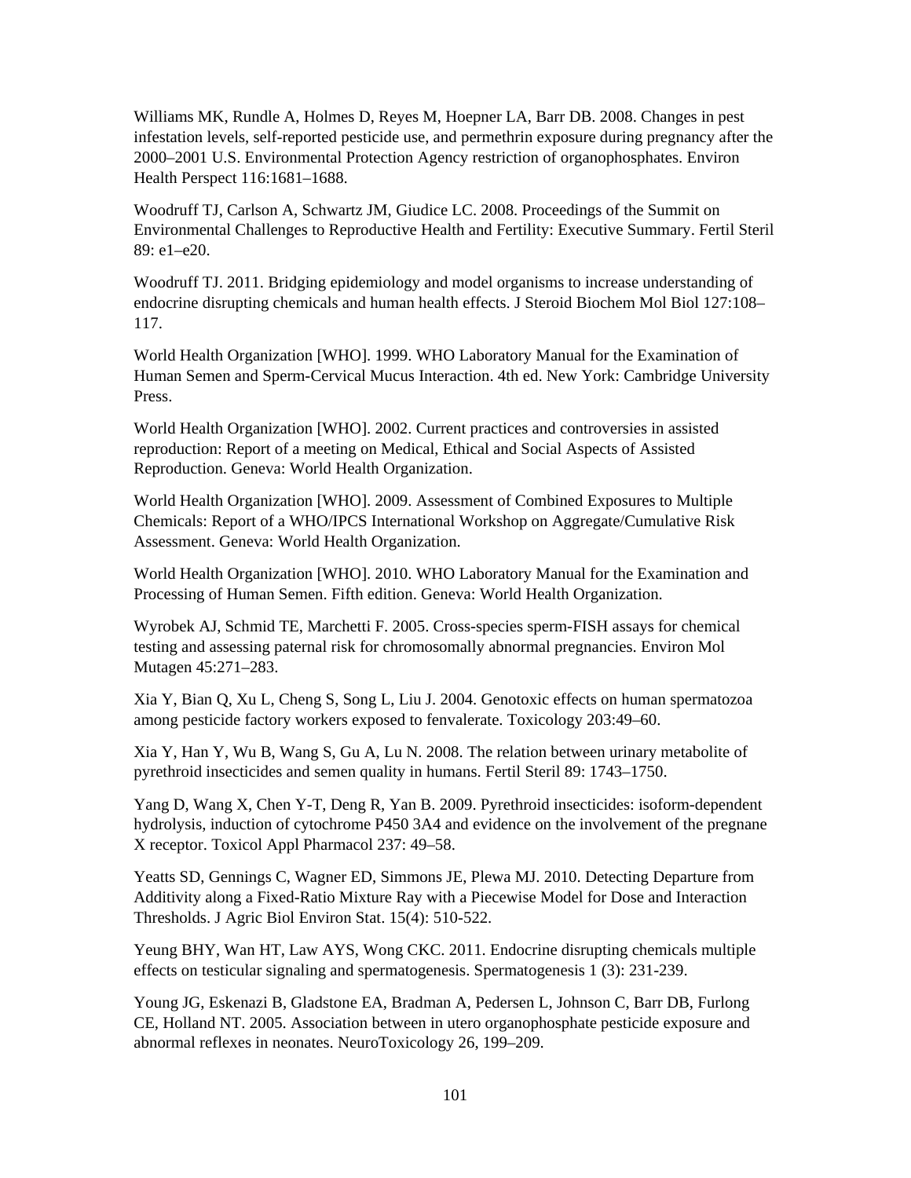Williams MK, Rundle A, Holmes D, Reyes M, Hoepner LA, Barr DB. 2008. Changes in pest infestation levels, self-reported pesticide use, and permethrin exposure during pregnancy after the 2000–2001 U.S. Environmental Protection Agency restriction of organophosphates. Environ Health Perspect 116:1681–1688.

Woodruff TJ, Carlson A, Schwartz JM, Giudice LC. 2008. Proceedings of the Summit on Environmental Challenges to Reproductive Health and Fertility: Executive Summary. Fertil Steril 89: e1–e20.

Woodruff TJ. 2011. Bridging epidemiology and model organisms to increase understanding of endocrine disrupting chemicals and human health effects. J Steroid Biochem Mol Biol 127:108–117.

World Health Organization [WHO]. 1999. WHO Laboratory Manual for the Examination of Human Semen and Sperm-Cervical Mucus Interaction. 4th ed. New York: Cambridge University Press.

World Health Organization [WHO]. 2002. Current practices and controversies in assisted reproduction: Report of a meeting on Medical, Ethical and Social Aspects of Assisted Reproduction. Geneva: World Health Organization.

World Health Organization [WHO]. 2009. Assessment of Combined Exposures to Multiple Chemicals: Report of a WHO/IPCS International Workshop on Aggregate/Cumulative Risk Assessment. Geneva: World Health Organization.

World Health Organization [WHO]. 2010. WHO Laboratory Manual for the Examination and Processing of Human Semen. Fifth edition. Geneva: World Health Organization.

Wyrobek AJ, Schmid TE, Marchetti F. 2005. Cross-species sperm-FISH assays for chemical testing and assessing paternal risk for chromosomally abnormal pregnancies. Environ Mol Mutagen 45:271–283.

Xia Y, Bian Q, Xu L, Cheng S, Song L, Liu J. 2004. Genotoxic effects on human spermatozoa among pesticide factory workers exposed to fenvalerate. Toxicology 203:49–60.

Xia Y, Han Y, Wu B, Wang S, Gu A, Lu N. 2008. The relation between urinary metabolite of pyrethroid insecticides and semen quality in humans. Fertil Steril 89: 1743–1750.

Yang D, Wang X, Chen Y-T, Deng R, Yan B. 2009. Pyrethroid insecticides: isoform-dependent hydrolysis, induction of cytochrome P450 3A4 and evidence on the involvement of the pregnane X receptor. Toxicol Appl Pharmacol 237: 49–58.

Yeatts SD, Gennings C, Wagner ED, Simmons JE, Plewa MJ. 2010. Detecting Departure from Additivity along a Fixed-Ratio Mixture Ray with a Piecewise Model for Dose and Interaction Thresholds. J Agric Biol Environ Stat. 15(4): 510-522.

Yeung BHY, Wan HT, Law AYS, Wong CKC. 2011. Endocrine disrupting chemicals multiple effects on testicular signaling and spermatogenesis. Spermatogenesis 1 (3): 231-239.

Young JG, Eskenazi B, Gladstone EA, Bradman A, Pedersen L, Johnson C, Barr DB, Furlong CE, Holland NT. 2005. Association between in utero organophosphate pesticide exposure and abnormal reflexes in neonates. NeuroToxicology 26, 199–209.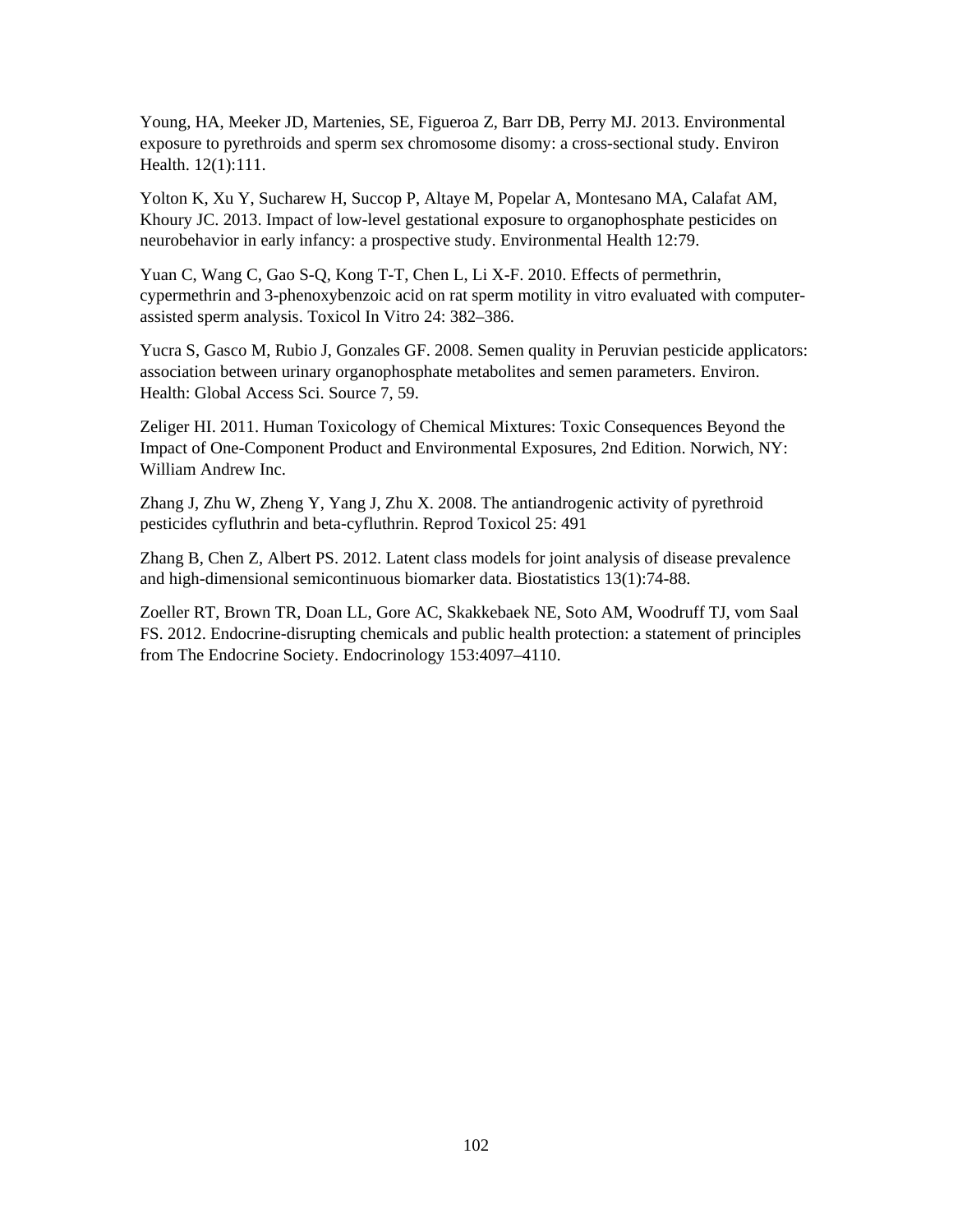Young, HA, Meeker JD, Martenies, SE, Figueroa Z, Barr DB, Perry MJ. 2013. Environmental exposure to pyrethroids and sperm sex chromosome disomy: a cross-sectional study. Environ Health. 12(1):111.

Yolton K, Xu Y, Sucharew H, Succop P, Altaye M, Popelar A, Montesano MA, Calafat AM, Khoury JC. 2013. Impact of low-level gestational exposure to organophosphate pesticides on neurobehavior in early infancy: a prospective study. Environmental Health 12:79.

Yuan C, Wang C, Gao S-Q, Kong T-T, Chen L, Li X-F. 2010. Effects of permethrin, cypermethrin and 3-phenoxybenzoic acid on rat sperm motility in vitro evaluated with computer-assisted sperm analysis. Toxicol In Vitro 24: 382–386.

Yucra S, Gasco M, Rubio J, Gonzales GF. 2008. Semen quality in Peruvian pesticide applicators: association between urinary organophosphate metabolites and semen parameters. Environ. Health: Global Access Sci. Source 7, 59.

Zeliger HI. 2011. Human Toxicology of Chemical Mixtures: Toxic Consequences Beyond the Impact of One-Component Product and Environmental Exposures, 2nd Edition. Norwich, NY: William Andrew Inc.

Zhang J, Zhu W, Zheng Y, Yang J, Zhu X. 2008. The antiandrogenic activity of pyrethroid pesticides cyfluthrin and beta-cyfluthrin. Reprod Toxicol 25: 491

Zhang B, Chen Z, Albert PS. 2012. Latent class models for joint analysis of disease prevalence and high-dimensional semicontinuous biomarker data. Biostatistics 13(1):74-88.

Zoeller RT, Brown TR, Doan LL, Gore AC, Skakkebaek NE, Soto AM, Woodruff TJ, vom Saal FS. 2012. Endocrine-disrupting chemicals and public health protection: a statement of principles from The Endocrine Society. Endocrinology 153:4097–4110.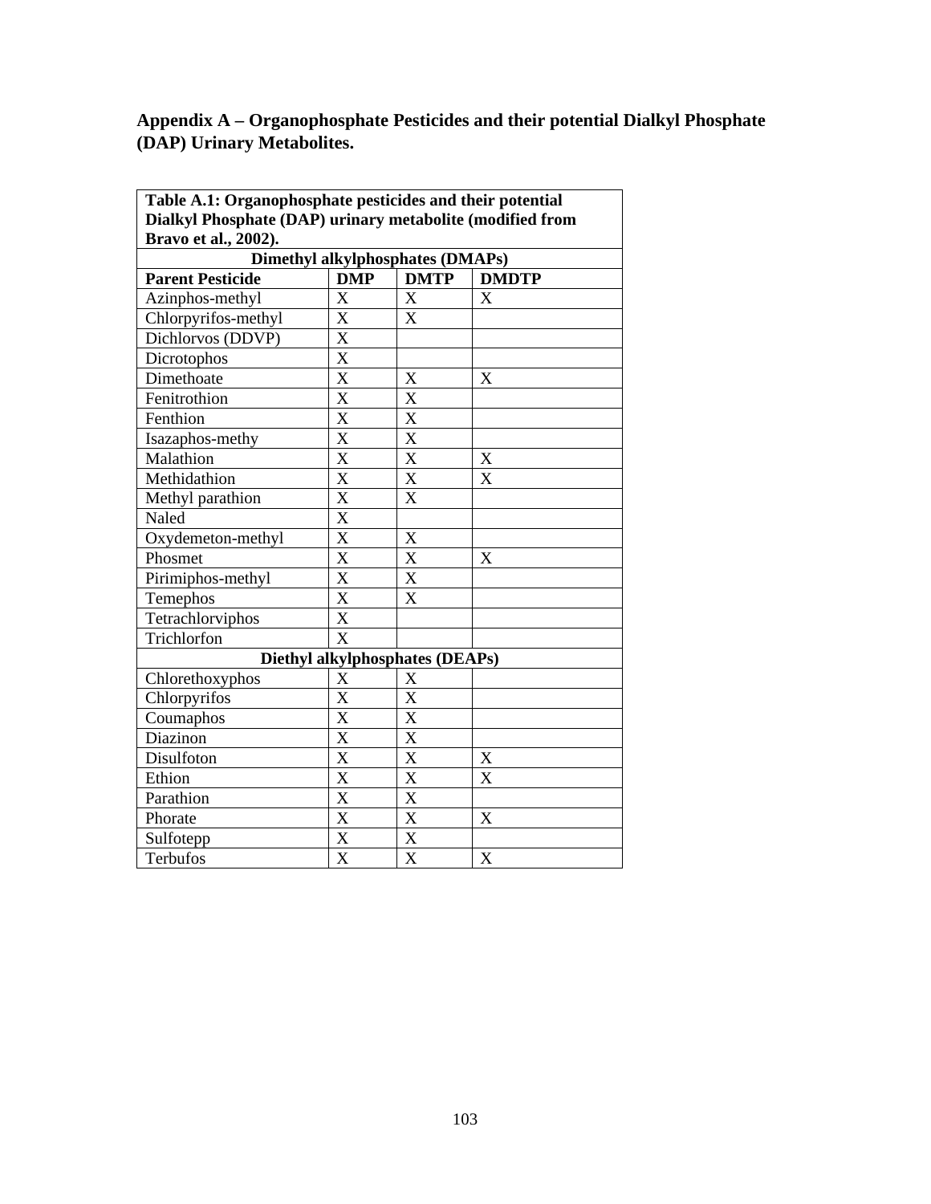**Appendix A – Organophosphate Pesticides and their potential Dialkyl Phosphate (DAP) Urinary Metabolites.**

**Table A.1: Organophosphate pesticides and their potential Dialkyl Phosphate (DAP) urinary metabolite (modified from Bravo et al., 2002).**

| **Dimethyl alkylphosphates (DMAPs)** | | | |
|---|---|---|---|
| **Parent Pesticide** | **DMP** | **DMTP** | **DMDTP** |
| Azinphos-methyl | X | X | X |
| Chlorpyrifos-methyl | X | X | |
| Dichlorvos (DDVP) | X | | |
| Dicrotophos | X | | |
| Dimethoate | X | X | X |
| Fenitrothion | X | X | |
| Fenthion | X | X | |
| Isazaphos-methy | X | X | |
| Malathion | X | X | X |
| Methidathion | X | X | X |
| Methyl parathion | X | X | |
| Naled | X | | |
| Oxydemeton-methyl | X | X | |
| Phosmet | X | X | X |
| Pirimiphos-methyl | X | X | |
| Temephos | X | X | |
| Tetrachlorviphos | X | | |
| Trichlorfon | X | | |
| **Diethyl alkylphosphates (DEAPs)** | | | |
| Chlorethoxyphos | X | X | |
| Chlorpyrifos | X | X | |
| Coumaphos | X | X | |
| Diazinon | X | X | |
| Disulfoton | X | X | X |
| Ethion | X | X | X |
| Parathion | X | X | |
| Phorate | X | X | X |
| Sulfotepp | X | X | |
| Terbufos | X | X | X |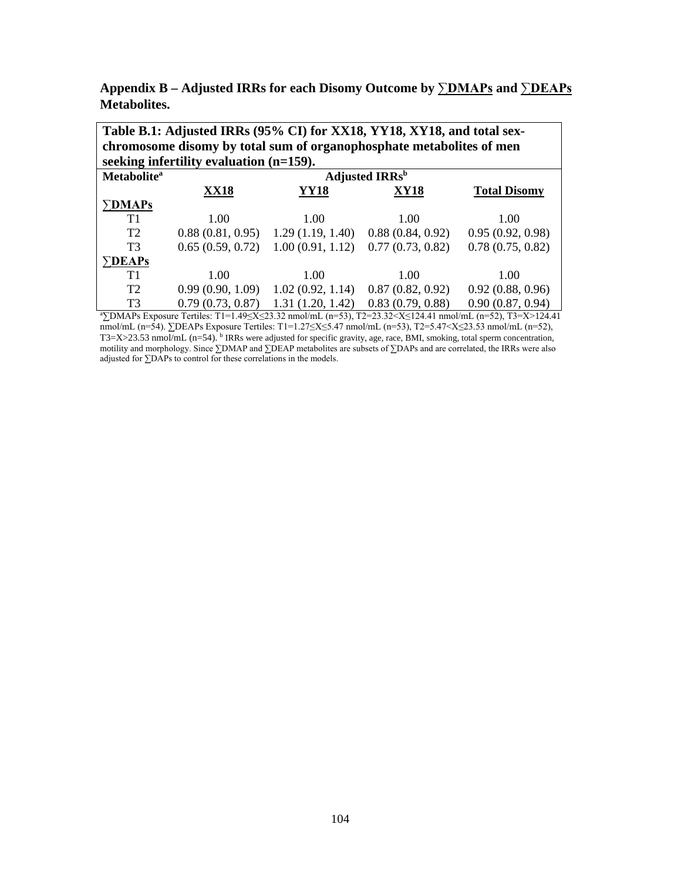**Appendix B – Adjusted IRRs for each Disomy Outcome by <u>∑DMAPs</u> and <u>∑DEAPs</u> Metabolites.**

**Table B.1: Adjusted IRRs (95% CI) for XX18, YY18, XY18, and total sex-chromosome disomy by total sum of organophosphate metabolites of men seeking infertility evaluation (n=159).**

| Metabolite[a] | Adjusted IRRs[b] | | | |
|---|---|---|---|---|
| | **XX18** | **YY18** | **XY18** | **Total Disomy** |
| **∑DMAPs** | | | | |
| T1 | 1.00 | 1.00 | 1.00 | 1.00 |
| T2 | 0.88 (0.81, 0.95) | 1.29 (1.19, 1.40) | 0.88 (0.84, 0.92) | 0.95 (0.92, 0.98) |
| T3 | 0.65 (0.59, 0.72) | 1.00 (0.91, 1.12) | 0.77 (0.73, 0.82) | 0.78 (0.75, 0.82) |
| **∑DEAPs** | | | | |
| T1 | 1.00 | 1.00 | 1.00 | 1.00 |
| T2 | 0.99 (0.90, 1.09) | 1.02 (0.92, 1.14) | 0.87 (0.82, 0.92) | 0.92 (0.88, 0.96) |
| T3 | 0.79 (0.73, 0.87) | 1.31 (1.20, 1.42) | 0.83 (0.79, 0.88) | 0.90 (0.87, 0.94) |

[a]∑DMAPs Exposure Tertiles: T1=1.49≤X≤23.32 nmol/mL (n=53), T2=23.32<X≤124.41 nmol/mL (n=52), T3=X>124.41 nmol/mL (n=54). ∑DEAPs Exposure Tertiles: T1=1.27≤X≤5.47 nmol/mL (n=53), T2=5.47<X≤23.53 nmol/mL (n=52), T3=X>23.53 nmol/mL (n=54). [b] IRRs were adjusted for specific gravity, age, race, BMI, smoking, total sperm concentration, motility and morphology. Since ∑DMAP and ∑DEAP metabolites are subsets of ∑DAPs and are correlated, the IRRs were also adjusted for ∑DAPs to control for these correlations in the models.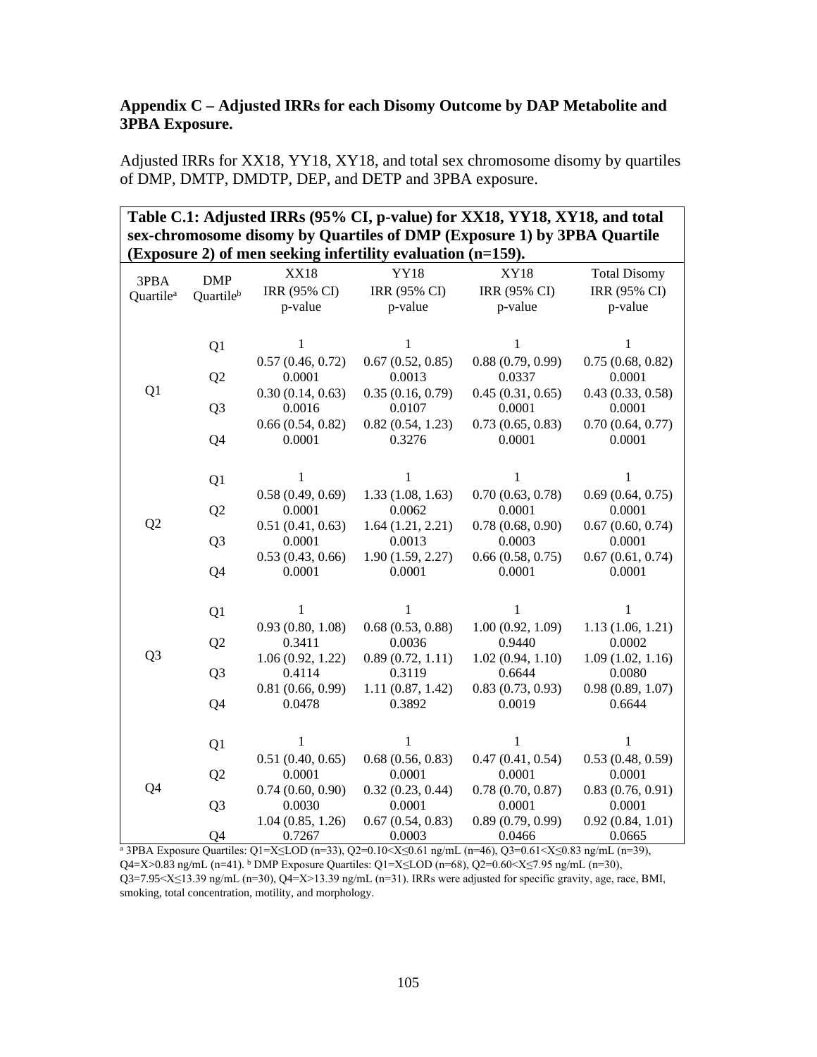**Appendix C – Adjusted IRRs for each Disomy Outcome by DAP Metabolite and 3PBA Exposure.**

Adjusted IRRs for XX18, YY18, XY18, and total sex chromosome disomy by quartiles of DMP, DMTP, DMDTP, DEP, and DETP and 3PBA exposure.

**Table C.1: Adjusted IRRs (95% CI, p-value) for XX18, YY18, XY18, and total sex-chromosome disomy by Quartiles of DMP (Exposure 1) by 3PBA Quartile (Exposure 2) of men seeking infertility evaluation (n=159).**

| 3PBA Quartile[a] | DMP Quartile[b] | XX18 IRR (95% CI) p-value | YY18 IRR (95% CI) p-value | XY18 IRR (95% CI) p-value | Total Disomy IRR (95% CI) p-value |
|---|---|---|---|---|---|
| Q1 | Q1 | 1 | 1 | 1 | 1 |
| | Q2 | 0.57 (0.46, 0.72) 0.0001 | 0.67 (0.52, 0.85) 0.0013 | 0.88 (0.79, 0.99) 0.0337 | 0.75 (0.68, 0.82) 0.0001 |
| | Q3 | 0.30 (0.14, 0.63) 0.0016 | 0.35 (0.16, 0.79) 0.0107 | 0.45 (0.31, 0.65) 0.0001 | 0.43 (0.33, 0.58) 0.0001 |
| | Q4 | 0.66 (0.54, 0.82) 0.0001 | 0.82 (0.54, 1.23) 0.3276 | 0.73 (0.65, 0.83) 0.0001 | 0.70 (0.64, 0.77) 0.0001 |
| Q2 | Q1 | 1 | 1 | 1 | 1 |
| | Q2 | 0.58 (0.49, 0.69) 0.0001 | 1.33 (1.08, 1.63) 0.0062 | 0.70 (0.63, 0.78) 0.0001 | 0.69 (0.64, 0.75) 0.0001 |
| | Q3 | 0.51 (0.41, 0.63) 0.0001 | 1.64 (1.21, 2.21) 0.0013 | 0.78 (0.68, 0.90) 0.0003 | 0.67 (0.60, 0.74) 0.0001 |
| | Q4 | 0.53 (0.43, 0.66) 0.0001 | 1.90 (1.59, 2.27) 0.0001 | 0.66 (0.58, 0.75) 0.0001 | 0.67 (0.61, 0.74) 0.0001 |
| Q3 | Q1 | 1 | 1 | 1 | 1 |
| | Q2 | 0.93 (0.80, 1.08) 0.3411 | 0.68 (0.53, 0.88) 0.0036 | 1.00 (0.92, 1.09) 0.9440 | 1.13 (1.06, 1.21) 0.0002 |
| | Q3 | 1.06 (0.92, 1.22) 0.4114 | 0.89 (0.72, 1.11) 0.3119 | 1.02 (0.94, 1.10) 0.6644 | 1.09 (1.02, 1.16) 0.0080 |
| | Q4 | 0.81 (0.66, 0.99) 0.0478 | 1.11 (0.87, 1.42) 0.3892 | 0.83 (0.73, 0.93) 0.0019 | 0.98 (0.89, 1.07) 0.6644 |
| Q4 | Q1 | 1 | 1 | 1 | 1 |
| | Q2 | 0.51 (0.40, 0.65) 0.0001 | 0.68 (0.56, 0.83) 0.0001 | 0.47 (0.41, 0.54) 0.0001 | 0.53 (0.48, 0.59) 0.0001 |
| | Q3 | 0.74 (0.60, 0.90) 0.0030 | 0.32 (0.23, 0.44) 0.0001 | 0.78 (0.70, 0.87) 0.0001 | 0.83 (0.76, 0.91) 0.0001 |
| | Q4 | 1.04 (0.85, 1.26) 0.7267 | 0.67 (0.54, 0.83) 0.0003 | 0.89 (0.79, 0.99) 0.0466 | 0.92 (0.84, 1.01) 0.0665 |

[a] 3PBA Exposure Quartiles: Q1=X≤LOD (n=33), Q2=0.10<X≤0.61 ng/mL (n=46), Q3=0.61<X≤0.83 ng/mL (n=39), Q4=X>0.83 ng/mL (n=41). [b] DMP Exposure Quartiles: Q1=X≤LOD (n=68), Q2=0.60<X≤7.95 ng/mL (n=30), Q3=7.95<X≤13.39 ng/mL (n=30), Q4=X>13.39 ng/mL (n=31). IRRs were adjusted for specific gravity, age, race, BMI, smoking, total concentration, motility, and morphology.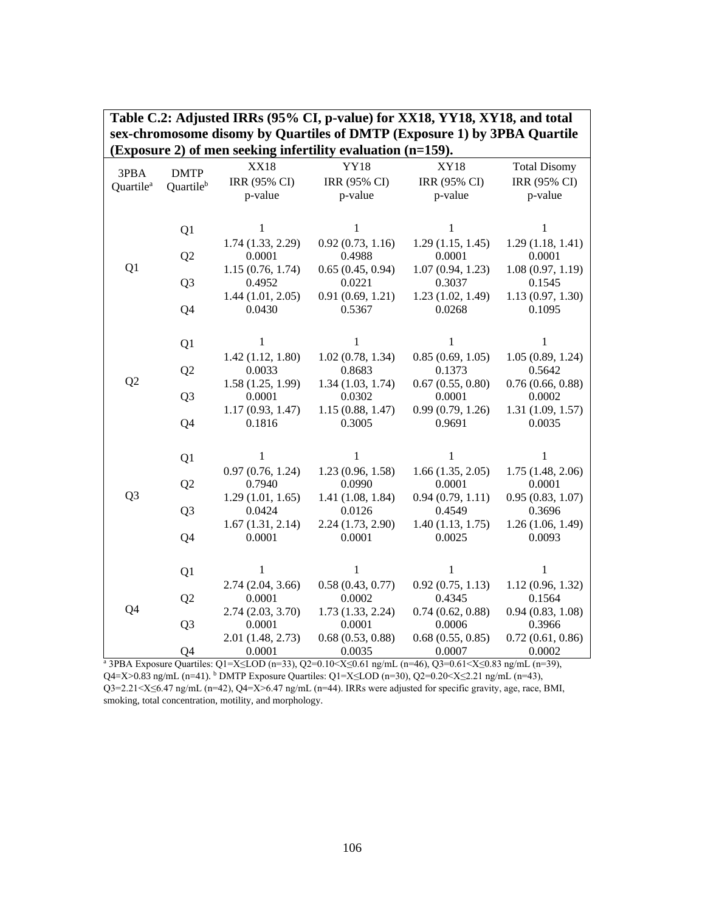**Table C.2: Adjusted IRRs (95% CI, p-value) for XX18, YY18, XY18, and total sex-chromosome disomy by Quartiles of DMTP (Exposure 1) by 3PBA Quartile (Exposure 2) of men seeking infertility evaluation (n=159).**

| 3PBA Quartile[a] | DMTP Quartile[b] | XX18 IRR (95% CI) p-value | YY18 IRR (95% CI) p-value | XY18 IRR (95% CI) p-value | Total Disomy IRR (95% CI) p-value |
|---|---|---|---|---|---|
| Q1 | Q1 | 1 | 1 | 1 | 1 |
| | Q2 | 1.74 (1.33, 2.29) 0.0001 | 0.92 (0.73, 1.16) 0.4988 | 1.29 (1.15, 1.45) 0.0001 | 1.29 (1.18, 1.41) 0.0001 |
| | Q3 | 1.15 (0.76, 1.74) 0.4952 | 0.65 (0.45, 0.94) 0.0221 | 1.07 (0.94, 1.23) 0.3037 | 1.08 (0.97, 1.19) 0.1545 |
| | Q4 | 1.44 (1.01, 2.05) 0.0430 | 0.91 (0.69, 1.21) 0.5367 | 1.23 (1.02, 1.49) 0.0268 | 1.13 (0.97, 1.30) 0.1095 |
| Q2 | Q1 | 1 | 1 | 1 | 1 |
| | Q2 | 1.42 (1.12, 1.80) 0.0033 | 1.02 (0.78, 1.34) 0.8683 | 0.85 (0.69, 1.05) 0.1373 | 1.05 (0.89, 1.24) 0.5642 |
| | Q3 | 1.58 (1.25, 1.99) 0.0001 | 1.34 (1.03, 1.74) 0.0302 | 0.67 (0.55, 0.80) 0.0001 | 0.76 (0.66, 0.88) 0.0002 |
| | Q4 | 1.17 (0.93, 1.47) 0.1816 | 1.15 (0.88, 1.47) 0.3005 | 0.99 (0.79, 1.26) 0.9691 | 1.31 (1.09, 1.57) 0.0035 |
| Q3 | Q1 | 1 | 1 | 1 | 1 |
| | Q2 | 0.97 (0.76, 1.24) 0.7940 | 1.23 (0.96, 1.58) 0.0990 | 1.66 (1.35, 2.05) 0.0001 | 1.75 (1.48, 2.06) 0.0001 |
| | Q3 | 1.29 (1.01, 1.65) 0.0424 | 1.41 (1.08, 1.84) 0.0126 | 0.94 (0.79, 1.11) 0.4549 | 0.95 (0.83, 1.07) 0.3696 |
| | Q4 | 1.67 (1.31, 2.14) 0.0001 | 2.24 (1.73, 2.90) 0.0001 | 1.40 (1.13, 1.75) 0.0025 | 1.26 (1.06, 1.49) 0.0093 |
| Q4 | Q1 | 1 | 1 | 1 | 1 |
| | Q2 | 2.74 (2.04, 3.66) 0.0001 | 0.58 (0.43, 0.77) 0.0002 | 0.92 (0.75, 1.13) 0.4345 | 1.12 (0.96, 1.32) 0.1564 |
| | Q3 | 2.74 (2.03, 3.70) 0.0001 | 1.73 (1.33, 2.24) 0.0001 | 0.74 (0.62, 0.88) 0.0006 | 0.94 (0.83, 1.08) 0.3966 |
| | Q4 | 2.01 (1.48, 2.73) 0.0001 | 0.68 (0.53, 0.88) 0.0035 | 0.68 (0.55, 0.85) 0.0007 | 0.72 (0.61, 0.86) 0.0002 |

[a] 3PBA Exposure Quartiles: Q1=X≤LOD (n=33), Q2=0.10<X≤0.61 ng/mL (n=46), Q3=0.61<X≤0.83 ng/mL (n=39), Q4=X>0.83 ng/mL (n=41). [b] DMTP Exposure Quartiles: Q1=X≤LOD (n=30), Q2=0.20<X≤2.21 ng/mL (n=43), Q3=2.21<X≤6.47 ng/mL (n=42), Q4=X>6.47 ng/mL (n=44). IRRs were adjusted for specific gravity, age, race, BMI, smoking, total concentration, motility, and morphology.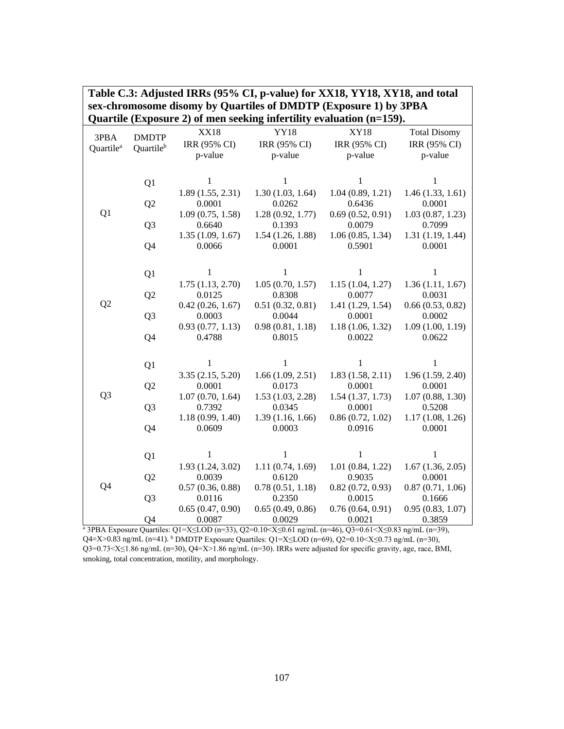**Table C.3: Adjusted IRRs (95% CI, p-value) for XX18, YY18, XY18, and total sex-chromosome disomy by Quartiles of DMDTP (Exposure 1) by 3PBA Quartile (Exposure 2) of men seeking infertility evaluation (n=159).**

| 3PBA Quartile[a] | DMDTP Quartile[b] | XX18 IRR (95% CI) p-value | YY18 IRR (95% CI) p-value | XY18 IRR (95% CI) p-value | Total Disomy IRR (95% CI) p-value |
|---|---|---|---|---|---|
| Q1 | Q1 | 1 | 1 | 1 | 1 |
| | Q2 | 1.89 (1.55, 2.31) 0.0001 | 1.30 (1.03, 1.64) 0.0262 | 1.04 (0.89, 1.21) 0.6436 | 1.46 (1.33, 1.61) 0.0001 |
| | Q3 | 1.09 (0.75, 1.58) 0.6640 | 1.28 (0.92, 1.77) 0.1393 | 0.69 (0.52, 0.91) 0.0079 | 1.03 (0.87, 1.23) 0.7099 |
| | Q4 | 1.35 (1.09, 1.67) 0.0066 | 1.54 (1.26, 1.88) 0.0001 | 1.06 (0.85, 1.34) 0.5901 | 1.31 (1.19, 1.44) 0.0001 |
| Q2 | Q1 | 1 | 1 | 1 | 1 |
| | Q2 | 1.75 (1.13, 2.70) 0.0125 | 1.05 (0.70, 1.57) 0.8308 | 1.15 (1.04, 1.27) 0.0077 | 1.36 (1.11, 1.67) 0.0031 |
| | Q3 | 0.42 (0.26, 1.67) 0.0003 | 0.51 (0.32, 0.81) 0.0044 | 1.41 (1.29, 1.54) 0.0001 | 0.66 (0.53, 0.82) 0.0002 |
| | Q4 | 0.93 (0.77, 1.13) 0.4788 | 0.98 (0.81, 1.18) 0.8015 | 1.18 (1.06, 1.32) 0.0022 | 1.09 (1.00, 1.19) 0.0622 |
| Q3 | Q1 | 1 | 1 | 1 | 1 |
| | Q2 | 3.35 (2.15, 5.20) 0.0001 | 1.66 (1.09, 2.51) 0.0173 | 1.83 (1.58, 2.11) 0.0001 | 1.96 (1.59, 2.40) 0.0001 |
| | Q3 | 1.07 (0.70, 1.64) 0.7392 | 1.53 (1.03, 2.28) 0.0345 | 1.54 (1.37, 1.73) 0.0001 | 1.07 (0.88, 1.30) 0.5208 |
| | Q4 | 1.18 (0.99, 1.40) 0.0609 | 1.39 (1.16, 1.66) 0.0003 | 0.86 (0.72, 1.02) 0.0916 | 1.17 (1.08, 1.26) 0.0001 |
| Q4 | Q1 | 1 | 1 | 1 | 1 |
| | Q2 | 1.93 (1.24, 3.02) 0.0039 | 1.11 (0.74, 1.69) 0.6120 | 1.01 (0.84, 1.22) 0.9035 | 1.67 (1.36, 2.05) 0.0001 |
| | Q3 | 0.57 (0.36, 0.88) 0.0116 | 0.78 (0.51, 1.18) 0.2350 | 0.82 (0.72, 0.93) 0.0015 | 0.87 (0.71, 1.06) 0.1666 |
| | Q4 | 0.65 (0.47, 0.90) 0.0087 | 0.65 (0.49, 0.86) 0.0029 | 0.76 (0.64, 0.91) 0.0021 | 0.95 (0.83, 1.07) 0.3859 |

[a] 3PBA Exposure Quartiles: Q1=X≤LOD (n=33), Q2=0.10<X≤0.61 ng/mL (n=46), Q3=0.61<X≤0.83 ng/mL (n=39), Q4=X>0.83 ng/mL (n=41). [b] DMDTP Exposure Quartiles: Q1=X≤LOD (n=69), Q2=0.10<X≤0.73 ng/mL (n=30), Q3=0.73<X≤1.86 ng/mL (n=30), Q4=X>1.86 ng/mL (n=30). IRRs were adjusted for specific gravity, age, race, BMI, smoking, total concentration, motility, and morphology.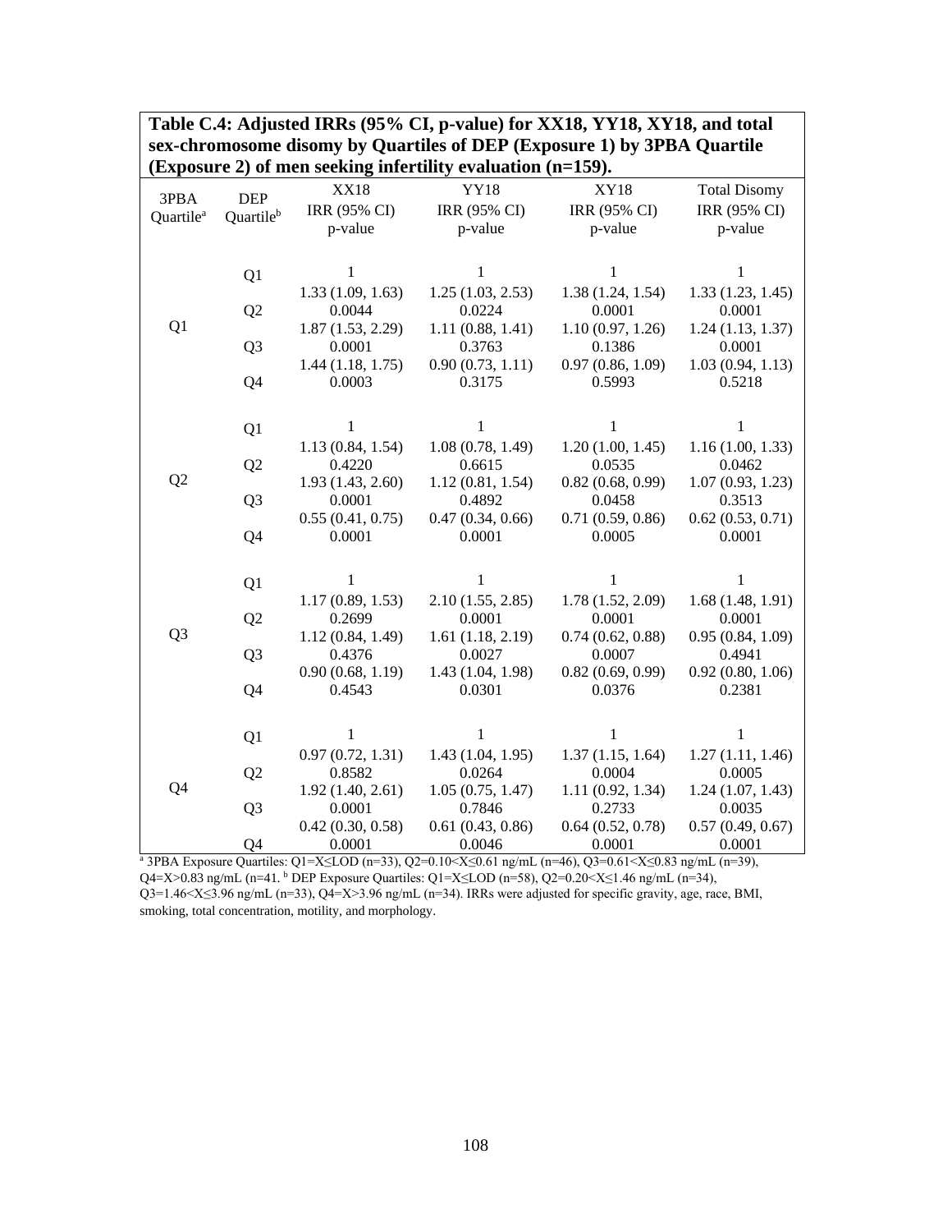**Table C.4: Adjusted IRRs (95% CI, p-value) for XX18, YY18, XY18, and total sex-chromosome disomy by Quartiles of DEP (Exposure 1) by 3PBA Quartile (Exposure 2) of men seeking infertility evaluation (n=159).**

| 3PBA Quartile[a] | DEP Quartile[b] | XX18 IRR (95% CI) p-value | YY18 IRR (95% CI) p-value | XY18 IRR (95% CI) p-value | Total Disomy IRR (95% CI) p-value |
|---|---|---|---|---|---|
| Q1 | Q1 | 1 | 1 | 1 | 1 |
| | Q2 | 1.33 (1.09, 1.63) 0.0044 | 1.25 (1.03, 2.53) 0.0224 | 1.38 (1.24, 1.54) 0.0001 | 1.33 (1.23, 1.45) 0.0001 |
| | Q3 | 1.87 (1.53, 2.29) 0.0001 | 1.11 (0.88, 1.41) 0.3763 | 1.10 (0.97, 1.26) 0.1386 | 1.24 (1.13, 1.37) 0.0001 |
| | Q4 | 1.44 (1.18, 1.75) 0.0003 | 0.90 (0.73, 1.11) 0.3175 | 0.97 (0.86, 1.09) 0.5993 | 1.03 (0.94, 1.13) 0.5218 |
| Q2 | Q1 | 1 | 1 | 1 | 1 |
| | Q2 | 1.13 (0.84, 1.54) 0.4220 | 1.08 (0.78, 1.49) 0.6615 | 1.20 (1.00, 1.45) 0.0535 | 1.16 (1.00, 1.33) 0.0462 |
| | Q3 | 1.93 (1.43, 2.60) 0.0001 | 1.12 (0.81, 1.54) 0.4892 | 0.82 (0.68, 0.99) 0.0458 | 1.07 (0.93, 1.23) 0.3513 |
| | Q4 | 0.55 (0.41, 0.75) 0.0001 | 0.47 (0.34, 0.66) 0.0001 | 0.71 (0.59, 0.86) 0.0005 | 0.62 (0.53, 0.71) 0.0001 |
| Q3 | Q1 | 1 | 1 | 1 | 1 |
| | Q2 | 1.17 (0.89, 1.53) 0.2699 | 2.10 (1.55, 2.85) 0.0001 | 1.78 (1.52, 2.09) 0.0001 | 1.68 (1.48, 1.91) 0.0001 |
| | Q3 | 1.12 (0.84, 1.49) 0.4376 | 1.61 (1.18, 2.19) 0.0027 | 0.74 (0.62, 0.88) 0.0007 | 0.95 (0.84, 1.09) 0.4941 |
| | Q4 | 0.90 (0.68, 1.19) 0.4543 | 1.43 (1.04, 1.98) 0.0301 | 0.82 (0.69, 0.99) 0.0376 | 0.92 (0.80, 1.06) 0.2381 |
| Q4 | Q1 | 1 | 1 | 1 | 1 |
| | Q2 | 0.97 (0.72, 1.31) 0.8582 | 1.43 (1.04, 1.95) 0.0264 | 1.37 (1.15, 1.64) 0.0004 | 1.27 (1.11, 1.46) 0.0005 |
| | Q3 | 1.92 (1.40, 2.61) 0.0001 | 1.05 (0.75, 1.47) 0.7846 | 1.11 (0.92, 1.34) 0.2733 | 1.24 (1.07, 1.43) 0.0035 |
| | Q4 | 0.42 (0.30, 0.58) 0.0001 | 0.61 (0.43, 0.86) 0.0046 | 0.64 (0.52, 0.78) 0.0001 | 0.57 (0.49, 0.67) 0.0001 |

[a] 3PBA Exposure Quartiles: Q1=X≤LOD (n=33), Q2=0.10<X≤0.61 ng/mL (n=46), Q3=0.61<X≤0.83 ng/mL (n=39), Q4=X>0.83 ng/mL (n=41. [b] DEP Exposure Quartiles: Q1=X≤LOD (n=58), Q2=0.20<X≤1.46 ng/mL (n=34), Q3=1.46<X≤3.96 ng/mL (n=33), Q4=X>3.96 ng/mL (n=34). IRRs were adjusted for specific gravity, age, race, BMI, smoking, total concentration, motility, and morphology.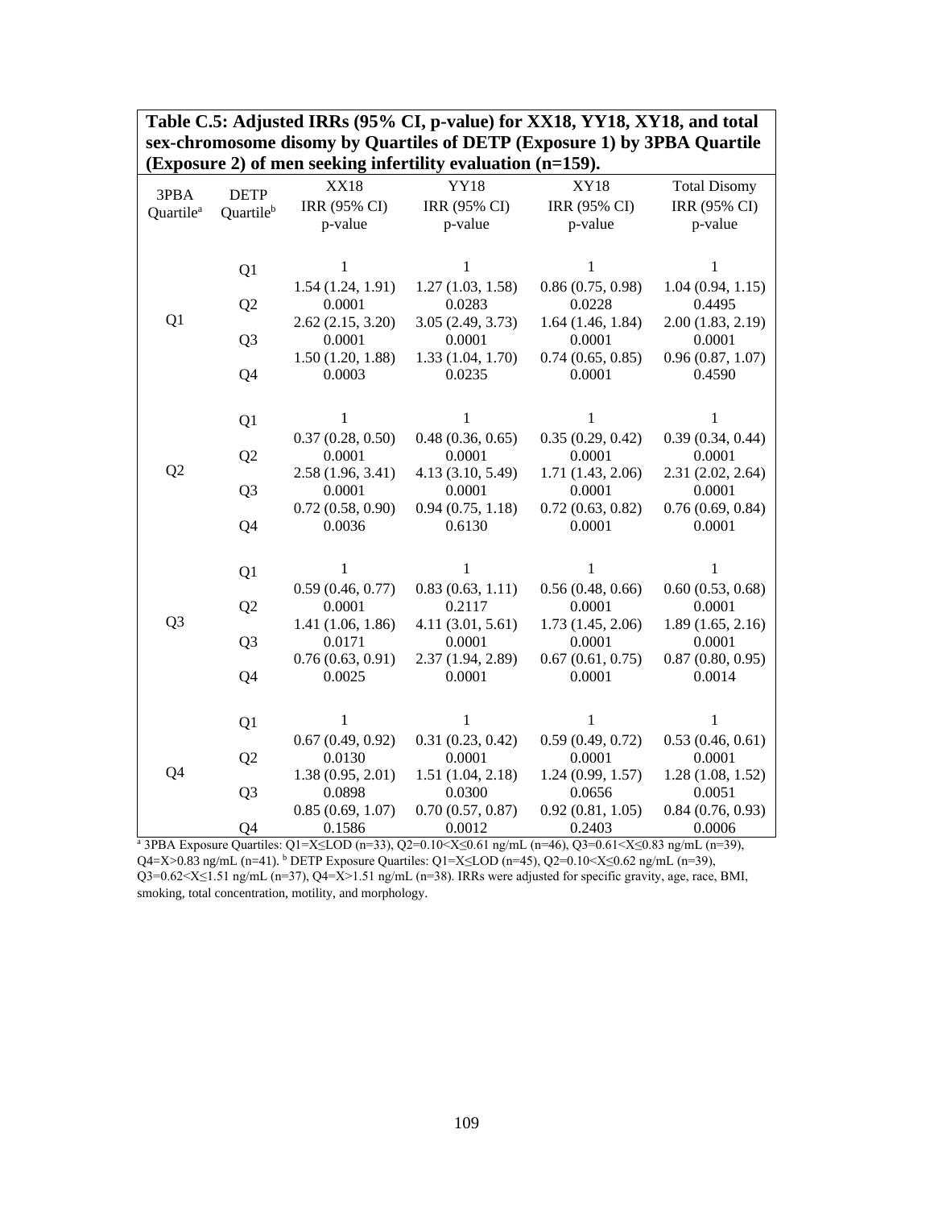**Table C.5: Adjusted IRRs (95% CI, p-value) for XX18, YY18, XY18, and total sex-chromosome disomy by Quartiles of DETP (Exposure 1) by 3PBA Quartile (Exposure 2) of men seeking infertility evaluation (n=159).**

| 3PBA Quartile[a] | DETP Quartile[b] | XX18 IRR (95% CI) p-value | YY18 IRR (95% CI) p-value | XY18 IRR (95% CI) p-value | Total Disomy IRR (95% CI) p-value |
|---|---|---|---|---|---|
| Q1 | Q1 | 1 | 1 | 1 | 1 |
| | Q2 | 1.54 (1.24, 1.91) 0.0001 | 1.27 (1.03, 1.58) 0.0283 | 0.86 (0.75, 0.98) 0.0228 | 1.04 (0.94, 1.15) 0.4495 |
| | Q3 | 2.62 (2.15, 3.20) 0.0001 | 3.05 (2.49, 3.73) 0.0001 | 1.64 (1.46, 1.84) 0.0001 | 2.00 (1.83, 2.19) 0.0001 |
| | Q4 | 1.50 (1.20, 1.88) 0.0003 | 1.33 (1.04, 1.70) 0.0235 | 0.74 (0.65, 0.85) 0.0001 | 0.96 (0.87, 1.07) 0.4590 |
| Q2 | Q1 | 1 | 1 | 1 | 1 |
| | Q2 | 0.37 (0.28, 0.50) 0.0001 | 0.48 (0.36, 0.65) 0.0001 | 0.35 (0.29, 0.42) 0.0001 | 0.39 (0.34, 0.44) 0.0001 |
| | Q3 | 2.58 (1.96, 3.41) 0.0001 | 4.13 (3.10, 5.49) 0.0001 | 1.71 (1.43, 2.06) 0.0001 | 2.31 (2.02, 2.64) 0.0001 |
| | Q4 | 0.72 (0.58, 0.90) 0.0036 | 0.94 (0.75, 1.18) 0.6130 | 0.72 (0.63, 0.82) 0.0001 | 0.76 (0.69, 0.84) 0.0001 |
| Q3 | Q1 | 1 | 1 | 1 | 1 |
| | Q2 | 0.59 (0.46, 0.77) 0.0001 | 0.83 (0.63, 1.11) 0.2117 | 0.56 (0.48, 0.66) 0.0001 | 0.60 (0.53, 0.68) 0.0001 |
| | Q3 | 1.41 (1.06, 1.86) 0.0171 | 4.11 (3.01, 5.61) 0.0001 | 1.73 (1.45, 2.06) 0.0001 | 1.89 (1.65, 2.16) 0.0001 |
| | Q4 | 0.76 (0.63, 0.91) 0.0025 | 2.37 (1.94, 2.89) 0.0001 | 0.67 (0.61, 0.75) 0.0001 | 0.87 (0.80, 0.95) 0.0014 |
| Q4 | Q1 | 1 | 1 | 1 | 1 |
| | Q2 | 0.67 (0.49, 0.92) 0.0130 | 0.31 (0.23, 0.42) 0.0001 | 0.59 (0.49, 0.72) 0.0001 | 0.53 (0.46, 0.61) 0.0001 |
| | Q3 | 1.38 (0.95, 2.01) 0.0898 | 1.51 (1.04, 2.18) 0.0300 | 1.24 (0.99, 1.57) 0.0656 | 1.28 (1.08, 1.52) 0.0051 |
| | Q4 | 0.85 (0.69, 1.07) 0.1586 | 0.70 (0.57, 0.87) 0.0012 | 0.92 (0.81, 1.05) 0.2403 | 0.84 (0.76, 0.93) 0.0006 |

[a] 3PBA Exposure Quartiles: Q1=X≤LOD (n=33), Q2=0.10<X≤0.61 ng/mL (n=46), Q3=0.61<X≤0.83 ng/mL (n=39), Q4=X>0.83 ng/mL (n=41). [b] DETP Exposure Quartiles: Q1=X≤LOD (n=45), Q2=0.10<X≤0.62 ng/mL (n=39), Q3=0.62<X≤1.51 ng/mL (n=37), Q4=X>1.51 ng/mL (n=38). IRRs were adjusted for specific gravity, age, race, BMI, smoking, total concentration, motility, and morphology.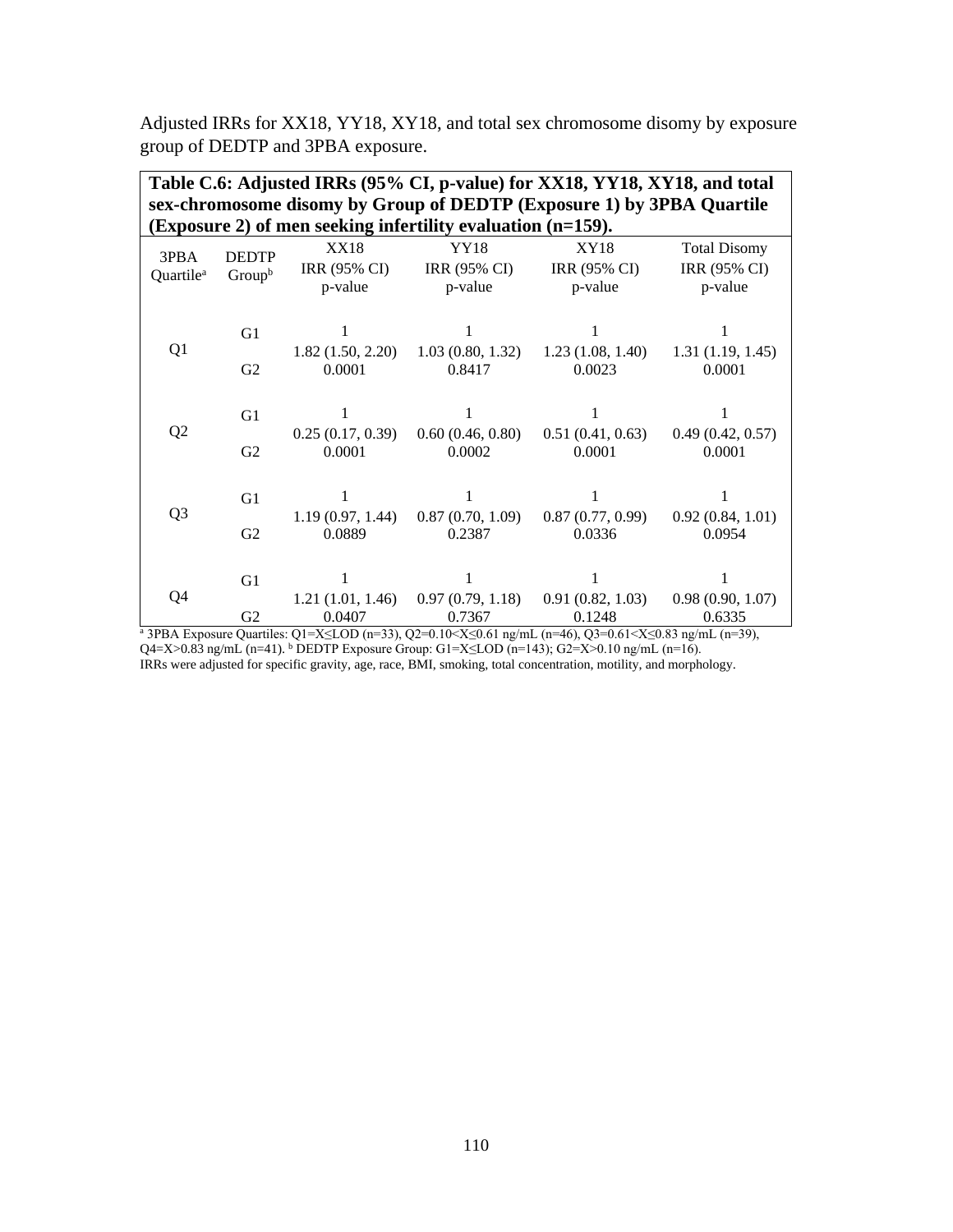Adjusted IRRs for XX18, YY18, XY18, and total sex chromosome disomy by exposure group of DEDTP and 3PBA exposure.

**Table C.6: Adjusted IRRs (95% CI, p-value) for XX18, YY18, XY18, and total sex-chromosome disomy by Group of DEDTP (Exposure 1) by 3PBA Quartile (Exposure 2) of men seeking infertility evaluation (n=159).**

| 3PBA Quartile[a] | DEDTP Group[b] | XX18 IRR (95% CI) p-value | YY18 IRR (95% CI) p-value | XY18 IRR (95% CI) p-value | Total Disomy IRR (95% CI) p-value |
|---|---|---|---|---|---|
| Q1 | G1 | 1 | 1 | 1 | 1 |
| | G2 | 1.82 (1.50, 2.20) 0.0001 | 1.03 (0.80, 1.32) 0.8417 | 1.23 (1.08, 1.40) 0.0023 | 1.31 (1.19, 1.45) 0.0001 |
| Q2 | G1 | 1 | 1 | 1 | 1 |
| | G2 | 0.25 (0.17, 0.39) 0.0001 | 0.60 (0.46, 0.80) 0.0002 | 0.51 (0.41, 0.63) 0.0001 | 0.49 (0.42, 0.57) 0.0001 |
| Q3 | G1 | 1 | 1 | 1 | 1 |
| | G2 | 1.19 (0.97, 1.44) 0.0889 | 0.87 (0.70, 1.09) 0.2387 | 0.87 (0.77, 0.99) 0.0336 | 0.92 (0.84, 1.01) 0.0954 |
| Q4 | G1 | 1 | 1 | 1 | 1 |
| | G2 | 1.21 (1.01, 1.46) 0.0407 | 0.97 (0.79, 1.18) 0.7367 | 0.91 (0.82, 1.03) 0.1248 | 0.98 (0.90, 1.07) 0.6335 |

[a] 3PBA Exposure Quartiles: Q1=X≤LOD (n=33), Q2=0.10<X≤0.61 ng/mL (n=46), Q3=0.61<X≤0.83 ng/mL (n=39), Q4=X>0.83 ng/mL (n=41). [b] DEDTP Exposure Group: G1=X≤LOD (n=143); G2=X>0.10 ng/mL (n=16).
IRRs were adjusted for specific gravity, age, race, BMI, smoking, total concentration, motility, and morphology.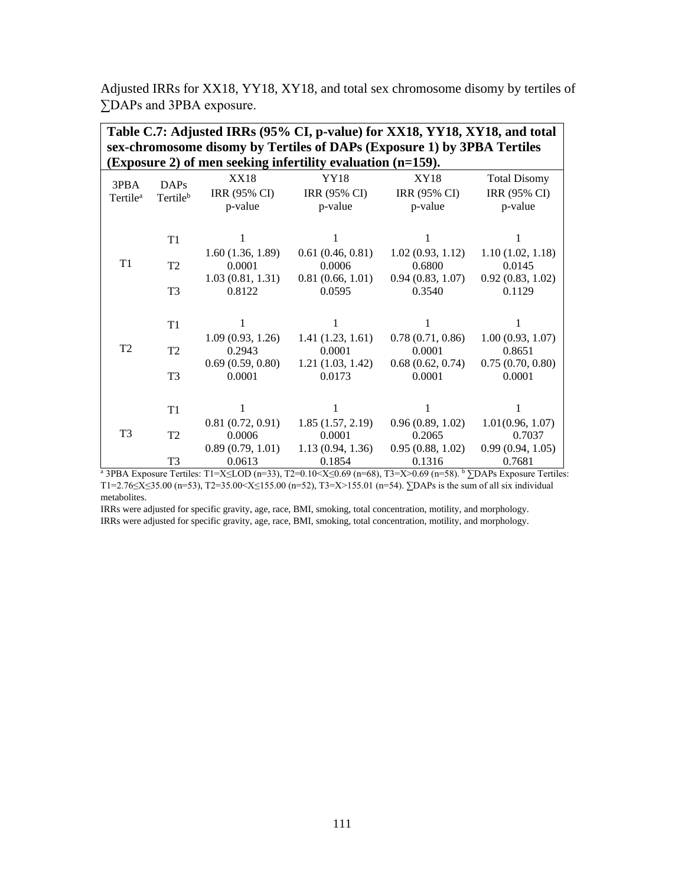Adjusted IRRs for XX18, YY18, XY18, and total sex chromosome disomy by tertiles of ∑DAPs and 3PBA exposure.

**Table C.7: Adjusted IRRs (95% CI, p-value) for XX18, YY18, XY18, and total sex-chromosome disomy by Tertiles of DAPs (Exposure 1) by 3PBA Tertiles (Exposure 2) of men seeking infertility evaluation (n=159).**

| 3PBA Tertile[a] | DAPs Tertile[b] | XX18 IRR (95% CI) p-value | YY18 IRR (95% CI) p-value | XY18 IRR (95% CI) p-value | Total Disomy IRR (95% CI) p-value |
|---|---|---|---|---|---|
| T1 | T1 | 1 | 1 | 1 | 1 |
| | T2 | 1.60 (1.36, 1.89) 0.0001 | 0.61 (0.46, 0.81) 0.0006 | 1.02 (0.93, 1.12) 0.6800 | 1.10 (1.02, 1.18) 0.0145 |
| | T3 | 1.03 (0.81, 1.31) 0.8122 | 0.81 (0.66, 1.01) 0.0595 | 0.94 (0.83, 1.07) 0.3540 | 0.92 (0.83, 1.02) 0.1129 |
| T2 | T1 | 1 | 1 | 1 | 1 |
| | T2 | 1.09 (0.93, 1.26) 0.2943 | 1.41 (1.23, 1.61) 0.0001 | 0.78 (0.71, 0.86) 0.0001 | 1.00 (0.93, 1.07) 0.8651 |
| | T3 | 0.69 (0.59, 0.80) 0.0001 | 1.21 (1.03, 1.42) 0.0173 | 0.68 (0.62, 0.74) 0.0001 | 0.75 (0.70, 0.80) 0.0001 |
| T3 | T1 | 1 | 1 | 1 | 1 |
| | T2 | 0.81 (0.72, 0.91) 0.0006 | 1.85 (1.57, 2.19) 0.0001 | 0.96 (0.89, 1.02) 0.2065 | 1.01(0.96, 1.07) 0.7037 |
| | T3 | 0.89 (0.79, 1.01) 0.0613 | 1.13 (0.94, 1.36) 0.1854 | 0.95 (0.88, 1.02) 0.1316 | 0.99 (0.94, 1.05) 0.7681 |

[a] 3PBA Exposure Tertiles: T1=X≤LOD (n=33), T2=0.10<X≤0.69 (n=68), T3=X>0.69 (n=58). [b] ∑DAPs Exposure Tertiles: T1=2.76≤X≤35.00 (n=53), T2=35.00<X≤155.00 (n=52), T3=X>155.01 (n=54). ∑DAPs is the sum of all six individual metabolites.

IRRs were adjusted for specific gravity, age, race, BMI, smoking, total concentration, motility, and morphology.
IRRs were adjusted for specific gravity, age, race, BMI, smoking, total concentration, motility, and morphology.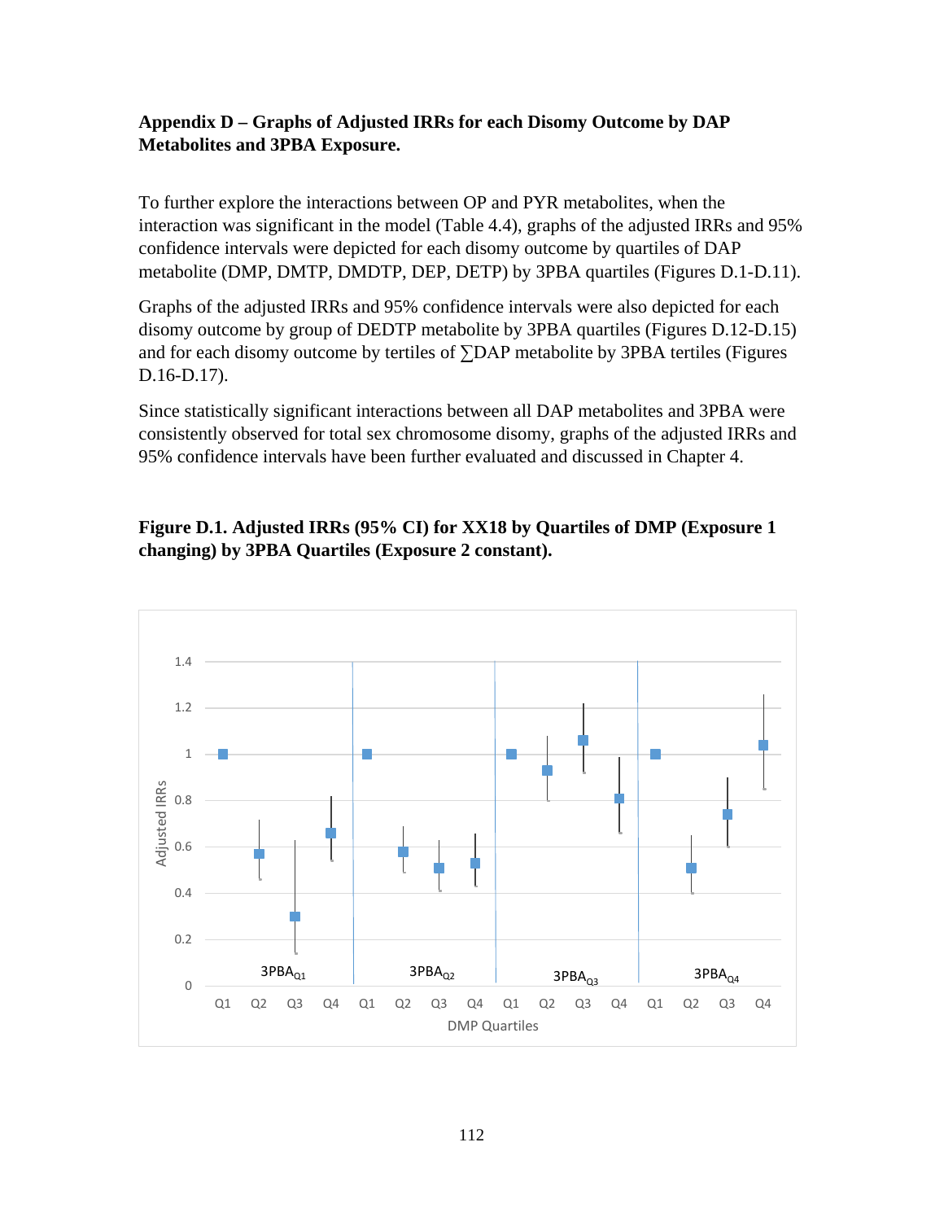**Appendix D – Graphs of Adjusted IRRs for each Disomy Outcome by DAP Metabolites and 3PBA Exposure.**

To further explore the interactions between OP and PYR metabolites, when the interaction was significant in the model (Table 4.4), graphs of the adjusted IRRs and 95% confidence intervals were depicted for each disomy outcome by quartiles of DAP metabolite (DMP, DMTP, DMDTP, DEP, DETP) by 3PBA quartiles (Figures D.1-D.11).

Graphs of the adjusted IRRs and 95% confidence intervals were also depicted for each disomy outcome by group of DEDTP metabolite by 3PBA quartiles (Figures D.12-D.15) and for each disomy outcome by tertiles of ∑DAP metabolite by 3PBA tertiles (Figures D.16-D.17).

Since statistically significant interactions between all DAP metabolites and 3PBA were consistently observed for total sex chromosome disomy, graphs of the adjusted IRRs and 95% confidence intervals have been further evaluated and discussed in Chapter 4.

**Figure D.1. Adjusted IRRs (95% CI) for XX18 by Quartiles of DMP (Exposure 1 changing) by 3PBA Quartiles (Exposure 2 constant).**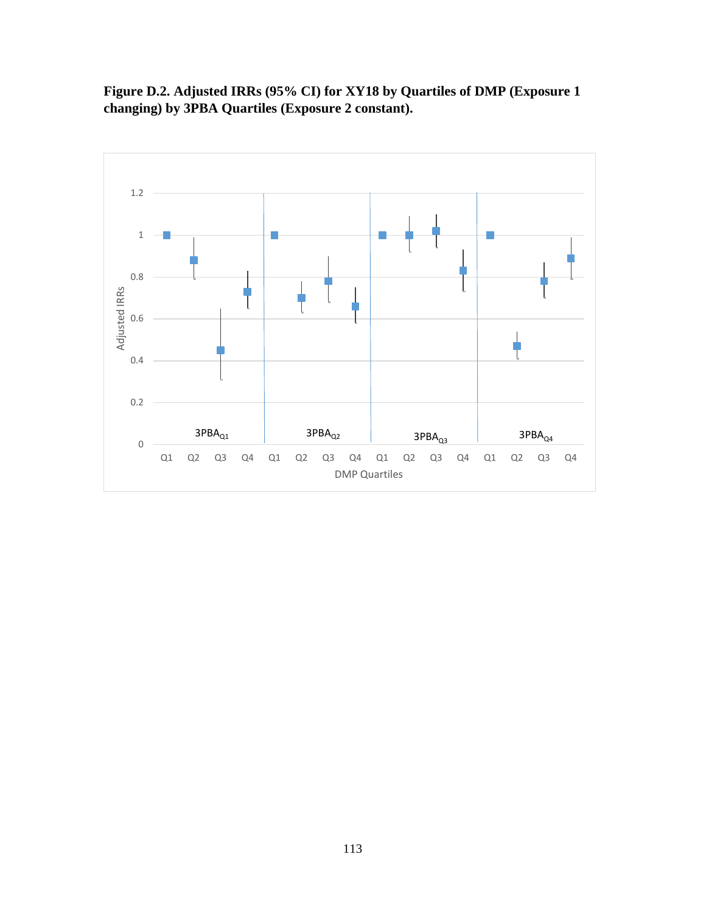**Figure D.2. Adjusted IRRs (95% CI) for XY18 by Quartiles of DMP (Exposure 1 changing) by 3PBA Quartiles (Exposure 2 constant).**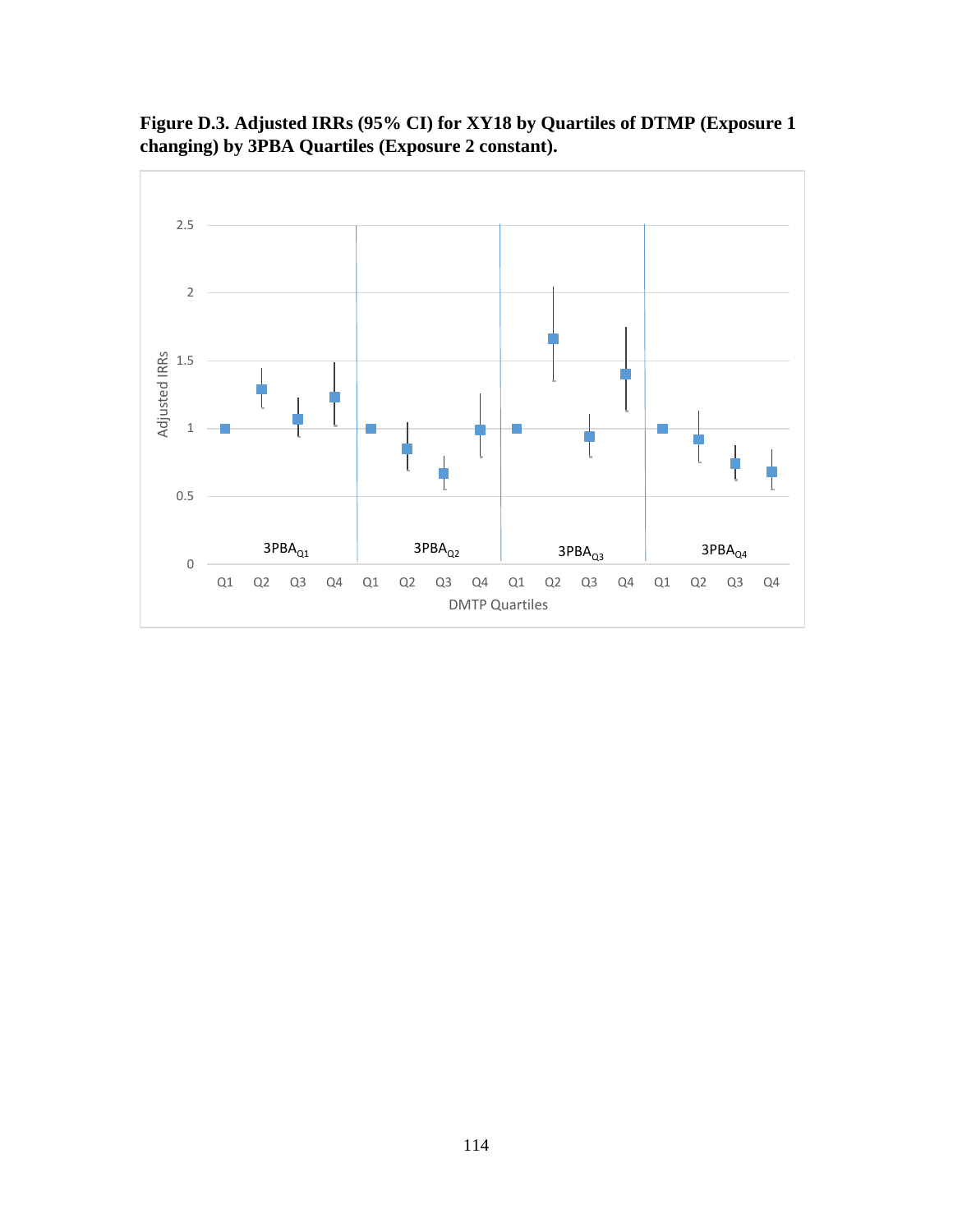**Figure D.3. Adjusted IRRs (95% CI) for XY18 by Quartiles of DTMP (Exposure 1 changing) by 3PBA Quartiles (Exposure 2 constant).**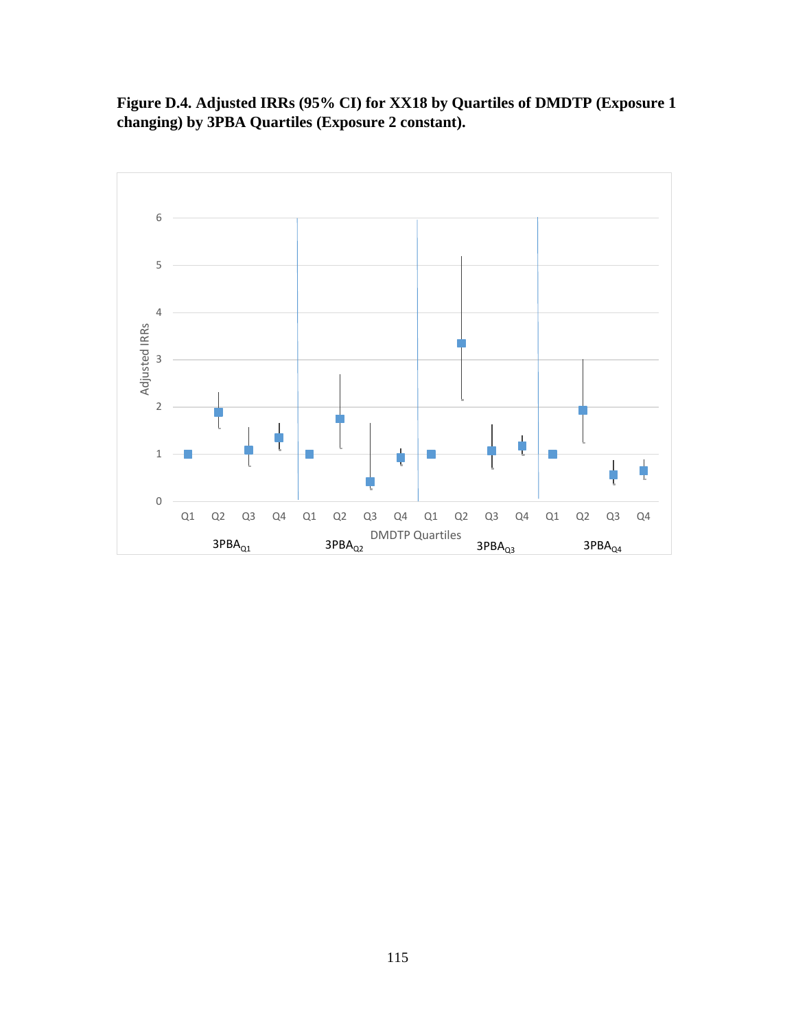**Figure D.4. Adjusted IRRs (95% CI) for XX18 by Quartiles of DMDTP (Exposure 1 changing) by 3PBA Quartiles (Exposure 2 constant).**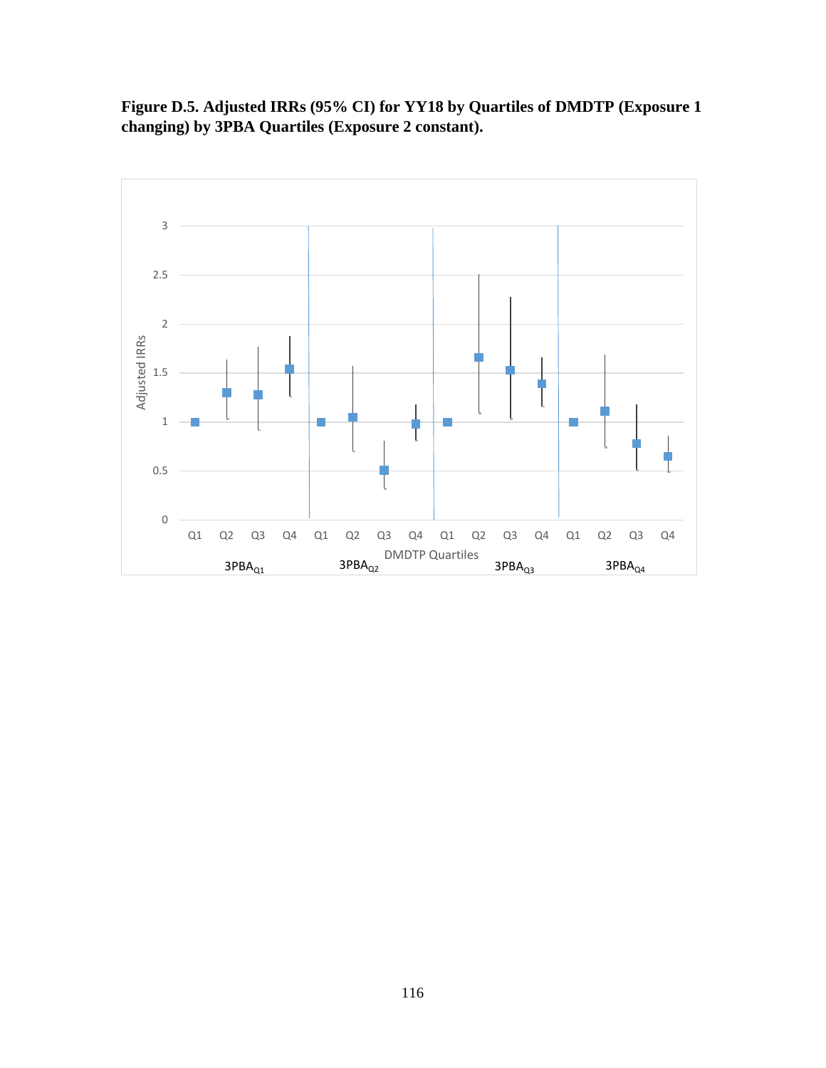**Figure D.5. Adjusted IRRs (95% CI) for YY18 by Quartiles of DMDTP (Exposure 1 changing) by 3PBA Quartiles (Exposure 2 constant).**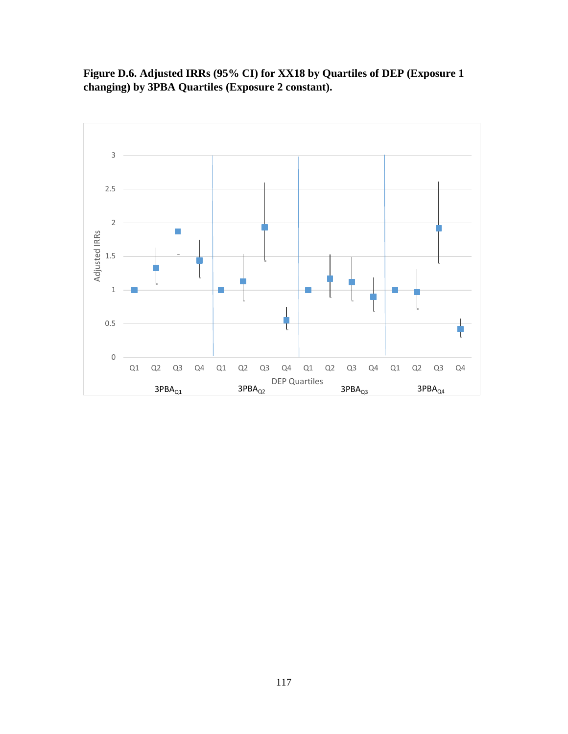**Figure D.6. Adjusted IRRs (95% CI) for XX18 by Quartiles of DEP (Exposure 1 changing) by 3PBA Quartiles (Exposure 2 constant).**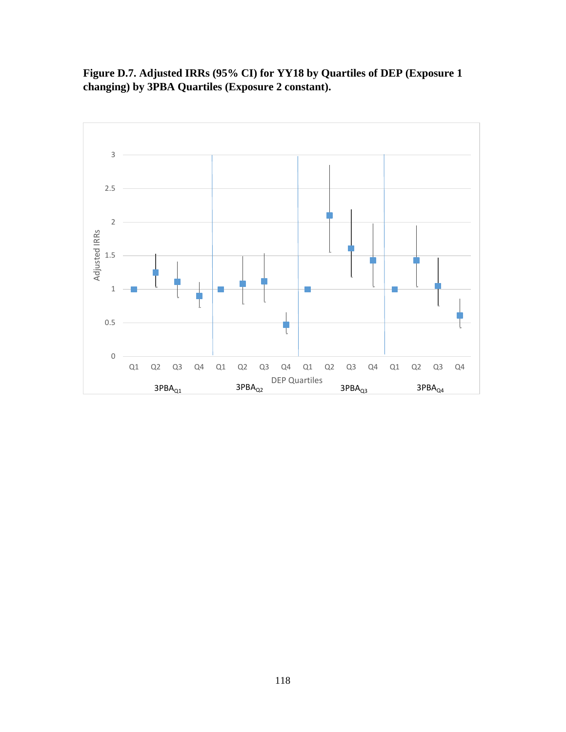**Figure D.7. Adjusted IRRs (95% CI) for YY18 by Quartiles of DEP (Exposure 1 changing) by 3PBA Quartiles (Exposure 2 constant).**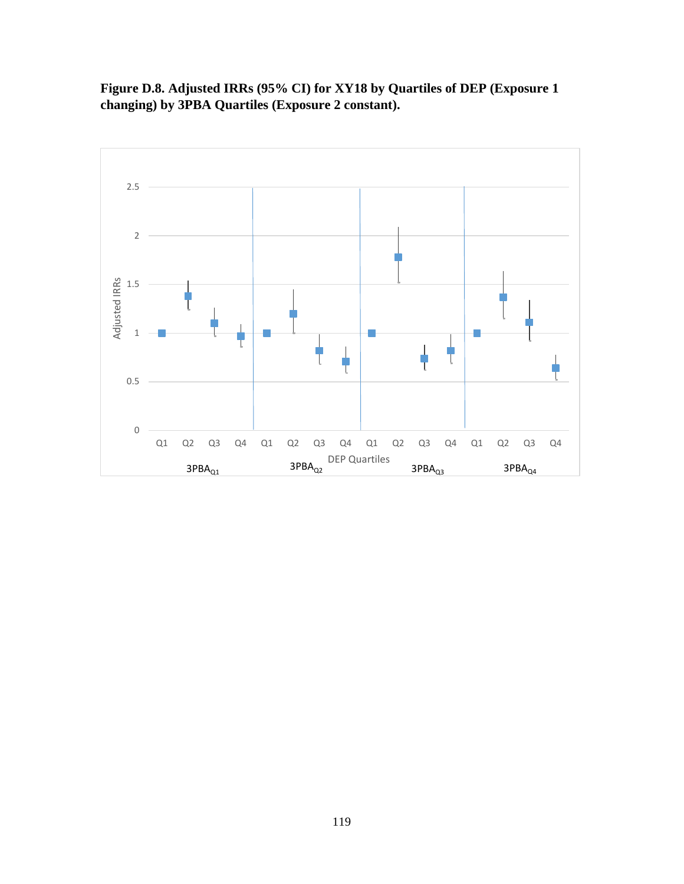**Figure D.8. Adjusted IRRs (95% CI) for XY18 by Quartiles of DEP (Exposure 1 changing) by 3PBA Quartiles (Exposure 2 constant).**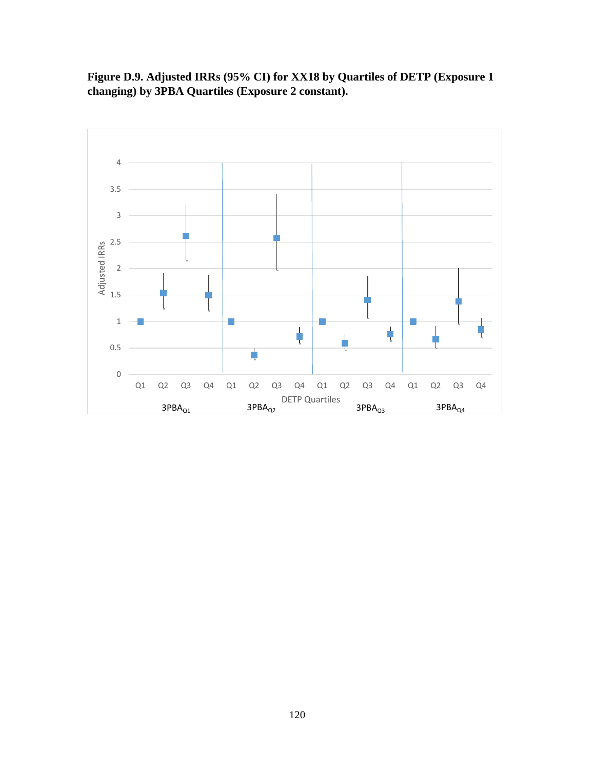**Figure D.9. Adjusted IRRs (95% CI) for XX18 by Quartiles of DETP (Exposure 1 changing) by 3PBA Quartiles (Exposure 2 constant).**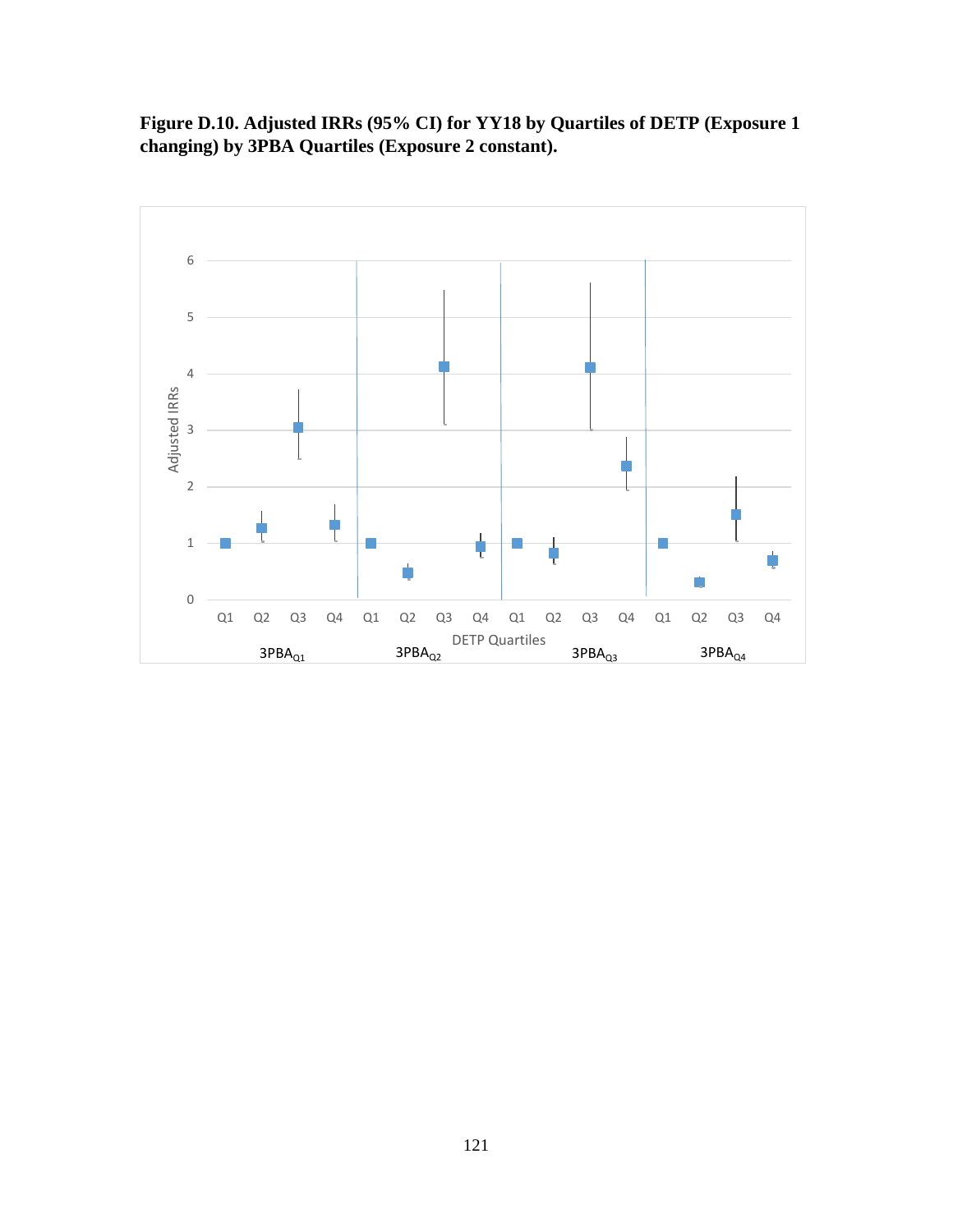**Figure D.10. Adjusted IRRs (95% CI) for YY18 by Quartiles of DETP (Exposure 1 changing) by 3PBA Quartiles (Exposure 2 constant).**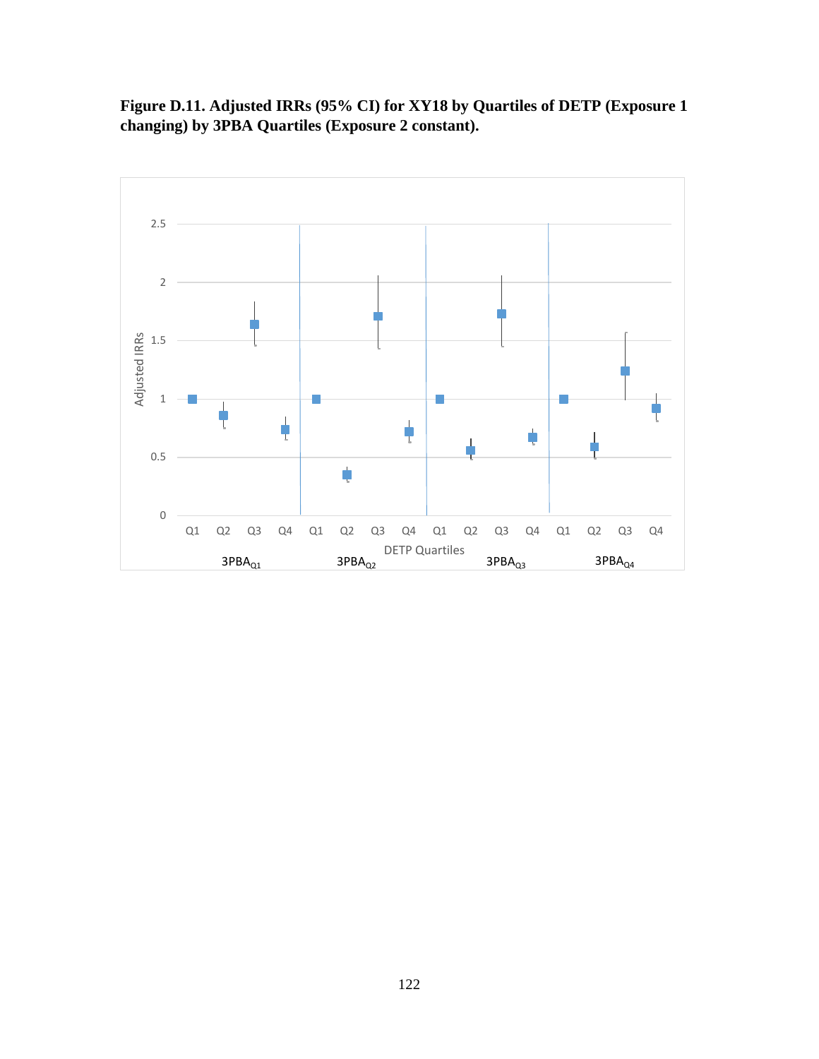**Figure D.11. Adjusted IRRs (95% CI) for XY18 by Quartiles of DETP (Exposure 1 changing) by 3PBA Quartiles (Exposure 2 constant).**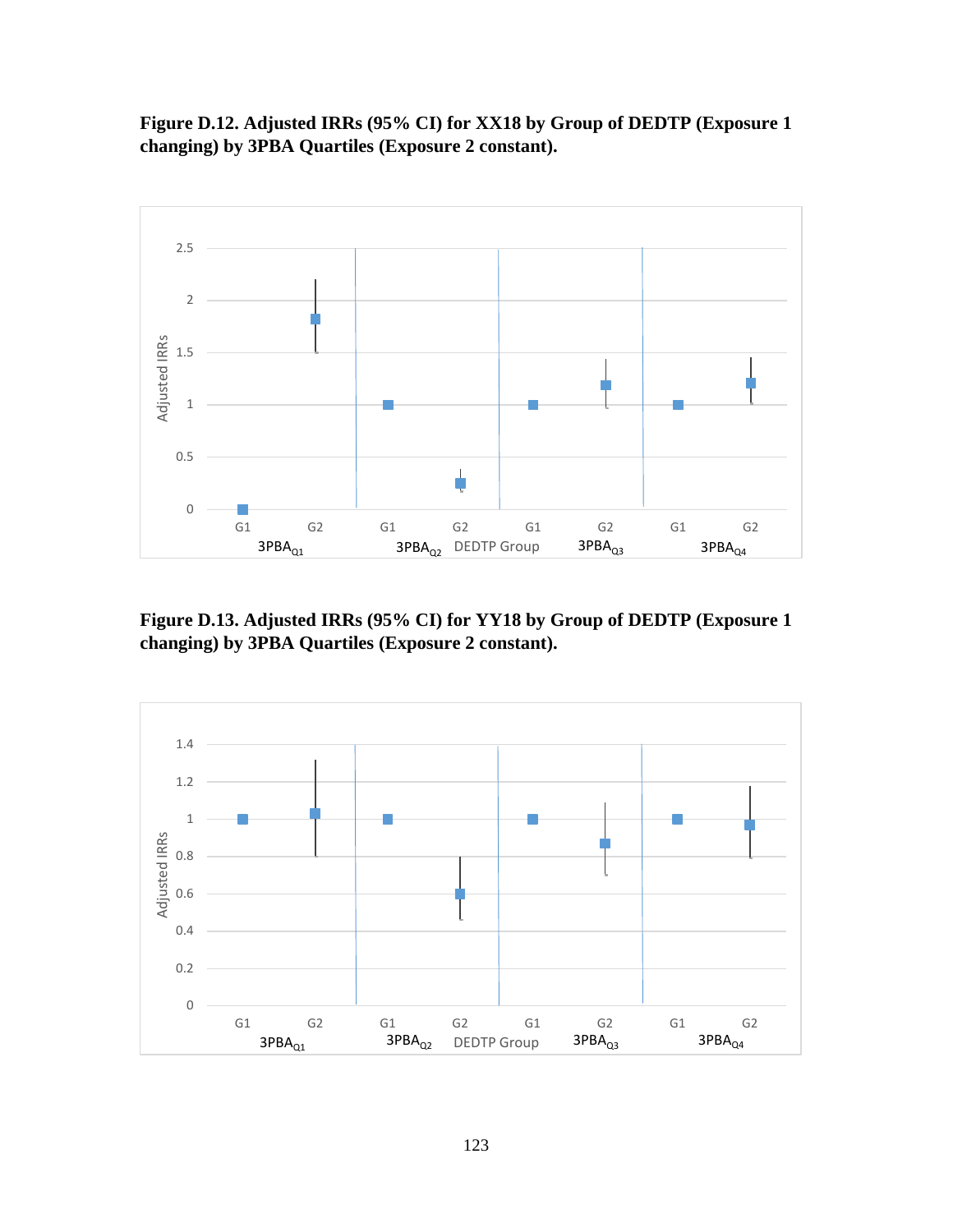**Figure D.12. Adjusted IRRs (95% CI) for XX18 by Group of DEDTP (Exposure 1 changing) by 3PBA Quartiles (Exposure 2 constant).**

**Figure D.13. Adjusted IRRs (95% CI) for YY18 by Group of DEDTP (Exposure 1 changing) by 3PBA Quartiles (Exposure 2 constant).**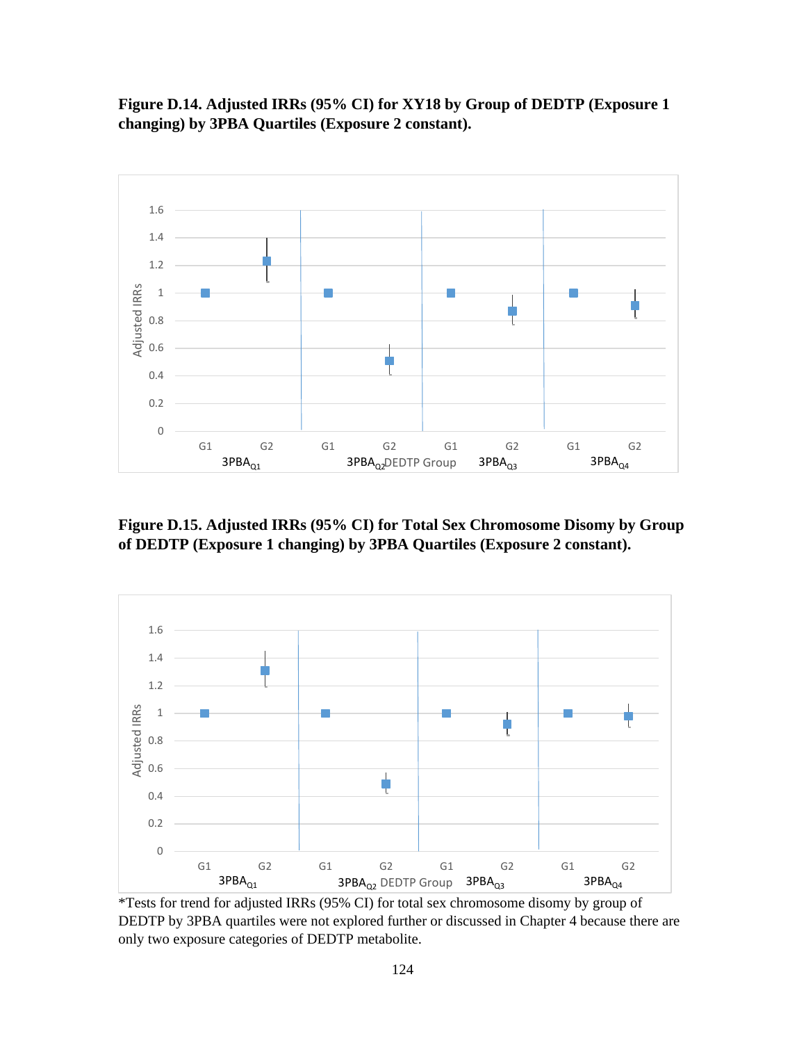**Figure D.14. Adjusted IRRs (95% CI) for XY18 by Group of DEDTP (Exposure 1 changing) by 3PBA Quartiles (Exposure 2 constant).**

**Figure D.15. Adjusted IRRs (95% CI) for Total Sex Chromosome Disomy by Group of DEDTP (Exposure 1 changing) by 3PBA Quartiles (Exposure 2 constant).**

*Tests for trend for adjusted IRRs (95% CI) for total sex chromosome disomy by group of DEDTP by 3PBA quartiles were not explored further or discussed in Chapter 4 because there are only two exposure categories of DEDTP metabolite.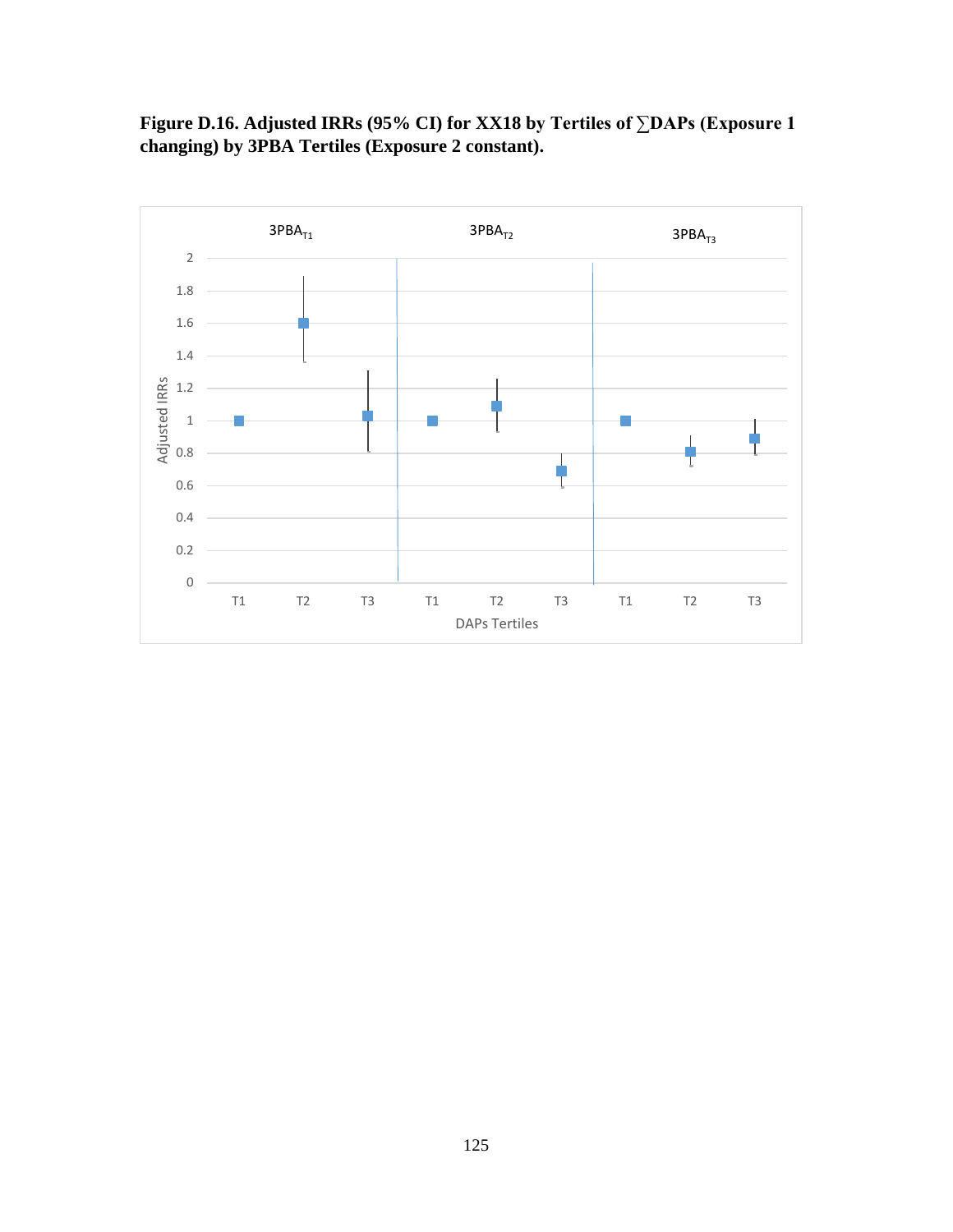**Figure D.16. Adjusted IRRs (95% CI) for XX18 by Tertiles of ∑DAPs (Exposure 1 changing) by 3PBA Tertiles (Exposure 2 constant).**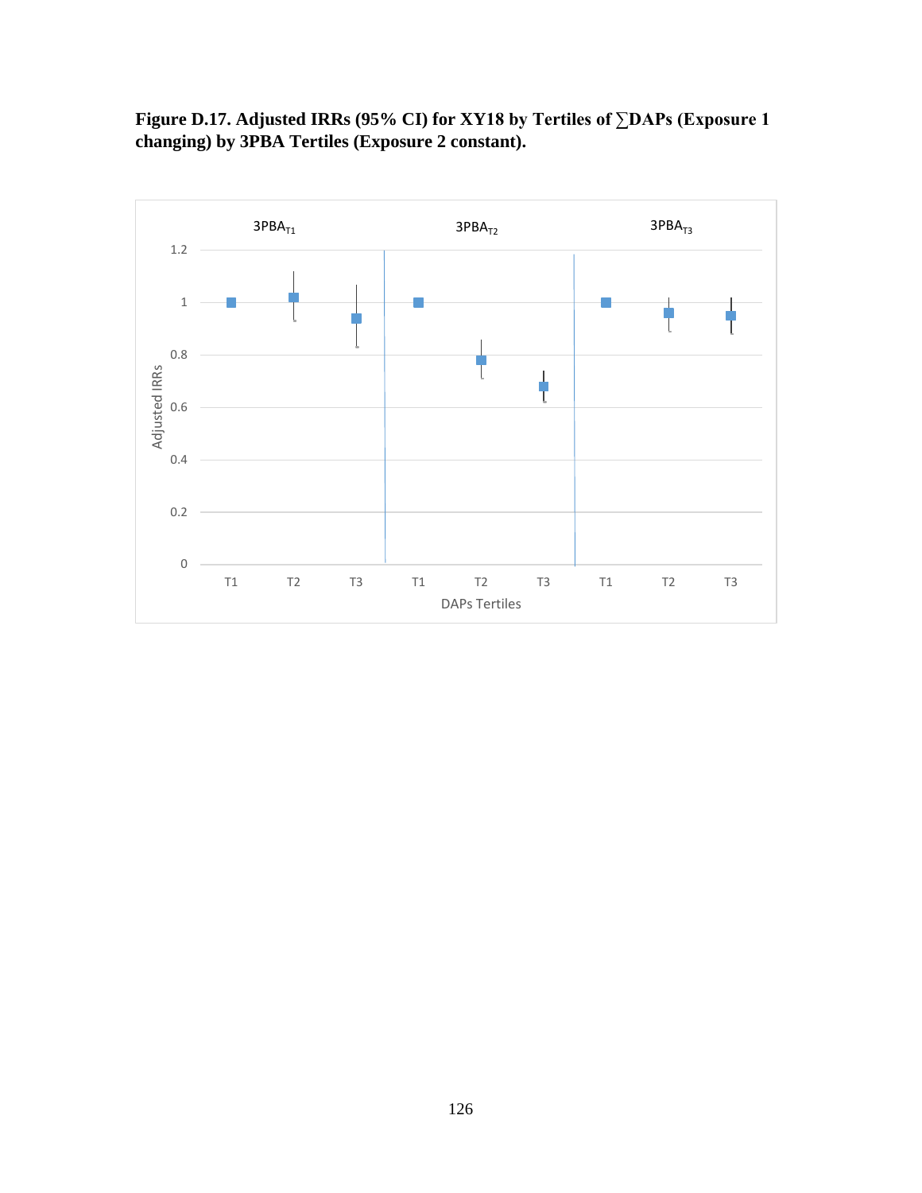**Figure D.17. Adjusted IRRs (95% CI) for XY18 by Tertiles of ∑DAPs (Exposure 1 changing) by 3PBA Tertiles (Exposure 2 constant).**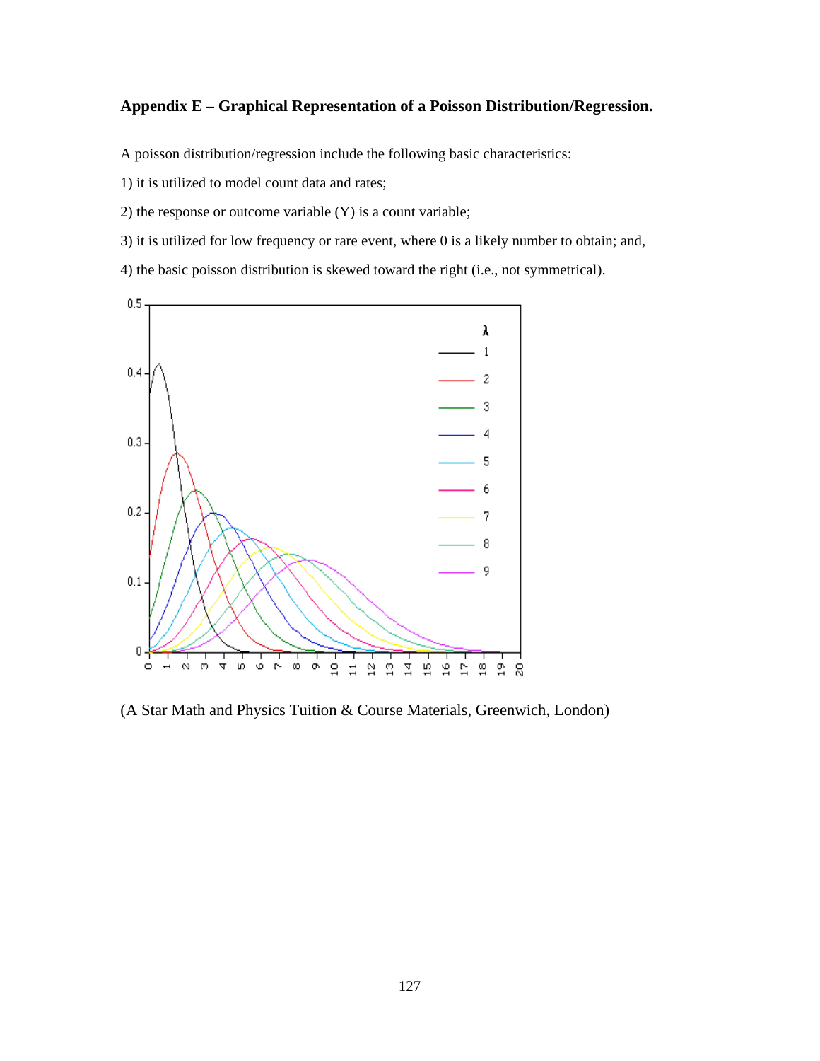**Appendix E – Graphical Representation of a Poisson Distribution/Regression.**

A poisson distribution/regression include the following basic characteristics:

1) it is utilized to model count data and rates;

2) the response or outcome variable (Y) is a count variable;

3) it is utilized for low frequency or rare event, where 0 is a likely number to obtain; and,

4) the basic poisson distribution is skewed toward the right (i.e., not symmetrical).

0.5
0.4
0.3
0.2
0.1
0

0 1 2 3 4 5 6 7 8 9 10 11 12 13 14 15 16 17 18 19 20

λ
1
2
3
4
5
6
7
8
9

(A Star Math and Physics Tuition & Course Materials, Greenwich, London)